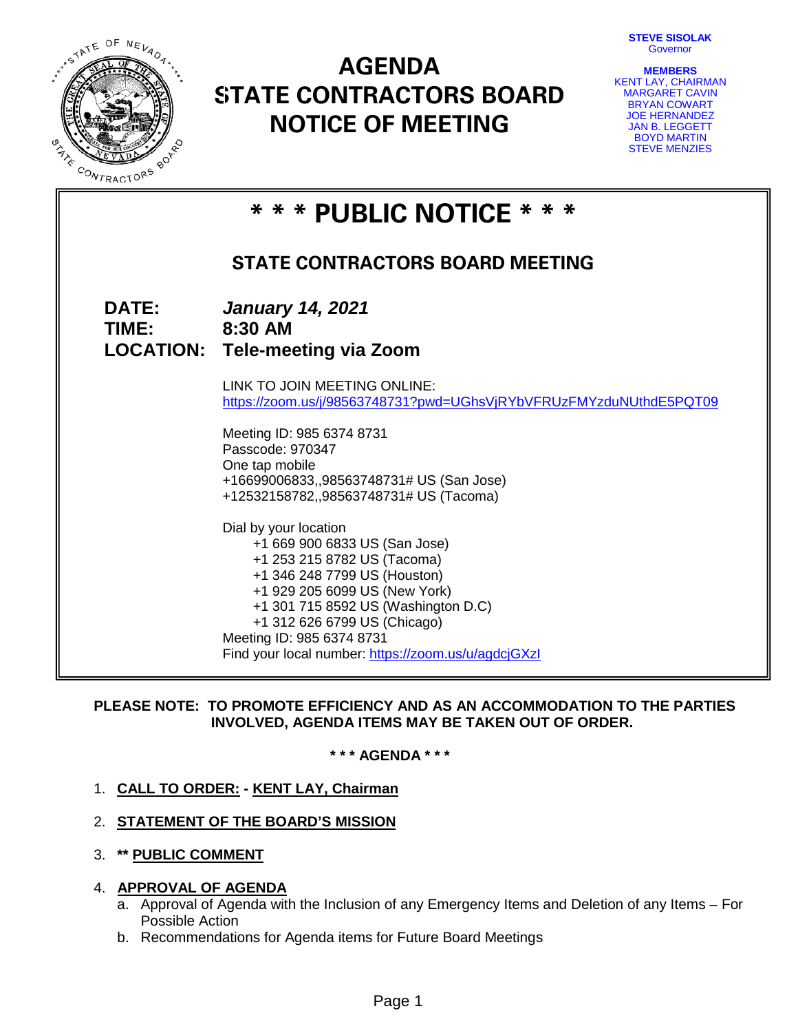STEVE SISOLAK
Governor

**MEMBERS**
KENT LAY, CHAIRMAN
MARGARET CAVIN
BRYAN COWART
JOE HERNANDEZ
JAN B. LEGGETT
BOYD MARTIN
STEVE MENZIES

# AGENDA
# STATE CONTRACTORS BOARD
# NOTICE OF MEETING

## * * * PUBLIC NOTICE * * *

### STATE CONTRACTORS BOARD MEETING

**DATE:** ***January 14, 2021***
**TIME:** **8:30 AM**
**LOCATION:** **Tele-meeting via Zoom**

LINK TO JOIN MEETING ONLINE:
https://zoom.us/j/98563748731?pwd=UGhsVjRYbVFRUzFMYzduNUthdE5PQT09

Meeting ID: 985 6374 8731
Passcode: 970347
One tap mobile
+16699006833,,98563748731# US (San Jose)
+12532158782,,98563748731# US (Tacoma)

Dial by your location
+1 669 900 6833 US (San Jose)
+1 253 215 8782 US (Tacoma)
+1 346 248 7799 US (Houston)
+1 929 205 6099 US (New York)
+1 301 715 8592 US (Washington D.C)
+1 312 626 6799 US (Chicago)
Meeting ID: 985 6374 8731
Find your local number: https://zoom.us/u/agdcjGXzI

**PLEASE NOTE: TO PROMOTE EFFICIENCY AND AS AN ACCOMMODATION TO THE PARTIES INVOLVED, AGENDA ITEMS MAY BE TAKEN OUT OF ORDER.**

**\* \* \* AGENDA \* \* \***

1. **CALL TO ORDER: - KENT LAY, Chairman**
2. **STATEMENT OF THE BOARD'S MISSION**
3. **** PUBLIC COMMENT**
4. **APPROVAL OF AGENDA**
   a. Approval of Agenda with the Inclusion of any Emergency Items and Deletion of any Items – For Possible Action
   b. Recommendations for Agenda items for Future Board Meetings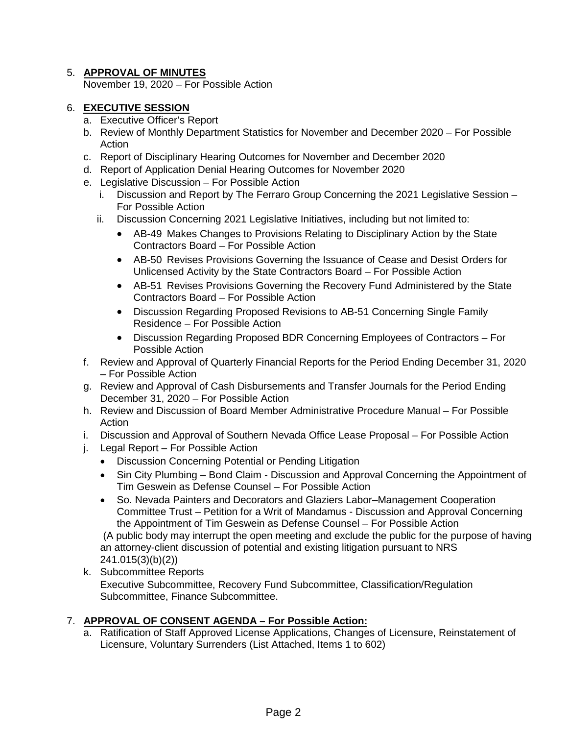5. **APPROVAL OF MINUTES**
   November 19, 2020 – For Possible Action

6. **EXECUTIVE SESSION**
   a. Executive Officer's Report
   b. Review of Monthly Department Statistics for November and December 2020 – For Possible Action
   c. Report of Disciplinary Hearing Outcomes for November and December 2020
   d. Report of Application Denial Hearing Outcomes for November 2020
   e. Legislative Discussion – For Possible Action
      i. Discussion and Report by The Ferraro Group Concerning the 2021 Legislative Session – For Possible Action
      ii. Discussion Concerning 2021 Legislative Initiatives, including but not limited to:
         - AB-49 Makes Changes to Provisions Relating to Disciplinary Action by the State Contractors Board – For Possible Action
         - AB-50 Revises Provisions Governing the Issuance of Cease and Desist Orders for Unlicensed Activity by the State Contractors Board – For Possible Action
         - AB-51 Revises Provisions Governing the Recovery Fund Administered by the State Contractors Board – For Possible Action
         - Discussion Regarding Proposed Revisions to AB-51 Concerning Single Family Residence – For Possible Action
         - Discussion Regarding Proposed BDR Concerning Employees of Contractors – For Possible Action
   f. Review and Approval of Quarterly Financial Reports for the Period Ending December 31, 2020 – For Possible Action
   g. Review and Approval of Cash Disbursements and Transfer Journals for the Period Ending December 31, 2020 – For Possible Action
   h. Review and Discussion of Board Member Administrative Procedure Manual – For Possible Action
   i. Discussion and Approval of Southern Nevada Office Lease Proposal – For Possible Action
   j. Legal Report – For Possible Action
      - Discussion Concerning Potential or Pending Litigation
      - Sin City Plumbing – Bond Claim - Discussion and Approval Concerning the Appointment of Tim Geswein as Defense Counsel – For Possible Action
      - So. Nevada Painters and Decorators and Glaziers Labor–Management Cooperation Committee Trust – Petition for a Writ of Mandamus - Discussion and Approval Concerning the Appointment of Tim Geswein as Defense Counsel – For Possible Action

      (A public body may interrupt the open meeting and exclude the public for the purpose of having an attorney-client discussion of potential and existing litigation pursuant to NRS 241.015(3)(b)(2))
   k. Subcommittee Reports
      Executive Subcommittee, Recovery Fund Subcommittee, Classification/Regulation Subcommittee, Finance Subcommittee.

7. **APPROVAL OF CONSENT AGENDA – For Possible Action:**
   a. Ratification of Staff Approved License Applications, Changes of Licensure, Reinstatement of Licensure, Voluntary Surrenders (List Attached, Items 1 to 602)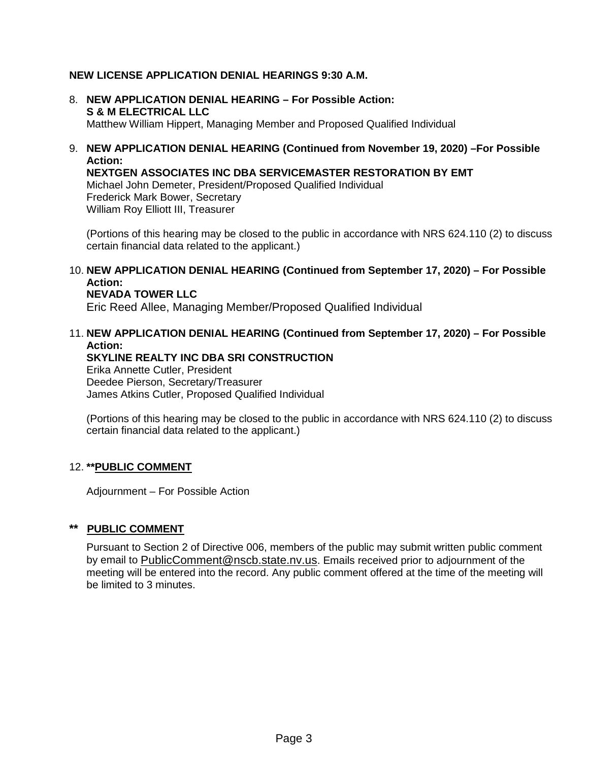**NEW LICENSE APPLICATION DENIAL HEARINGS 9:30 A.M.**

8. **NEW APPLICATION DENIAL HEARING – For Possible Action:**
   **S & M ELECTRICAL LLC**
   Matthew William Hippert, Managing Member and Proposed Qualified Individual

9. **NEW APPLICATION DENIAL HEARING (Continued from November 19, 2020) –For Possible Action:**
   **NEXTGEN ASSOCIATES INC DBA SERVICEMASTER RESTORATION BY EMT**
   Michael John Demeter, President/Proposed Qualified Individual
   Frederick Mark Bower, Secretary
   William Roy Elliott III, Treasurer

   (Portions of this hearing may be closed to the public in accordance with NRS 624.110 (2) to discuss certain financial data related to the applicant.)

10. **NEW APPLICATION DENIAL HEARING (Continued from September 17, 2020) – For Possible Action:**
    **NEVADA TOWER LLC**
    Eric Reed Allee, Managing Member/Proposed Qualified Individual

11. **NEW APPLICATION DENIAL HEARING (Continued from September 17, 2020) – For Possible Action:**
    **SKYLINE REALTY INC DBA SRI CONSTRUCTION**
    Erika Annette Cutler, President
    Deedee Pierson, Secretary/Treasurer
    James Atkins Cutler, Proposed Qualified Individual

    (Portions of this hearing may be closed to the public in accordance with NRS 624.110 (2) to discuss certain financial data related to the applicant.)

12. **\*\*PUBLIC COMMENT**

    Adjournment – For Possible Action

**\*\* PUBLIC COMMENT**

Pursuant to Section 2 of Directive 006, members of the public may submit written public comment by email to PublicComment@nscb.state.nv.us. Emails received prior to adjournment of the meeting will be entered into the record. Any public comment offered at the time of the meeting will be limited to 3 minutes.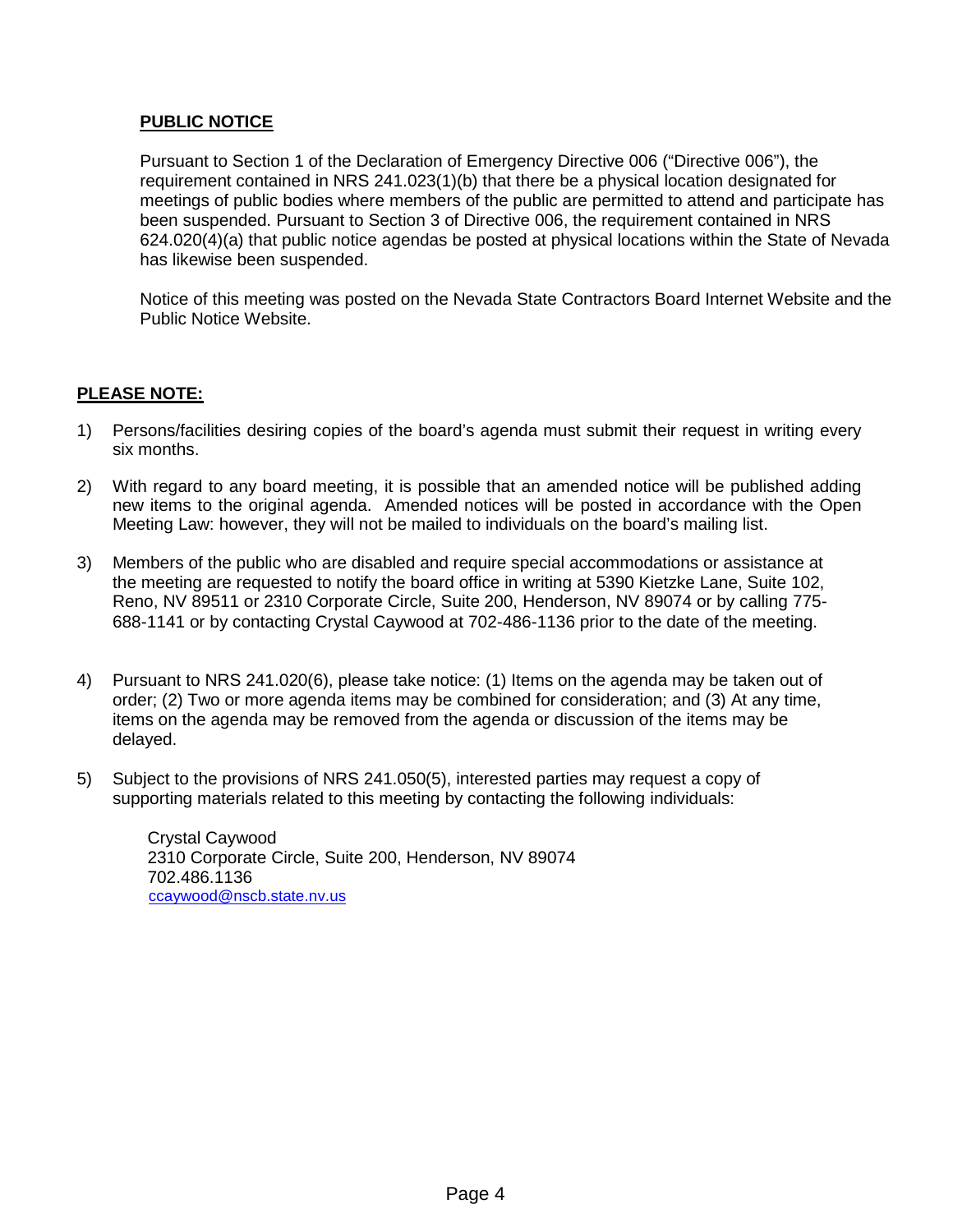**PUBLIC NOTICE**

Pursuant to Section 1 of the Declaration of Emergency Directive 006 ("Directive 006"), the requirement contained in NRS 241.023(1)(b) that there be a physical location designated for meetings of public bodies where members of the public are permitted to attend and participate has been suspended. Pursuant to Section 3 of Directive 006, the requirement contained in NRS 624.020(4)(a) that public notice agendas be posted at physical locations within the State of Nevada has likewise been suspended.

Notice of this meeting was posted on the Nevada State Contractors Board Internet Website and the Public Notice Website.

**PLEASE NOTE:**

1) Persons/facilities desiring copies of the board's agenda must submit their request in writing every six months.

2) With regard to any board meeting, it is possible that an amended notice will be published adding new items to the original agenda. Amended notices will be posted in accordance with the Open Meeting Law: however, they will not be mailed to individuals on the board's mailing list.

3) Members of the public who are disabled and require special accommodations or assistance at the meeting are requested to notify the board office in writing at 5390 Kietzke Lane, Suite 102, Reno, NV 89511 or 2310 Corporate Circle, Suite 200, Henderson, NV 89074 or by calling 775-688-1141 or by contacting Crystal Caywood at 702-486-1136 prior to the date of the meeting.

4) Pursuant to NRS 241.020(6), please take notice: (1) Items on the agenda may be taken out of order; (2) Two or more agenda items may be combined for consideration; and (3) At any time, items on the agenda may be removed from the agenda or discussion of the items may be delayed.

5) Subject to the provisions of NRS 241.050(5), interested parties may request a copy of supporting materials related to this meeting by contacting the following individuals:

   Crystal Caywood
   2310 Corporate Circle, Suite 200, Henderson, NV 89074
   702.486.1136
   ccaywood@nscb.state.nv.us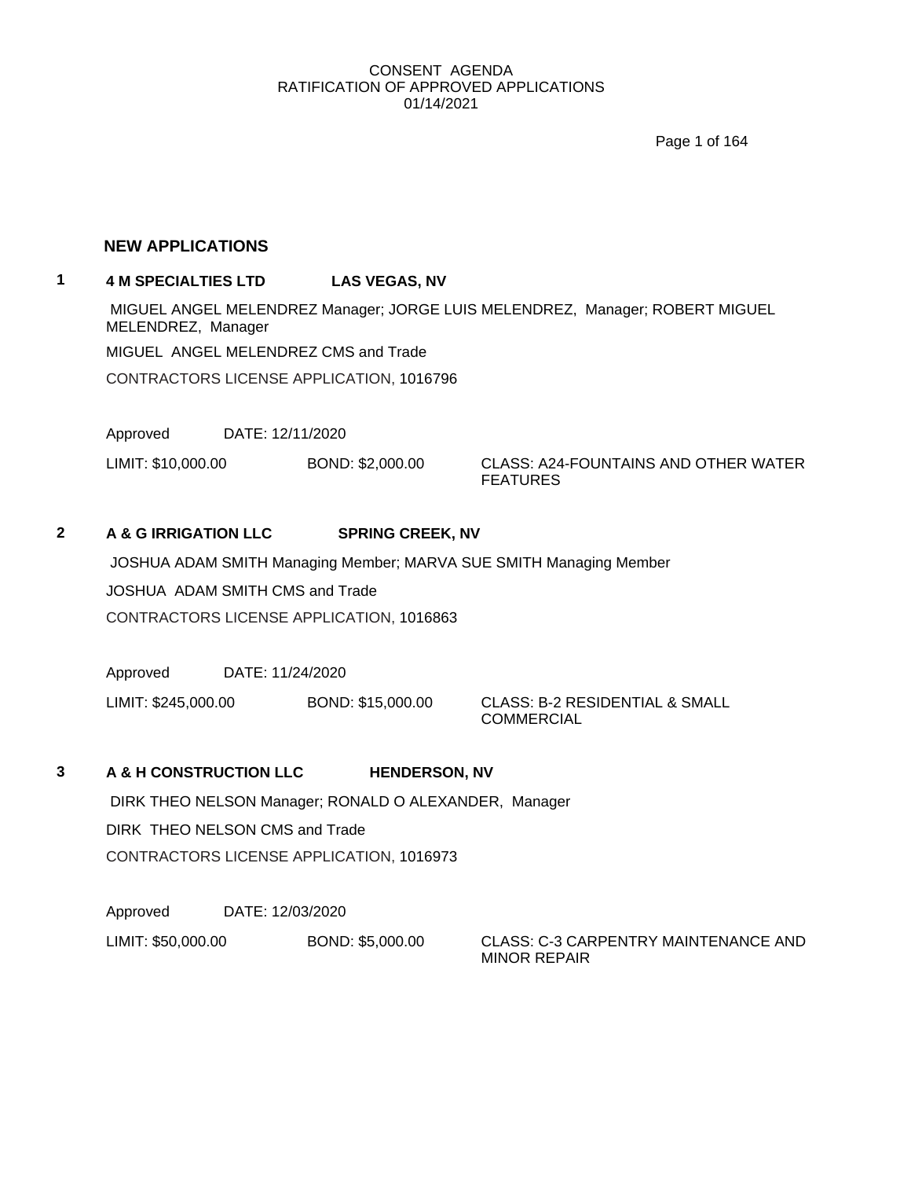CONSENT AGENDA
RATIFICATION OF APPROVED APPLICATIONS
01/14/2021

## NEW APPLICATIONS

**1 4 M SPECIALTIES LTD LAS VEGAS, NV**

MIGUEL ANGEL MELENDREZ Manager; JORGE LUIS MELENDREZ, Manager; ROBERT MIGUEL MELENDREZ, Manager

MIGUEL ANGEL MELENDREZ CMS and Trade

CONTRACTORS LICENSE APPLICATION, 1016796

Approved DATE: 12/11/2020

LIMIT: $10,000.00 BOND: $2,000.00 CLASS: A24-FOUNTAINS AND OTHER WATER FEATURES

**2 A & G IRRIGATION LLC SPRING CREEK, NV**

JOSHUA ADAM SMITH Managing Member; MARVA SUE SMITH Managing Member

JOSHUA ADAM SMITH CMS and Trade

CONTRACTORS LICENSE APPLICATION, 1016863

Approved DATE: 11/24/2020

LIMIT: $245,000.00 BOND: $15,000.00 CLASS: B-2 RESIDENTIAL & SMALL COMMERCIAL

**3 A & H CONSTRUCTION LLC HENDERSON, NV**

DIRK THEO NELSON Manager; RONALD O ALEXANDER, Manager

DIRK THEO NELSON CMS and Trade

CONTRACTORS LICENSE APPLICATION, 1016973

Approved DATE: 12/03/2020

LIMIT: $50,000.00 BOND: $5,000.00 CLASS: C-3 CARPENTRY MAINTENANCE AND MINOR REPAIR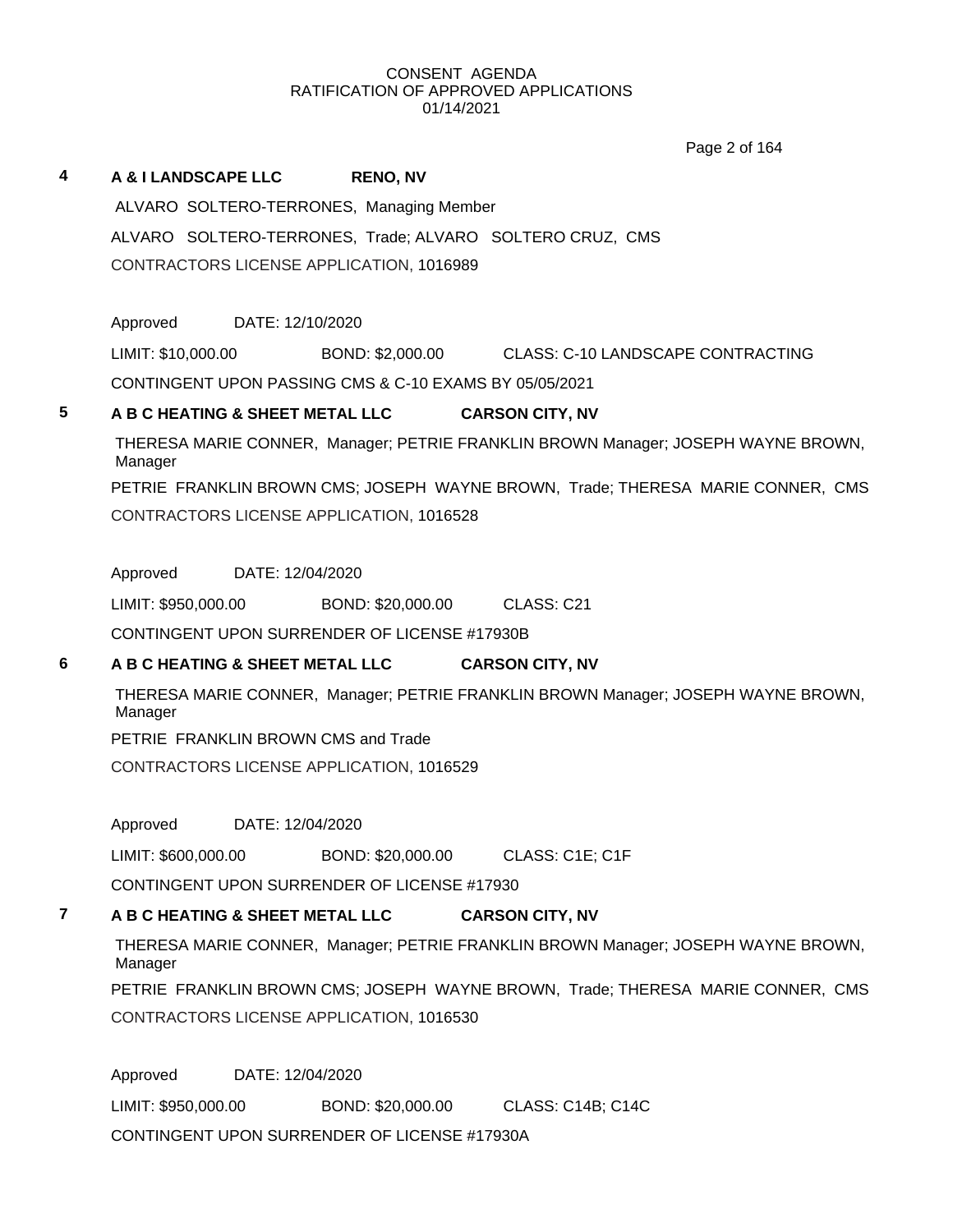CONSENT AGENDA
RATIFICATION OF APPROVED APPLICATIONS
01/14/2021

**4** **A & I LANDSCAPE LLC** **RENO, NV**

ALVARO SOLTERO-TERRONES, Managing Member

ALVARO SOLTERO-TERRONES, Trade; ALVARO SOLTERO CRUZ, CMS

CONTRACTORS LICENSE APPLICATION, 1016989

Approved DATE: 12/10/2020

LIMIT: $10,000.00 BOND: $2,000.00 CLASS: C-10 LANDSCAPE CONTRACTING

CONTINGENT UPON PASSING CMS & C-10 EXAMS BY 05/05/2021

**5** **A B C HEATING & SHEET METAL LLC** **CARSON CITY, NV**

THERESA MARIE CONNER, Manager; PETRIE FRANKLIN BROWN Manager; JOSEPH WAYNE BROWN, Manager

PETRIE FRANKLIN BROWN CMS; JOSEPH WAYNE BROWN, Trade; THERESA MARIE CONNER, CMS

CONTRACTORS LICENSE APPLICATION, 1016528

Approved DATE: 12/04/2020

LIMIT: $950,000.00 BOND: $20,000.00 CLASS: C21

CONTINGENT UPON SURRENDER OF LICENSE #17930B

**6** **A B C HEATING & SHEET METAL LLC** **CARSON CITY, NV**

THERESA MARIE CONNER, Manager; PETRIE FRANKLIN BROWN Manager; JOSEPH WAYNE BROWN, Manager

PETRIE FRANKLIN BROWN CMS and Trade

CONTRACTORS LICENSE APPLICATION, 1016529

Approved DATE: 12/04/2020

LIMIT: $600,000.00 BOND: $20,000.00 CLASS: C1E; C1F

CONTINGENT UPON SURRENDER OF LICENSE #17930

**7** **A B C HEATING & SHEET METAL LLC** **CARSON CITY, NV**

THERESA MARIE CONNER, Manager; PETRIE FRANKLIN BROWN Manager; JOSEPH WAYNE BROWN, Manager

PETRIE FRANKLIN BROWN CMS; JOSEPH WAYNE BROWN, Trade; THERESA MARIE CONNER, CMS

CONTRACTORS LICENSE APPLICATION, 1016530

Approved DATE: 12/04/2020

LIMIT: $950,000.00 BOND: $20,000.00 CLASS: C14B; C14C

CONTINGENT UPON SURRENDER OF LICENSE #17930A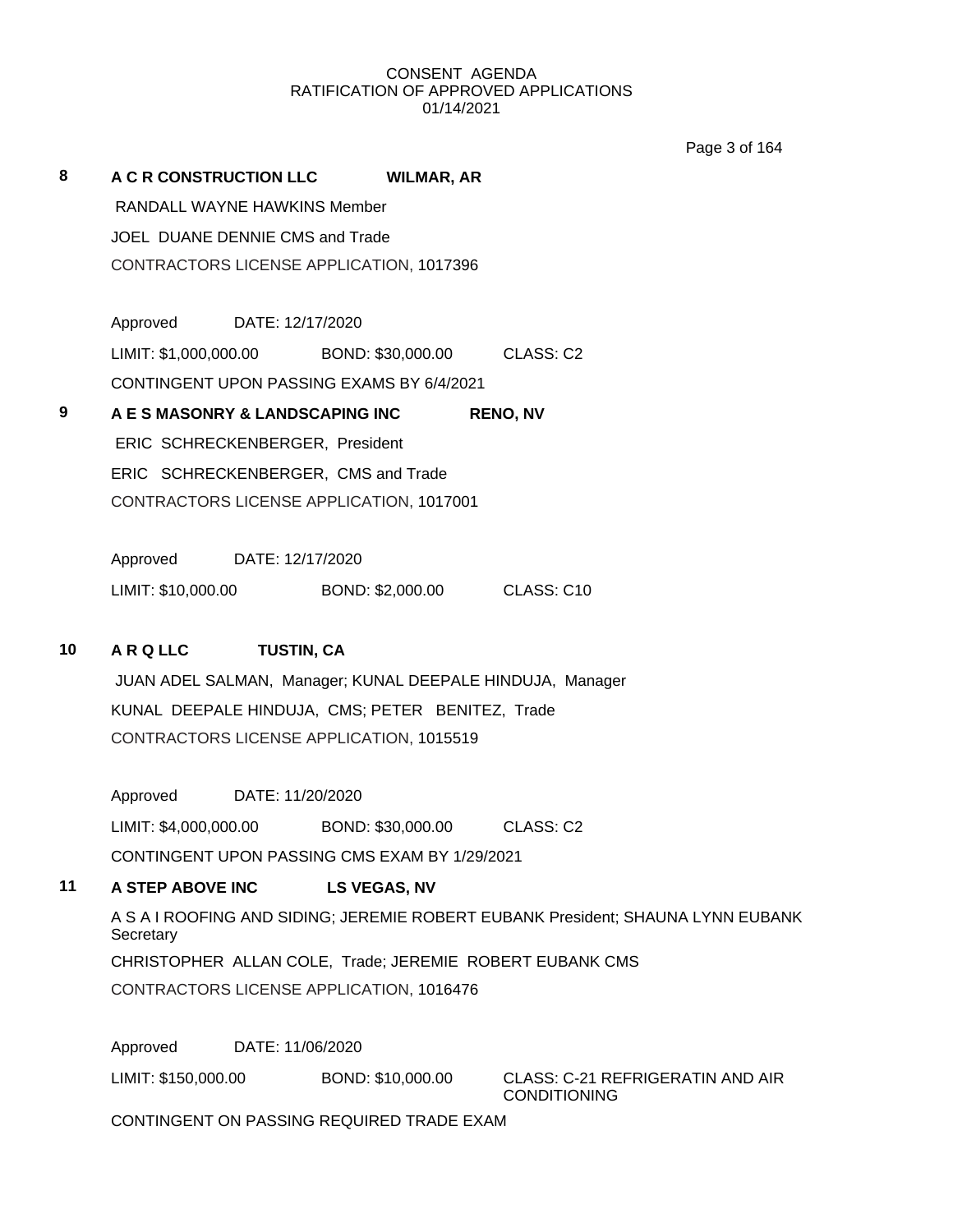CONSENT AGENDA
RATIFICATION OF APPROVED APPLICATIONS
01/14/2021

**8 A C R CONSTRUCTION LLC WILMAR, AR**

RANDALL WAYNE HAWKINS Member

JOEL DUANE DENNIE CMS and Trade

CONTRACTORS LICENSE APPLICATION, 1017396

Approved DATE: 12/17/2020

LIMIT: $1,000,000.00 BOND: $30,000.00 CLASS: C2

CONTINGENT UPON PASSING EXAMS BY 6/4/2021

**9 A E S MASONRY & LANDSCAPING INC RENO, NV**

ERIC SCHRECKENBERGER, President

ERIC SCHRECKENBERGER, CMS and Trade

CONTRACTORS LICENSE APPLICATION, 1017001

Approved DATE: 12/17/2020

LIMIT: $10,000.00 BOND: $2,000.00 CLASS: C10

**10 A R Q LLC TUSTIN, CA**

JUAN ADEL SALMAN, Manager; KUNAL DEEPALE HINDUJA, Manager

KUNAL DEEPALE HINDUJA, CMS; PETER BENITEZ, Trade

CONTRACTORS LICENSE APPLICATION, 1015519

Approved DATE: 11/20/2020

LIMIT: $4,000,000.00 BOND: $30,000.00 CLASS: C2

CONTINGENT UPON PASSING CMS EXAM BY 1/29/2021

**11 A STEP ABOVE INC LS VEGAS, NV**

A S A I ROOFING AND SIDING; JEREMIE ROBERT EUBANK President; SHAUNA LYNN EUBANK Secretary

CHRISTOPHER ALLAN COLE, Trade; JEREMIE ROBERT EUBANK CMS

CONTRACTORS LICENSE APPLICATION, 1016476

Approved DATE: 11/06/2020

LIMIT: $150,000.00 BOND: $10,000.00 CLASS: C-21 REFRIGERATIN AND AIR CONDITIONING

CONTINGENT ON PASSING REQUIRED TRADE EXAM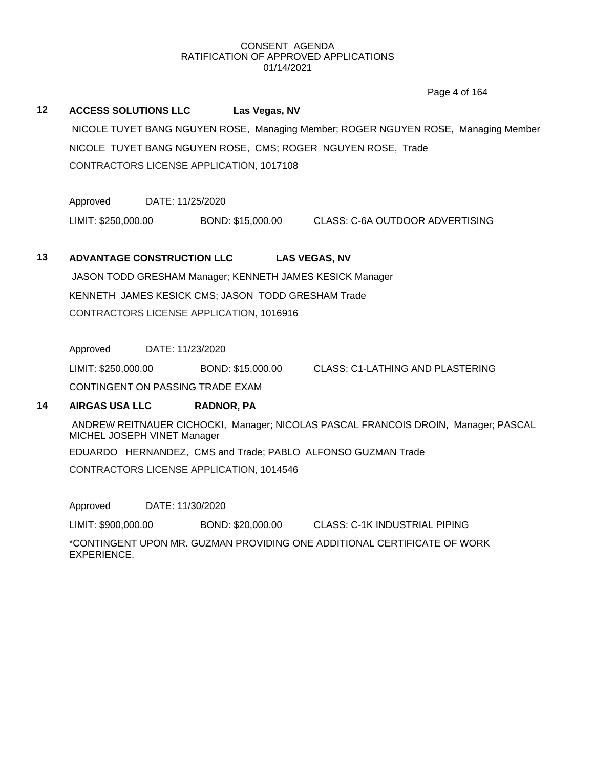CONSENT AGENDA
RATIFICATION OF APPROVED APPLICATIONS
01/14/2021

**12 ACCESS SOLUTIONS LLC Las Vegas, NV**

NICOLE TUYET BANG NGUYEN ROSE, Managing Member; ROGER NGUYEN ROSE, Managing Member

NICOLE TUYET BANG NGUYEN ROSE, CMS; ROGER NGUYEN ROSE, Trade

CONTRACTORS LICENSE APPLICATION, 1017108

Approved DATE: 11/25/2020

LIMIT: $250,000.00 BOND: $15,000.00 CLASS: C-6A OUTDOOR ADVERTISING

**13 ADVANTAGE CONSTRUCTION LLC LAS VEGAS, NV**

JASON TODD GRESHAM Manager; KENNETH JAMES KESICK Manager

KENNETH JAMES KESICK CMS; JASON TODD GRESHAM Trade

CONTRACTORS LICENSE APPLICATION, 1016916

Approved DATE: 11/23/2020

LIMIT: $250,000.00 BOND: $15,000.00 CLASS: C1-LATHING AND PLASTERING

CONTINGENT ON PASSING TRADE EXAM

**14 AIRGAS USA LLC RADNOR, PA**

ANDREW REITNAUER CICHOCKI, Manager; NICOLAS PASCAL FRANCOIS DROIN, Manager; PASCAL MICHEL JOSEPH VINET Manager

EDUARDO HERNANDEZ, CMS and Trade; PABLO ALFONSO GUZMAN Trade

CONTRACTORS LICENSE APPLICATION, 1014546

Approved DATE: 11/30/2020

LIMIT: $900,000.00 BOND: $20,000.00 CLASS: C-1K INDUSTRIAL PIPING

*CONTINGENT UPON MR. GUZMAN PROVIDING ONE ADDITIONAL CERTIFICATE OF WORK EXPERIENCE.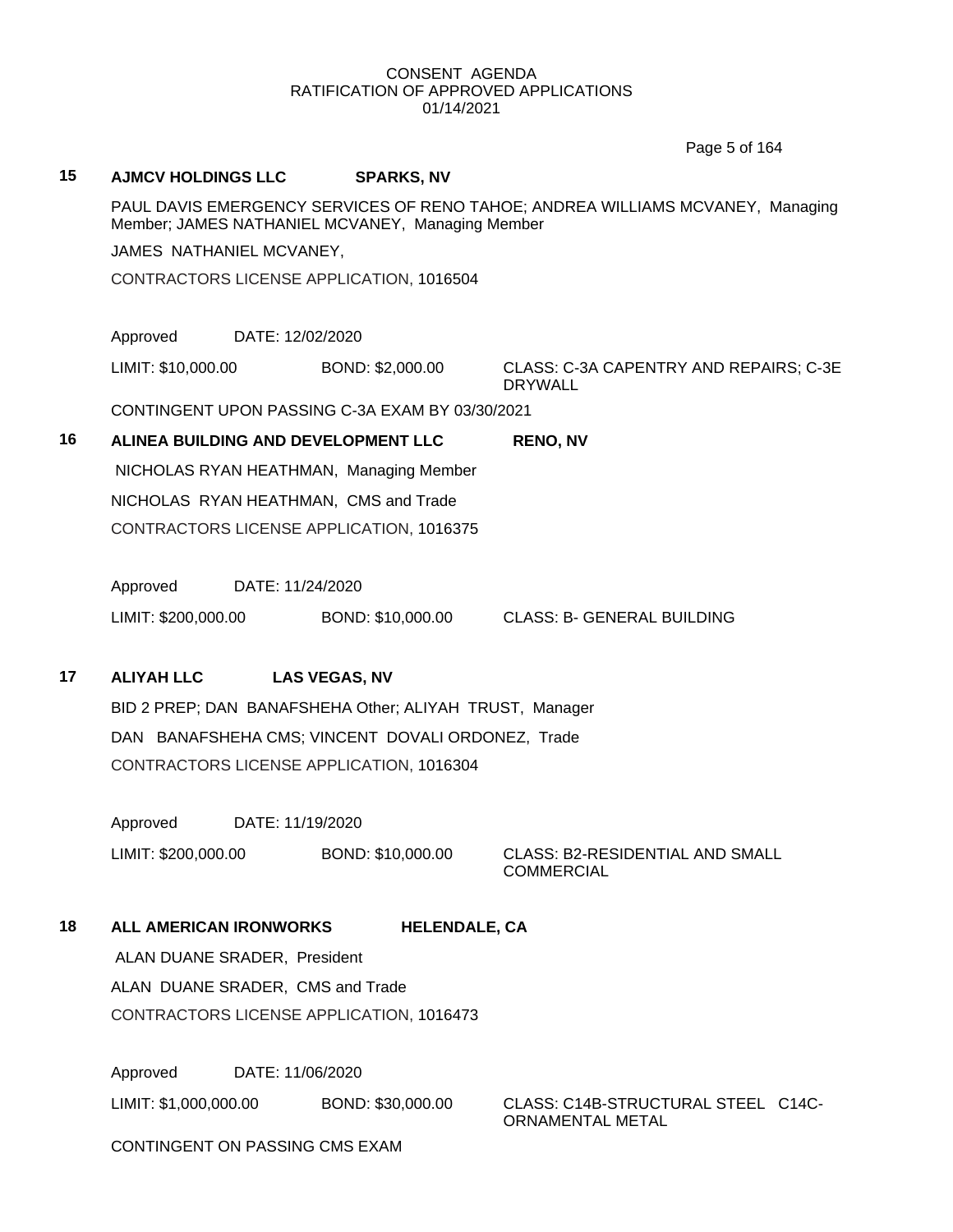CONSENT AGENDA
RATIFICATION OF APPROVED APPLICATIONS
01/14/2021

**15 AJMCV HOLDINGS LLC SPARKS, NV**

PAUL DAVIS EMERGENCY SERVICES OF RENO TAHOE; ANDREA WILLIAMS MCVANEY, Managing Member; JAMES NATHANIEL MCVANEY, Managing Member

JAMES NATHANIEL MCVANEY,

CONTRACTORS LICENSE APPLICATION, 1016504

Approved DATE: 12/02/2020

LIMIT: $10,000.00 BOND: $2,000.00 CLASS: C-3A CAPENTRY AND REPAIRS; C-3E DRYWALL

CONTINGENT UPON PASSING C-3A EXAM BY 03/30/2021

**16 ALINEA BUILDING AND DEVELOPMENT LLC RENO, NV**

NICHOLAS RYAN HEATHMAN, Managing Member

NICHOLAS RYAN HEATHMAN, CMS and Trade

CONTRACTORS LICENSE APPLICATION, 1016375

Approved DATE: 11/24/2020

LIMIT: $200,000.00 BOND: $10,000.00 CLASS: B- GENERAL BUILDING

**17 ALIYAH LLC LAS VEGAS, NV**

BID 2 PREP; DAN BANAFSHEHA Other; ALIYAH TRUST, Manager

DAN BANAFSHEHA CMS; VINCENT DOVALI ORDONEZ, Trade

CONTRACTORS LICENSE APPLICATION, 1016304

Approved DATE: 11/19/2020

LIMIT: $200,000.00 BOND: $10,000.00 CLASS: B2-RESIDENTIAL AND SMALL COMMERCIAL

**18 ALL AMERICAN IRONWORKS HELENDALE, CA**

ALAN DUANE SRADER, President

ALAN DUANE SRADER, CMS and Trade

CONTRACTORS LICENSE APPLICATION, 1016473

Approved DATE: 11/06/2020

LIMIT: $1,000,000.00 BOND: $30,000.00 CLASS: C14B-STRUCTURAL STEEL C14C-ORNAMENTAL METAL

CONTINGENT ON PASSING CMS EXAM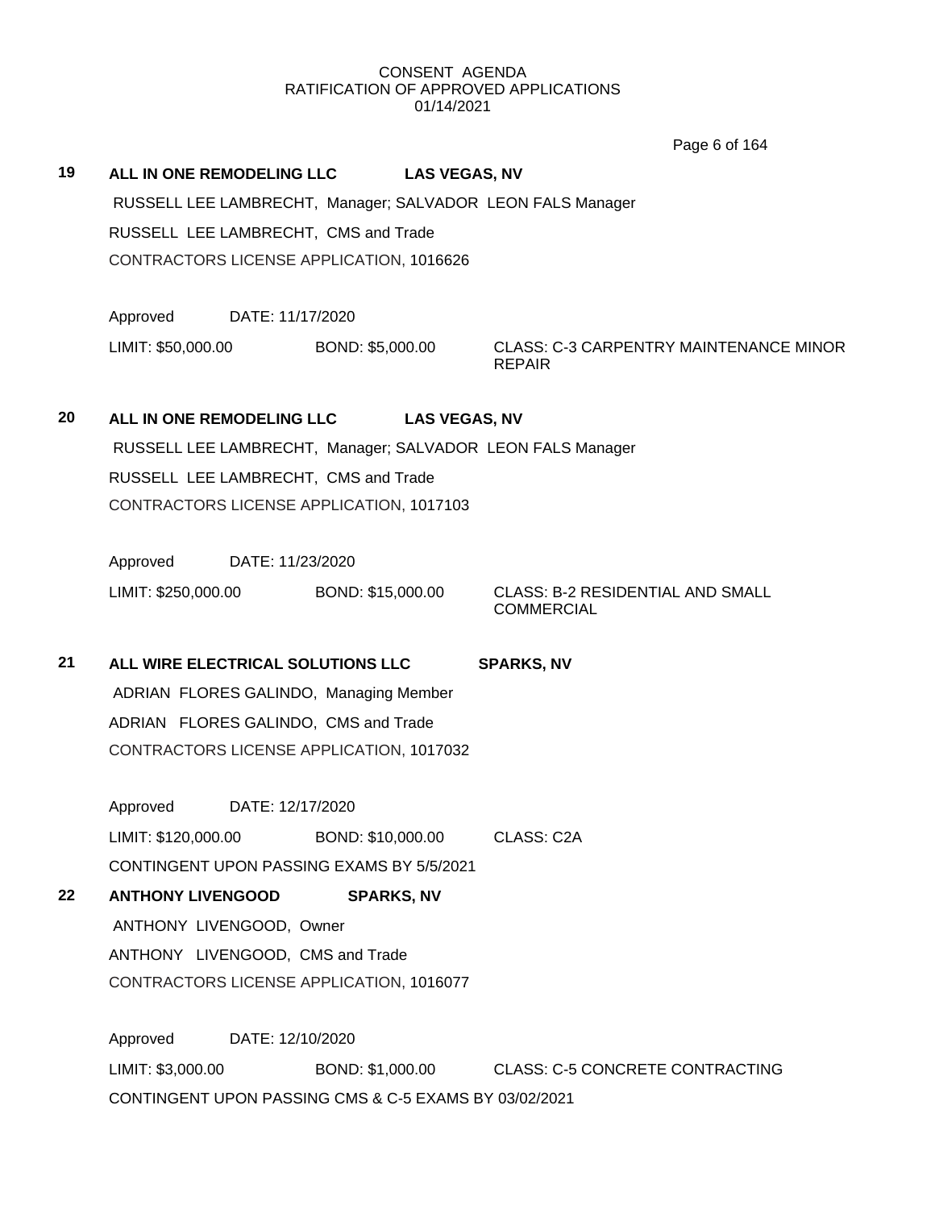CONSENT AGENDA
RATIFICATION OF APPROVED APPLICATIONS
01/14/2021

**19** **ALL IN ONE REMODELING LLC** **LAS VEGAS, NV**

RUSSELL LEE LAMBRECHT, Manager; SALVADOR LEON FALS Manager

RUSSELL LEE LAMBRECHT, CMS and Trade

CONTRACTORS LICENSE APPLICATION, 1016626

Approved DATE: 11/17/2020

LIMIT: $50,000.00 BOND: $5,000.00 CLASS: C-3 CARPENTRY MAINTENANCE MINOR REPAIR

**20** **ALL IN ONE REMODELING LLC** **LAS VEGAS, NV**

RUSSELL LEE LAMBRECHT, Manager; SALVADOR LEON FALS Manager

RUSSELL LEE LAMBRECHT, CMS and Trade

CONTRACTORS LICENSE APPLICATION, 1017103

Approved DATE: 11/23/2020

LIMIT: $250,000.00 BOND: $15,000.00 CLASS: B-2 RESIDENTIAL AND SMALL COMMERCIAL

**21** **ALL WIRE ELECTRICAL SOLUTIONS LLC** **SPARKS, NV**

ADRIAN FLORES GALINDO, Managing Member

ADRIAN FLORES GALINDO, CMS and Trade

CONTRACTORS LICENSE APPLICATION, 1017032

Approved DATE: 12/17/2020

LIMIT: $120,000.00 BOND: $10,000.00 CLASS: C2A

CONTINGENT UPON PASSING EXAMS BY 5/5/2021

**22** **ANTHONY LIVENGOOD** **SPARKS, NV**

ANTHONY LIVENGOOD, Owner

ANTHONY LIVENGOOD, CMS and Trade

CONTRACTORS LICENSE APPLICATION, 1016077

Approved DATE: 12/10/2020

LIMIT: $3,000.00 BOND: $1,000.00 CLASS: C-5 CONCRETE CONTRACTING

CONTINGENT UPON PASSING CMS & C-5 EXAMS BY 03/02/2021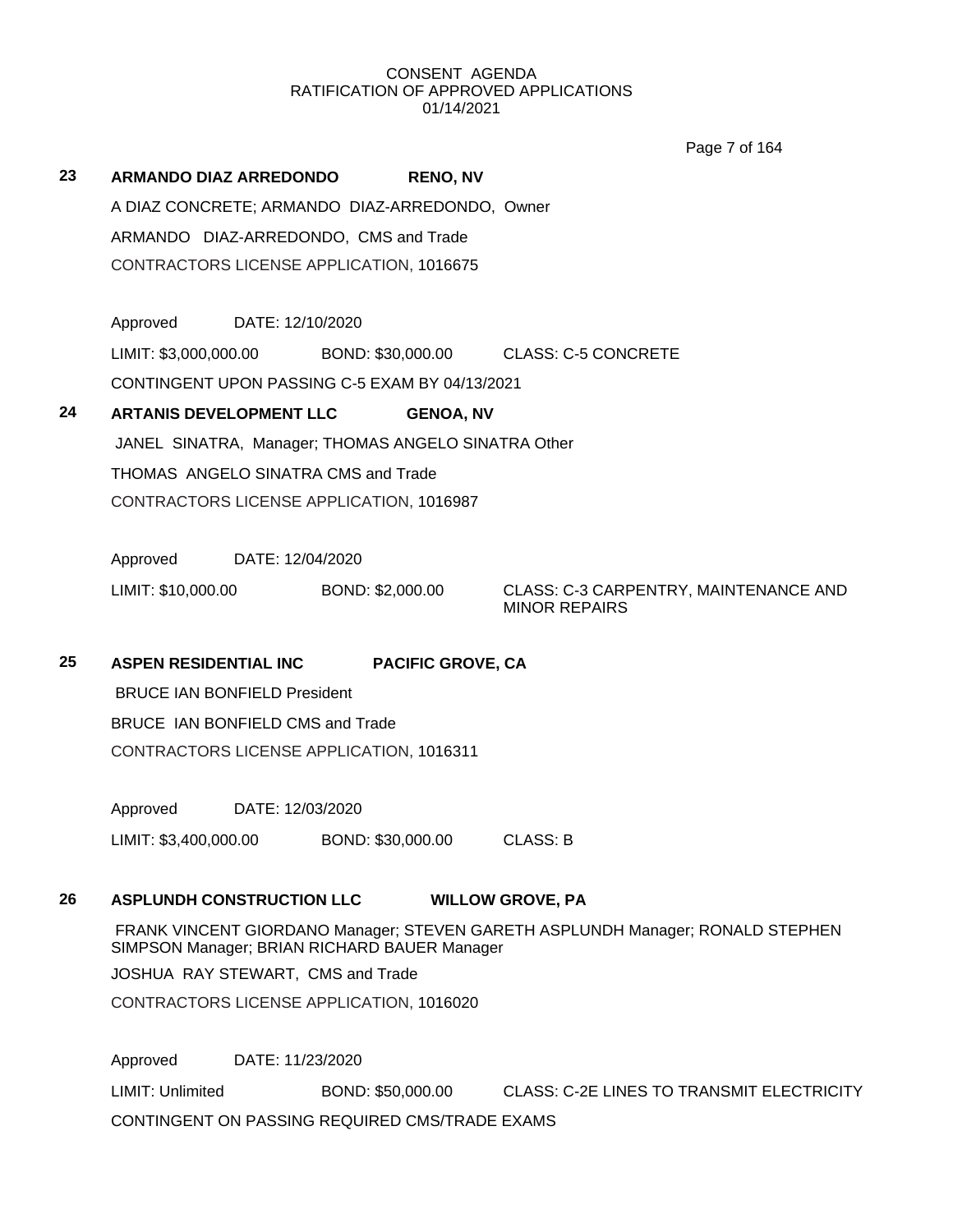CONSENT AGENDA
RATIFICATION OF APPROVED APPLICATIONS
01/14/2021

**23** **ARMANDO DIAZ ARREDONDO** **RENO, NV**

A DIAZ CONCRETE; ARMANDO DIAZ-ARREDONDO, Owner

ARMANDO DIAZ-ARREDONDO, CMS and Trade

CONTRACTORS LICENSE APPLICATION, 1016675

Approved DATE: 12/10/2020

LIMIT: $3,000,000.00 BOND: $30,000.00 CLASS: C-5 CONCRETE

CONTINGENT UPON PASSING C-5 EXAM BY 04/13/2021

**24** **ARTANIS DEVELOPMENT LLC** **GENOA, NV**

JANEL SINATRA, Manager; THOMAS ANGELO SINATRA Other

THOMAS ANGELO SINATRA CMS and Trade

CONTRACTORS LICENSE APPLICATION, 1016987

Approved DATE: 12/04/2020

LIMIT: $10,000.00 BOND: $2,000.00 CLASS: C-3 CARPENTRY, MAINTENANCE AND MINOR REPAIRS

**25** **ASPEN RESIDENTIAL INC** **PACIFIC GROVE, CA**

BRUCE IAN BONFIELD President

BRUCE IAN BONFIELD CMS and Trade

CONTRACTORS LICENSE APPLICATION, 1016311

Approved DATE: 12/03/2020

LIMIT: $3,400,000.00 BOND: $30,000.00 CLASS: B

**26** **ASPLUNDH CONSTRUCTION LLC** **WILLOW GROVE, PA**

FRANK VINCENT GIORDANO Manager; STEVEN GARETH ASPLUNDH Manager; RONALD STEPHEN SIMPSON Manager; BRIAN RICHARD BAUER Manager

JOSHUA RAY STEWART, CMS and Trade

CONTRACTORS LICENSE APPLICATION, 1016020

Approved DATE: 11/23/2020

LIMIT: Unlimited BOND: $50,000.00 CLASS: C-2E LINES TO TRANSMIT ELECTRICITY

CONTINGENT ON PASSING REQUIRED CMS/TRADE EXAMS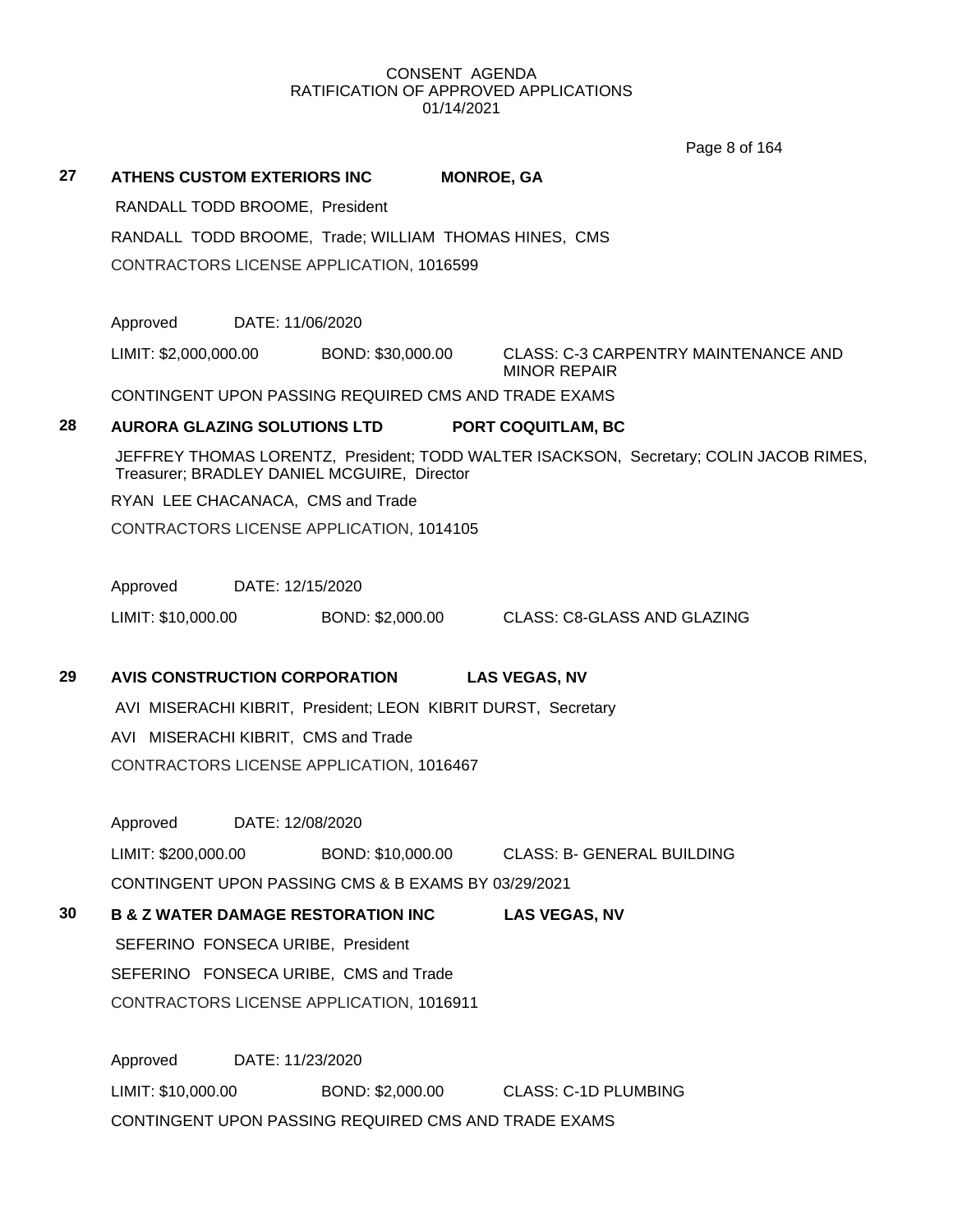CONSENT AGENDA
RATIFICATION OF APPROVED APPLICATIONS
01/14/2021

**27 ATHENS CUSTOM EXTERIORS INC MONROE, GA**

RANDALL TODD BROOME, President

RANDALL TODD BROOME, Trade; WILLIAM THOMAS HINES, CMS

CONTRACTORS LICENSE APPLICATION, 1016599

Approved DATE: 11/06/2020

LIMIT: $2,000,000.00 BOND: $30,000.00 CLASS: C-3 CARPENTRY MAINTENANCE AND MINOR REPAIR

CONTINGENT UPON PASSING REQUIRED CMS AND TRADE EXAMS

**28 AURORA GLAZING SOLUTIONS LTD PORT COQUITLAM, BC**

JEFFREY THOMAS LORENTZ, President; TODD WALTER ISACKSON, Secretary; COLIN JACOB RIMES, Treasurer; BRADLEY DANIEL MCGUIRE, Director

RYAN LEE CHACANACA, CMS and Trade

CONTRACTORS LICENSE APPLICATION, 1014105

Approved DATE: 12/15/2020

LIMIT: $10,000.00 BOND: $2,000.00 CLASS: C8-GLASS AND GLAZING

**29 AVIS CONSTRUCTION CORPORATION LAS VEGAS, NV**

AVI MISERACHI KIBRIT, President; LEON KIBRIT DURST, Secretary

AVI MISERACHI KIBRIT, CMS and Trade

CONTRACTORS LICENSE APPLICATION, 1016467

Approved DATE: 12/08/2020

LIMIT: $200,000.00 BOND: $10,000.00 CLASS: B- GENERAL BUILDING

CONTINGENT UPON PASSING CMS & B EXAMS BY 03/29/2021

**30 B & Z WATER DAMAGE RESTORATION INC LAS VEGAS, NV**

SEFERINO FONSECA URIBE, President

SEFERINO FONSECA URIBE, CMS and Trade

CONTRACTORS LICENSE APPLICATION, 1016911

Approved DATE: 11/23/2020

LIMIT: $10,000.00 BOND: $2,000.00 CLASS: C-1D PLUMBING

CONTINGENT UPON PASSING REQUIRED CMS AND TRADE EXAMS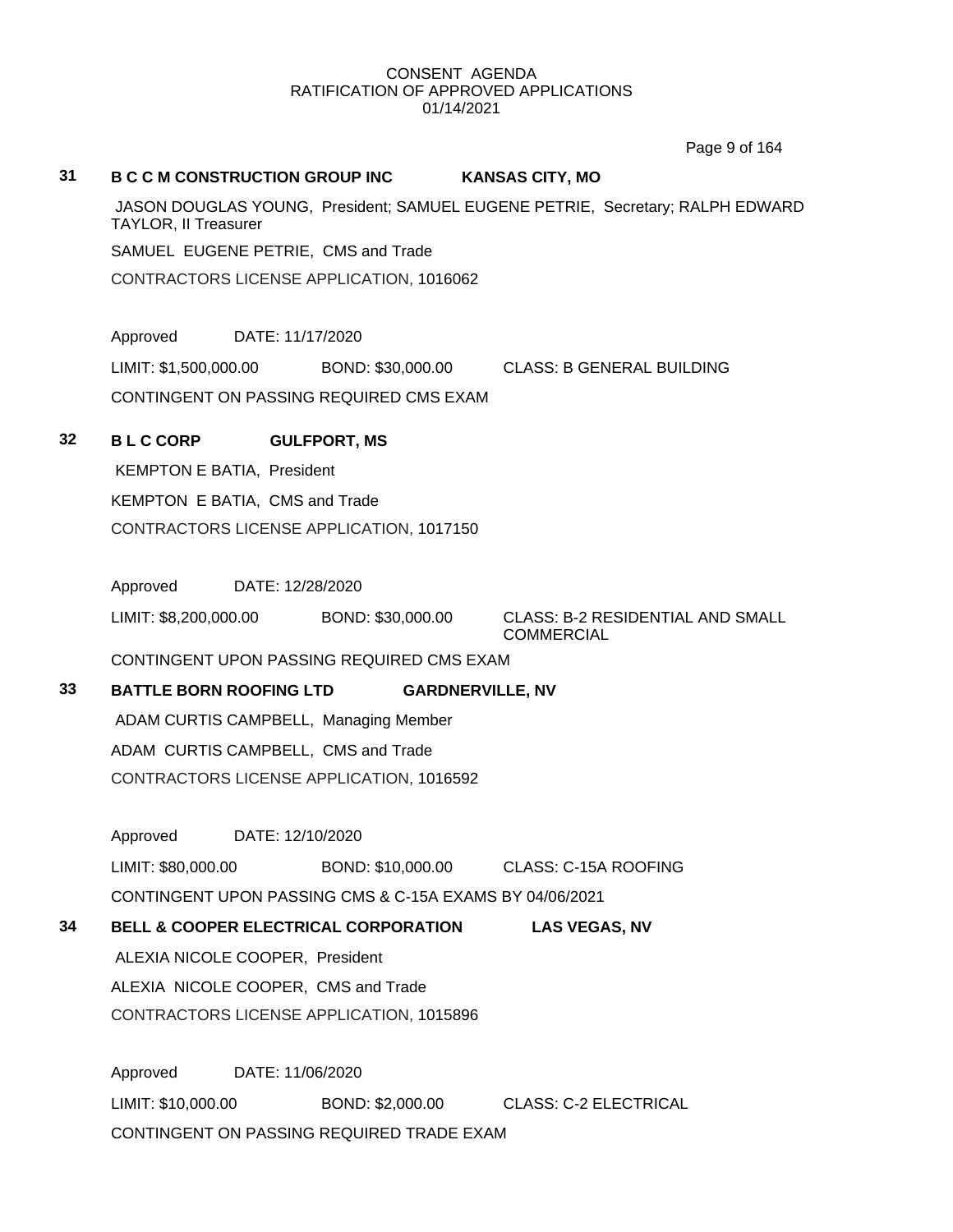CONSENT AGENDA
RATIFICATION OF APPROVED APPLICATIONS
01/14/2021

**31 B C C M CONSTRUCTION GROUP INC KANSAS CITY, MO**

JASON DOUGLAS YOUNG, President; SAMUEL EUGENE PETRIE, Secretary; RALPH EDWARD TAYLOR, II Treasurer

SAMUEL EUGENE PETRIE, CMS and Trade

CONTRACTORS LICENSE APPLICATION, 1016062

Approved DATE: 11/17/2020

LIMIT: $1,500,000.00 BOND: $30,000.00 CLASS: B GENERAL BUILDING

CONTINGENT ON PASSING REQUIRED CMS EXAM

**32 B L C CORP GULFPORT, MS**

KEMPTON E BATIA, President

KEMPTON E BATIA, CMS and Trade

CONTRACTORS LICENSE APPLICATION, 1017150

Approved DATE: 12/28/2020

LIMIT: $8,200,000.00 BOND: $30,000.00 CLASS: B-2 RESIDENTIAL AND SMALL COMMERCIAL

CONTINGENT UPON PASSING REQUIRED CMS EXAM

**33 BATTLE BORN ROOFING LTD GARDNERVILLE, NV**

ADAM CURTIS CAMPBELL, Managing Member

ADAM CURTIS CAMPBELL, CMS and Trade

CONTRACTORS LICENSE APPLICATION, 1016592

Approved DATE: 12/10/2020

LIMIT: $80,000.00 BOND: $10,000.00 CLASS: C-15A ROOFING

CONTINGENT UPON PASSING CMS & C-15A EXAMS BY 04/06/2021

**34 BELL & COOPER ELECTRICAL CORPORATION LAS VEGAS, NV**

ALEXIA NICOLE COOPER, President

ALEXIA NICOLE COOPER, CMS and Trade

CONTRACTORS LICENSE APPLICATION, 1015896

Approved DATE: 11/06/2020

LIMIT: $10,000.00 BOND: $2,000.00 CLASS: C-2 ELECTRICAL

CONTINGENT ON PASSING REQUIRED TRADE EXAM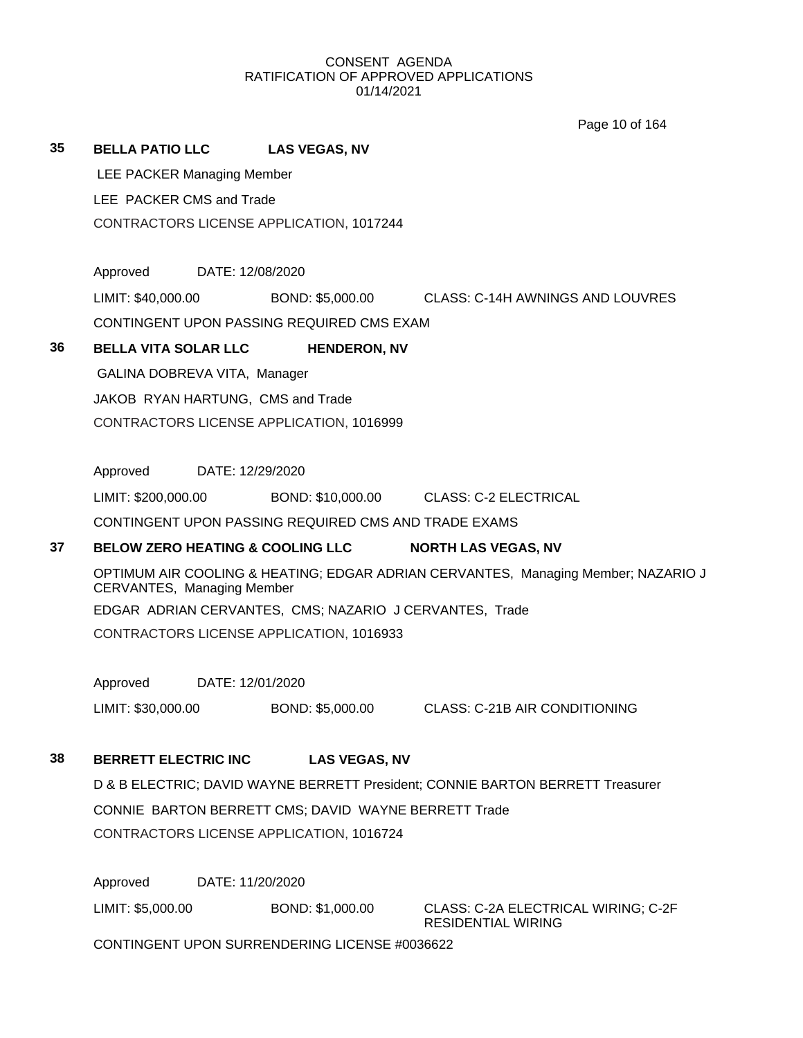CONSENT AGENDA
RATIFICATION OF APPROVED APPLICATIONS
01/14/2021

**35 BELLA PATIO LLC LAS VEGAS, NV**

LEE PACKER Managing Member

LEE PACKER CMS and Trade

CONTRACTORS LICENSE APPLICATION, 1017244

Approved DATE: 12/08/2020

LIMIT: $40,000.00 BOND: $5,000.00 CLASS: C-14H AWNINGS AND LOUVRES

CONTINGENT UPON PASSING REQUIRED CMS EXAM

**36 BELLA VITA SOLAR LLC HENDERON, NV**

GALINA DOBREVA VITA, Manager

JAKOB RYAN HARTUNG, CMS and Trade

CONTRACTORS LICENSE APPLICATION, 1016999

Approved DATE: 12/29/2020

LIMIT: $200,000.00 BOND: $10,000.00 CLASS: C-2 ELECTRICAL

CONTINGENT UPON PASSING REQUIRED CMS AND TRADE EXAMS

**37 BELOW ZERO HEATING & COOLING LLC NORTH LAS VEGAS, NV**

OPTIMUM AIR COOLING & HEATING; EDGAR ADRIAN CERVANTES, Managing Member; NAZARIO J CERVANTES, Managing Member

EDGAR ADRIAN CERVANTES, CMS; NAZARIO J CERVANTES, Trade

CONTRACTORS LICENSE APPLICATION, 1016933

Approved DATE: 12/01/2020

LIMIT: $30,000.00 BOND: $5,000.00 CLASS: C-21B AIR CONDITIONING

**38 BERRETT ELECTRIC INC LAS VEGAS, NV**

D & B ELECTRIC; DAVID WAYNE BERRETT President; CONNIE BARTON BERRETT Treasurer

CONNIE BARTON BERRETT CMS; DAVID WAYNE BERRETT Trade

CONTRACTORS LICENSE APPLICATION, 1016724

Approved DATE: 11/20/2020

LIMIT: $5,000.00 BOND: $1,000.00 CLASS: C-2A ELECTRICAL WIRING; C-2F RESIDENTIAL WIRING

CONTINGENT UPON SURRENDERING LICENSE #0036622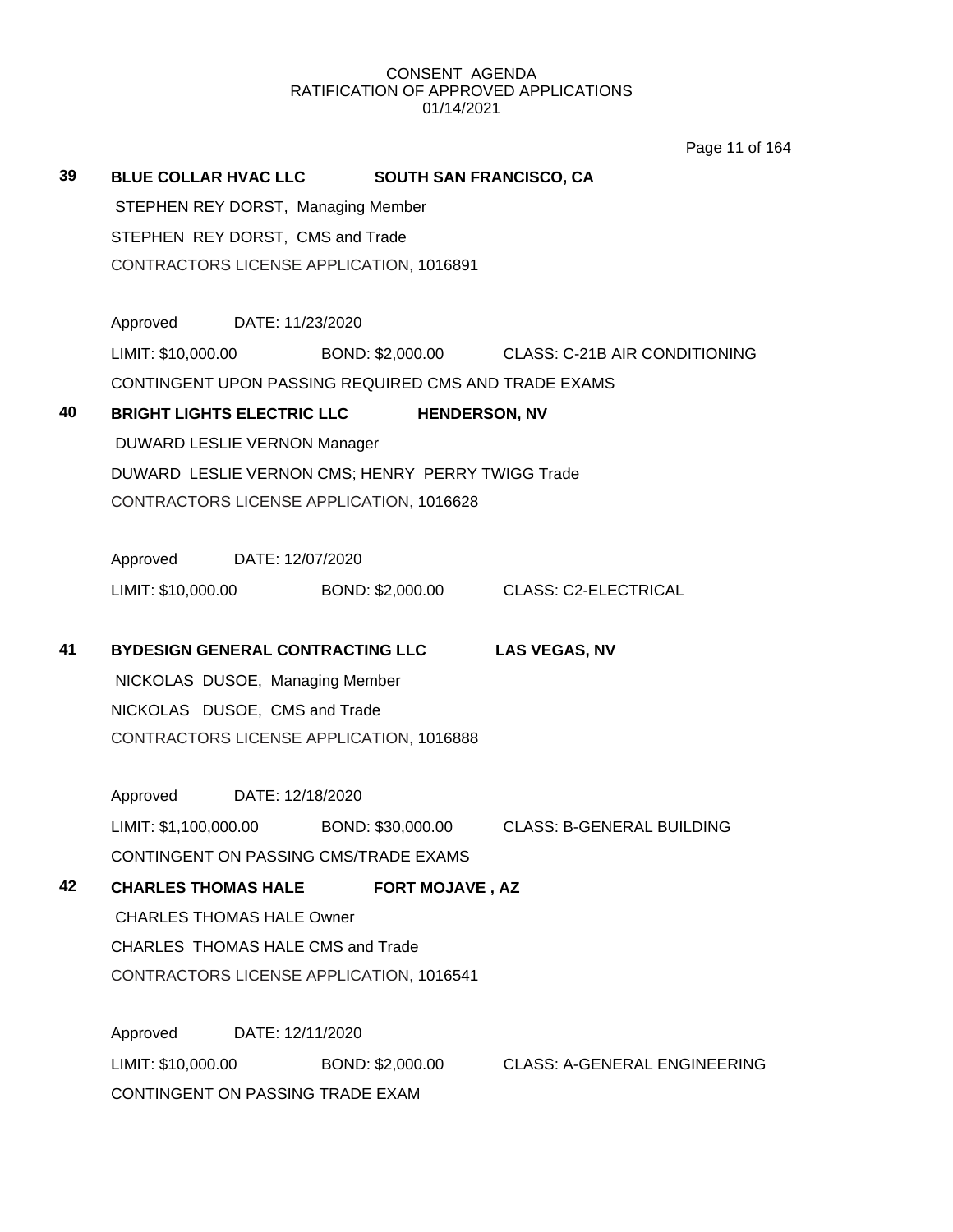CONSENT AGENDA
RATIFICATION OF APPROVED APPLICATIONS
01/14/2021

**39 BLUE COLLAR HVAC LLC SOUTH SAN FRANCISCO, CA**

STEPHEN REY DORST, Managing Member

STEPHEN REY DORST, CMS and Trade

CONTRACTORS LICENSE APPLICATION, 1016891

Approved DATE: 11/23/2020

LIMIT: $10,000.00 BOND: $2,000.00 CLASS: C-21B AIR CONDITIONING

CONTINGENT UPON PASSING REQUIRED CMS AND TRADE EXAMS

**40 BRIGHT LIGHTS ELECTRIC LLC HENDERSON, NV**

DUWARD LESLIE VERNON Manager

DUWARD LESLIE VERNON CMS; HENRY PERRY TWIGG Trade

CONTRACTORS LICENSE APPLICATION, 1016628

Approved DATE: 12/07/2020

LIMIT: $10,000.00 BOND: $2,000.00 CLASS: C2-ELECTRICAL

**41 BYDESIGN GENERAL CONTRACTING LLC LAS VEGAS, NV**

NICKOLAS DUSOE, Managing Member

NICKOLAS DUSOE, CMS and Trade

CONTRACTORS LICENSE APPLICATION, 1016888

Approved DATE: 12/18/2020

LIMIT: $1,100,000.00 BOND: $30,000.00 CLASS: B-GENERAL BUILDING

CONTINGENT ON PASSING CMS/TRADE EXAMS

**42 CHARLES THOMAS HALE FORT MOJAVE , AZ**

CHARLES THOMAS HALE Owner

CHARLES THOMAS HALE CMS and Trade

CONTRACTORS LICENSE APPLICATION, 1016541

Approved DATE: 12/11/2020

LIMIT: $10,000.00 BOND: $2,000.00 CLASS: A-GENERAL ENGINEERING

CONTINGENT ON PASSING TRADE EXAM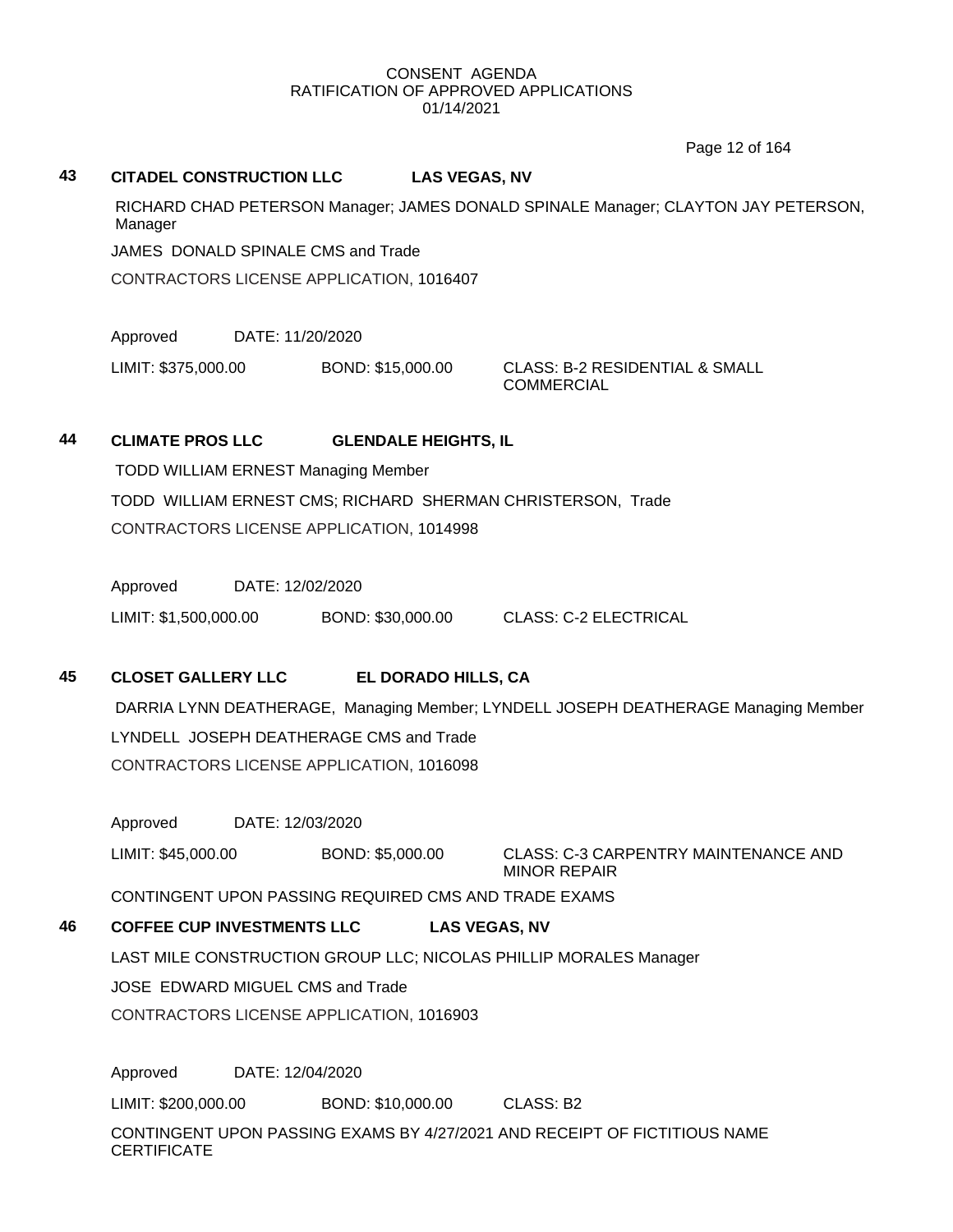CONSENT AGENDA
RATIFICATION OF APPROVED APPLICATIONS
01/14/2021

**43 CITADEL CONSTRUCTION LLC LAS VEGAS, NV**

RICHARD CHAD PETERSON Manager; JAMES DONALD SPINALE Manager; CLAYTON JAY PETERSON, Manager

JAMES DONALD SPINALE CMS and Trade

CONTRACTORS LICENSE APPLICATION, 1016407

Approved DATE: 11/20/2020

LIMIT: $375,000.00 BOND: $15,000.00 CLASS: B-2 RESIDENTIAL & SMALL COMMERCIAL

**44 CLIMATE PROS LLC GLENDALE HEIGHTS, IL**

TODD WILLIAM ERNEST Managing Member

TODD WILLIAM ERNEST CMS; RICHARD SHERMAN CHRISTERSON, Trade

CONTRACTORS LICENSE APPLICATION, 1014998

Approved DATE: 12/02/2020

LIMIT: $1,500,000.00 BOND: $30,000.00 CLASS: C-2 ELECTRICAL

**45 CLOSET GALLERY LLC EL DORADO HILLS, CA**

DARRIA LYNN DEATHERAGE, Managing Member; LYNDELL JOSEPH DEATHERAGE Managing Member

LYNDELL JOSEPH DEATHERAGE CMS and Trade

CONTRACTORS LICENSE APPLICATION, 1016098

Approved DATE: 12/03/2020

LIMIT: $45,000.00 BOND: $5,000.00 CLASS: C-3 CARPENTRY MAINTENANCE AND MINOR REPAIR

CONTINGENT UPON PASSING REQUIRED CMS AND TRADE EXAMS

**46 COFFEE CUP INVESTMENTS LLC LAS VEGAS, NV**

LAST MILE CONSTRUCTION GROUP LLC; NICOLAS PHILLIP MORALES Manager

JOSE EDWARD MIGUEL CMS and Trade

CONTRACTORS LICENSE APPLICATION, 1016903

Approved DATE: 12/04/2020

LIMIT: $200,000.00 BOND: $10,000.00 CLASS: B2

CONTINGENT UPON PASSING EXAMS BY 4/27/2021 AND RECEIPT OF FICTITIOUS NAME CERTIFICATE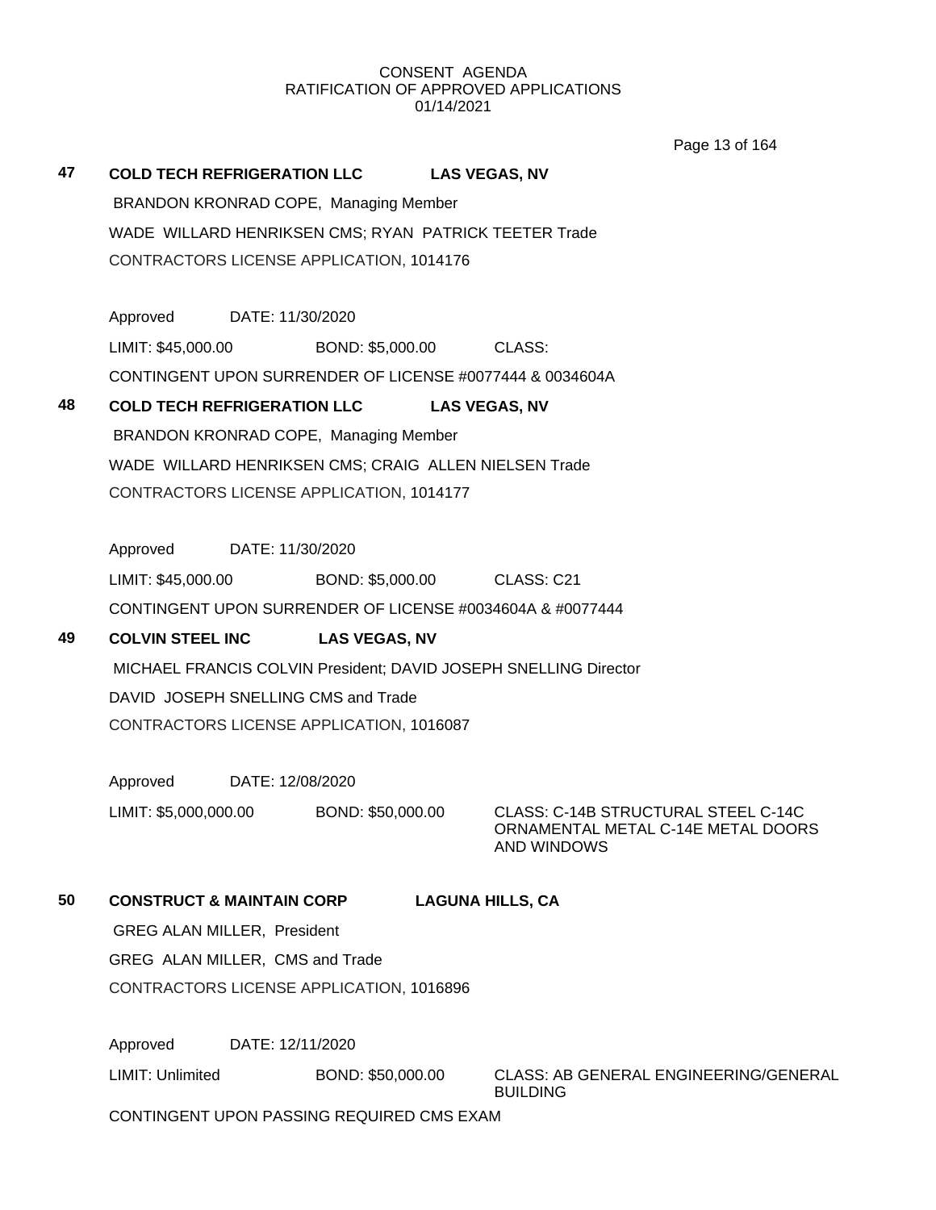CONSENT AGENDA
RATIFICATION OF APPROVED APPLICATIONS
01/14/2021

**47 COLD TECH REFRIGERATION LLC LAS VEGAS, NV**

BRANDON KRONRAD COPE, Managing Member

WADE WILLARD HENRIKSEN CMS; RYAN PATRICK TEETER Trade

CONTRACTORS LICENSE APPLICATION, 1014176

Approved DATE: 11/30/2020

LIMIT: $45,000.00 BOND: $5,000.00 CLASS:

CONTINGENT UPON SURRENDER OF LICENSE #0077444 & 0034604A

**48 COLD TECH REFRIGERATION LLC LAS VEGAS, NV**

BRANDON KRONRAD COPE, Managing Member

WADE WILLARD HENRIKSEN CMS; CRAIG ALLEN NIELSEN Trade

CONTRACTORS LICENSE APPLICATION, 1014177

Approved DATE: 11/30/2020

LIMIT: $45,000.00 BOND: $5,000.00 CLASS: C21

CONTINGENT UPON SURRENDER OF LICENSE #0034604A & #0077444

**49 COLVIN STEEL INC LAS VEGAS, NV**

MICHAEL FRANCIS COLVIN President; DAVID JOSEPH SNELLING Director

DAVID JOSEPH SNELLING CMS and Trade

CONTRACTORS LICENSE APPLICATION, 1016087

Approved DATE: 12/08/2020

LIMIT: $5,000,000.00 BOND: $50,000.00 CLASS: C-14B STRUCTURAL STEEL C-14C ORNAMENTAL METAL C-14E METAL DOORS AND WINDOWS

**50 CONSTRUCT & MAINTAIN CORP LAGUNA HILLS, CA**

GREG ALAN MILLER, President

GREG ALAN MILLER, CMS and Trade

CONTRACTORS LICENSE APPLICATION, 1016896

Approved DATE: 12/11/2020

LIMIT: Unlimited BOND: $50,000.00 CLASS: AB GENERAL ENGINEERING/GENERAL BUILDING

CONTINGENT UPON PASSING REQUIRED CMS EXAM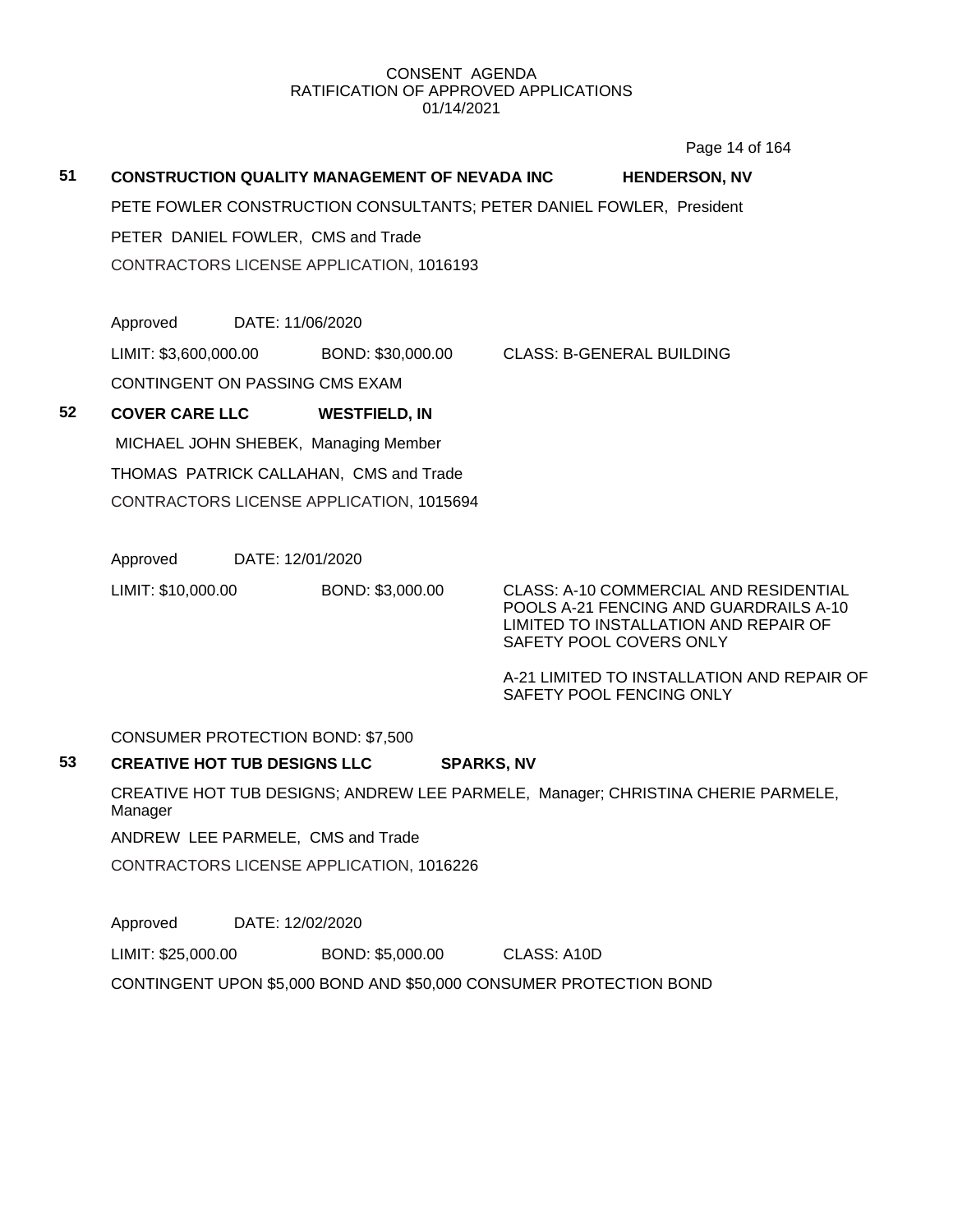CONSENT AGENDA
RATIFICATION OF APPROVED APPLICATIONS
01/14/2021

**51 CONSTRUCTION QUALITY MANAGEMENT OF NEVADA INC** **HENDERSON, NV**

PETE FOWLER CONSTRUCTION CONSULTANTS; PETER DANIEL FOWLER, President

PETER DANIEL FOWLER, CMS and Trade

CONTRACTORS LICENSE APPLICATION, 1016193

Approved DATE: 11/06/2020

LIMIT: $3,600,000.00 BOND: $30,000.00 CLASS: B-GENERAL BUILDING

CONTINGENT ON PASSING CMS EXAM

**52 COVER CARE LLC** **WESTFIELD, IN**

MICHAEL JOHN SHEBEK, Managing Member

THOMAS PATRICK CALLAHAN, CMS and Trade

CONTRACTORS LICENSE APPLICATION, 1015694

Approved DATE: 12/01/2020

LIMIT: $10,000.00 BOND: $3,000.00 CLASS: A-10 COMMERCIAL AND RESIDENTIAL POOLS A-21 FENCING AND GUARDRAILS A-10 LIMITED TO INSTALLATION AND REPAIR OF SAFETY POOL COVERS ONLY

A-21 LIMITED TO INSTALLATION AND REPAIR OF SAFETY POOL FENCING ONLY

CONSUMER PROTECTION BOND: $7,500

**53 CREATIVE HOT TUB DESIGNS LLC** **SPARKS, NV**

CREATIVE HOT TUB DESIGNS; ANDREW LEE PARMELE, Manager; CHRISTINA CHERIE PARMELE, Manager

ANDREW LEE PARMELE, CMS and Trade

CONTRACTORS LICENSE APPLICATION, 1016226

Approved DATE: 12/02/2020

LIMIT: $25,000.00 BOND: $5,000.00 CLASS: A10D

CONTINGENT UPON $5,000 BOND AND $50,000 CONSUMER PROTECTION BOND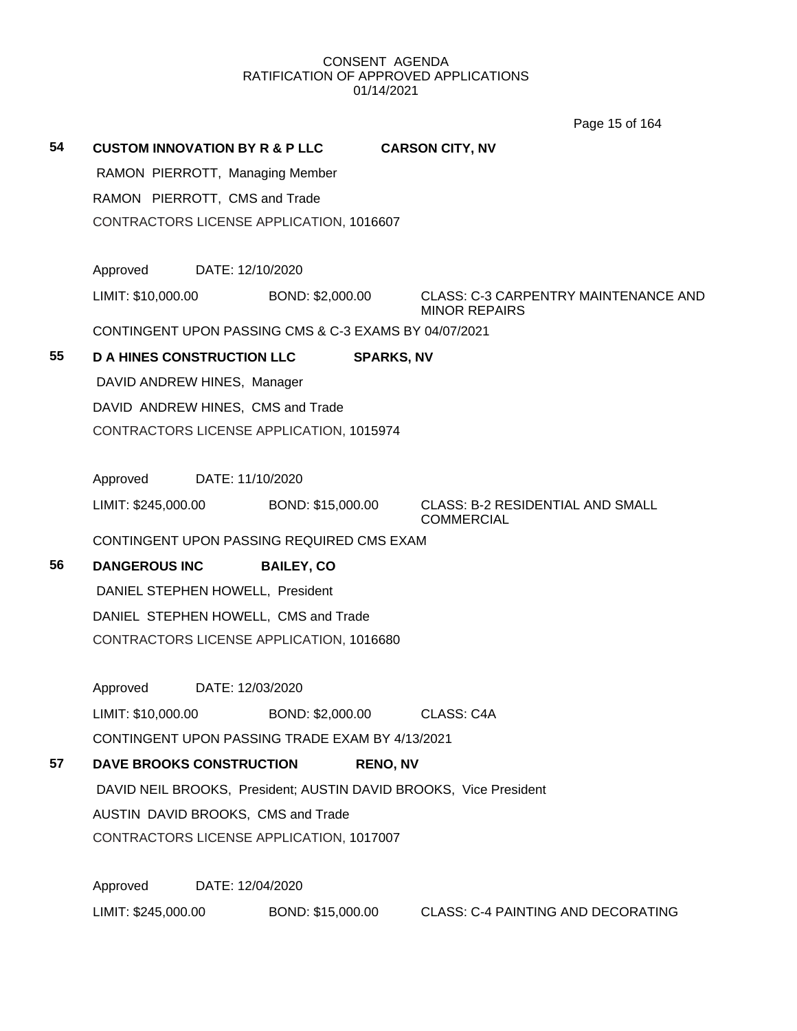CONSENT AGENDA
RATIFICATION OF APPROVED APPLICATIONS
01/14/2021

**54 CUSTOM INNOVATION BY R & P LLC** **CARSON CITY, NV**

RAMON PIERROTT, Managing Member

RAMON PIERROTT, CMS and Trade

CONTRACTORS LICENSE APPLICATION, 1016607

Approved DATE: 12/10/2020

LIMIT: $10,000.00 BOND: $2,000.00 CLASS: C-3 CARPENTRY MAINTENANCE AND MINOR REPAIRS

CONTINGENT UPON PASSING CMS & C-3 EXAMS BY 04/07/2021

**55 D A HINES CONSTRUCTION LLC** **SPARKS, NV**

DAVID ANDREW HINES, Manager

DAVID ANDREW HINES, CMS and Trade

CONTRACTORS LICENSE APPLICATION, 1015974

Approved DATE: 11/10/2020

LIMIT: $245,000.00 BOND: $15,000.00 CLASS: B-2 RESIDENTIAL AND SMALL COMMERCIAL

CONTINGENT UPON PASSING REQUIRED CMS EXAM

**56 DANGEROUS INC** **BAILEY, CO**

DANIEL STEPHEN HOWELL, President

DANIEL STEPHEN HOWELL, CMS and Trade

CONTRACTORS LICENSE APPLICATION, 1016680

Approved DATE: 12/03/2020

LIMIT: $10,000.00 BOND: $2,000.00 CLASS: C4A

CONTINGENT UPON PASSING TRADE EXAM BY 4/13/2021

**57 DAVE BROOKS CONSTRUCTION** **RENO, NV**

DAVID NEIL BROOKS, President; AUSTIN DAVID BROOKS, Vice President

AUSTIN DAVID BROOKS, CMS and Trade

CONTRACTORS LICENSE APPLICATION, 1017007

Approved DATE: 12/04/2020

LIMIT: $245,000.00 BOND: $15,000.00 CLASS: C-4 PAINTING AND DECORATING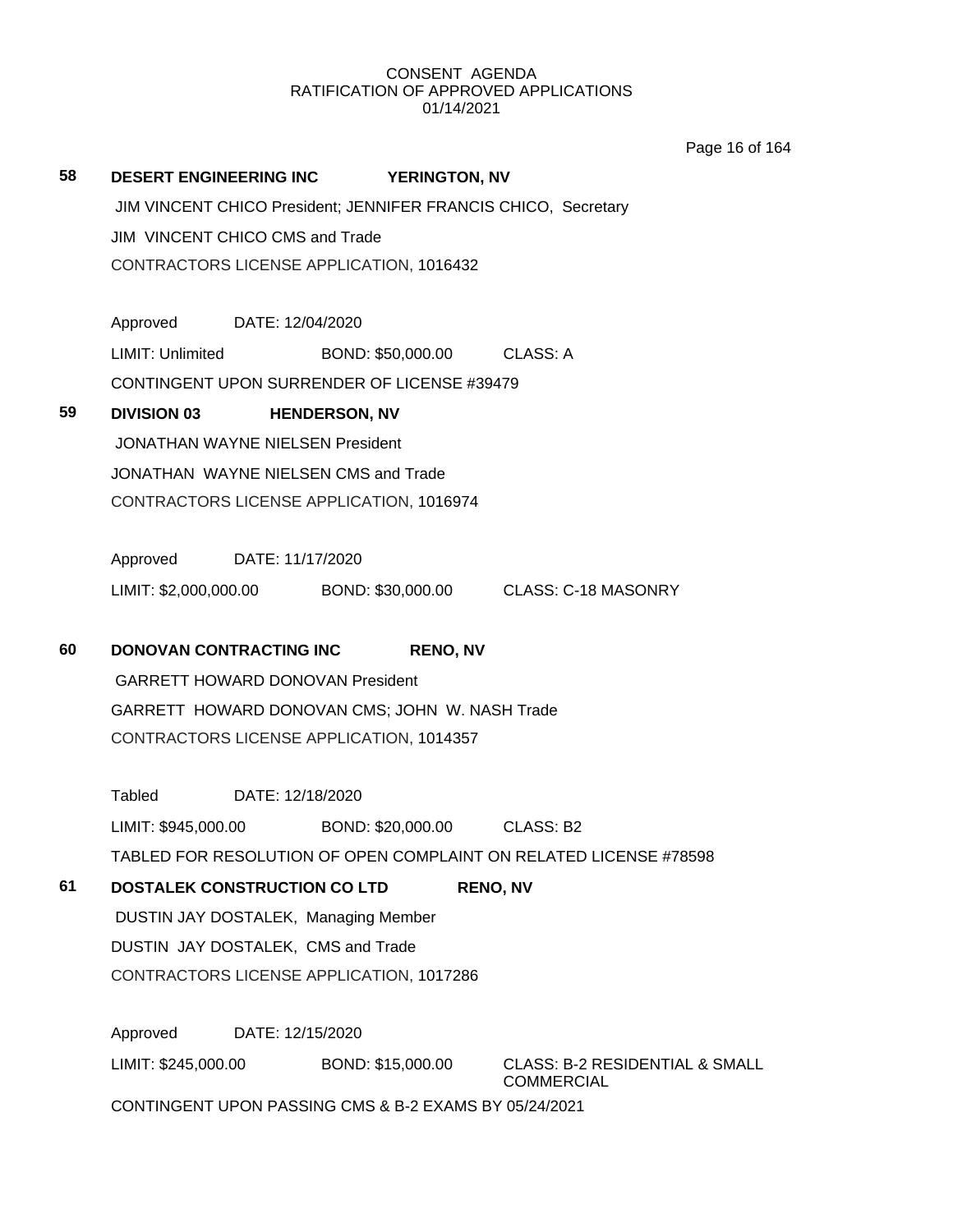CONSENT AGENDA
RATIFICATION OF APPROVED APPLICATIONS
01/14/2021

**58 DESERT ENGINEERING INC YERINGTON, NV**

JIM VINCENT CHICO President; JENNIFER FRANCIS CHICO, Secretary

JIM VINCENT CHICO CMS and Trade

CONTRACTORS LICENSE APPLICATION, 1016432

Approved DATE: 12/04/2020

LIMIT: Unlimited BOND: $50,000.00 CLASS: A

CONTINGENT UPON SURRENDER OF LICENSE #39479

**59 DIVISION 03 HENDERSON, NV**

JONATHAN WAYNE NIELSEN President

JONATHAN WAYNE NIELSEN CMS and Trade

CONTRACTORS LICENSE APPLICATION, 1016974

Approved DATE: 11/17/2020

LIMIT: $2,000,000.00 BOND: $30,000.00 CLASS: C-18 MASONRY

**60 DONOVAN CONTRACTING INC RENO, NV**

GARRETT HOWARD DONOVAN President

GARRETT HOWARD DONOVAN CMS; JOHN W. NASH Trade

CONTRACTORS LICENSE APPLICATION, 1014357

Tabled DATE: 12/18/2020

LIMIT: $945,000.00 BOND: $20,000.00 CLASS: B2

TABLED FOR RESOLUTION OF OPEN COMPLAINT ON RELATED LICENSE #78598

**61 DOSTALEK CONSTRUCTION CO LTD RENO, NV**

DUSTIN JAY DOSTALEK, Managing Member

DUSTIN JAY DOSTALEK, CMS and Trade

CONTRACTORS LICENSE APPLICATION, 1017286

Approved DATE: 12/15/2020

LIMIT: $245,000.00 BOND: $15,000.00 CLASS: B-2 RESIDENTIAL & SMALL COMMERCIAL

CONTINGENT UPON PASSING CMS & B-2 EXAMS BY 05/24/2021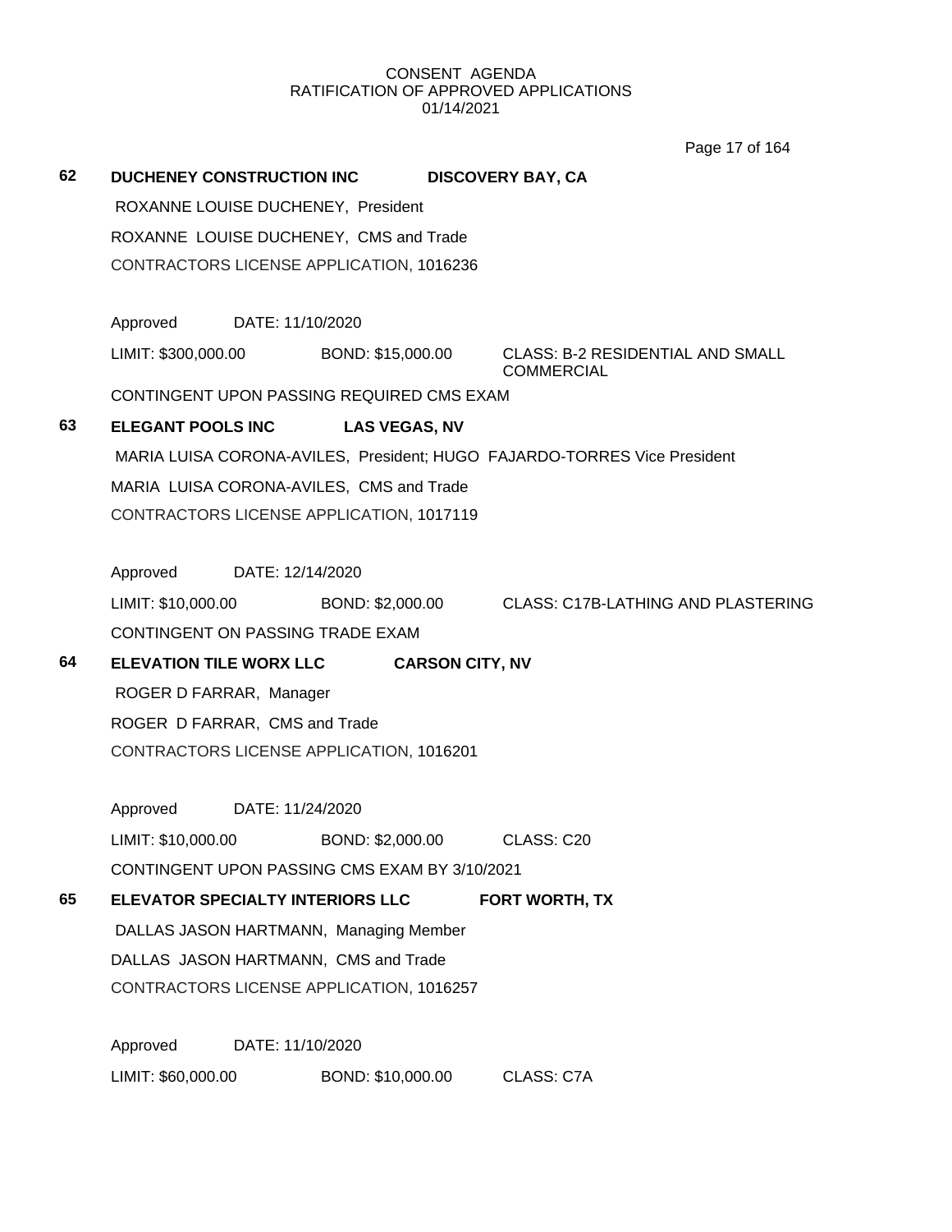CONSENT AGENDA
RATIFICATION OF APPROVED APPLICATIONS
01/14/2021

**62 DUCHENEY CONSTRUCTION INC DISCOVERY BAY, CA**

ROXANNE LOUISE DUCHENEY, President

ROXANNE LOUISE DUCHENEY, CMS and Trade

CONTRACTORS LICENSE APPLICATION, 1016236

Approved DATE: 11/10/2020

LIMIT: $300,000.00 BOND: $15,000.00 CLASS: B-2 RESIDENTIAL AND SMALL COMMERCIAL

CONTINGENT UPON PASSING REQUIRED CMS EXAM

**63 ELEGANT POOLS INC LAS VEGAS, NV**

MARIA LUISA CORONA-AVILES, President; HUGO FAJARDO-TORRES Vice President

MARIA LUISA CORONA-AVILES, CMS and Trade

CONTRACTORS LICENSE APPLICATION, 1017119

Approved DATE: 12/14/2020

LIMIT: $10,000.00 BOND: $2,000.00 CLASS: C17B-LATHING AND PLASTERING

CONTINGENT ON PASSING TRADE EXAM

**64 ELEVATION TILE WORX LLC CARSON CITY, NV**

ROGER D FARRAR, Manager

ROGER D FARRAR, CMS and Trade

CONTRACTORS LICENSE APPLICATION, 1016201

Approved DATE: 11/24/2020

LIMIT: $10,000.00 BOND: $2,000.00 CLASS: C20

CONTINGENT UPON PASSING CMS EXAM BY 3/10/2021

**65 ELEVATOR SPECIALTY INTERIORS LLC FORT WORTH, TX**

DALLAS JASON HARTMANN, Managing Member

DALLAS JASON HARTMANN, CMS and Trade

CONTRACTORS LICENSE APPLICATION, 1016257

Approved DATE: 11/10/2020

LIMIT: $60,000.00 BOND: $10,000.00 CLASS: C7A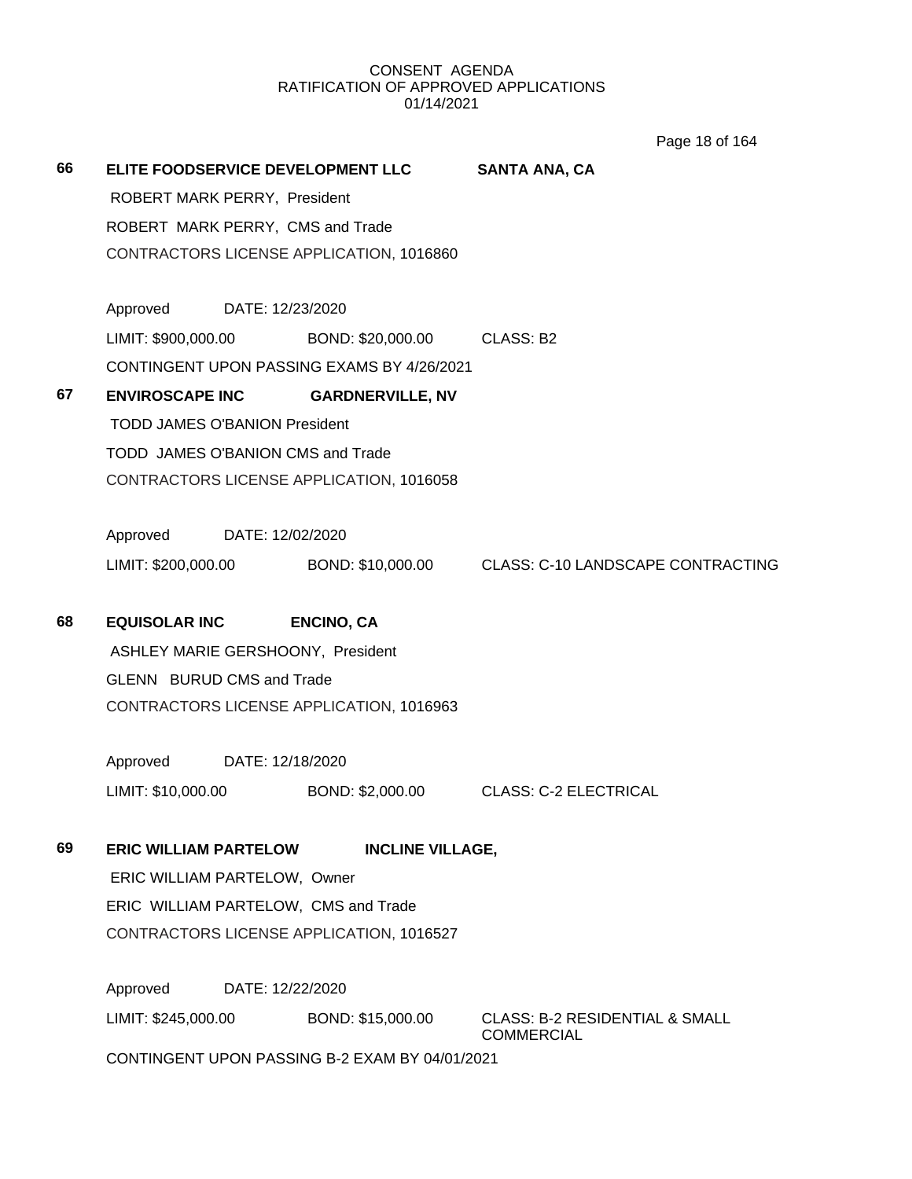CONSENT AGENDA
RATIFICATION OF APPROVED APPLICATIONS
01/14/2021

**66 ELITE FOODSERVICE DEVELOPMENT LLC SANTA ANA, CA**

ROBERT MARK PERRY, President
ROBERT MARK PERRY, CMS and Trade
CONTRACTORS LICENSE APPLICATION, 1016860

Approved DATE: 12/23/2020
LIMIT: $900,000.00 BOND: $20,000.00 CLASS: B2
CONTINGENT UPON PASSING EXAMS BY 4/26/2021

**67 ENVIROSCAPE INC GARDNERVILLE, NV**

TODD JAMES O'BANION President
TODD JAMES O'BANION CMS and Trade
CONTRACTORS LICENSE APPLICATION, 1016058

Approved DATE: 12/02/2020
LIMIT: $200,000.00 BOND: $10,000.00 CLASS: C-10 LANDSCAPE CONTRACTING

**68 EQUISOLAR INC ENCINO, CA**

ASHLEY MARIE GERSHOONY, President
GLENN BURUD CMS and Trade
CONTRACTORS LICENSE APPLICATION, 1016963

Approved DATE: 12/18/2020
LIMIT: $10,000.00 BOND: $2,000.00 CLASS: C-2 ELECTRICAL

**69 ERIC WILLIAM PARTELOW INCLINE VILLAGE,**

ERIC WILLIAM PARTELOW, Owner
ERIC WILLIAM PARTELOW, CMS and Trade
CONTRACTORS LICENSE APPLICATION, 1016527

Approved DATE: 12/22/2020
LIMIT: $245,000.00 BOND: $15,000.00 CLASS: B-2 RESIDENTIAL & SMALL COMMERCIAL
CONTINGENT UPON PASSING B-2 EXAM BY 04/01/2021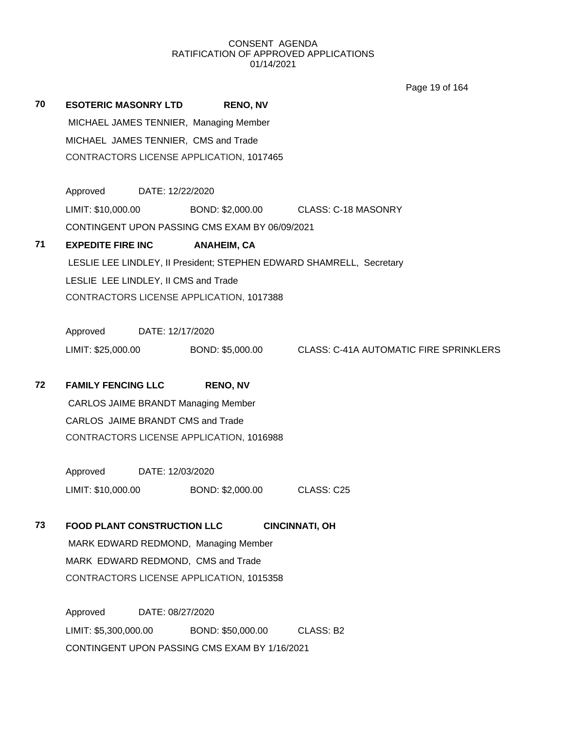CONSENT AGENDA
RATIFICATION OF APPROVED APPLICATIONS
01/14/2021

**70 ESOTERIC MASONRY LTD RENO, NV**

MICHAEL JAMES TENNIER, Managing Member

MICHAEL JAMES TENNIER, CMS and Trade

CONTRACTORS LICENSE APPLICATION, 1017465

Approved DATE: 12/22/2020

LIMIT: $10,000.00 BOND: $2,000.00 CLASS: C-18 MASONRY

CONTINGENT UPON PASSING CMS EXAM BY 06/09/2021

**71 EXPEDITE FIRE INC ANAHEIM, CA**

LESLIE LEE LINDLEY, II President; STEPHEN EDWARD SHAMRELL, Secretary

LESLIE LEE LINDLEY, II CMS and Trade

CONTRACTORS LICENSE APPLICATION, 1017388

Approved DATE: 12/17/2020

LIMIT: $25,000.00 BOND: $5,000.00 CLASS: C-41A AUTOMATIC FIRE SPRINKLERS

**72 FAMILY FENCING LLC RENO, NV**

CARLOS JAIME BRANDT Managing Member

CARLOS JAIME BRANDT CMS and Trade

CONTRACTORS LICENSE APPLICATION, 1016988

Approved DATE: 12/03/2020

LIMIT: $10,000.00 BOND: $2,000.00 CLASS: C25

**73 FOOD PLANT CONSTRUCTION LLC CINCINNATI, OH**

MARK EDWARD REDMOND, Managing Member

MARK EDWARD REDMOND, CMS and Trade

CONTRACTORS LICENSE APPLICATION, 1015358

Approved DATE: 08/27/2020

LIMIT: $5,300,000.00 BOND: $50,000.00 CLASS: B2

CONTINGENT UPON PASSING CMS EXAM BY 1/16/2021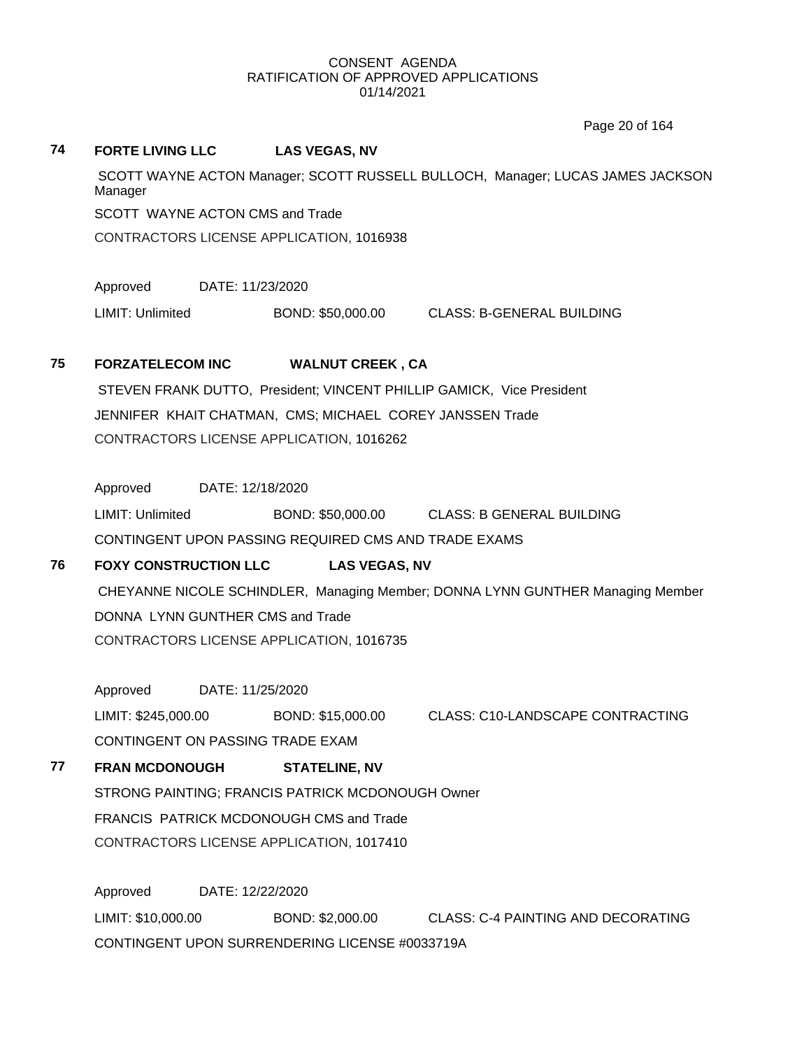CONSENT AGENDA
RATIFICATION OF APPROVED APPLICATIONS
01/14/2021

**74 FORTE LIVING LLC LAS VEGAS, NV**

SCOTT WAYNE ACTON Manager; SCOTT RUSSELL BULLOCH, Manager; LUCAS JAMES JACKSON Manager

SCOTT WAYNE ACTON CMS and Trade

CONTRACTORS LICENSE APPLICATION, 1016938

Approved DATE: 11/23/2020

LIMIT: Unlimited BOND: $50,000.00 CLASS: B-GENERAL BUILDING

**75 FORZATELECOM INC WALNUT CREEK , CA**

STEVEN FRANK DUTTO, President; VINCENT PHILLIP GAMICK, Vice President

JENNIFER KHAIT CHATMAN, CMS; MICHAEL COREY JANSSEN Trade

CONTRACTORS LICENSE APPLICATION, 1016262

Approved DATE: 12/18/2020

LIMIT: Unlimited BOND: $50,000.00 CLASS: B GENERAL BUILDING

CONTINGENT UPON PASSING REQUIRED CMS AND TRADE EXAMS

**76 FOXY CONSTRUCTION LLC LAS VEGAS, NV**

CHEYANNE NICOLE SCHINDLER, Managing Member; DONNA LYNN GUNTHER Managing Member

DONNA LYNN GUNTHER CMS and Trade

CONTRACTORS LICENSE APPLICATION, 1016735

Approved DATE: 11/25/2020

LIMIT: $245,000.00 BOND: $15,000.00 CLASS: C10-LANDSCAPE CONTRACTING

CONTINGENT ON PASSING TRADE EXAM

**77 FRAN MCDONOUGH STATELINE, NV**

STRONG PAINTING; FRANCIS PATRICK MCDONOUGH Owner

FRANCIS PATRICK MCDONOUGH CMS and Trade

CONTRACTORS LICENSE APPLICATION, 1017410

Approved DATE: 12/22/2020

LIMIT: $10,000.00 BOND: $2,000.00 CLASS: C-4 PAINTING AND DECORATING

CONTINGENT UPON SURRENDERING LICENSE #0033719A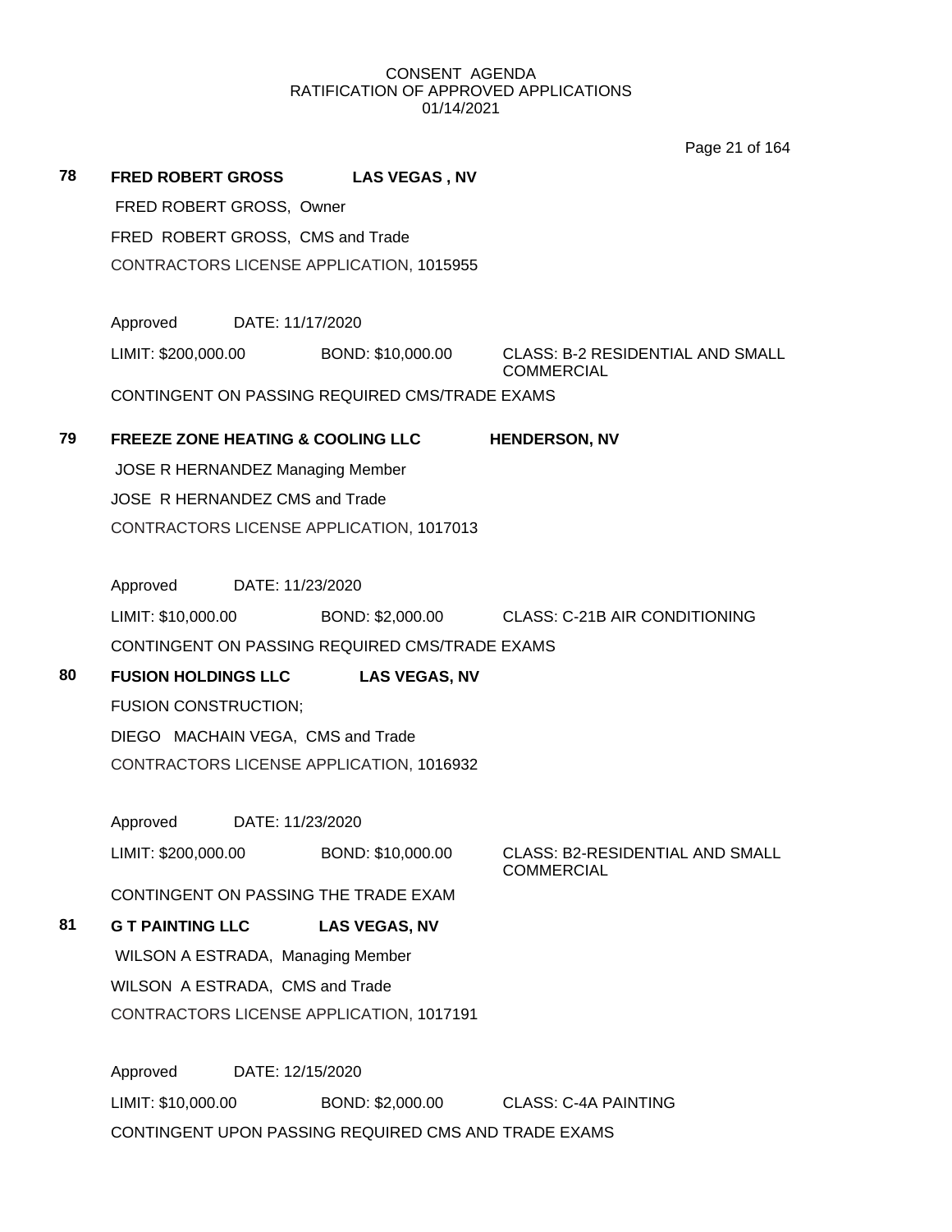CONSENT AGENDA
RATIFICATION OF APPROVED APPLICATIONS
01/14/2021

**78 FRED ROBERT GROSS LAS VEGAS , NV**

FRED ROBERT GROSS, Owner

FRED ROBERT GROSS, CMS and Trade

CONTRACTORS LICENSE APPLICATION, 1015955

Approved DATE: 11/17/2020

LIMIT: $200,000.00 BOND: $10,000.00 CLASS: B-2 RESIDENTIAL AND SMALL COMMERCIAL

CONTINGENT ON PASSING REQUIRED CMS/TRADE EXAMS

**79 FREEZE ZONE HEATING & COOLING LLC HENDERSON, NV**

JOSE R HERNANDEZ Managing Member

JOSE R HERNANDEZ CMS and Trade

CONTRACTORS LICENSE APPLICATION, 1017013

Approved DATE: 11/23/2020

LIMIT: $10,000.00 BOND: $2,000.00 CLASS: C-21B AIR CONDITIONING

CONTINGENT ON PASSING REQUIRED CMS/TRADE EXAMS

**80 FUSION HOLDINGS LLC LAS VEGAS, NV**

FUSION CONSTRUCTION;

DIEGO MACHAIN VEGA, CMS and Trade

CONTRACTORS LICENSE APPLICATION, 1016932

Approved DATE: 11/23/2020

LIMIT: $200,000.00 BOND: $10,000.00 CLASS: B2-RESIDENTIAL AND SMALL COMMERCIAL

CONTINGENT ON PASSING THE TRADE EXAM

**81 G T PAINTING LLC LAS VEGAS, NV**

WILSON A ESTRADA, Managing Member

WILSON A ESTRADA, CMS and Trade

CONTRACTORS LICENSE APPLICATION, 1017191

Approved DATE: 12/15/2020

LIMIT: $10,000.00 BOND: $2,000.00 CLASS: C-4A PAINTING

CONTINGENT UPON PASSING REQUIRED CMS AND TRADE EXAMS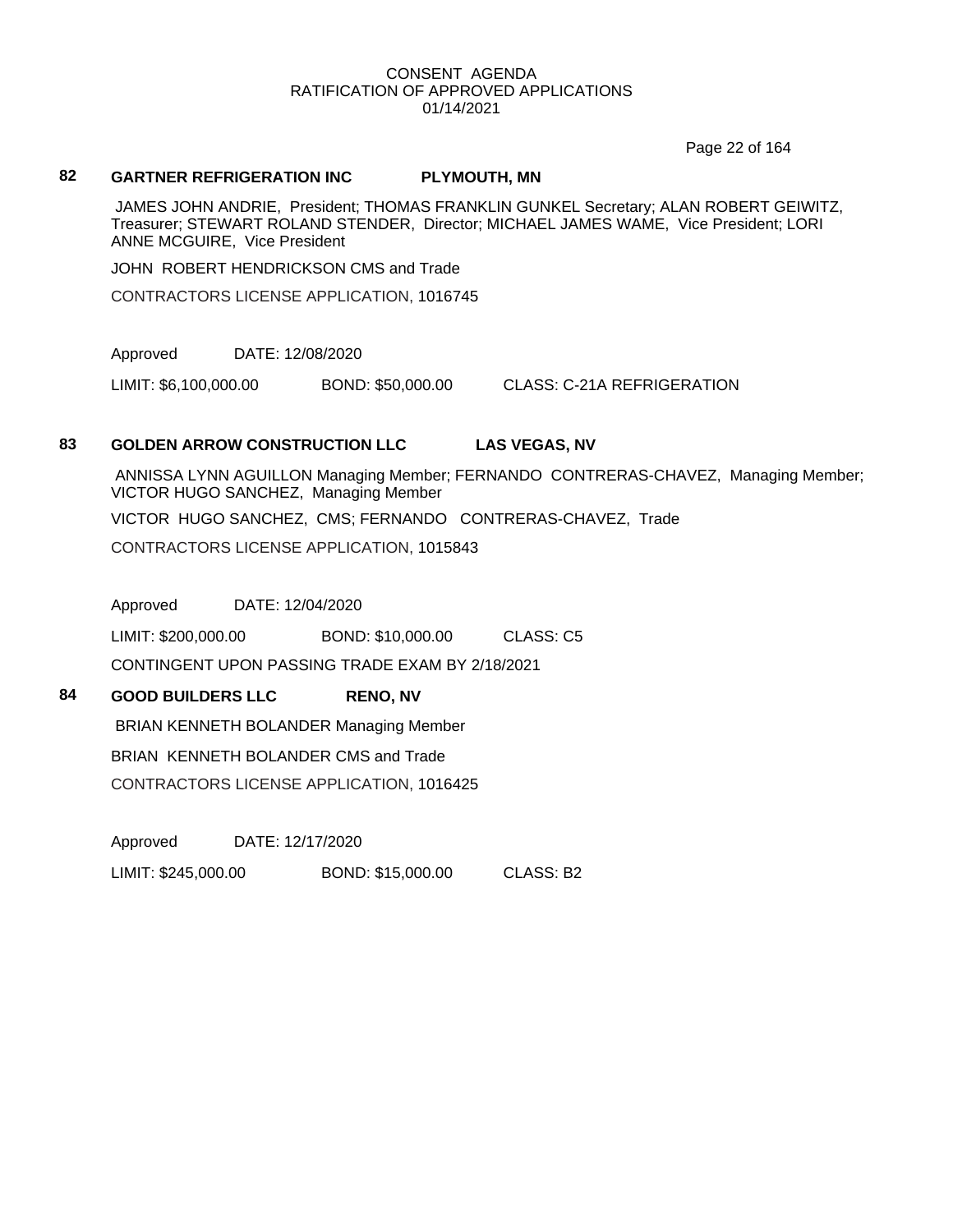CONSENT AGENDA
RATIFICATION OF APPROVED APPLICATIONS
01/14/2021

**82 GARTNER REFRIGERATION INC PLYMOUTH, MN**

JAMES JOHN ANDRIE, President; THOMAS FRANKLIN GUNKEL Secretary; ALAN ROBERT GEIWITZ, Treasurer; STEWART ROLAND STENDER, Director; MICHAEL JAMES WAME, Vice President; LORI ANNE MCGUIRE, Vice President

JOHN ROBERT HENDRICKSON CMS and Trade

CONTRACTORS LICENSE APPLICATION, 1016745

Approved DATE: 12/08/2020

LIMIT: $6,100,000.00 BOND: $50,000.00 CLASS: C-21A REFRIGERATION

**83 GOLDEN ARROW CONSTRUCTION LLC LAS VEGAS, NV**

ANNISSA LYNN AGUILLON Managing Member; FERNANDO CONTRERAS-CHAVEZ, Managing Member; VICTOR HUGO SANCHEZ, Managing Member

VICTOR HUGO SANCHEZ, CMS; FERNANDO CONTRERAS-CHAVEZ, Trade

CONTRACTORS LICENSE APPLICATION, 1015843

Approved DATE: 12/04/2020

LIMIT: $200,000.00 BOND: $10,000.00 CLASS: C5

CONTINGENT UPON PASSING TRADE EXAM BY 2/18/2021

**84 GOOD BUILDERS LLC RENO, NV**

BRIAN KENNETH BOLANDER Managing Member

BRIAN KENNETH BOLANDER CMS and Trade

CONTRACTORS LICENSE APPLICATION, 1016425

Approved DATE: 12/17/2020

LIMIT: $245,000.00 BOND: $15,000.00 CLASS: B2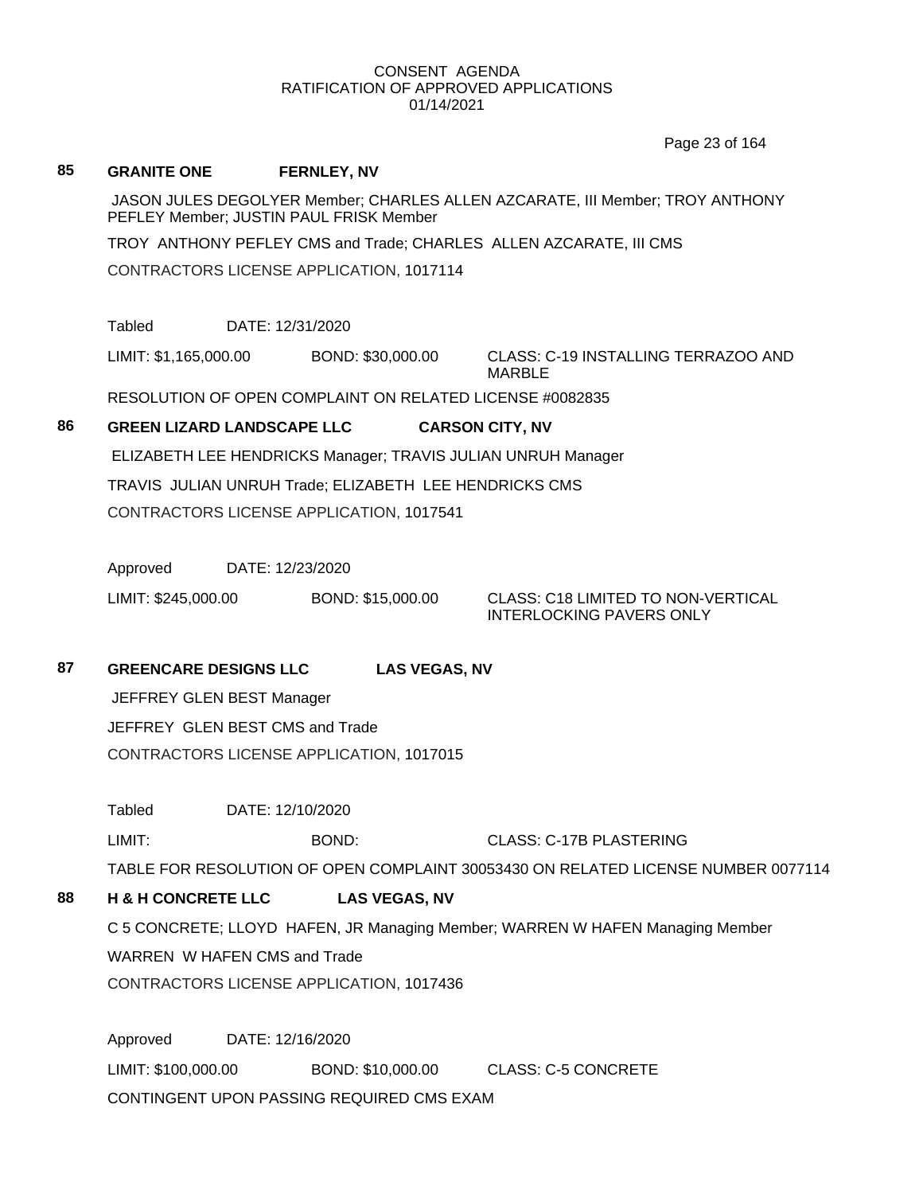CONSENT AGENDA
RATIFICATION OF APPROVED APPLICATIONS
01/14/2021

## 85 GRANITE ONE FERNLEY, NV

JASON JULES DEGOLYER Member; CHARLES ALLEN AZCARATE, III Member; TROY ANTHONY PEFLEY Member; JUSTIN PAUL FRISK Member

TROY ANTHONY PEFLEY CMS and Trade; CHARLES ALLEN AZCARATE, III CMS

CONTRACTORS LICENSE APPLICATION, 1017114

Tabled DATE: 12/31/2020

LIMIT: $1,165,000.00 BOND: $30,000.00 CLASS: C-19 INSTALLING TERRAZOO AND MARBLE

RESOLUTION OF OPEN COMPLAINT ON RELATED LICENSE #0082835

## 86 GREEN LIZARD LANDSCAPE LLC CARSON CITY, NV

ELIZABETH LEE HENDRICKS Manager; TRAVIS JULIAN UNRUH Manager

TRAVIS JULIAN UNRUH Trade; ELIZABETH LEE HENDRICKS CMS

CONTRACTORS LICENSE APPLICATION, 1017541

Approved DATE: 12/23/2020

LIMIT: $245,000.00 BOND: $15,000.00 CLASS: C18 LIMITED TO NON-VERTICAL INTERLOCKING PAVERS ONLY

## 87 GREENCARE DESIGNS LLC LAS VEGAS, NV

JEFFREY GLEN BEST Manager

JEFFREY GLEN BEST CMS and Trade

CONTRACTORS LICENSE APPLICATION, 1017015

Tabled DATE: 12/10/2020

LIMIT: BOND: CLASS: C-17B PLASTERING

TABLE FOR RESOLUTION OF OPEN COMPLAINT 30053430 ON RELATED LICENSE NUMBER 0077114

## 88 H & H CONCRETE LLC LAS VEGAS, NV

C 5 CONCRETE; LLOYD HAFEN, JR Managing Member; WARREN W HAFEN Managing Member

WARREN W HAFEN CMS and Trade

CONTRACTORS LICENSE APPLICATION, 1017436

Approved DATE: 12/16/2020

LIMIT: $100,000.00 BOND: $10,000.00 CLASS: C-5 CONCRETE

CONTINGENT UPON PASSING REQUIRED CMS EXAM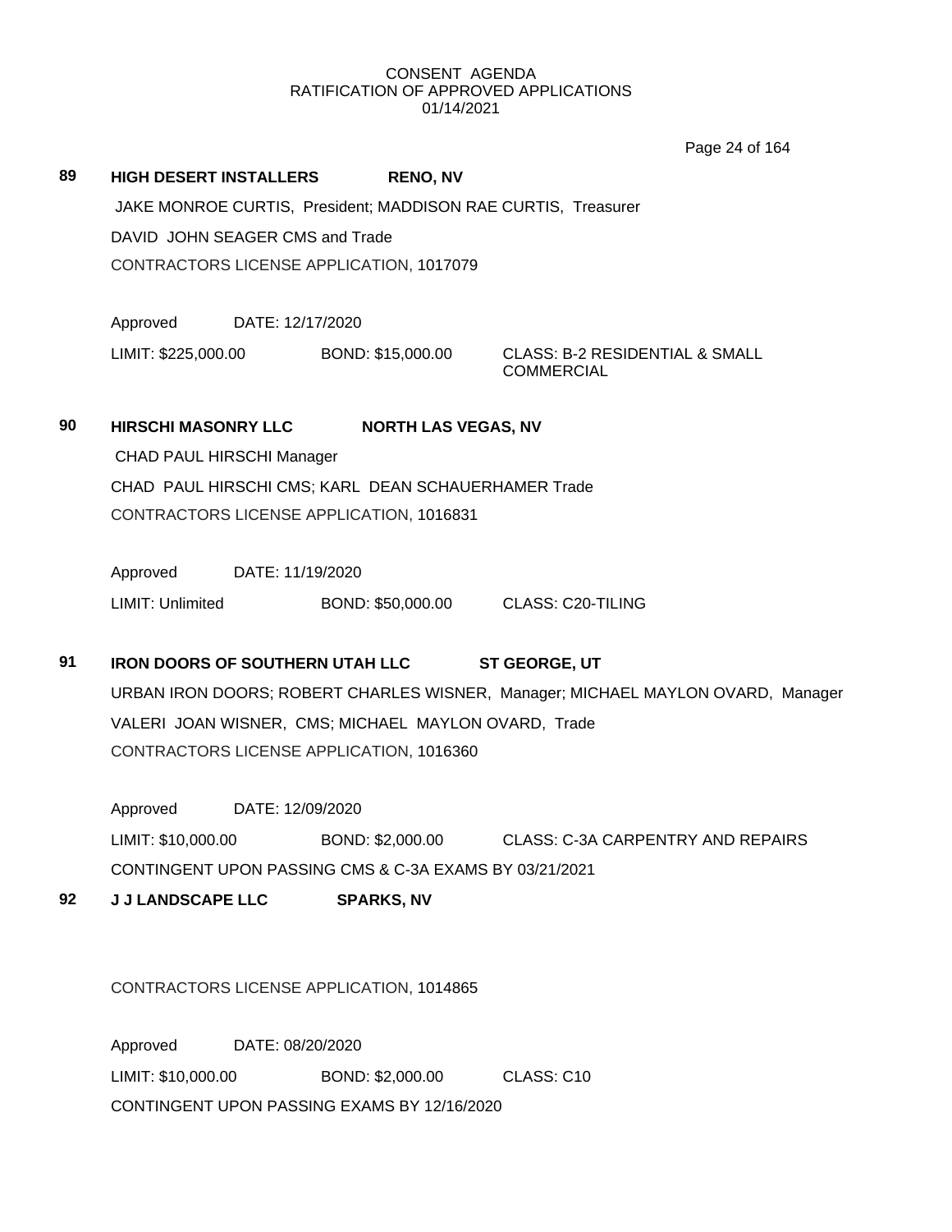CONSENT AGENDA
RATIFICATION OF APPROVED APPLICATIONS
01/14/2021

**89 HIGH DESERT INSTALLERS RENO, NV**

JAKE MONROE CURTIS, President; MADDISON RAE CURTIS, Treasurer

DAVID JOHN SEAGER CMS and Trade

CONTRACTORS LICENSE APPLICATION, 1017079

Approved DATE: 12/17/2020

LIMIT: $225,000.00 BOND: $15,000.00 CLASS: B-2 RESIDENTIAL & SMALL COMMERCIAL

**90 HIRSCHI MASONRY LLC NORTH LAS VEGAS, NV**

CHAD PAUL HIRSCHI Manager

CHAD PAUL HIRSCHI CMS; KARL DEAN SCHAUERHAMER Trade

CONTRACTORS LICENSE APPLICATION, 1016831

Approved DATE: 11/19/2020

LIMIT: Unlimited BOND: $50,000.00 CLASS: C20-TILING

**91 IRON DOORS OF SOUTHERN UTAH LLC ST GEORGE, UT**

URBAN IRON DOORS; ROBERT CHARLES WISNER, Manager; MICHAEL MAYLON OVARD, Manager

VALERI JOAN WISNER, CMS; MICHAEL MAYLON OVARD, Trade

CONTRACTORS LICENSE APPLICATION, 1016360

Approved DATE: 12/09/2020

LIMIT: $10,000.00 BOND: $2,000.00 CLASS: C-3A CARPENTRY AND REPAIRS

CONTINGENT UPON PASSING CMS & C-3A EXAMS BY 03/21/2021

**92 J J LANDSCAPE LLC SPARKS, NV**

CONTRACTORS LICENSE APPLICATION, 1014865

Approved DATE: 08/20/2020

LIMIT: $10,000.00 BOND: $2,000.00 CLASS: C10

CONTINGENT UPON PASSING EXAMS BY 12/16/2020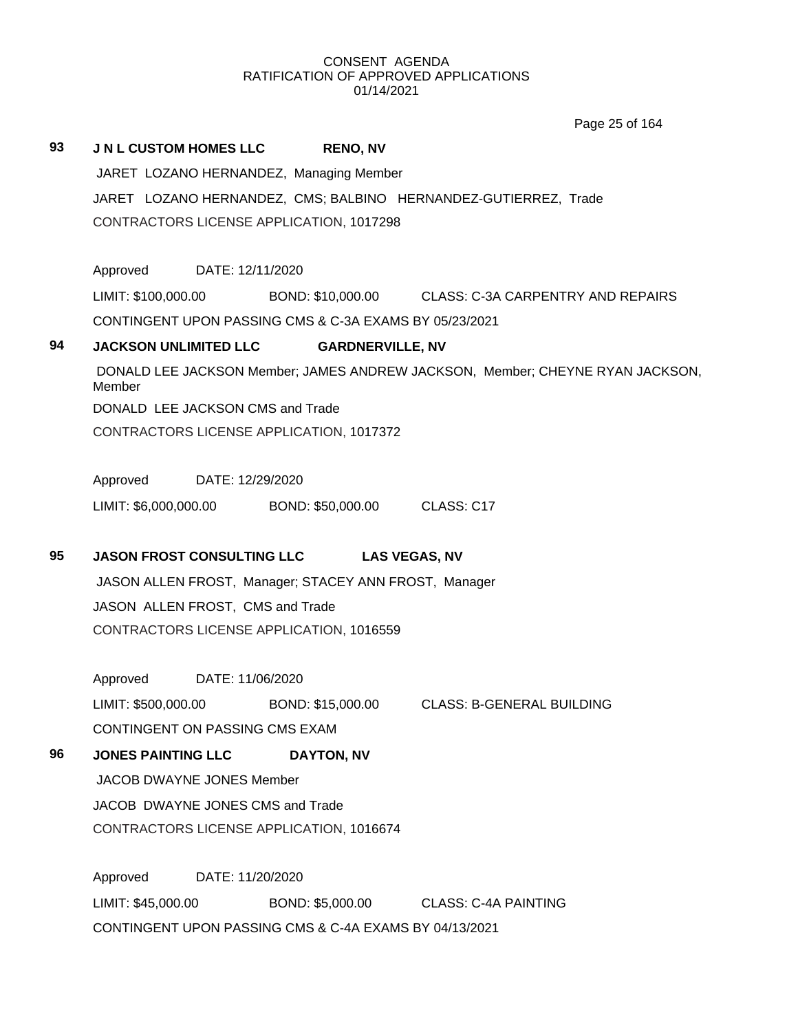CONSENT AGENDA
RATIFICATION OF APPROVED APPLICATIONS
01/14/2021

**93 J N L CUSTOM HOMES LLC RENO, NV**

JARET LOZANO HERNANDEZ, Managing Member

JARET LOZANO HERNANDEZ, CMS; BALBINO HERNANDEZ-GUTIERREZ, Trade

CONTRACTORS LICENSE APPLICATION, 1017298

Approved DATE: 12/11/2020

LIMIT: $100,000.00 BOND: $10,000.00 CLASS: C-3A CARPENTRY AND REPAIRS

CONTINGENT UPON PASSING CMS & C-3A EXAMS BY 05/23/2021

**94 JACKSON UNLIMITED LLC GARDNERVILLE, NV**

DONALD LEE JACKSON Member; JAMES ANDREW JACKSON, Member; CHEYNE RYAN JACKSON, Member

DONALD LEE JACKSON CMS and Trade

CONTRACTORS LICENSE APPLICATION, 1017372

Approved DATE: 12/29/2020

LIMIT: $6,000,000.00 BOND: $50,000.00 CLASS: C17

**95 JASON FROST CONSULTING LLC LAS VEGAS, NV**

JASON ALLEN FROST, Manager; STACEY ANN FROST, Manager

JASON ALLEN FROST, CMS and Trade

CONTRACTORS LICENSE APPLICATION, 1016559

Approved DATE: 11/06/2020

LIMIT: $500,000.00 BOND: $15,000.00 CLASS: B-GENERAL BUILDING

CONTINGENT ON PASSING CMS EXAM

**96 JONES PAINTING LLC DAYTON, NV**

JACOB DWAYNE JONES Member

JACOB DWAYNE JONES CMS and Trade

CONTRACTORS LICENSE APPLICATION, 1016674

Approved DATE: 11/20/2020

LIMIT: $45,000.00 BOND: $5,000.00 CLASS: C-4A PAINTING

CONTINGENT UPON PASSING CMS & C-4A EXAMS BY 04/13/2021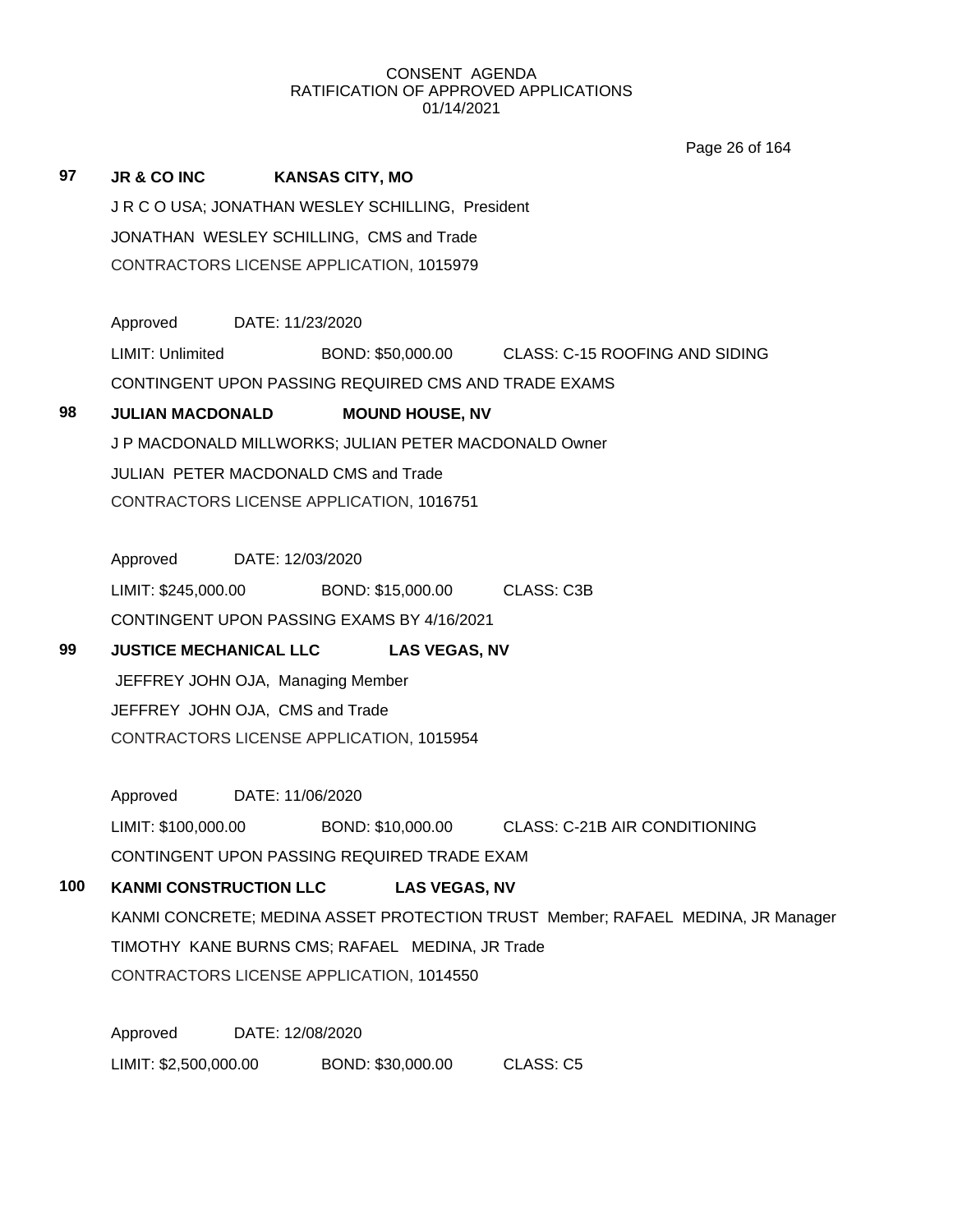CONSENT AGENDA
RATIFICATION OF APPROVED APPLICATIONS
01/14/2021

**97** **JR & CO INC** **KANSAS CITY, MO**

J R C O USA; JONATHAN WESLEY SCHILLING, President

JONATHAN WESLEY SCHILLING, CMS and Trade

CONTRACTORS LICENSE APPLICATION, 1015979

Approved DATE: 11/23/2020

LIMIT: Unlimited BOND: $50,000.00 CLASS: C-15 ROOFING AND SIDING

CONTINGENT UPON PASSING REQUIRED CMS AND TRADE EXAMS

**98** **JULIAN MACDONALD** **MOUND HOUSE, NV**

J P MACDONALD MILLWORKS; JULIAN PETER MACDONALD Owner

JULIAN PETER MACDONALD CMS and Trade

CONTRACTORS LICENSE APPLICATION, 1016751

Approved DATE: 12/03/2020

LIMIT: $245,000.00 BOND: $15,000.00 CLASS: C3B

CONTINGENT UPON PASSING EXAMS BY 4/16/2021

**99** **JUSTICE MECHANICAL LLC** **LAS VEGAS, NV**

JEFFREY JOHN OJA, Managing Member

JEFFREY JOHN OJA, CMS and Trade

CONTRACTORS LICENSE APPLICATION, 1015954

Approved DATE: 11/06/2020

LIMIT: $100,000.00 BOND: $10,000.00 CLASS: C-21B AIR CONDITIONING

CONTINGENT UPON PASSING REQUIRED TRADE EXAM

**100** **KANMI CONSTRUCTION LLC** **LAS VEGAS, NV**

KANMI CONCRETE; MEDINA ASSET PROTECTION TRUST Member; RAFAEL MEDINA, JR Manager

TIMOTHY KANE BURNS CMS; RAFAEL MEDINA, JR Trade

CONTRACTORS LICENSE APPLICATION, 1014550

Approved DATE: 12/08/2020

LIMIT: $2,500,000.00 BOND: $30,000.00 CLASS: C5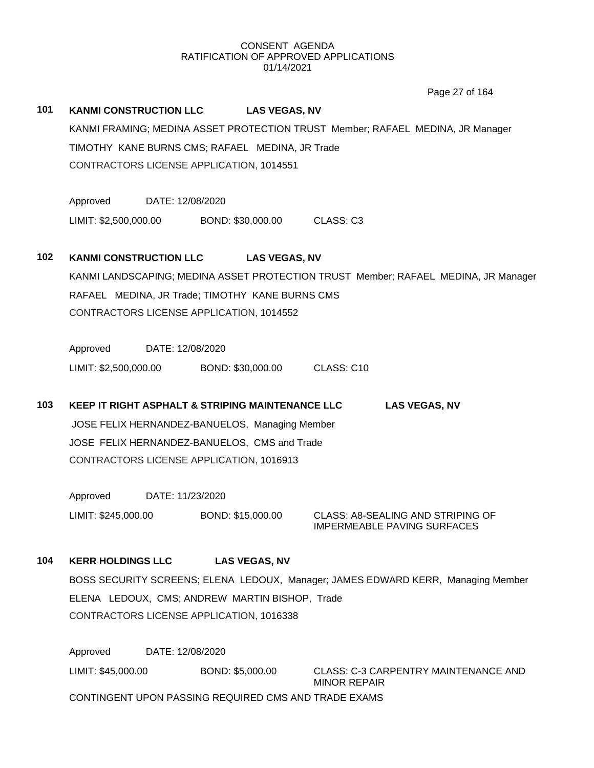CONSENT AGENDA
RATIFICATION OF APPROVED APPLICATIONS
01/14/2021

**101 KANMI CONSTRUCTION LLC LAS VEGAS, NV**

KANMI FRAMING; MEDINA ASSET PROTECTION TRUST Member; RAFAEL MEDINA, JR Manager
TIMOTHY KANE BURNS CMS; RAFAEL MEDINA, JR Trade
CONTRACTORS LICENSE APPLICATION, 1014551

Approved DATE: 12/08/2020

LIMIT: $2,500,000.00 BOND: $30,000.00 CLASS: C3

**102 KANMI CONSTRUCTION LLC LAS VEGAS, NV**

KANMI LANDSCAPING; MEDINA ASSET PROTECTION TRUST Member; RAFAEL MEDINA, JR Manager
RAFAEL MEDINA, JR Trade; TIMOTHY KANE BURNS CMS
CONTRACTORS LICENSE APPLICATION, 1014552

Approved DATE: 12/08/2020

LIMIT: $2,500,000.00 BOND: $30,000.00 CLASS: C10

**103 KEEP IT RIGHT ASPHALT & STRIPING MAINTENANCE LLC LAS VEGAS, NV**

JOSE FELIX HERNANDEZ-BANUELOS, Managing Member
JOSE FELIX HERNANDEZ-BANUELOS, CMS and Trade
CONTRACTORS LICENSE APPLICATION, 1016913

Approved DATE: 11/23/2020

LIMIT: $245,000.00 BOND: $15,000.00 CLASS: A8-SEALING AND STRIPING OF IMPERMEABLE PAVING SURFACES

**104 KERR HOLDINGS LLC LAS VEGAS, NV**

BOSS SECURITY SCREENS; ELENA LEDOUX, Manager; JAMES EDWARD KERR, Managing Member
ELENA LEDOUX, CMS; ANDREW MARTIN BISHOP, Trade
CONTRACTORS LICENSE APPLICATION, 1016338

Approved DATE: 12/08/2020

LIMIT: $45,000.00 BOND: $5,000.00 CLASS: C-3 CARPENTRY MAINTENANCE AND MINOR REPAIR

CONTINGENT UPON PASSING REQUIRED CMS AND TRADE EXAMS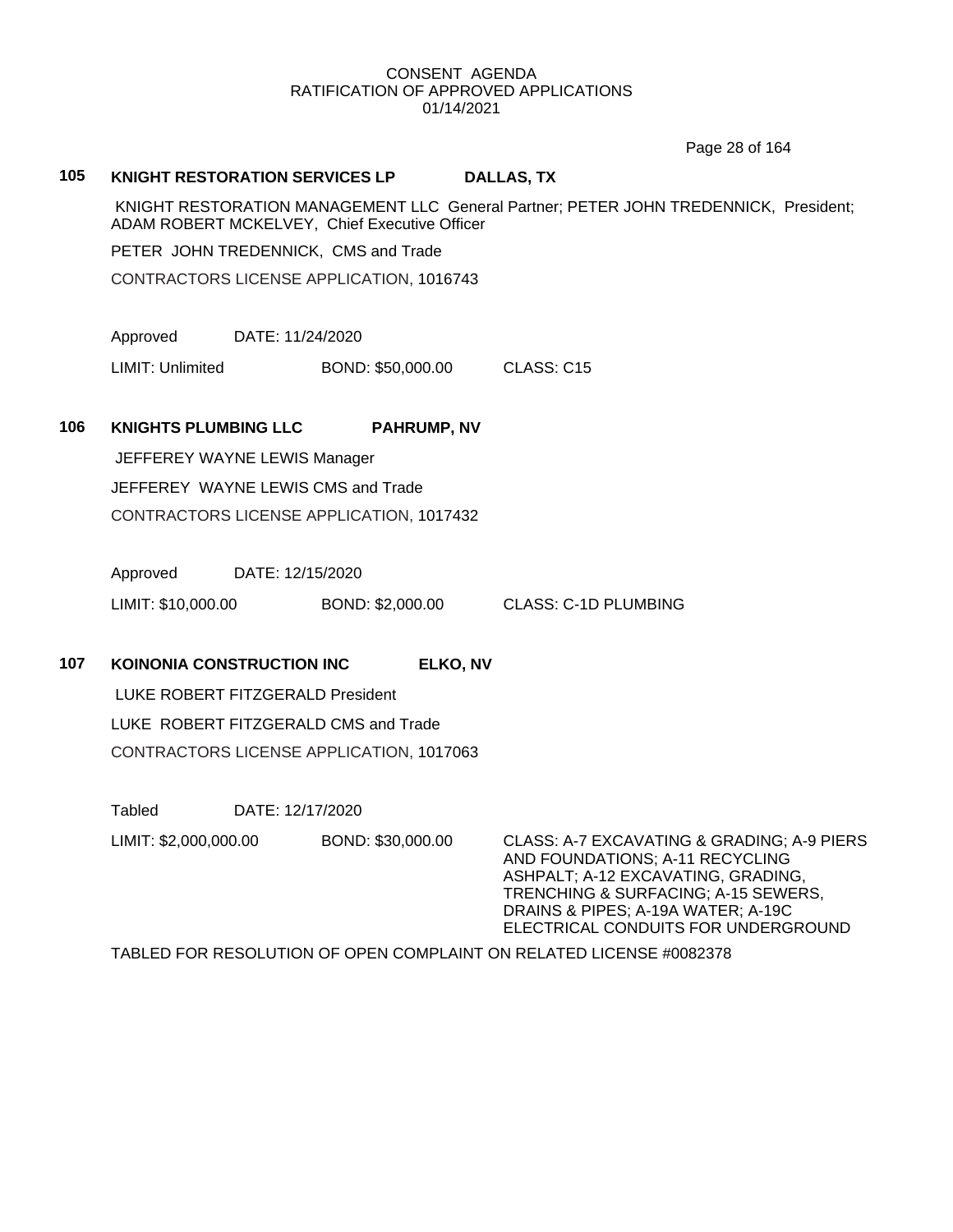CONSENT AGENDA
RATIFICATION OF APPROVED APPLICATIONS
01/14/2021

**105 KNIGHT RESTORATION SERVICES LP DALLAS, TX**

KNIGHT RESTORATION MANAGEMENT LLC General Partner; PETER JOHN TREDENNICK, President; ADAM ROBERT MCKELVEY, Chief Executive Officer

PETER JOHN TREDENNICK, CMS and Trade

CONTRACTORS LICENSE APPLICATION, 1016743

Approved DATE: 11/24/2020

LIMIT: Unlimited BOND: $50,000.00 CLASS: C15

**106 KNIGHTS PLUMBING LLC PAHRUMP, NV**

JEFFEREY WAYNE LEWIS Manager

JEFFEREY WAYNE LEWIS CMS and Trade

CONTRACTORS LICENSE APPLICATION, 1017432

Approved DATE: 12/15/2020

LIMIT: $10,000.00 BOND: $2,000.00 CLASS: C-1D PLUMBING

**107 KOINONIA CONSTRUCTION INC ELKO, NV**

LUKE ROBERT FITZGERALD President

LUKE ROBERT FITZGERALD CMS and Trade

CONTRACTORS LICENSE APPLICATION, 1017063

Tabled DATE: 12/17/2020

LIMIT: $2,000,000.00 BOND: $30,000.00 CLASS: A-7 EXCAVATING & GRADING; A-9 PIERS AND FOUNDATIONS; A-11 RECYCLING ASHPALT; A-12 EXCAVATING, GRADING, TRENCHING & SURFACING; A-15 SEWERS, DRAINS & PIPES; A-19A WATER; A-19C ELECTRICAL CONDUITS FOR UNDERGROUND

TABLED FOR RESOLUTION OF OPEN COMPLAINT ON RELATED LICENSE #0082378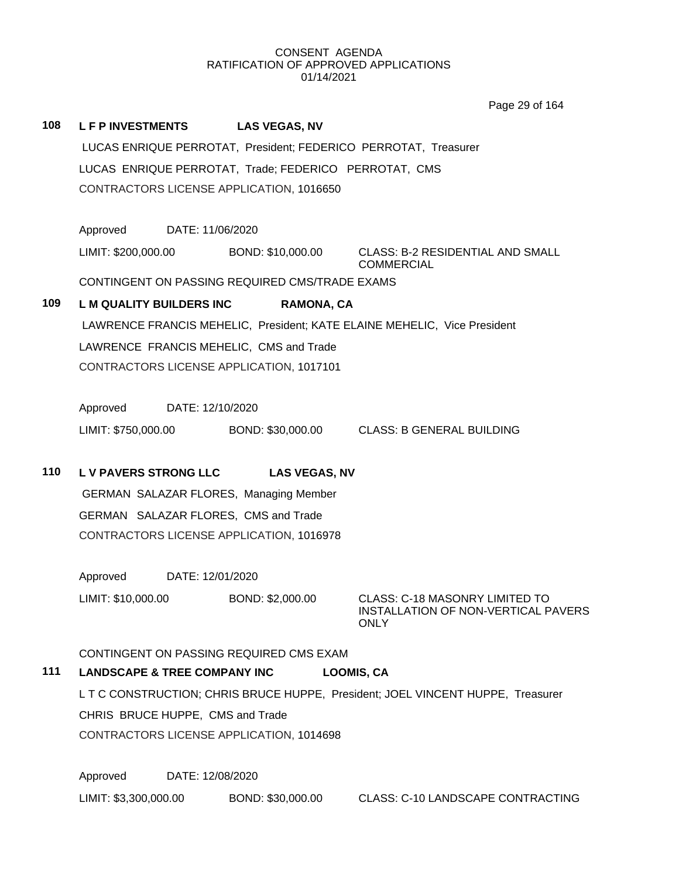CONSENT AGENDA
RATIFICATION OF APPROVED APPLICATIONS
01/14/2021

**108 L F P INVESTMENTS LAS VEGAS, NV**

LUCAS ENRIQUE PERROTAT, President; FEDERICO PERROTAT, Treasurer

LUCAS ENRIQUE PERROTAT, Trade; FEDERICO PERROTAT, CMS

CONTRACTORS LICENSE APPLICATION, 1016650

Approved DATE: 11/06/2020

LIMIT: $200,000.00 BOND: $10,000.00 CLASS: B-2 RESIDENTIAL AND SMALL COMMERCIAL

CONTINGENT ON PASSING REQUIRED CMS/TRADE EXAMS

**109 L M QUALITY BUILDERS INC RAMONA, CA**

LAWRENCE FRANCIS MEHELIC, President; KATE ELAINE MEHELIC, Vice President

LAWRENCE FRANCIS MEHELIC, CMS and Trade

CONTRACTORS LICENSE APPLICATION, 1017101

Approved DATE: 12/10/2020

LIMIT: $750,000.00 BOND: $30,000.00 CLASS: B GENERAL BUILDING

**110 L V PAVERS STRONG LLC LAS VEGAS, NV**

GERMAN SALAZAR FLORES, Managing Member

GERMAN SALAZAR FLORES, CMS and Trade

CONTRACTORS LICENSE APPLICATION, 1016978

Approved DATE: 12/01/2020

LIMIT: $10,000.00 BOND: $2,000.00 CLASS: C-18 MASONRY LIMITED TO INSTALLATION OF NON-VERTICAL PAVERS ONLY

CONTINGENT ON PASSING REQUIRED CMS EXAM

**111 LANDSCAPE & TREE COMPANY INC LOOMIS, CA**

L T C CONSTRUCTION; CHRIS BRUCE HUPPE, President; JOEL VINCENT HUPPE, Treasurer

CHRIS BRUCE HUPPE, CMS and Trade

CONTRACTORS LICENSE APPLICATION, 1014698

Approved DATE: 12/08/2020

LIMIT: $3,300,000.00 BOND: $30,000.00 CLASS: C-10 LANDSCAPE CONTRACTING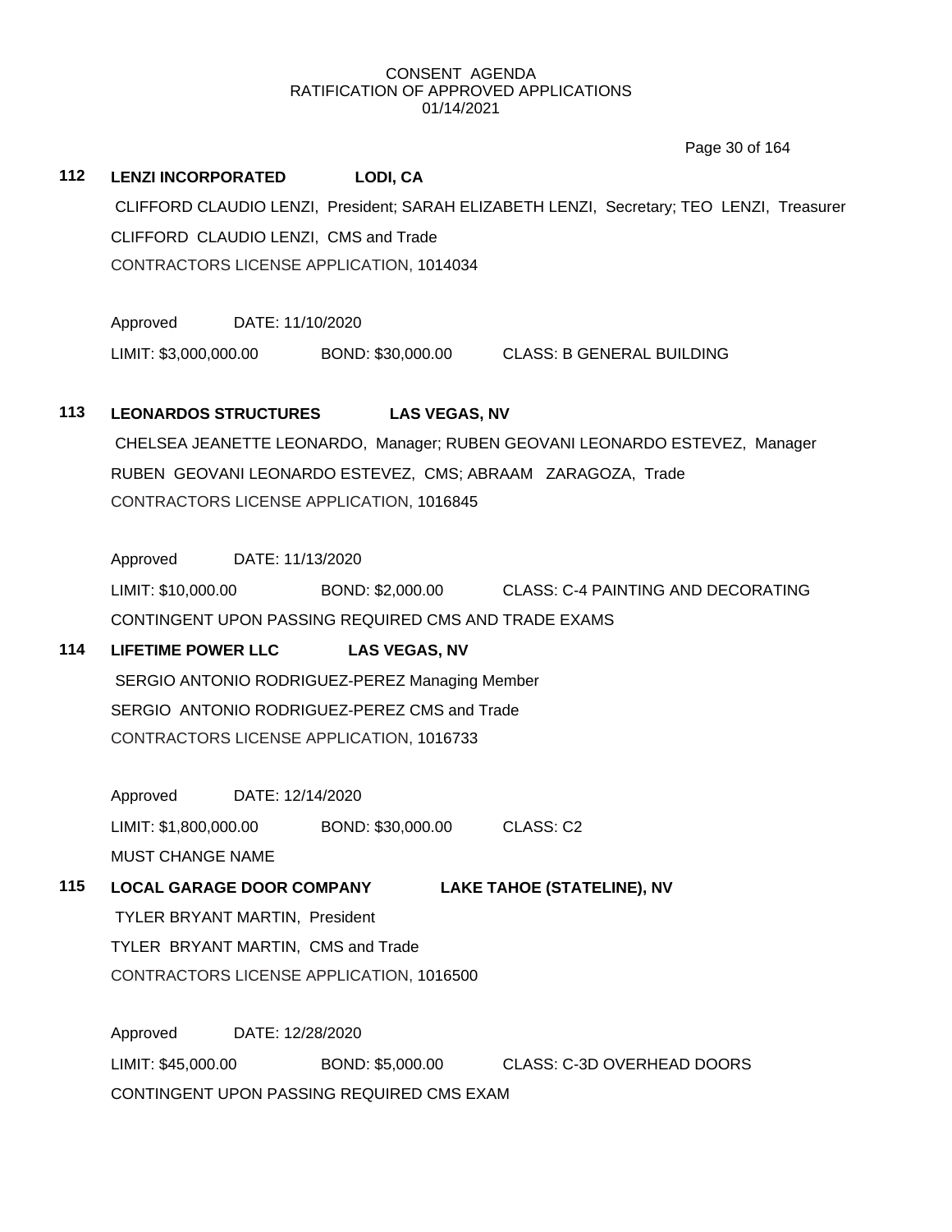CONSENT AGENDA
RATIFICATION OF APPROVED APPLICATIONS
01/14/2021

**112 LENZI INCORPORATED LODI, CA**

CLIFFORD CLAUDIO LENZI, President; SARAH ELIZABETH LENZI, Secretary; TEO LENZI, Treasurer
CLIFFORD CLAUDIO LENZI, CMS and Trade
CONTRACTORS LICENSE APPLICATION, 1014034

Approved DATE: 11/10/2020
LIMIT: $3,000,000.00 BOND: $30,000.00 CLASS: B GENERAL BUILDING

**113 LEONARDOS STRUCTURES LAS VEGAS, NV**

CHELSEA JEANETTE LEONARDO, Manager; RUBEN GEOVANI LEONARDO ESTEVEZ, Manager
RUBEN GEOVANI LEONARDO ESTEVEZ, CMS; ABRAAM ZARAGOZA, Trade
CONTRACTORS LICENSE APPLICATION, 1016845

Approved DATE: 11/13/2020
LIMIT: $10,000.00 BOND: $2,000.00 CLASS: C-4 PAINTING AND DECORATING
CONTINGENT UPON PASSING REQUIRED CMS AND TRADE EXAMS

**114 LIFETIME POWER LLC LAS VEGAS, NV**

SERGIO ANTONIO RODRIGUEZ-PEREZ Managing Member
SERGIO ANTONIO RODRIGUEZ-PEREZ CMS and Trade
CONTRACTORS LICENSE APPLICATION, 1016733

Approved DATE: 12/14/2020
LIMIT: $1,800,000.00 BOND: $30,000.00 CLASS: C2
MUST CHANGE NAME

**115 LOCAL GARAGE DOOR COMPANY LAKE TAHOE (STATELINE), NV**

TYLER BRYANT MARTIN, President
TYLER BRYANT MARTIN, CMS and Trade
CONTRACTORS LICENSE APPLICATION, 1016500

Approved DATE: 12/28/2020
LIMIT: $45,000.00 BOND: $5,000.00 CLASS: C-3D OVERHEAD DOORS
CONTINGENT UPON PASSING REQUIRED CMS EXAM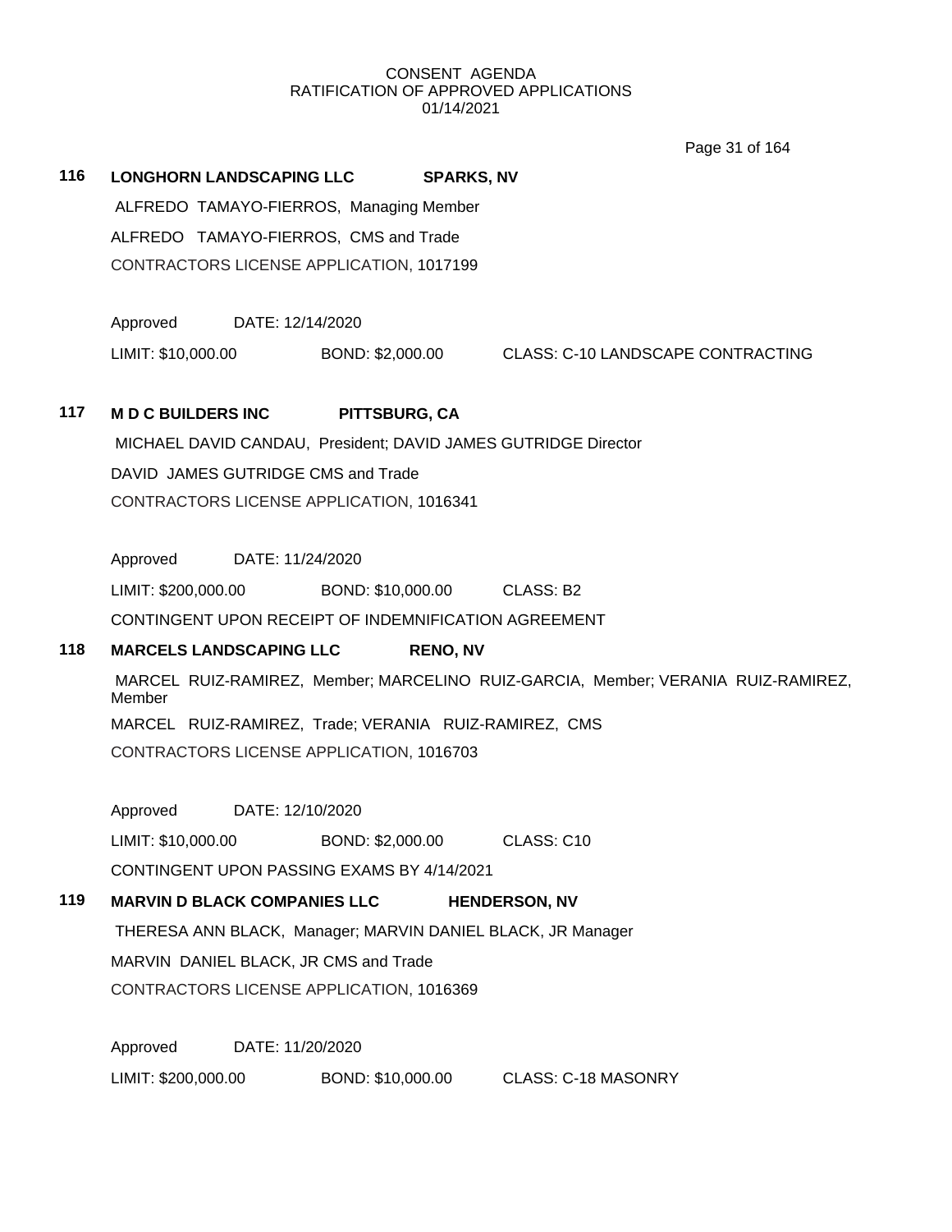CONSENT AGENDA
RATIFICATION OF APPROVED APPLICATIONS
01/14/2021

**116 LONGHORN LANDSCAPING LLC SPARKS, NV**

ALFREDO TAMAYO-FIERROS, Managing Member

ALFREDO TAMAYO-FIERROS, CMS and Trade

CONTRACTORS LICENSE APPLICATION, 1017199

Approved DATE: 12/14/2020

LIMIT: $10,000.00 BOND: $2,000.00 CLASS: C-10 LANDSCAPE CONTRACTING

**117 M D C BUILDERS INC PITTSBURG, CA**

MICHAEL DAVID CANDAU, President; DAVID JAMES GUTRIDGE Director

DAVID JAMES GUTRIDGE CMS and Trade

CONTRACTORS LICENSE APPLICATION, 1016341

Approved DATE: 11/24/2020

LIMIT: $200,000.00 BOND: $10,000.00 CLASS: B2

CONTINGENT UPON RECEIPT OF INDEMNIFICATION AGREEMENT

**118 MARCELS LANDSCAPING LLC RENO, NV**

MARCEL RUIZ-RAMIREZ, Member; MARCELINO RUIZ-GARCIA, Member; VERANIA RUIZ-RAMIREZ, Member

MARCEL RUIZ-RAMIREZ, Trade; VERANIA RUIZ-RAMIREZ, CMS

CONTRACTORS LICENSE APPLICATION, 1016703

Approved DATE: 12/10/2020

LIMIT: $10,000.00 BOND: $2,000.00 CLASS: C10

CONTINGENT UPON PASSING EXAMS BY 4/14/2021

**119 MARVIN D BLACK COMPANIES LLC HENDERSON, NV**

THERESA ANN BLACK, Manager; MARVIN DANIEL BLACK, JR Manager

MARVIN DANIEL BLACK, JR CMS and Trade

CONTRACTORS LICENSE APPLICATION, 1016369

Approved DATE: 11/20/2020

LIMIT: $200,000.00 BOND: $10,000.00 CLASS: C-18 MASONRY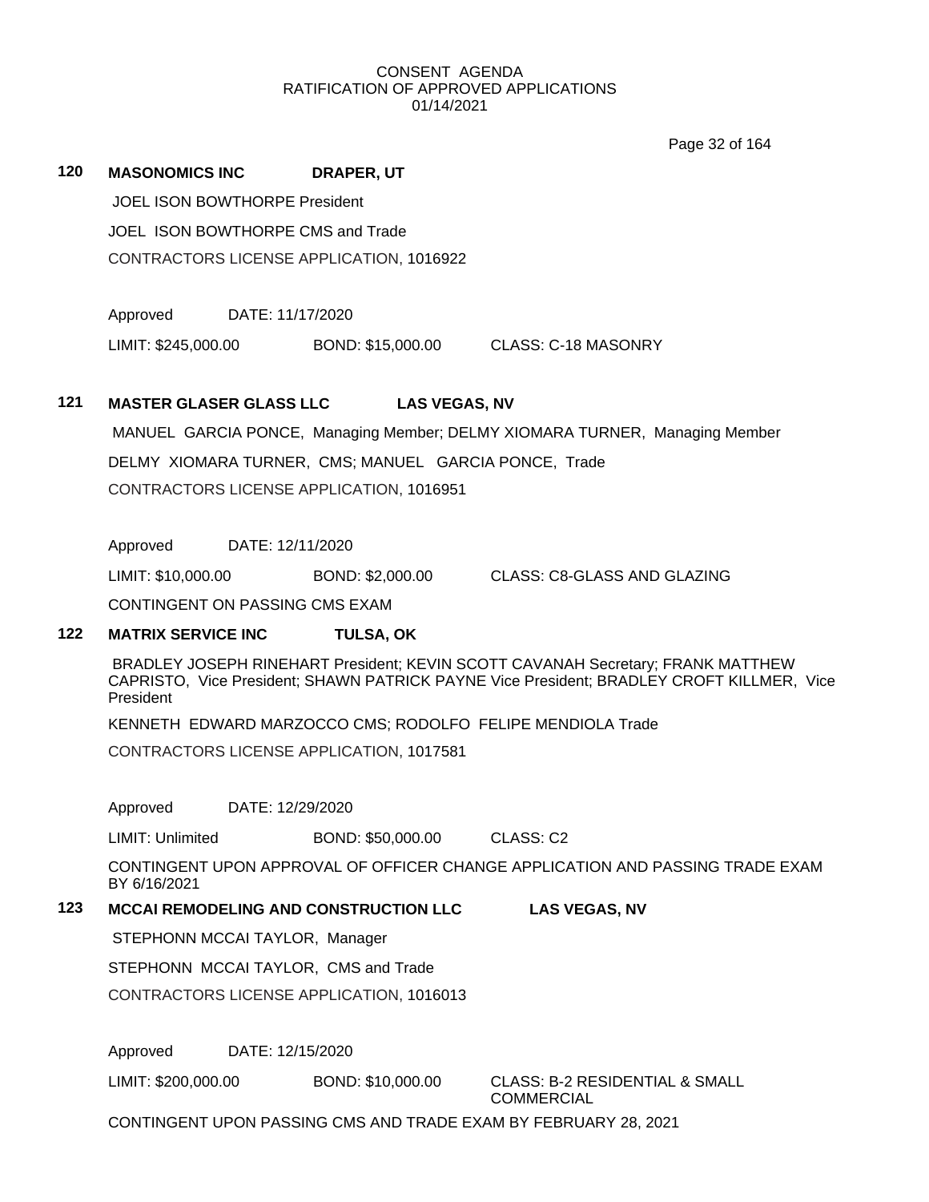CONSENT AGENDA
RATIFICATION OF APPROVED APPLICATIONS
01/14/2021

**120 MASONOMICS INC DRAPER, UT**

JOEL ISON BOWTHORPE President

JOEL ISON BOWTHORPE CMS and Trade

CONTRACTORS LICENSE APPLICATION, 1016922

Approved DATE: 11/17/2020

LIMIT: $245,000.00 BOND: $15,000.00 CLASS: C-18 MASONRY

**121 MASTER GLASER GLASS LLC LAS VEGAS, NV**

MANUEL GARCIA PONCE, Managing Member; DELMY XIOMARA TURNER, Managing Member

DELMY XIOMARA TURNER, CMS; MANUEL GARCIA PONCE, Trade

CONTRACTORS LICENSE APPLICATION, 1016951

Approved DATE: 12/11/2020

LIMIT: $10,000.00 BOND: $2,000.00 CLASS: C8-GLASS AND GLAZING

CONTINGENT ON PASSING CMS EXAM

**122 MATRIX SERVICE INC TULSA, OK**

BRADLEY JOSEPH RINEHART President; KEVIN SCOTT CAVANAH Secretary; FRANK MATTHEW CAPRISTO, Vice President; SHAWN PATRICK PAYNE Vice President; BRADLEY CROFT KILLMER, Vice President

KENNETH EDWARD MARZOCCO CMS; RODOLFO FELIPE MENDIOLA Trade

CONTRACTORS LICENSE APPLICATION, 1017581

Approved DATE: 12/29/2020

LIMIT: Unlimited BOND: $50,000.00 CLASS: C2

CONTINGENT UPON APPROVAL OF OFFICER CHANGE APPLICATION AND PASSING TRADE EXAM BY 6/16/2021

**123 MCCAI REMODELING AND CONSTRUCTION LLC LAS VEGAS, NV**

STEPHONN MCCAI TAYLOR, Manager

STEPHONN MCCAI TAYLOR, CMS and Trade

CONTRACTORS LICENSE APPLICATION, 1016013

Approved DATE: 12/15/2020

LIMIT: $200,000.00 BOND: $10,000.00 CLASS: B-2 RESIDENTIAL & SMALL COMMERCIAL

CONTINGENT UPON PASSING CMS AND TRADE EXAM BY FEBRUARY 28, 2021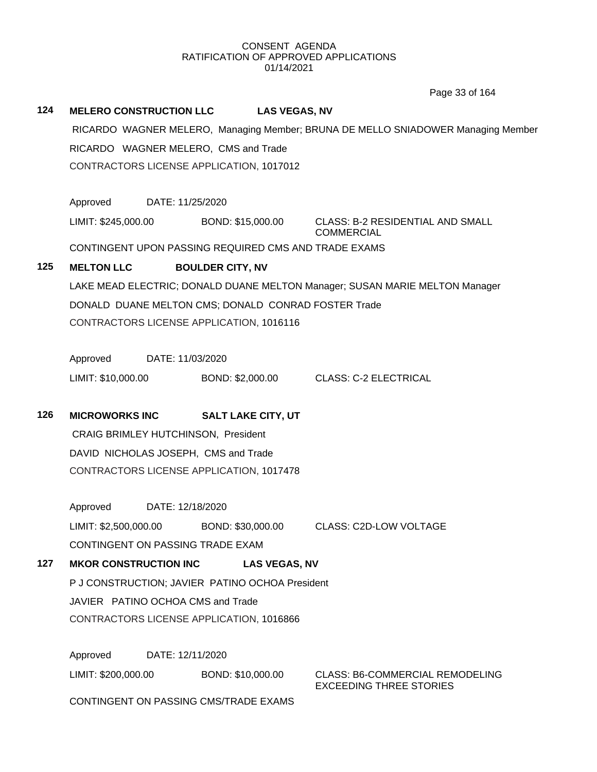CONSENT AGENDA
RATIFICATION OF APPROVED APPLICATIONS
01/14/2021

**124 MELERO CONSTRUCTION LLC LAS VEGAS, NV**

RICARDO WAGNER MELERO, Managing Member; BRUNA DE MELLO SNIADOWER Managing Member

RICARDO WAGNER MELERO, CMS and Trade

CONTRACTORS LICENSE APPLICATION, 1017012

Approved DATE: 11/25/2020

LIMIT: $245,000.00 BOND: $15,000.00 CLASS: B-2 RESIDENTIAL AND SMALL COMMERCIAL

CONTINGENT UPON PASSING REQUIRED CMS AND TRADE EXAMS

**125 MELTON LLC BOULDER CITY, NV**

LAKE MEAD ELECTRIC; DONALD DUANE MELTON Manager; SUSAN MARIE MELTON Manager

DONALD DUANE MELTON CMS; DONALD CONRAD FOSTER Trade

CONTRACTORS LICENSE APPLICATION, 1016116

Approved DATE: 11/03/2020

LIMIT: $10,000.00 BOND: $2,000.00 CLASS: C-2 ELECTRICAL

**126 MICROWORKS INC SALT LAKE CITY, UT**

CRAIG BRIMLEY HUTCHINSON, President

DAVID NICHOLAS JOSEPH, CMS and Trade

CONTRACTORS LICENSE APPLICATION, 1017478

Approved DATE: 12/18/2020

LIMIT: $2,500,000.00 BOND: $30,000.00 CLASS: C2D-LOW VOLTAGE

CONTINGENT ON PASSING TRADE EXAM

**127 MKOR CONSTRUCTION INC LAS VEGAS, NV**

P J CONSTRUCTION; JAVIER PATINO OCHOA President

JAVIER PATINO OCHOA CMS and Trade

CONTRACTORS LICENSE APPLICATION, 1016866

Approved DATE: 12/11/2020

LIMIT: $200,000.00 BOND: $10,000.00 CLASS: B6-COMMERCIAL REMODELING EXCEEDING THREE STORIES

CONTINGENT ON PASSING CMS/TRADE EXAMS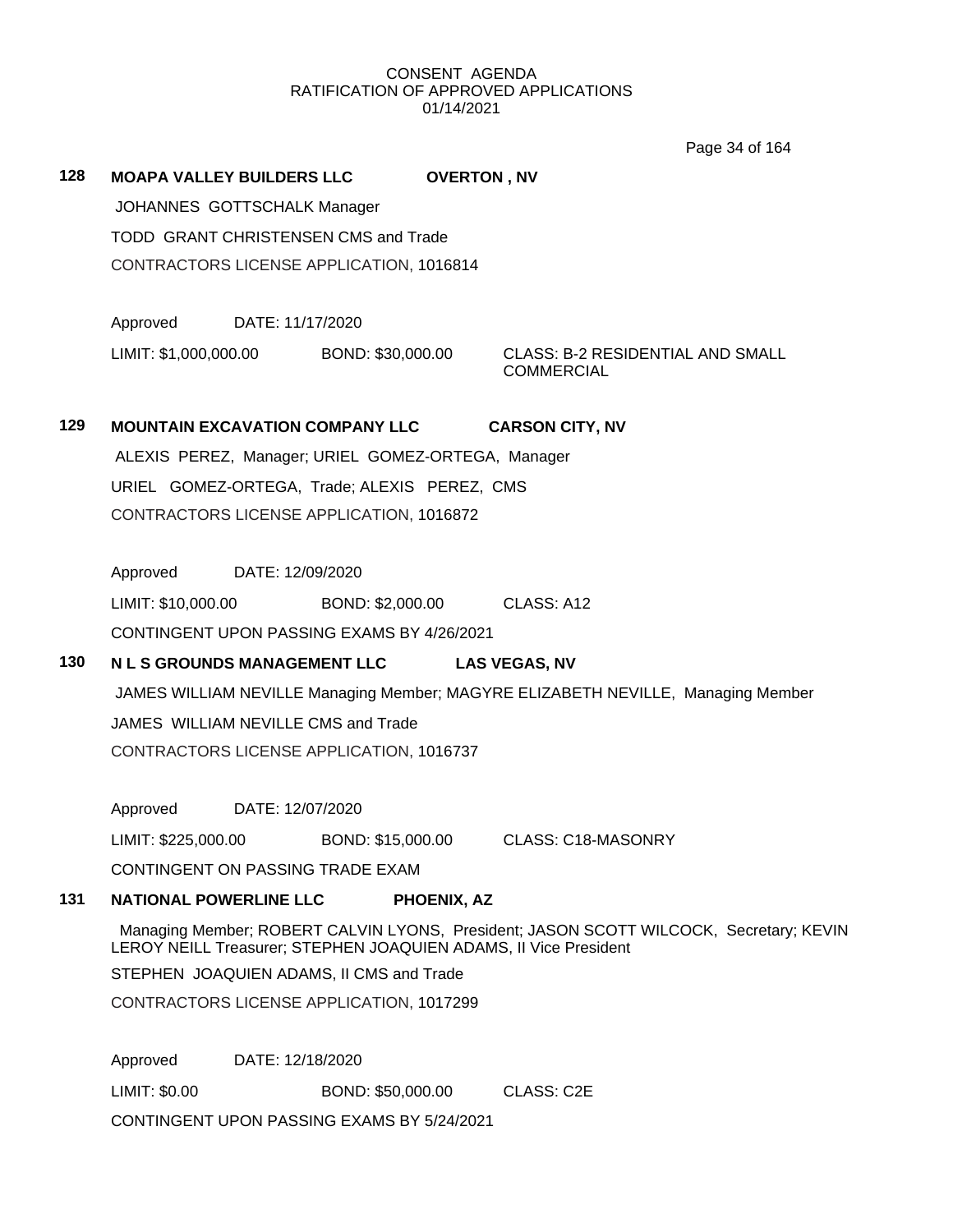CONSENT AGENDA
RATIFICATION OF APPROVED APPLICATIONS
01/14/2021

**128 MOAPA VALLEY BUILDERS LLC OVERTON , NV**

JOHANNES GOTTSCHALK Manager

TODD GRANT CHRISTENSEN CMS and Trade

CONTRACTORS LICENSE APPLICATION, 1016814

Approved DATE: 11/17/2020

LIMIT: $1,000,000.00 BOND: $30,000.00 CLASS: B-2 RESIDENTIAL AND SMALL COMMERCIAL

**129 MOUNTAIN EXCAVATION COMPANY LLC CARSON CITY, NV**

ALEXIS PEREZ, Manager; URIEL GOMEZ-ORTEGA, Manager

URIEL GOMEZ-ORTEGA, Trade; ALEXIS PEREZ, CMS

CONTRACTORS LICENSE APPLICATION, 1016872

Approved DATE: 12/09/2020

LIMIT: $10,000.00 BOND: $2,000.00 CLASS: A12

CONTINGENT UPON PASSING EXAMS BY 4/26/2021

**130 N L S GROUNDS MANAGEMENT LLC LAS VEGAS, NV**

JAMES WILLIAM NEVILLE Managing Member; MAGYRE ELIZABETH NEVILLE, Managing Member

JAMES WILLIAM NEVILLE CMS and Trade

CONTRACTORS LICENSE APPLICATION, 1016737

Approved DATE: 12/07/2020

LIMIT: $225,000.00 BOND: $15,000.00 CLASS: C18-MASONRY

CONTINGENT ON PASSING TRADE EXAM

**131 NATIONAL POWERLINE LLC PHOENIX, AZ**

Managing Member; ROBERT CALVIN LYONS, President; JASON SCOTT WILCOCK, Secretary; KEVIN LEROY NEILL Treasurer; STEPHEN JOAQUIEN ADAMS, II Vice President

STEPHEN JOAQUIEN ADAMS, II CMS and Trade

CONTRACTORS LICENSE APPLICATION, 1017299

Approved DATE: 12/18/2020

LIMIT: $0.00 BOND: $50,000.00 CLASS: C2E

CONTINGENT UPON PASSING EXAMS BY 5/24/2021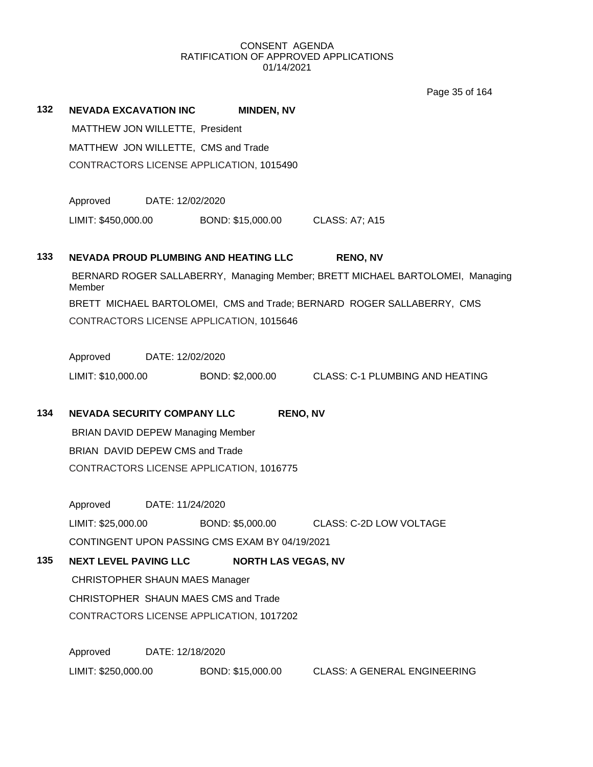CONSENT AGENDA
RATIFICATION OF APPROVED APPLICATIONS
01/14/2021

**132 NEVADA EXCAVATION INC MINDEN, NV**

MATTHEW JON WILLETTE, President

MATTHEW JON WILLETTE, CMS and Trade

CONTRACTORS LICENSE APPLICATION, 1015490

Approved DATE: 12/02/2020

LIMIT: $450,000.00 BOND: $15,000.00 CLASS: A7; A15

**133 NEVADA PROUD PLUMBING AND HEATING LLC RENO, NV**

BERNARD ROGER SALLABERRY, Managing Member; BRETT MICHAEL BARTOLOMEI, Managing Member

BRETT MICHAEL BARTOLOMEI, CMS and Trade; BERNARD ROGER SALLABERRY, CMS

CONTRACTORS LICENSE APPLICATION, 1015646

Approved DATE: 12/02/2020

LIMIT: $10,000.00 BOND: $2,000.00 CLASS: C-1 PLUMBING AND HEATING

**134 NEVADA SECURITY COMPANY LLC RENO, NV**

BRIAN DAVID DEPEW Managing Member

BRIAN DAVID DEPEW CMS and Trade

CONTRACTORS LICENSE APPLICATION, 1016775

Approved DATE: 11/24/2020

LIMIT: $25,000.00 BOND: $5,000.00 CLASS: C-2D LOW VOLTAGE

CONTINGENT UPON PASSING CMS EXAM BY 04/19/2021

**135 NEXT LEVEL PAVING LLC NORTH LAS VEGAS, NV**

CHRISTOPHER SHAUN MAES Manager

CHRISTOPHER SHAUN MAES CMS and Trade

CONTRACTORS LICENSE APPLICATION, 1017202

Approved DATE: 12/18/2020

LIMIT: $250,000.00 BOND: $15,000.00 CLASS: A GENERAL ENGINEERING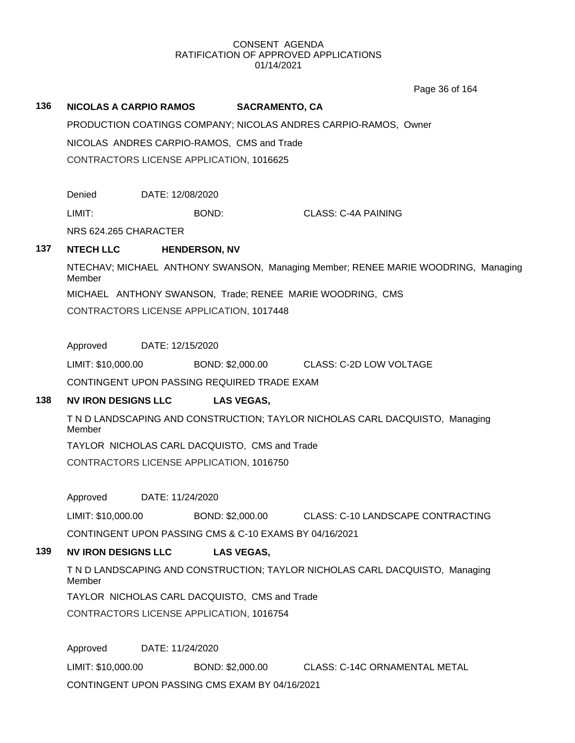CONSENT AGENDA
RATIFICATION OF APPROVED APPLICATIONS
01/14/2021

**136 NICOLAS A CARPIO RAMOS SACRAMENTO, CA**

PRODUCTION COATINGS COMPANY; NICOLAS ANDRES CARPIO-RAMOS, Owner

NICOLAS ANDRES CARPIO-RAMOS, CMS and Trade

CONTRACTORS LICENSE APPLICATION, 1016625

Denied DATE: 12/08/2020

LIMIT: BOND: CLASS: C-4A PAINING

NRS 624.265 CHARACTER

**137 NTECH LLC HENDERSON, NV**

NTECHAV; MICHAEL ANTHONY SWANSON, Managing Member; RENEE MARIE WOODRING, Managing Member

MICHAEL ANTHONY SWANSON, Trade; RENEE MARIE WOODRING, CMS

CONTRACTORS LICENSE APPLICATION, 1017448

Approved DATE: 12/15/2020

LIMIT: $10,000.00 BOND: $2,000.00 CLASS: C-2D LOW VOLTAGE

CONTINGENT UPON PASSING REQUIRED TRADE EXAM

**138 NV IRON DESIGNS LLC LAS VEGAS,**

T N D LANDSCAPING AND CONSTRUCTION; TAYLOR NICHOLAS CARL DACQUISTO, Managing Member

TAYLOR NICHOLAS CARL DACQUISTO, CMS and Trade

CONTRACTORS LICENSE APPLICATION, 1016750

Approved DATE: 11/24/2020

LIMIT: $10,000.00 BOND: $2,000.00 CLASS: C-10 LANDSCAPE CONTRACTING

CONTINGENT UPON PASSING CMS & C-10 EXAMS BY 04/16/2021

**139 NV IRON DESIGNS LLC LAS VEGAS,**

T N D LANDSCAPING AND CONSTRUCTION; TAYLOR NICHOLAS CARL DACQUISTO, Managing Member

TAYLOR NICHOLAS CARL DACQUISTO, CMS and Trade

CONTRACTORS LICENSE APPLICATION, 1016754

Approved DATE: 11/24/2020

LIMIT: $10,000.00 BOND: $2,000.00 CLASS: C-14C ORNAMENTAL METAL

CONTINGENT UPON PASSING CMS EXAM BY 04/16/2021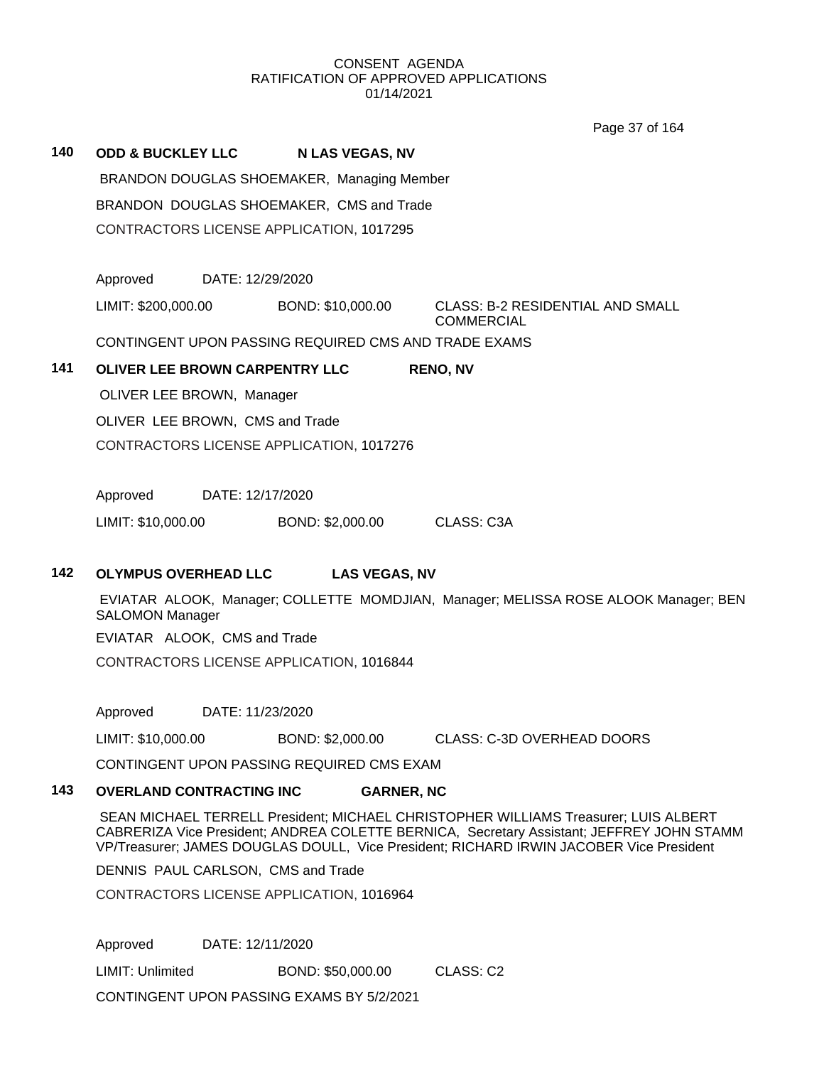CONSENT AGENDA
RATIFICATION OF APPROVED APPLICATIONS
01/14/2021

**140 ODD & BUCKLEY LLC N LAS VEGAS, NV**

BRANDON DOUGLAS SHOEMAKER, Managing Member

BRANDON DOUGLAS SHOEMAKER, CMS and Trade

CONTRACTORS LICENSE APPLICATION, 1017295

Approved DATE: 12/29/2020

LIMIT: $200,000.00 BOND: $10,000.00 CLASS: B-2 RESIDENTIAL AND SMALL COMMERCIAL

CONTINGENT UPON PASSING REQUIRED CMS AND TRADE EXAMS

**141 OLIVER LEE BROWN CARPENTRY LLC RENO, NV**

OLIVER LEE BROWN, Manager

OLIVER LEE BROWN, CMS and Trade

CONTRACTORS LICENSE APPLICATION, 1017276

Approved DATE: 12/17/2020

LIMIT: $10,000.00 BOND: $2,000.00 CLASS: C3A

**142 OLYMPUS OVERHEAD LLC LAS VEGAS, NV**

EVIATAR ALOOK, Manager; COLLETTE MOMDJIAN, Manager; MELISSA ROSE ALOOK Manager; BEN SALOMON Manager

EVIATAR ALOOK, CMS and Trade

CONTRACTORS LICENSE APPLICATION, 1016844

Approved DATE: 11/23/2020

LIMIT: $10,000.00 BOND: $2,000.00 CLASS: C-3D OVERHEAD DOORS

CONTINGENT UPON PASSING REQUIRED CMS EXAM

**143 OVERLAND CONTRACTING INC GARNER, NC**

SEAN MICHAEL TERRELL President; MICHAEL CHRISTOPHER WILLIAMS Treasurer; LUIS ALBERT CABRERIZA Vice President; ANDREA COLETTE BERNICA, Secretary Assistant; JEFFREY JOHN STAMM VP/Treasurer; JAMES DOUGLAS DOULL, Vice President; RICHARD IRWIN JACOBER Vice President

DENNIS PAUL CARLSON, CMS and Trade

CONTRACTORS LICENSE APPLICATION, 1016964

Approved DATE: 12/11/2020

LIMIT: Unlimited BOND: $50,000.00 CLASS: C2

CONTINGENT UPON PASSING EXAMS BY 5/2/2021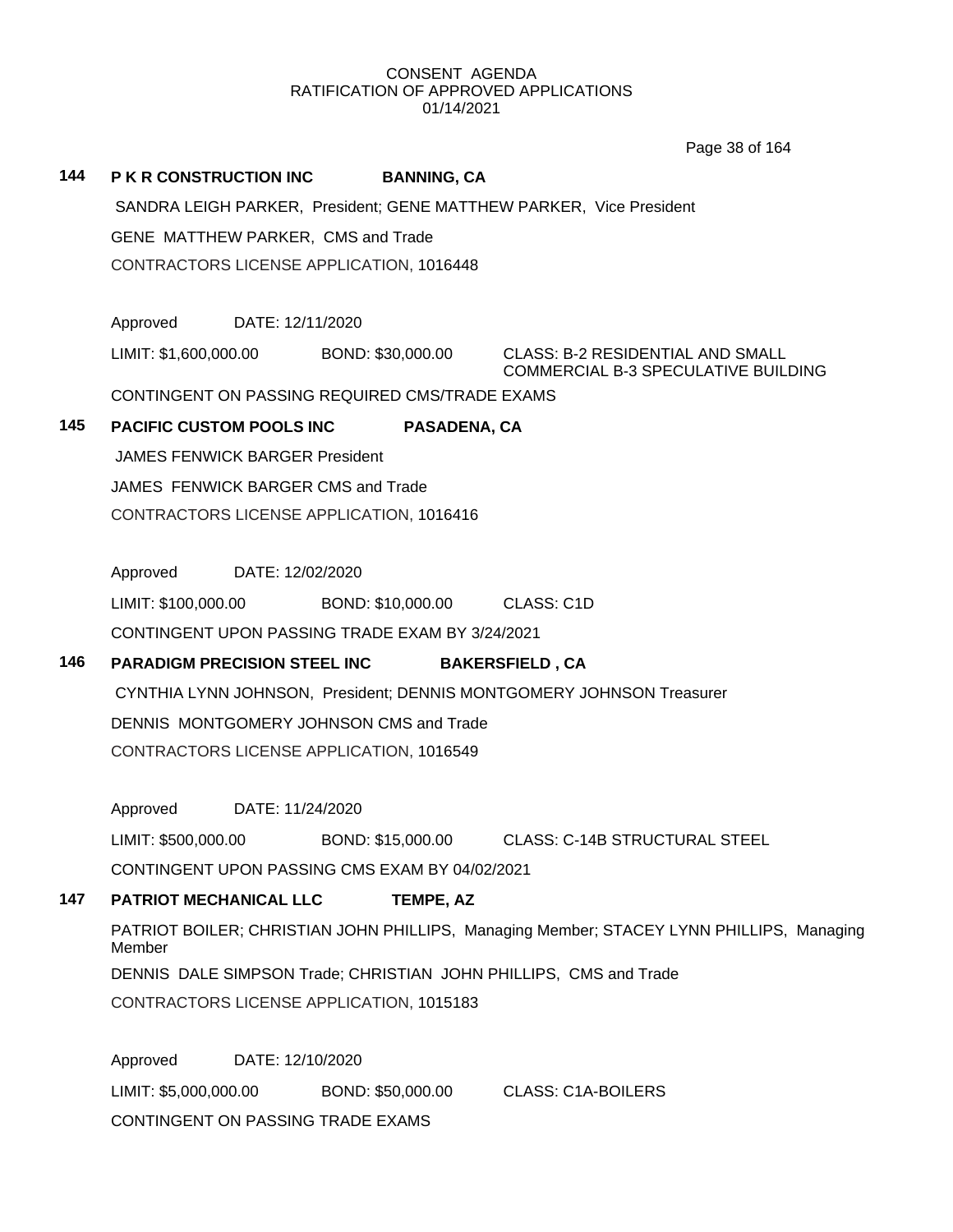CONSENT AGENDA
RATIFICATION OF APPROVED APPLICATIONS
01/14/2021

## 144 P K R CONSTRUCTION INC BANNING, CA

SANDRA LEIGH PARKER, President; GENE MATTHEW PARKER, Vice President

GENE MATTHEW PARKER, CMS and Trade

CONTRACTORS LICENSE APPLICATION, 1016448

Approved DATE: 12/11/2020

LIMIT: $1,600,000.00 BOND: $30,000.00 CLASS: B-2 RESIDENTIAL AND SMALL COMMERCIAL B-3 SPECULATIVE BUILDING

CONTINGENT ON PASSING REQUIRED CMS/TRADE EXAMS

## 145 PACIFIC CUSTOM POOLS INC PASADENA, CA

JAMES FENWICK BARGER President

JAMES FENWICK BARGER CMS and Trade

CONTRACTORS LICENSE APPLICATION, 1016416

Approved DATE: 12/02/2020

LIMIT: $100,000.00 BOND: $10,000.00 CLASS: C1D

CONTINGENT UPON PASSING TRADE EXAM BY 3/24/2021

## 146 PARADIGM PRECISION STEEL INC BAKERSFIELD , CA

CYNTHIA LYNN JOHNSON, President; DENNIS MONTGOMERY JOHNSON Treasurer

DENNIS MONTGOMERY JOHNSON CMS and Trade

CONTRACTORS LICENSE APPLICATION, 1016549

Approved DATE: 11/24/2020

LIMIT: $500,000.00 BOND: $15,000.00 CLASS: C-14B STRUCTURAL STEEL

CONTINGENT UPON PASSING CMS EXAM BY 04/02/2021

## 147 PATRIOT MECHANICAL LLC TEMPE, AZ

PATRIOT BOILER; CHRISTIAN JOHN PHILLIPS, Managing Member; STACEY LYNN PHILLIPS, Managing Member

DENNIS DALE SIMPSON Trade; CHRISTIAN JOHN PHILLIPS, CMS and Trade

CONTRACTORS LICENSE APPLICATION, 1015183

Approved DATE: 12/10/2020

LIMIT: $5,000,000.00 BOND: $50,000.00 CLASS: C1A-BOILERS

CONTINGENT ON PASSING TRADE EXAMS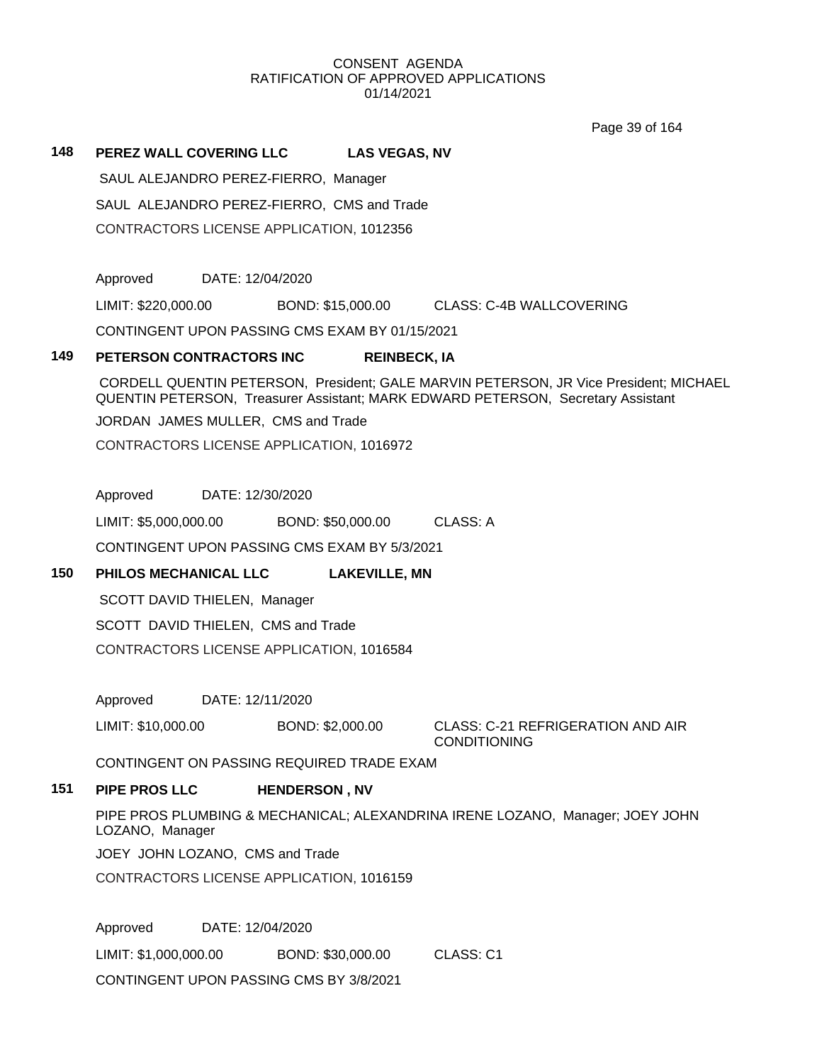CONSENT AGENDA
RATIFICATION OF APPROVED APPLICATIONS
01/14/2021

**148 PEREZ WALL COVERING LLC LAS VEGAS, NV**

SAUL ALEJANDRO PEREZ-FIERRO, Manager

SAUL ALEJANDRO PEREZ-FIERRO, CMS and Trade

CONTRACTORS LICENSE APPLICATION, 1012356

Approved DATE: 12/04/2020

LIMIT: $220,000.00 BOND: $15,000.00 CLASS: C-4B WALLCOVERING

CONTINGENT UPON PASSING CMS EXAM BY 01/15/2021

**149 PETERSON CONTRACTORS INC REINBECK, IA**

CORDELL QUENTIN PETERSON, President; GALE MARVIN PETERSON, JR Vice President; MICHAEL QUENTIN PETERSON, Treasurer Assistant; MARK EDWARD PETERSON, Secretary Assistant

JORDAN JAMES MULLER, CMS and Trade

CONTRACTORS LICENSE APPLICATION, 1016972

Approved DATE: 12/30/2020

LIMIT: $5,000,000.00 BOND: $50,000.00 CLASS: A

CONTINGENT UPON PASSING CMS EXAM BY 5/3/2021

**150 PHILOS MECHANICAL LLC LAKEVILLE, MN**

SCOTT DAVID THIELEN, Manager

SCOTT DAVID THIELEN, CMS and Trade

CONTRACTORS LICENSE APPLICATION, 1016584

Approved DATE: 12/11/2020

LIMIT: $10,000.00 BOND: $2,000.00 CLASS: C-21 REFRIGERATION AND AIR CONDITIONING

CONTINGENT ON PASSING REQUIRED TRADE EXAM

**151 PIPE PROS LLC HENDERSON , NV**

PIPE PROS PLUMBING & MECHANICAL; ALEXANDRINA IRENE LOZANO, Manager; JOEY JOHN LOZANO, Manager

JOEY JOHN LOZANO, CMS and Trade

CONTRACTORS LICENSE APPLICATION, 1016159

Approved DATE: 12/04/2020

LIMIT: $1,000,000.00 BOND: $30,000.00 CLASS: C1

CONTINGENT UPON PASSING CMS BY 3/8/2021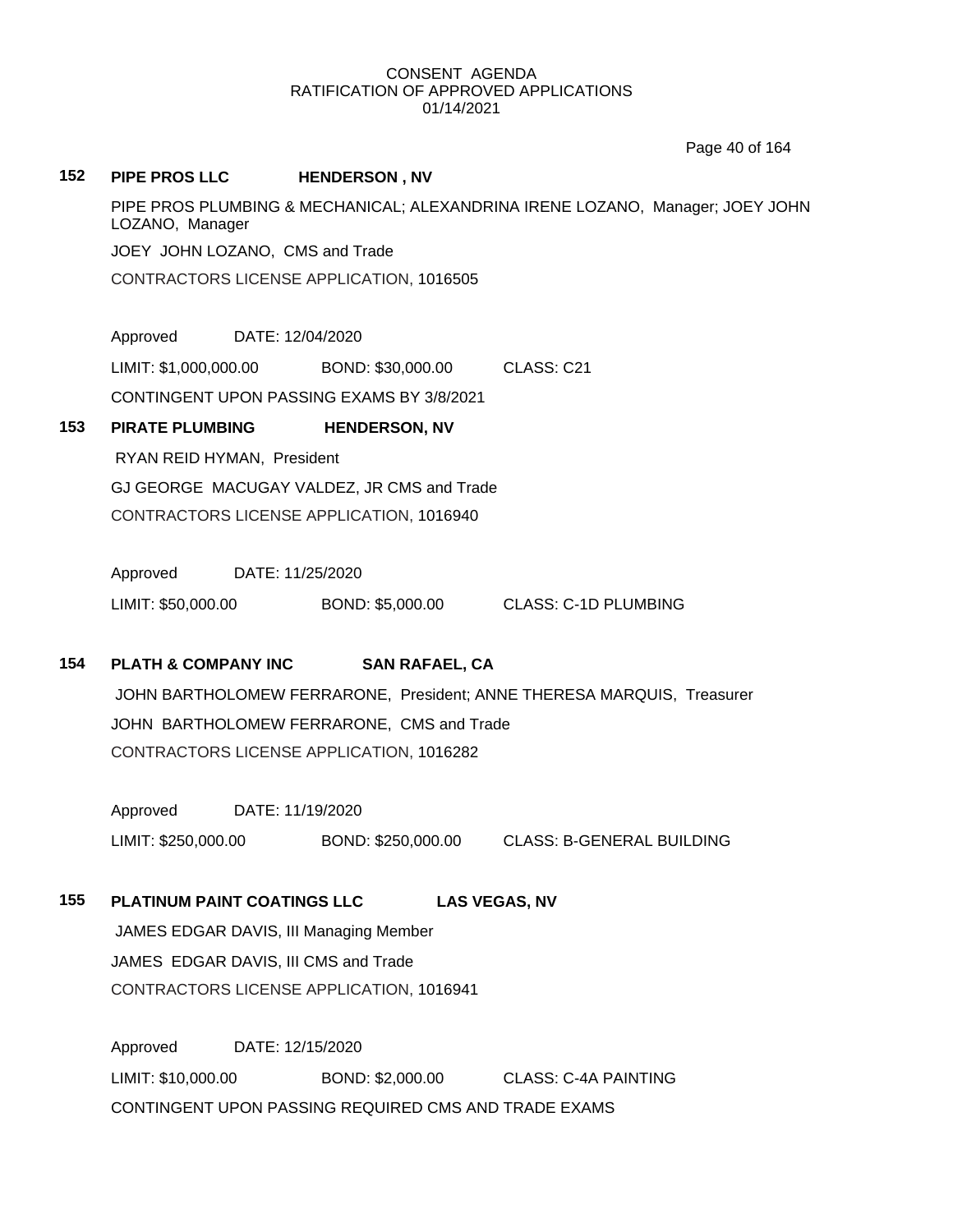CONSENT AGENDA
RATIFICATION OF APPROVED APPLICATIONS
01/14/2021

**152 PIPE PROS LLC HENDERSON , NV**

PIPE PROS PLUMBING & MECHANICAL; ALEXANDRINA IRENE LOZANO, Manager; JOEY JOHN LOZANO, Manager

JOEY JOHN LOZANO, CMS and Trade

CONTRACTORS LICENSE APPLICATION, 1016505

Approved DATE: 12/04/2020

LIMIT: $1,000,000.00 BOND: $30,000.00 CLASS: C21

CONTINGENT UPON PASSING EXAMS BY 3/8/2021

**153 PIRATE PLUMBING HENDERSON, NV**

RYAN REID HYMAN, President

GJ GEORGE MACUGAY VALDEZ, JR CMS and Trade

CONTRACTORS LICENSE APPLICATION, 1016940

Approved DATE: 11/25/2020

LIMIT: $50,000.00 BOND: $5,000.00 CLASS: C-1D PLUMBING

**154 PLATH & COMPANY INC SAN RAFAEL, CA**

JOHN BARTHOLOMEW FERRARONE, President; ANNE THERESA MARQUIS, Treasurer

JOHN BARTHOLOMEW FERRARONE, CMS and Trade

CONTRACTORS LICENSE APPLICATION, 1016282

Approved DATE: 11/19/2020

LIMIT: $250,000.00 BOND: $250,000.00 CLASS: B-GENERAL BUILDING

**155 PLATINUM PAINT COATINGS LLC LAS VEGAS, NV**

JAMES EDGAR DAVIS, III Managing Member

JAMES EDGAR DAVIS, III CMS and Trade

CONTRACTORS LICENSE APPLICATION, 1016941

Approved DATE: 12/15/2020

LIMIT: $10,000.00 BOND: $2,000.00 CLASS: C-4A PAINTING

CONTINGENT UPON PASSING REQUIRED CMS AND TRADE EXAMS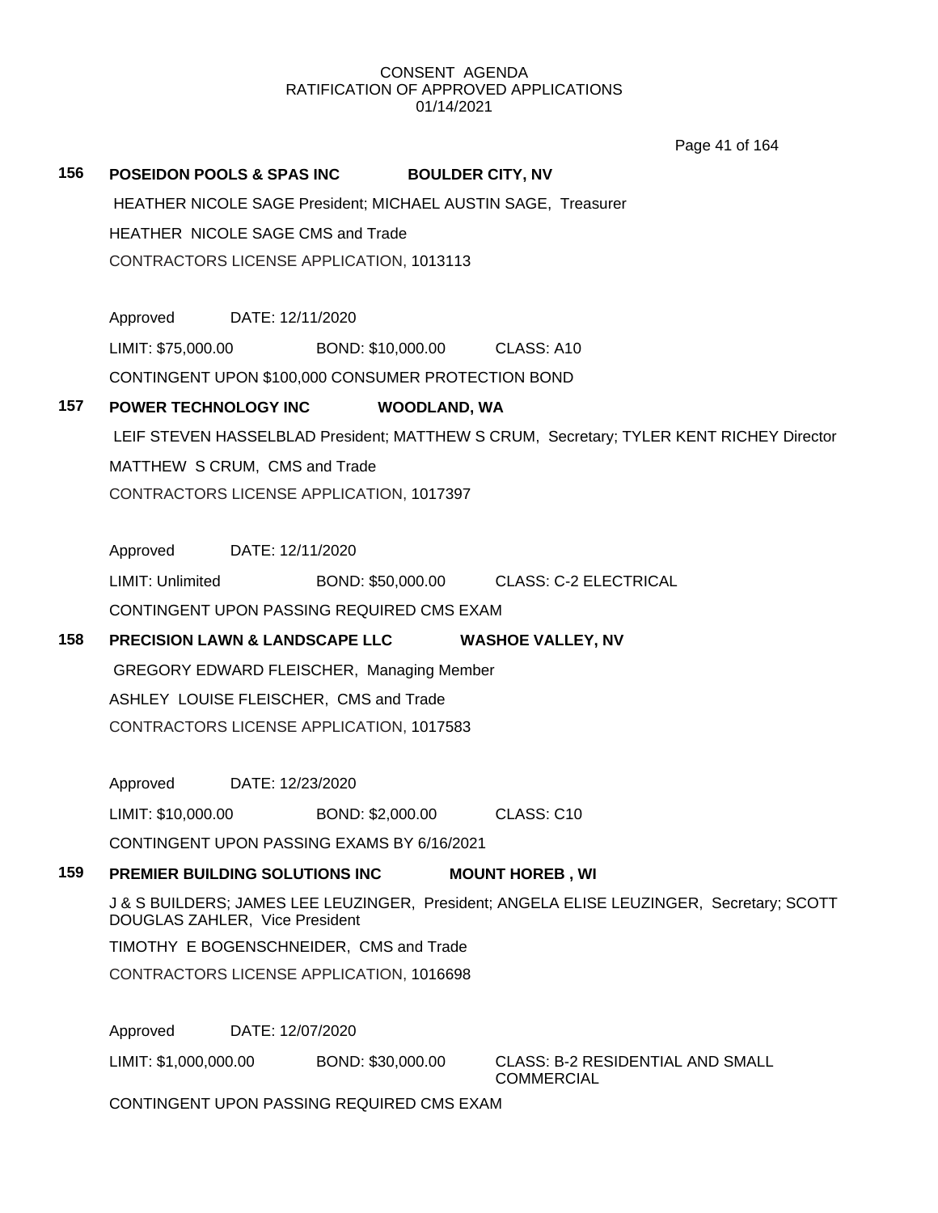CONSENT AGENDA
RATIFICATION OF APPROVED APPLICATIONS
01/14/2021

**156 POSEIDON POOLS & SPAS INC BOULDER CITY, NV**

HEATHER NICOLE SAGE President; MICHAEL AUSTIN SAGE, Treasurer

HEATHER NICOLE SAGE CMS and Trade

CONTRACTORS LICENSE APPLICATION, 1013113

Approved DATE: 12/11/2020

LIMIT: $75,000.00 BOND: $10,000.00 CLASS: A10

CONTINGENT UPON $100,000 CONSUMER PROTECTION BOND

**157 POWER TECHNOLOGY INC WOODLAND, WA**

LEIF STEVEN HASSELBLAD President; MATTHEW S CRUM, Secretary; TYLER KENT RICHEY Director

MATTHEW S CRUM, CMS and Trade

CONTRACTORS LICENSE APPLICATION, 1017397

Approved DATE: 12/11/2020

LIMIT: Unlimited BOND: $50,000.00 CLASS: C-2 ELECTRICAL

CONTINGENT UPON PASSING REQUIRED CMS EXAM

**158 PRECISION LAWN & LANDSCAPE LLC WASHOE VALLEY, NV**

GREGORY EDWARD FLEISCHER, Managing Member

ASHLEY LOUISE FLEISCHER, CMS and Trade

CONTRACTORS LICENSE APPLICATION, 1017583

Approved DATE: 12/23/2020

LIMIT: $10,000.00 BOND: $2,000.00 CLASS: C10

CONTINGENT UPON PASSING EXAMS BY 6/16/2021

**159 PREMIER BUILDING SOLUTIONS INC MOUNT HOREB , WI**

J & S BUILDERS; JAMES LEE LEUZINGER, President; ANGELA ELISE LEUZINGER, Secretary; SCOTT DOUGLAS ZAHLER, Vice President

TIMOTHY E BOGENSCHNEIDER, CMS and Trade

CONTRACTORS LICENSE APPLICATION, 1016698

Approved DATE: 12/07/2020

LIMIT: $1,000,000.00 BOND: $30,000.00 CLASS: B-2 RESIDENTIAL AND SMALL COMMERCIAL

CONTINGENT UPON PASSING REQUIRED CMS EXAM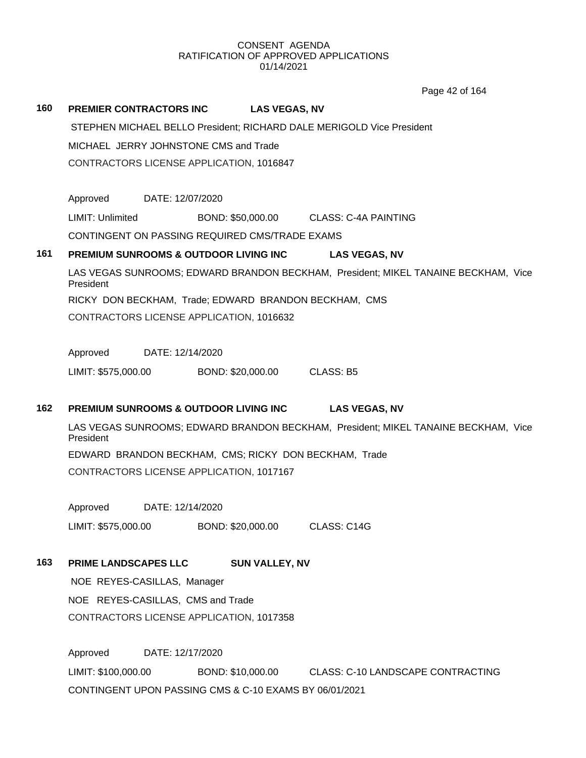CONSENT AGENDA
RATIFICATION OF APPROVED APPLICATIONS
01/14/2021

**160 PREMIER CONTRACTORS INC LAS VEGAS, NV**

STEPHEN MICHAEL BELLO President; RICHARD DALE MERIGOLD Vice President

MICHAEL JERRY JOHNSTONE CMS and Trade

CONTRACTORS LICENSE APPLICATION, 1016847

Approved DATE: 12/07/2020

LIMIT: Unlimited BOND: $50,000.00 CLASS: C-4A PAINTING

CONTINGENT ON PASSING REQUIRED CMS/TRADE EXAMS

**161 PREMIUM SUNROOMS & OUTDOOR LIVING INC LAS VEGAS, NV**

LAS VEGAS SUNROOMS; EDWARD BRANDON BECKHAM, President; MIKEL TANAINE BECKHAM, Vice President

RICKY DON BECKHAM, Trade; EDWARD BRANDON BECKHAM, CMS

CONTRACTORS LICENSE APPLICATION, 1016632

Approved DATE: 12/14/2020

LIMIT: $575,000.00 BOND: $20,000.00 CLASS: B5

**162 PREMIUM SUNROOMS & OUTDOOR LIVING INC LAS VEGAS, NV**

LAS VEGAS SUNROOMS; EDWARD BRANDON BECKHAM, President; MIKEL TANAINE BECKHAM, Vice President

EDWARD BRANDON BECKHAM, CMS; RICKY DON BECKHAM, Trade

CONTRACTORS LICENSE APPLICATION, 1017167

Approved DATE: 12/14/2020

LIMIT: $575,000.00 BOND: $20,000.00 CLASS: C14G

**163 PRIME LANDSCAPES LLC SUN VALLEY, NV**

NOE REYES-CASILLAS, Manager

NOE REYES-CASILLAS, CMS and Trade

CONTRACTORS LICENSE APPLICATION, 1017358

Approved DATE: 12/17/2020

LIMIT: $100,000.00 BOND: $10,000.00 CLASS: C-10 LANDSCAPE CONTRACTING

CONTINGENT UPON PASSING CMS & C-10 EXAMS BY 06/01/2021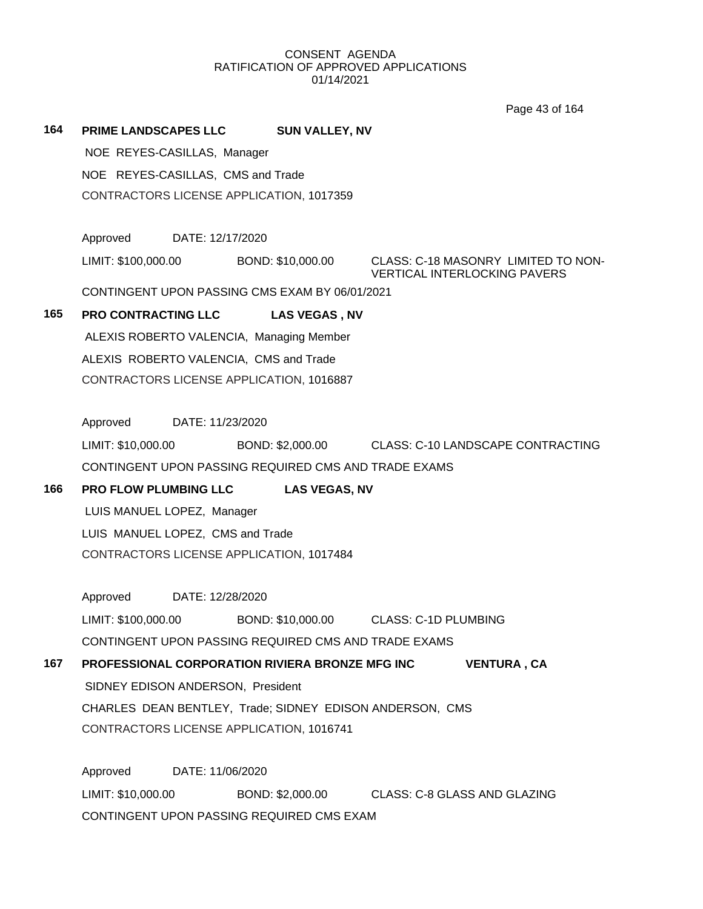CONSENT AGENDA
RATIFICATION OF APPROVED APPLICATIONS
01/14/2021

**164 PRIME LANDSCAPES LLC SUN VALLEY, NV**

NOE REYES-CASILLAS, Manager

NOE REYES-CASILLAS, CMS and Trade

CONTRACTORS LICENSE APPLICATION, 1017359

Approved DATE: 12/17/2020

LIMIT: $100,000.00 BOND: $10,000.00 CLASS: C-18 MASONRY LIMITED TO NON-VERTICAL INTERLOCKING PAVERS

CONTINGENT UPON PASSING CMS EXAM BY 06/01/2021

**165 PRO CONTRACTING LLC LAS VEGAS , NV**

ALEXIS ROBERTO VALENCIA, Managing Member

ALEXIS ROBERTO VALENCIA, CMS and Trade

CONTRACTORS LICENSE APPLICATION, 1016887

Approved DATE: 11/23/2020

LIMIT: $10,000.00 BOND: $2,000.00 CLASS: C-10 LANDSCAPE CONTRACTING

CONTINGENT UPON PASSING REQUIRED CMS AND TRADE EXAMS

**166 PRO FLOW PLUMBING LLC LAS VEGAS, NV**

LUIS MANUEL LOPEZ, Manager

LUIS MANUEL LOPEZ, CMS and Trade

CONTRACTORS LICENSE APPLICATION, 1017484

Approved DATE: 12/28/2020

LIMIT: $100,000.00 BOND: $10,000.00 CLASS: C-1D PLUMBING

CONTINGENT UPON PASSING REQUIRED CMS AND TRADE EXAMS

**167 PROFESSIONAL CORPORATION RIVIERA BRONZE MFG INC VENTURA , CA**

SIDNEY EDISON ANDERSON, President

CHARLES DEAN BENTLEY, Trade; SIDNEY EDISON ANDERSON, CMS

CONTRACTORS LICENSE APPLICATION, 1016741

Approved DATE: 11/06/2020

LIMIT: $10,000.00 BOND: $2,000.00 CLASS: C-8 GLASS AND GLAZING

CONTINGENT UPON PASSING REQUIRED CMS EXAM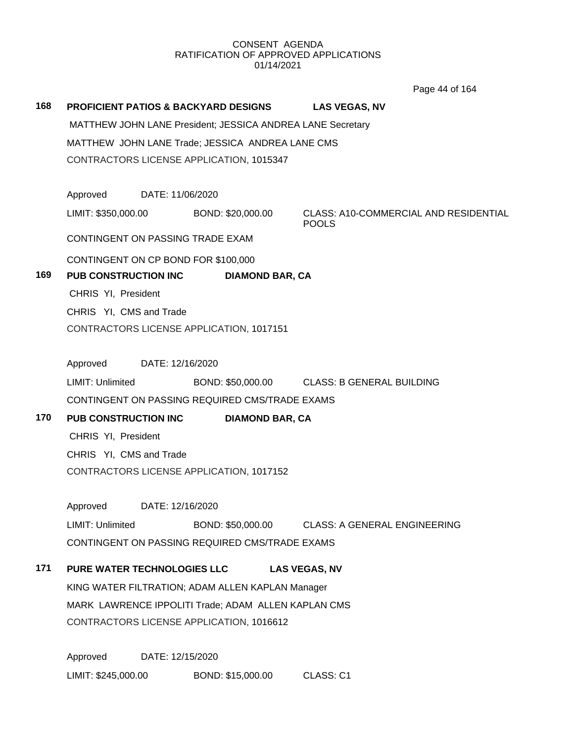CONSENT AGENDA
RATIFICATION OF APPROVED APPLICATIONS
01/14/2021

**168 PROFICIENT PATIOS & BACKYARD DESIGNS LAS VEGAS, NV**

MATTHEW JOHN LANE President; JESSICA ANDREA LANE Secretary

MATTHEW JOHN LANE Trade; JESSICA ANDREA LANE CMS

CONTRACTORS LICENSE APPLICATION, 1015347

Approved DATE: 11/06/2020

LIMIT: $350,000.00 BOND: $20,000.00 CLASS: A10-COMMERCIAL AND RESIDENTIAL POOLS

CONTINGENT ON PASSING TRADE EXAM

CONTINGENT ON CP BOND FOR $100,000

**169 PUB CONSTRUCTION INC DIAMOND BAR, CA**

CHRIS YI, President

CHRIS YI, CMS and Trade

CONTRACTORS LICENSE APPLICATION, 1017151

Approved DATE: 12/16/2020

LIMIT: Unlimited BOND: $50,000.00 CLASS: B GENERAL BUILDING

CONTINGENT ON PASSING REQUIRED CMS/TRADE EXAMS

**170 PUB CONSTRUCTION INC DIAMOND BAR, CA**

CHRIS YI, President

CHRIS YI, CMS and Trade

CONTRACTORS LICENSE APPLICATION, 1017152

Approved DATE: 12/16/2020

LIMIT: Unlimited BOND: $50,000.00 CLASS: A GENERAL ENGINEERING

CONTINGENT ON PASSING REQUIRED CMS/TRADE EXAMS

**171 PURE WATER TECHNOLOGIES LLC LAS VEGAS, NV**

KING WATER FILTRATION; ADAM ALLEN KAPLAN Manager

MARK LAWRENCE IPPOLITI Trade; ADAM ALLEN KAPLAN CMS

CONTRACTORS LICENSE APPLICATION, 1016612

Approved DATE: 12/15/2020

LIMIT: $245,000.00 BOND: $15,000.00 CLASS: C1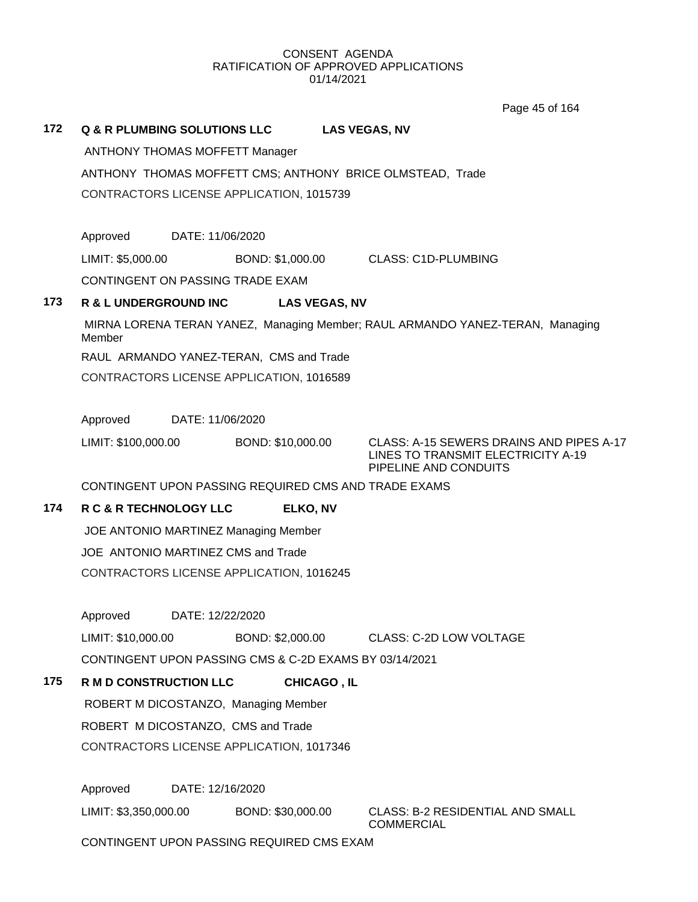CONSENT AGENDA
RATIFICATION OF APPROVED APPLICATIONS
01/14/2021

**172 Q & R PLUMBING SOLUTIONS LLC LAS VEGAS, NV**

ANTHONY THOMAS MOFFETT Manager

ANTHONY THOMAS MOFFETT CMS; ANTHONY BRICE OLMSTEAD, Trade

CONTRACTORS LICENSE APPLICATION, 1015739

Approved DATE: 11/06/2020

LIMIT: $5,000.00 BOND: $1,000.00 CLASS: C1D-PLUMBING

CONTINGENT ON PASSING TRADE EXAM

**173 R & L UNDERGROUND INC LAS VEGAS, NV**

MIRNA LORENA TERAN YANEZ, Managing Member; RAUL ARMANDO YANEZ-TERAN, Managing Member

RAUL ARMANDO YANEZ-TERAN, CMS and Trade

CONTRACTORS LICENSE APPLICATION, 1016589

Approved DATE: 11/06/2020

LIMIT: $100,000.00 BOND: $10,000.00 CLASS: A-15 SEWERS DRAINS AND PIPES A-17 LINES TO TRANSMIT ELECTRICITY A-19 PIPELINE AND CONDUITS

CONTINGENT UPON PASSING REQUIRED CMS AND TRADE EXAMS

**174 R C & R TECHNOLOGY LLC ELKO, NV**

JOE ANTONIO MARTINEZ Managing Member

JOE ANTONIO MARTINEZ CMS and Trade

CONTRACTORS LICENSE APPLICATION, 1016245

Approved DATE: 12/22/2020

LIMIT: $10,000.00 BOND: $2,000.00 CLASS: C-2D LOW VOLTAGE

CONTINGENT UPON PASSING CMS & C-2D EXAMS BY 03/14/2021

**175 R M D CONSTRUCTION LLC CHICAGO , IL**

ROBERT M DICOSTANZO, Managing Member

ROBERT M DICOSTANZO, CMS and Trade

CONTRACTORS LICENSE APPLICATION, 1017346

Approved DATE: 12/16/2020

LIMIT: $3,350,000.00 BOND: $30,000.00 CLASS: B-2 RESIDENTIAL AND SMALL COMMERCIAL

CONTINGENT UPON PASSING REQUIRED CMS EXAM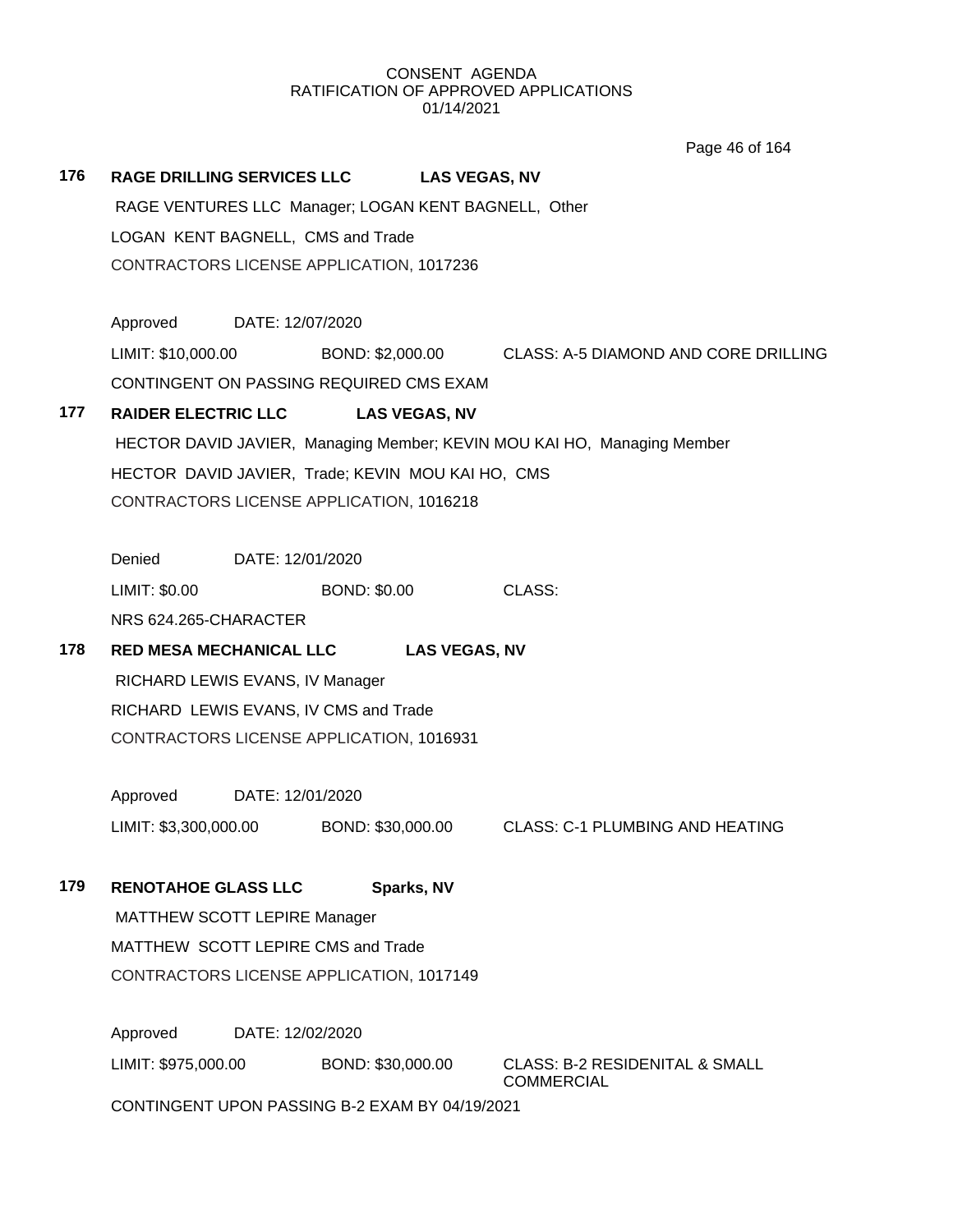CONSENT AGENDA
RATIFICATION OF APPROVED APPLICATIONS
01/14/2021

**176** **RAGE DRILLING SERVICES LLC** **LAS VEGAS, NV**

RAGE VENTURES LLC Manager; LOGAN KENT BAGNELL, Other

LOGAN KENT BAGNELL, CMS and Trade

CONTRACTORS LICENSE APPLICATION, 1017236

Approved DATE: 12/07/2020

LIMIT: $10,000.00 BOND: $2,000.00 CLASS: A-5 DIAMOND AND CORE DRILLING

CONTINGENT ON PASSING REQUIRED CMS EXAM

**177** **RAIDER ELECTRIC LLC** **LAS VEGAS, NV**

HECTOR DAVID JAVIER, Managing Member; KEVIN MOU KAI HO, Managing Member

HECTOR DAVID JAVIER, Trade; KEVIN MOU KAI HO, CMS

CONTRACTORS LICENSE APPLICATION, 1016218

Denied DATE: 12/01/2020

LIMIT: $0.00 BOND: $0.00 CLASS:

NRS 624.265-CHARACTER

**178** **RED MESA MECHANICAL LLC** **LAS VEGAS, NV**

RICHARD LEWIS EVANS, IV Manager

RICHARD LEWIS EVANS, IV CMS and Trade

CONTRACTORS LICENSE APPLICATION, 1016931

Approved DATE: 12/01/2020

LIMIT: $3,300,000.00 BOND: $30,000.00 CLASS: C-1 PLUMBING AND HEATING

**179** **RENOTAHOE GLASS LLC** **Sparks, NV**

MATTHEW SCOTT LEPIRE Manager

MATTHEW SCOTT LEPIRE CMS and Trade

CONTRACTORS LICENSE APPLICATION, 1017149

Approved DATE: 12/02/2020

LIMIT: $975,000.00 BOND: $30,000.00 CLASS: B-2 RESIDENITAL & SMALL COMMERCIAL

CONTINGENT UPON PASSING B-2 EXAM BY 04/19/2021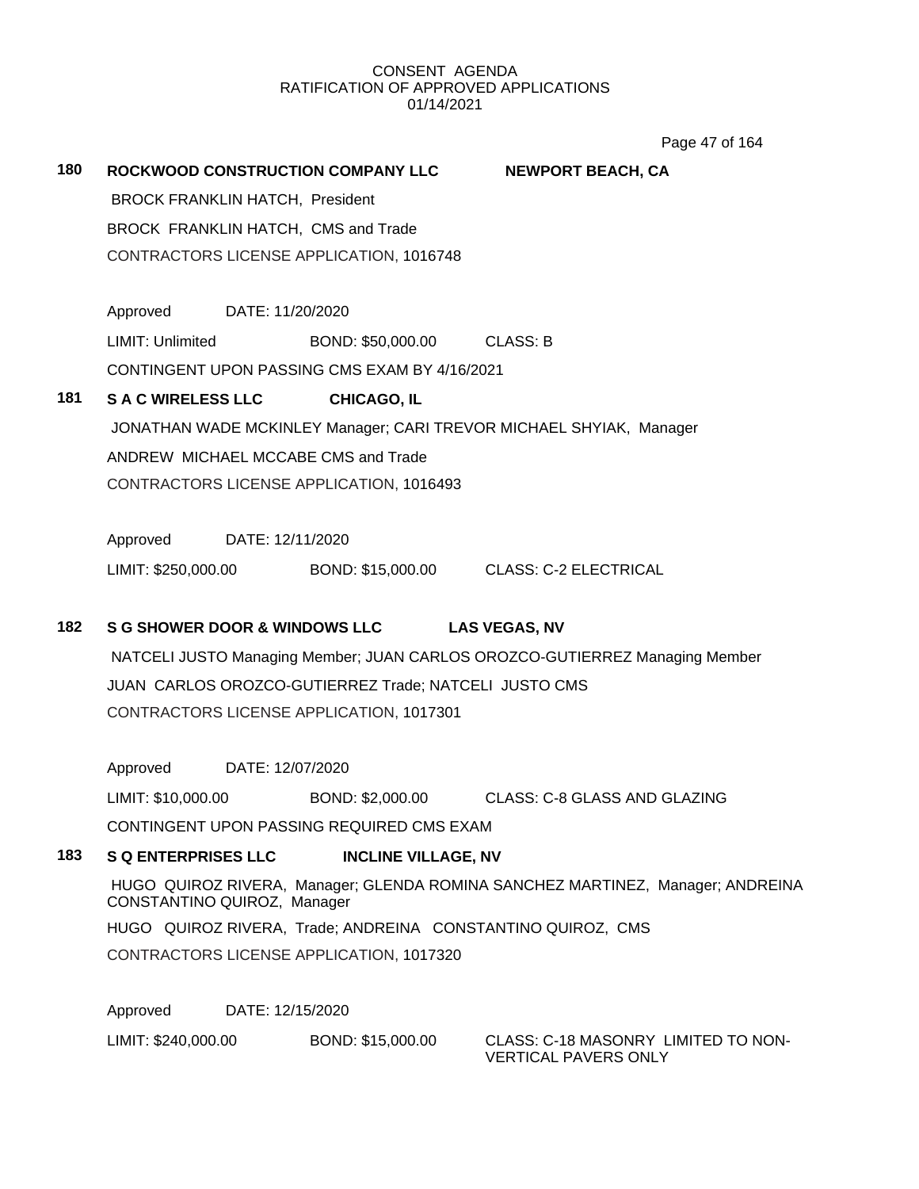CONSENT AGENDA
RATIFICATION OF APPROVED APPLICATIONS
01/14/2021

**180 ROCKWOOD CONSTRUCTION COMPANY LLC NEWPORT BEACH, CA**

BROCK FRANKLIN HATCH, President

BROCK FRANKLIN HATCH, CMS and Trade

CONTRACTORS LICENSE APPLICATION, 1016748

Approved DATE: 11/20/2020

LIMIT: Unlimited BOND: $50,000.00 CLASS: B

CONTINGENT UPON PASSING CMS EXAM BY 4/16/2021

**181 S A C WIRELESS LLC CHICAGO, IL**

JONATHAN WADE MCKINLEY Manager; CARI TREVOR MICHAEL SHYIAK, Manager

ANDREW MICHAEL MCCABE CMS and Trade

CONTRACTORS LICENSE APPLICATION, 1016493

Approved DATE: 12/11/2020

LIMIT: $250,000.00 BOND: $15,000.00 CLASS: C-2 ELECTRICAL

**182 S G SHOWER DOOR & WINDOWS LLC LAS VEGAS, NV**

NATCELI JUSTO Managing Member; JUAN CARLOS OROZCO-GUTIERREZ Managing Member

JUAN CARLOS OROZCO-GUTIERREZ Trade; NATCELI JUSTO CMS

CONTRACTORS LICENSE APPLICATION, 1017301

Approved DATE: 12/07/2020

LIMIT: $10,000.00 BOND: $2,000.00 CLASS: C-8 GLASS AND GLAZING

CONTINGENT UPON PASSING REQUIRED CMS EXAM

**183 S Q ENTERPRISES LLC INCLINE VILLAGE, NV**

HUGO QUIROZ RIVERA, Manager; GLENDA ROMINA SANCHEZ MARTINEZ, Manager; ANDREINA CONSTANTINO QUIROZ, Manager

HUGO QUIROZ RIVERA, Trade; ANDREINA CONSTANTINO QUIROZ, CMS

CONTRACTORS LICENSE APPLICATION, 1017320

Approved DATE: 12/15/2020

LIMIT: $240,000.00 BOND: $15,000.00 CLASS: C-18 MASONRY LIMITED TO NON-VERTICAL PAVERS ONLY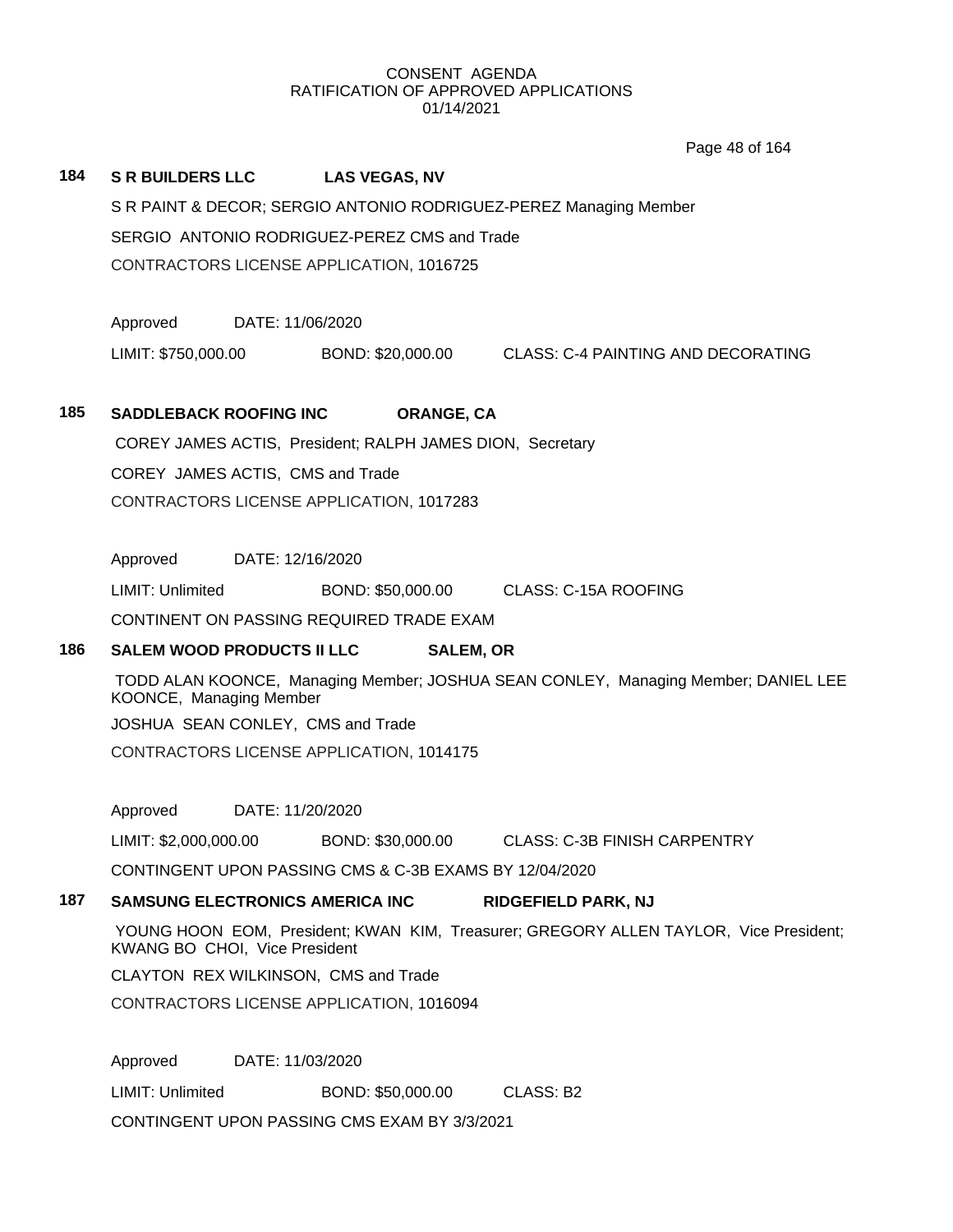CONSENT AGENDA
RATIFICATION OF APPROVED APPLICATIONS
01/14/2021

**184 S R BUILDERS LLC LAS VEGAS, NV**

S R PAINT & DECOR; SERGIO ANTONIO RODRIGUEZ-PEREZ Managing Member

SERGIO ANTONIO RODRIGUEZ-PEREZ CMS and Trade

CONTRACTORS LICENSE APPLICATION, 1016725

Approved DATE: 11/06/2020

LIMIT: $750,000.00 BOND: $20,000.00 CLASS: C-4 PAINTING AND DECORATING

**185 SADDLEBACK ROOFING INC ORANGE, CA**

COREY JAMES ACTIS, President; RALPH JAMES DION, Secretary

COREY JAMES ACTIS, CMS and Trade

CONTRACTORS LICENSE APPLICATION, 1017283

Approved DATE: 12/16/2020

LIMIT: Unlimited BOND: $50,000.00 CLASS: C-15A ROOFING

CONTINENT ON PASSING REQUIRED TRADE EXAM

**186 SALEM WOOD PRODUCTS II LLC SALEM, OR**

TODD ALAN KOONCE, Managing Member; JOSHUA SEAN CONLEY, Managing Member; DANIEL LEE KOONCE, Managing Member

JOSHUA SEAN CONLEY, CMS and Trade

CONTRACTORS LICENSE APPLICATION, 1014175

Approved DATE: 11/20/2020

LIMIT: $2,000,000.00 BOND: $30,000.00 CLASS: C-3B FINISH CARPENTRY

CONTINGENT UPON PASSING CMS & C-3B EXAMS BY 12/04/2020

**187 SAMSUNG ELECTRONICS AMERICA INC RIDGEFIELD PARK, NJ**

YOUNG HOON EOM, President; KWAN KIM, Treasurer; GREGORY ALLEN TAYLOR, Vice President; KWANG BO CHOI, Vice President

CLAYTON REX WILKINSON, CMS and Trade

CONTRACTORS LICENSE APPLICATION, 1016094

Approved DATE: 11/03/2020

LIMIT: Unlimited BOND: $50,000.00 CLASS: B2

CONTINGENT UPON PASSING CMS EXAM BY 3/3/2021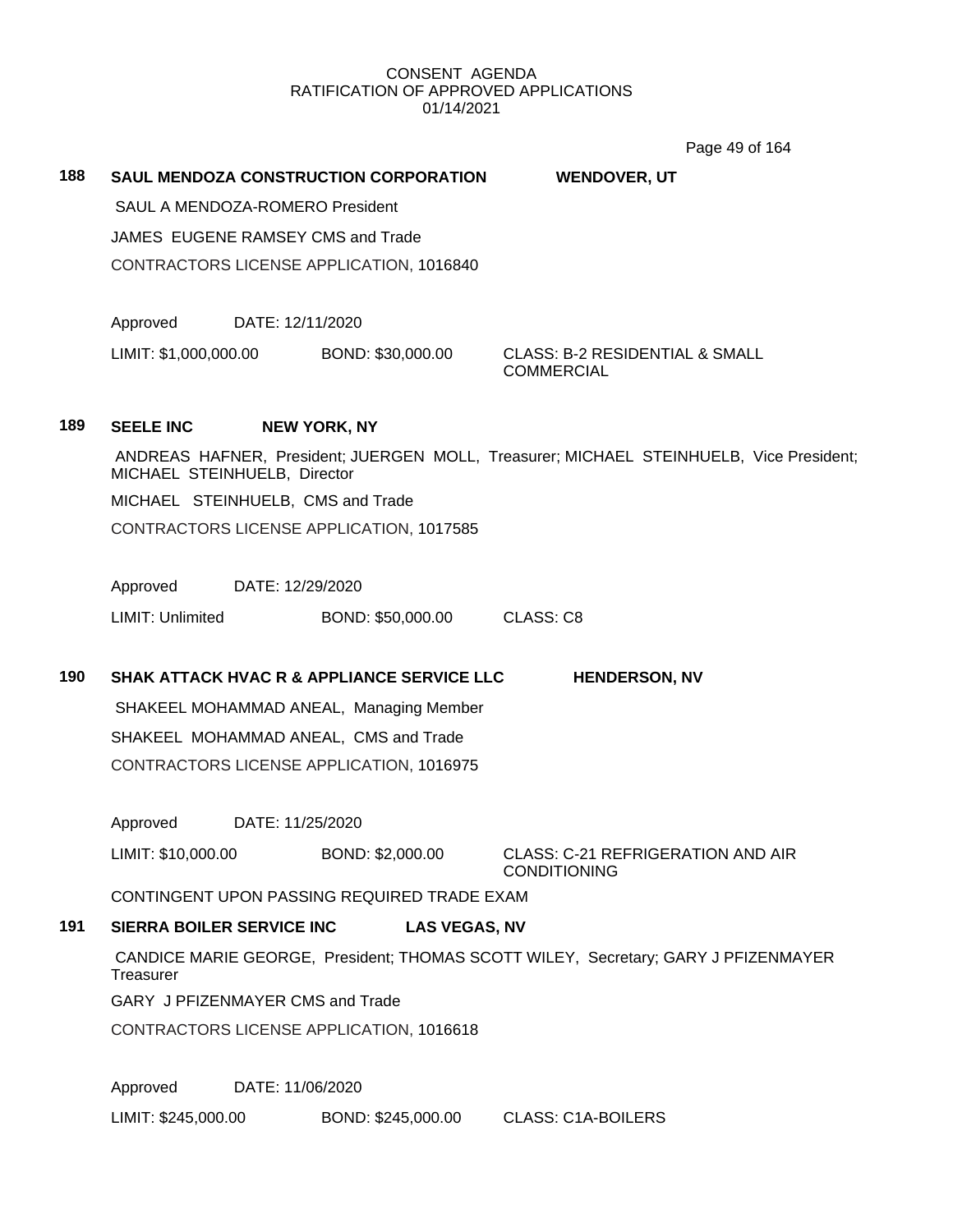CONSENT AGENDA
RATIFICATION OF APPROVED APPLICATIONS
01/14/2021

**188 SAUL MENDOZA CONSTRUCTION CORPORATION — WENDOVER, UT**

SAUL A MENDOZA-ROMERO President

JAMES EUGENE RAMSEY CMS and Trade

CONTRACTORS LICENSE APPLICATION, 1016840

Approved DATE: 12/11/2020

LIMIT: $1,000,000.00 BOND: $30,000.00 CLASS: B-2 RESIDENTIAL & SMALL COMMERCIAL

**189 SEELE INC — NEW YORK, NY**

ANDREAS HAFNER, President; JUERGEN MOLL, Treasurer; MICHAEL STEINHUELB, Vice President; MICHAEL STEINHUELB, Director

MICHAEL STEINHUELB, CMS and Trade

CONTRACTORS LICENSE APPLICATION, 1017585

Approved DATE: 12/29/2020

LIMIT: Unlimited BOND: $50,000.00 CLASS: C8

**190 SHAK ATTACK HVAC R & APPLIANCE SERVICE LLC — HENDERSON, NV**

SHAKEEL MOHAMMAD ANEAL, Managing Member

SHAKEEL MOHAMMAD ANEAL, CMS and Trade

CONTRACTORS LICENSE APPLICATION, 1016975

Approved DATE: 11/25/2020

LIMIT: $10,000.00 BOND: $2,000.00 CLASS: C-21 REFRIGERATION AND AIR CONDITIONING

CONTINGENT UPON PASSING REQUIRED TRADE EXAM

**191 SIERRA BOILER SERVICE INC — LAS VEGAS, NV**

CANDICE MARIE GEORGE, President; THOMAS SCOTT WILEY, Secretary; GARY J PFIZENMAYER Treasurer

GARY J PFIZENMAYER CMS and Trade

CONTRACTORS LICENSE APPLICATION, 1016618

Approved DATE: 11/06/2020

LIMIT: $245,000.00 BOND: $245,000.00 CLASS: C1A-BOILERS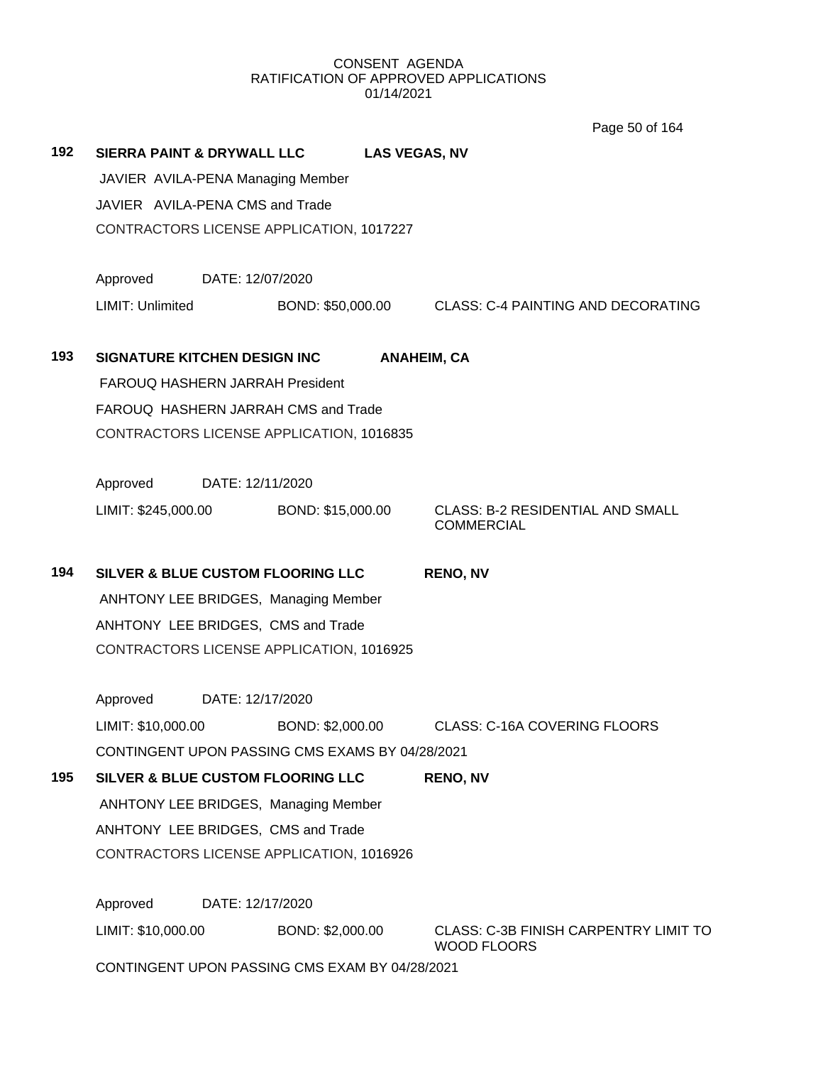CONSENT AGENDA
RATIFICATION OF APPROVED APPLICATIONS
01/14/2021

**192 SIERRA PAINT & DRYWALL LLC LAS VEGAS, NV**

JAVIER AVILA-PENA Managing Member

JAVIER AVILA-PENA CMS and Trade

CONTRACTORS LICENSE APPLICATION, 1017227

Approved DATE: 12/07/2020

LIMIT: Unlimited BOND: $50,000.00 CLASS: C-4 PAINTING AND DECORATING

**193 SIGNATURE KITCHEN DESIGN INC ANAHEIM, CA**

FAROUQ HASHERN JARRAH President

FAROUQ HASHERN JARRAH CMS and Trade

CONTRACTORS LICENSE APPLICATION, 1016835

Approved DATE: 12/11/2020

LIMIT: $245,000.00 BOND: $15,000.00 CLASS: B-2 RESIDENTIAL AND SMALL COMMERCIAL

**194 SILVER & BLUE CUSTOM FLOORING LLC RENO, NV**

ANHTONY LEE BRIDGES, Managing Member

ANHTONY LEE BRIDGES, CMS and Trade

CONTRACTORS LICENSE APPLICATION, 1016925

Approved DATE: 12/17/2020

LIMIT: $10,000.00 BOND: $2,000.00 CLASS: C-16A COVERING FLOORS

CONTINGENT UPON PASSING CMS EXAMS BY 04/28/2021

**195 SILVER & BLUE CUSTOM FLOORING LLC RENO, NV**

ANHTONY LEE BRIDGES, Managing Member

ANHTONY LEE BRIDGES, CMS and Trade

CONTRACTORS LICENSE APPLICATION, 1016926

Approved DATE: 12/17/2020

LIMIT: $10,000.00 BOND: $2,000.00 CLASS: C-3B FINISH CARPENTRY LIMIT TO WOOD FLOORS

CONTINGENT UPON PASSING CMS EXAM BY 04/28/2021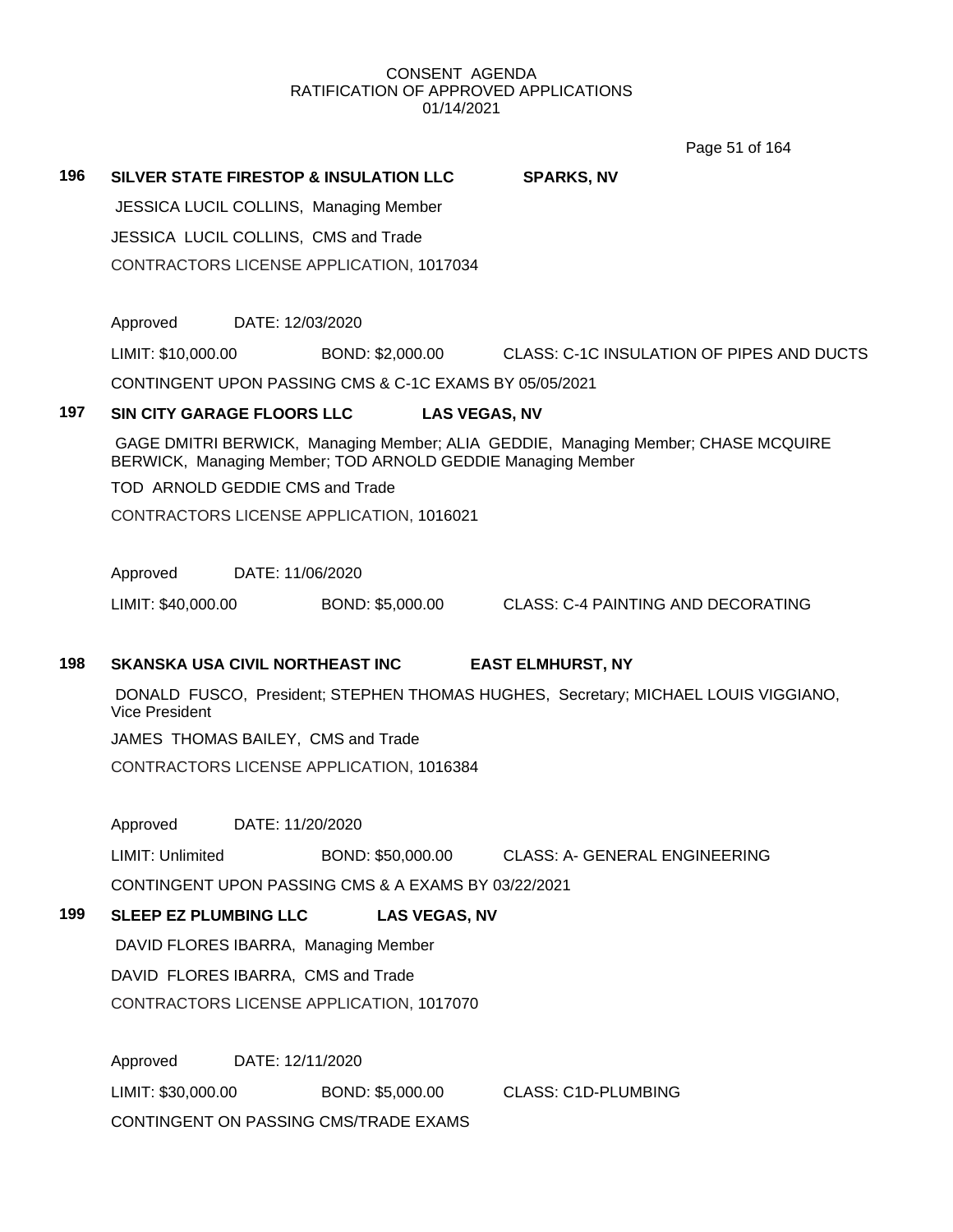CONSENT AGENDA
RATIFICATION OF APPROVED APPLICATIONS
01/14/2021

**196 SILVER STATE FIRESTOP & INSULATION LLC SPARKS, NV**

JESSICA LUCIL COLLINS, Managing Member

JESSICA LUCIL COLLINS, CMS and Trade

CONTRACTORS LICENSE APPLICATION, 1017034

Approved DATE: 12/03/2020

LIMIT: $10,000.00 BOND: $2,000.00 CLASS: C-1C INSULATION OF PIPES AND DUCTS

CONTINGENT UPON PASSING CMS & C-1C EXAMS BY 05/05/2021

**197 SIN CITY GARAGE FLOORS LLC LAS VEGAS, NV**

GAGE DMITRI BERWICK, Managing Member; ALIA GEDDIE, Managing Member; CHASE MCQUIRE BERWICK, Managing Member; TOD ARNOLD GEDDIE Managing Member

TOD ARNOLD GEDDIE CMS and Trade

CONTRACTORS LICENSE APPLICATION, 1016021

Approved DATE: 11/06/2020

LIMIT: $40,000.00 BOND: $5,000.00 CLASS: C-4 PAINTING AND DECORATING

**198 SKANSKA USA CIVIL NORTHEAST INC EAST ELMHURST, NY**

DONALD FUSCO, President; STEPHEN THOMAS HUGHES, Secretary; MICHAEL LOUIS VIGGIANO, Vice President

JAMES THOMAS BAILEY, CMS and Trade

CONTRACTORS LICENSE APPLICATION, 1016384

Approved DATE: 11/20/2020

LIMIT: Unlimited BOND: $50,000.00 CLASS: A- GENERAL ENGINEERING

CONTINGENT UPON PASSING CMS & A EXAMS BY 03/22/2021

**199 SLEEP EZ PLUMBING LLC LAS VEGAS, NV**

DAVID FLORES IBARRA, Managing Member

DAVID FLORES IBARRA, CMS and Trade

CONTRACTORS LICENSE APPLICATION, 1017070

Approved DATE: 12/11/2020

LIMIT: $30,000.00 BOND: $5,000.00 CLASS: C1D-PLUMBING

CONTINGENT ON PASSING CMS/TRADE EXAMS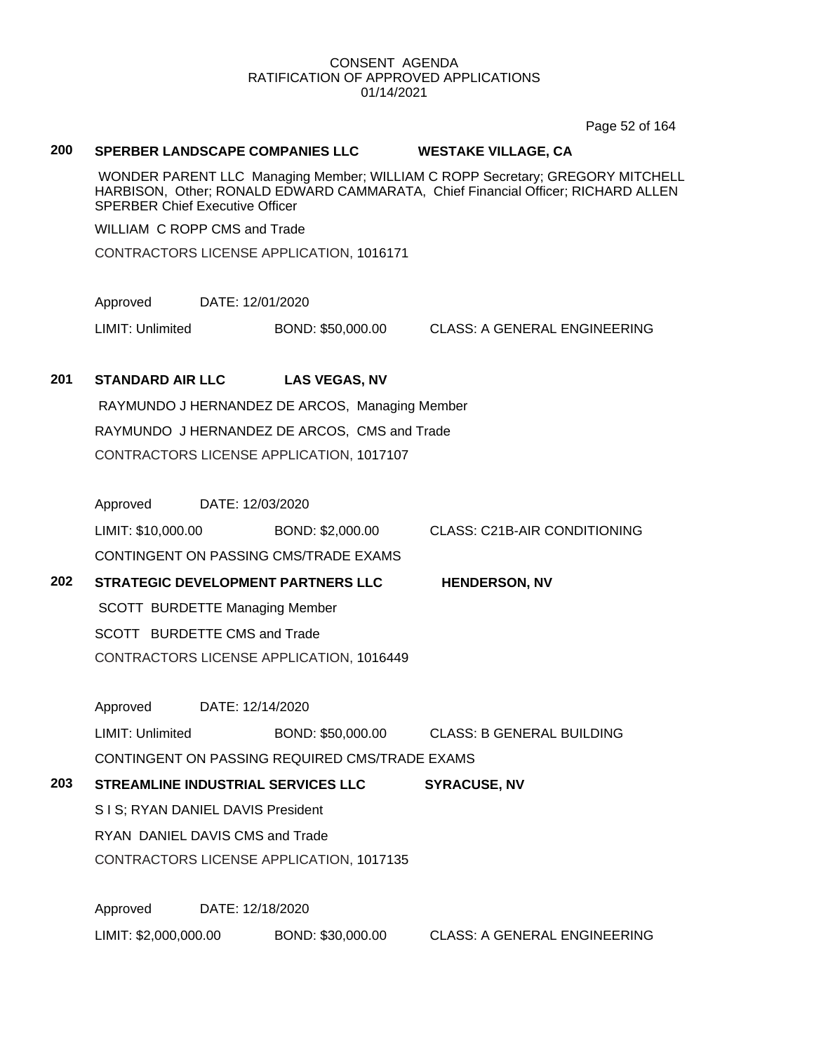CONSENT AGENDA
RATIFICATION OF APPROVED APPLICATIONS
01/14/2021

**200 SPERBER LANDSCAPE COMPANIES LLC WESTAKE VILLAGE, CA**

WONDER PARENT LLC Managing Member; WILLIAM C ROPP Secretary; GREGORY MITCHELL HARBISON, Other; RONALD EDWARD CAMMARATA, Chief Financial Officer; RICHARD ALLEN SPERBER Chief Executive Officer

WILLIAM C ROPP CMS and Trade

CONTRACTORS LICENSE APPLICATION, 1016171

Approved DATE: 12/01/2020

LIMIT: Unlimited BOND: $50,000.00 CLASS: A GENERAL ENGINEERING

**201 STANDARD AIR LLC LAS VEGAS, NV**

RAYMUNDO J HERNANDEZ DE ARCOS, Managing Member

RAYMUNDO J HERNANDEZ DE ARCOS, CMS and Trade

CONTRACTORS LICENSE APPLICATION, 1017107

Approved DATE: 12/03/2020

LIMIT: $10,000.00 BOND: $2,000.00 CLASS: C21B-AIR CONDITIONING

CONTINGENT ON PASSING CMS/TRADE EXAMS

**202 STRATEGIC DEVELOPMENT PARTNERS LLC HENDERSON, NV**

SCOTT BURDETTE Managing Member

SCOTT BURDETTE CMS and Trade

CONTRACTORS LICENSE APPLICATION, 1016449

Approved DATE: 12/14/2020

LIMIT: Unlimited BOND: $50,000.00 CLASS: B GENERAL BUILDING

CONTINGENT ON PASSING REQUIRED CMS/TRADE EXAMS

**203 STREAMLINE INDUSTRIAL SERVICES LLC SYRACUSE, NV**

S I S; RYAN DANIEL DAVIS President

RYAN DANIEL DAVIS CMS and Trade

CONTRACTORS LICENSE APPLICATION, 1017135

Approved DATE: 12/18/2020

LIMIT: $2,000,000.00 BOND: $30,000.00 CLASS: A GENERAL ENGINEERING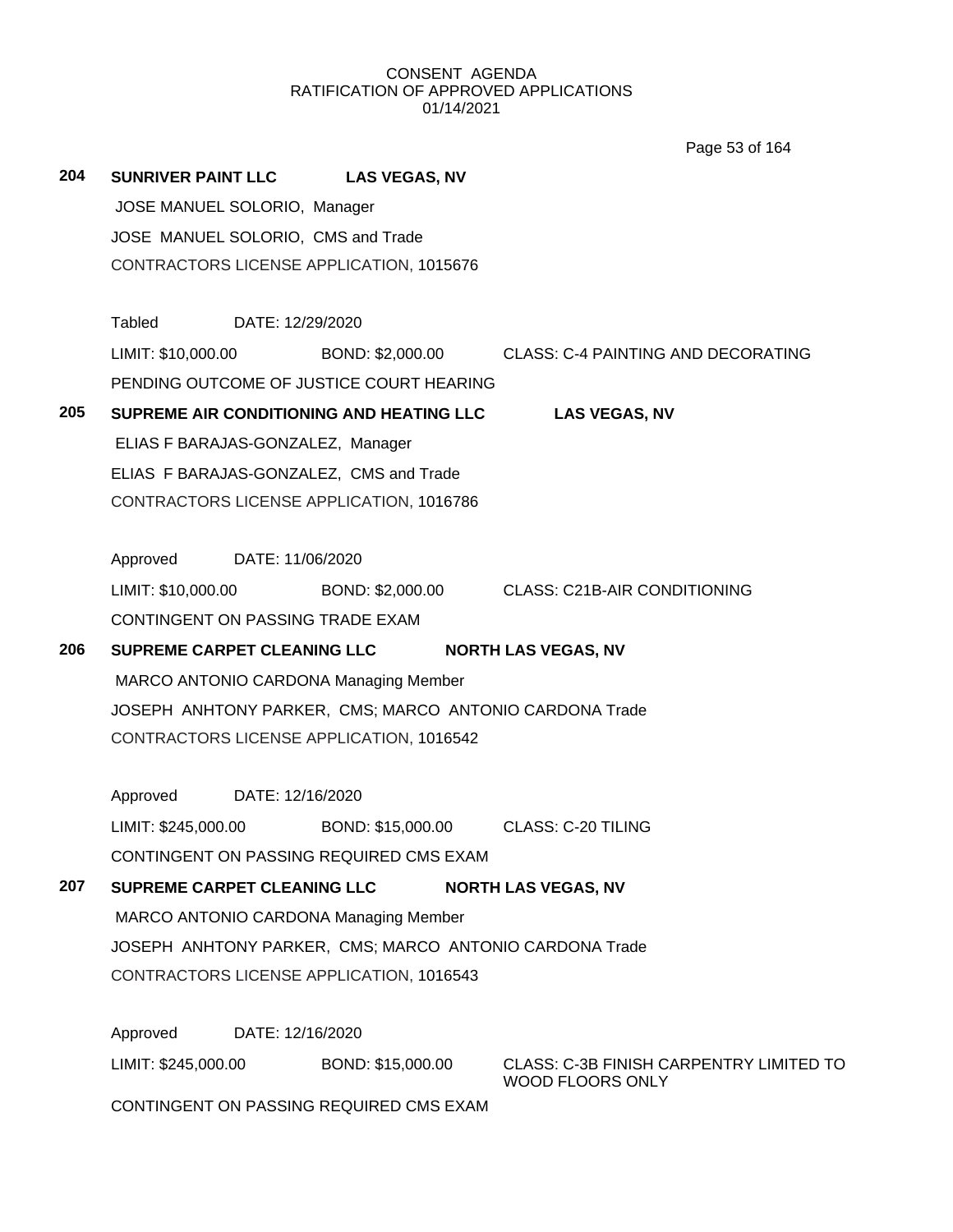CONSENT AGENDA
RATIFICATION OF APPROVED APPLICATIONS
01/14/2021

**204 SUNRIVER PAINT LLC LAS VEGAS, NV**

JOSE MANUEL SOLORIO, Manager
JOSE MANUEL SOLORIO, CMS and Trade
CONTRACTORS LICENSE APPLICATION, 1015676

Tabled DATE: 12/29/2020
LIMIT: $10,000.00 BOND: $2,000.00 CLASS: C-4 PAINTING AND DECORATING
PENDING OUTCOME OF JUSTICE COURT HEARING

**205 SUPREME AIR CONDITIONING AND HEATING LLC LAS VEGAS, NV**

ELIAS F BARAJAS-GONZALEZ, Manager
ELIAS F BARAJAS-GONZALEZ, CMS and Trade
CONTRACTORS LICENSE APPLICATION, 1016786

Approved DATE: 11/06/2020
LIMIT: $10,000.00 BOND: $2,000.00 CLASS: C21B-AIR CONDITIONING
CONTINGENT ON PASSING TRADE EXAM

**206 SUPREME CARPET CLEANING LLC NORTH LAS VEGAS, NV**

MARCO ANTONIO CARDONA Managing Member
JOSEPH ANHTONY PARKER, CMS; MARCO ANTONIO CARDONA Trade
CONTRACTORS LICENSE APPLICATION, 1016542

Approved DATE: 12/16/2020
LIMIT: $245,000.00 BOND: $15,000.00 CLASS: C-20 TILING
CONTINGENT ON PASSING REQUIRED CMS EXAM

**207 SUPREME CARPET CLEANING LLC NORTH LAS VEGAS, NV**

MARCO ANTONIO CARDONA Managing Member
JOSEPH ANHTONY PARKER, CMS; MARCO ANTONIO CARDONA Trade
CONTRACTORS LICENSE APPLICATION, 1016543

Approved DATE: 12/16/2020
LIMIT: $245,000.00 BOND: $15,000.00 CLASS: C-3B FINISH CARPENTRY LIMITED TO WOOD FLOORS ONLY
CONTINGENT ON PASSING REQUIRED CMS EXAM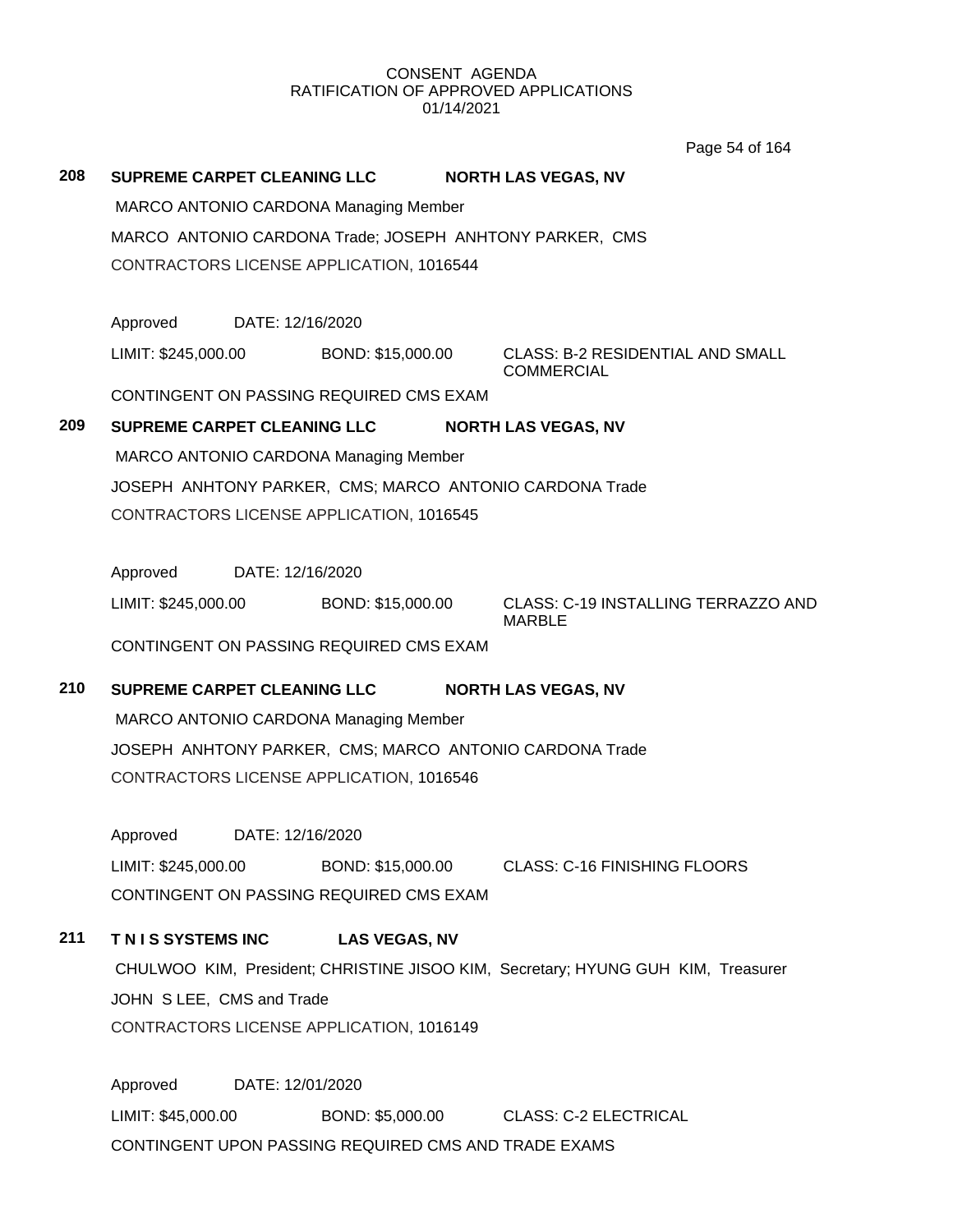CONSENT AGENDA
RATIFICATION OF APPROVED APPLICATIONS
01/14/2021

**208 SUPREME CARPET CLEANING LLC NORTH LAS VEGAS, NV**

MARCO ANTONIO CARDONA Managing Member

MARCO ANTONIO CARDONA Trade; JOSEPH ANHTONY PARKER, CMS

CONTRACTORS LICENSE APPLICATION, 1016544

Approved DATE: 12/16/2020

LIMIT: $245,000.00 BOND: $15,000.00 CLASS: B-2 RESIDENTIAL AND SMALL COMMERCIAL

CONTINGENT ON PASSING REQUIRED CMS EXAM

**209 SUPREME CARPET CLEANING LLC NORTH LAS VEGAS, NV**

MARCO ANTONIO CARDONA Managing Member

JOSEPH ANHTONY PARKER, CMS; MARCO ANTONIO CARDONA Trade

CONTRACTORS LICENSE APPLICATION, 1016545

Approved DATE: 12/16/2020

LIMIT: $245,000.00 BOND: $15,000.00 CLASS: C-19 INSTALLING TERRAZZO AND MARBLE

CONTINGENT ON PASSING REQUIRED CMS EXAM

**210 SUPREME CARPET CLEANING LLC NORTH LAS VEGAS, NV**

MARCO ANTONIO CARDONA Managing Member

JOSEPH ANHTONY PARKER, CMS; MARCO ANTONIO CARDONA Trade

CONTRACTORS LICENSE APPLICATION, 1016546

Approved DATE: 12/16/2020

LIMIT: $245,000.00 BOND: $15,000.00 CLASS: C-16 FINISHING FLOORS

CONTINGENT ON PASSING REQUIRED CMS EXAM

**211 T N I S SYSTEMS INC LAS VEGAS, NV**

CHULWOO KIM, President; CHRISTINE JISOO KIM, Secretary; HYUNG GUH KIM, Treasurer

JOHN S LEE, CMS and Trade

CONTRACTORS LICENSE APPLICATION, 1016149

Approved DATE: 12/01/2020

LIMIT: $45,000.00 BOND: $5,000.00 CLASS: C-2 ELECTRICAL

CONTINGENT UPON PASSING REQUIRED CMS AND TRADE EXAMS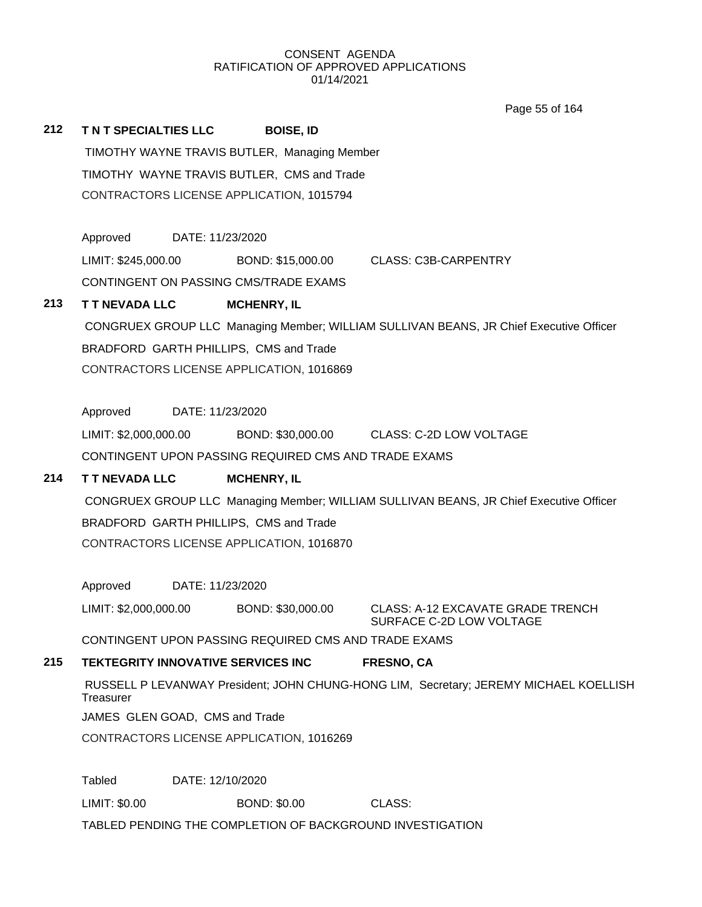CONSENT AGENDA
RATIFICATION OF APPROVED APPLICATIONS
01/14/2021

**212 T N T SPECIALTIES LLC BOISE, ID**

TIMOTHY WAYNE TRAVIS BUTLER, Managing Member

TIMOTHY WAYNE TRAVIS BUTLER, CMS and Trade

CONTRACTORS LICENSE APPLICATION, 1015794

Approved DATE: 11/23/2020

LIMIT: $245,000.00 BOND: $15,000.00 CLASS: C3B-CARPENTRY

CONTINGENT ON PASSING CMS/TRADE EXAMS

**213 T T NEVADA LLC MCHENRY, IL**

CONGRUEX GROUP LLC Managing Member; WILLIAM SULLIVAN BEANS, JR Chief Executive Officer

BRADFORD GARTH PHILLIPS, CMS and Trade

CONTRACTORS LICENSE APPLICATION, 1016869

Approved DATE: 11/23/2020

LIMIT: $2,000,000.00 BOND: $30,000.00 CLASS: C-2D LOW VOLTAGE

CONTINGENT UPON PASSING REQUIRED CMS AND TRADE EXAMS

**214 T T NEVADA LLC MCHENRY, IL**

CONGRUEX GROUP LLC Managing Member; WILLIAM SULLIVAN BEANS, JR Chief Executive Officer

BRADFORD GARTH PHILLIPS, CMS and Trade

CONTRACTORS LICENSE APPLICATION, 1016870

Approved DATE: 11/23/2020

LIMIT: $2,000,000.00 BOND: $30,000.00 CLASS: A-12 EXCAVATE GRADE TRENCH SURFACE C-2D LOW VOLTAGE

CONTINGENT UPON PASSING REQUIRED CMS AND TRADE EXAMS

**215 TEKTEGRITY INNOVATIVE SERVICES INC FRESNO, CA**

RUSSELL P LEVANWAY President; JOHN CHUNG-HONG LIM, Secretary; JEREMY MICHAEL KOELLISH Treasurer

JAMES GLEN GOAD, CMS and Trade

CONTRACTORS LICENSE APPLICATION, 1016269

Tabled DATE: 12/10/2020

LIMIT: $0.00 BOND: $0.00 CLASS:

TABLED PENDING THE COMPLETION OF BACKGROUND INVESTIGATION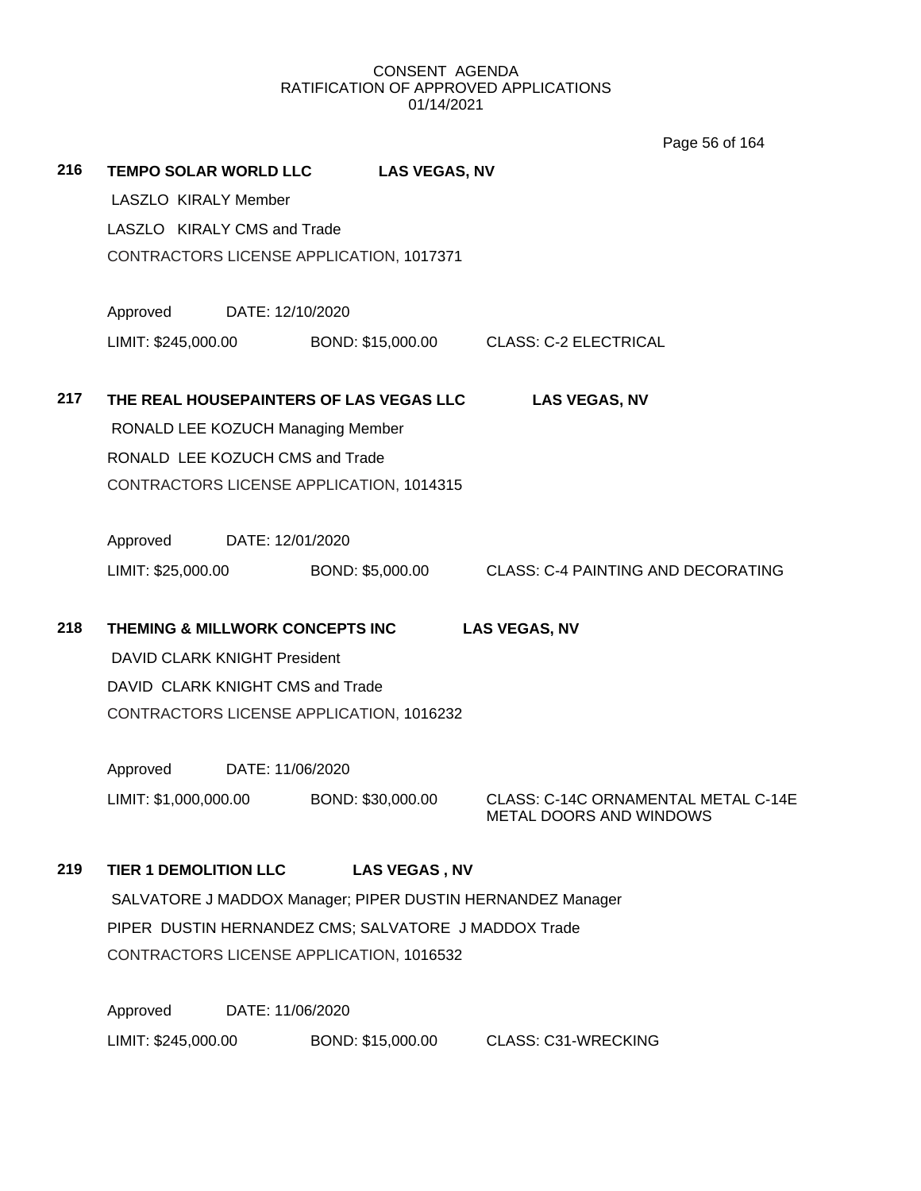CONSENT AGENDA
RATIFICATION OF APPROVED APPLICATIONS
01/14/2021

**216 TEMPO SOLAR WORLD LLC** **LAS VEGAS, NV**

LASZLO KIRALY Member

LASZLO KIRALY CMS and Trade

CONTRACTORS LICENSE APPLICATION, 1017371

Approved DATE: 12/10/2020

LIMIT: $245,000.00 BOND: $15,000.00 CLASS: C-2 ELECTRICAL

**217 THE REAL HOUSEPAINTERS OF LAS VEGAS LLC** **LAS VEGAS, NV**

RONALD LEE KOZUCH Managing Member

RONALD LEE KOZUCH CMS and Trade

CONTRACTORS LICENSE APPLICATION, 1014315

Approved DATE: 12/01/2020

LIMIT: $25,000.00 BOND: $5,000.00 CLASS: C-4 PAINTING AND DECORATING

**218 THEMING & MILLWORK CONCEPTS INC** **LAS VEGAS, NV**

DAVID CLARK KNIGHT President

DAVID CLARK KNIGHT CMS and Trade

CONTRACTORS LICENSE APPLICATION, 1016232

Approved DATE: 11/06/2020

LIMIT: $1,000,000.00 BOND: $30,000.00 CLASS: C-14C ORNAMENTAL METAL C-14E METAL DOORS AND WINDOWS

**219 TIER 1 DEMOLITION LLC** **LAS VEGAS , NV**

SALVATORE J MADDOX Manager; PIPER DUSTIN HERNANDEZ Manager

PIPER DUSTIN HERNANDEZ CMS; SALVATORE J MADDOX Trade

CONTRACTORS LICENSE APPLICATION, 1016532

Approved DATE: 11/06/2020

LIMIT: $245,000.00 BOND: $15,000.00 CLASS: C31-WRECKING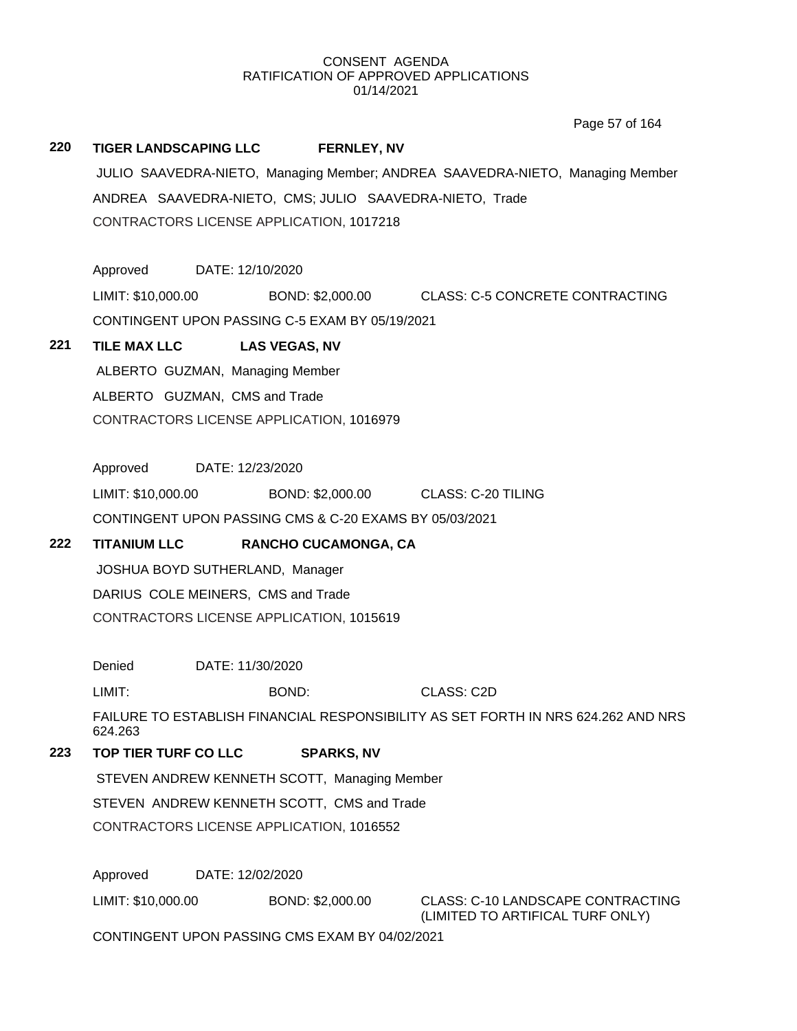CONSENT AGENDA
RATIFICATION OF APPROVED APPLICATIONS
01/14/2021

**220 TIGER LANDSCAPING LLC FERNLEY, NV**

JULIO SAAVEDRA-NIETO, Managing Member; ANDREA SAAVEDRA-NIETO, Managing Member

ANDREA SAAVEDRA-NIETO, CMS; JULIO SAAVEDRA-NIETO, Trade

CONTRACTORS LICENSE APPLICATION, 1017218

Approved DATE: 12/10/2020

LIMIT: $10,000.00 BOND: $2,000.00 CLASS: C-5 CONCRETE CONTRACTING

CONTINGENT UPON PASSING C-5 EXAM BY 05/19/2021

**221 TILE MAX LLC LAS VEGAS, NV**

ALBERTO GUZMAN, Managing Member

ALBERTO GUZMAN, CMS and Trade

CONTRACTORS LICENSE APPLICATION, 1016979

Approved DATE: 12/23/2020

LIMIT: $10,000.00 BOND: $2,000.00 CLASS: C-20 TILING

CONTINGENT UPON PASSING CMS & C-20 EXAMS BY 05/03/2021

**222 TITANIUM LLC RANCHO CUCAMONGA, CA**

JOSHUA BOYD SUTHERLAND, Manager

DARIUS COLE MEINERS, CMS and Trade

CONTRACTORS LICENSE APPLICATION, 1015619

Denied DATE: 11/30/2020

LIMIT: BOND: CLASS: C2D

FAILURE TO ESTABLISH FINANCIAL RESPONSIBILITY AS SET FORTH IN NRS 624.262 AND NRS 624.263

**223 TOP TIER TURF CO LLC SPARKS, NV**

STEVEN ANDREW KENNETH SCOTT, Managing Member

STEVEN ANDREW KENNETH SCOTT, CMS and Trade

CONTRACTORS LICENSE APPLICATION, 1016552

Approved DATE: 12/02/2020

LIMIT: $10,000.00 BOND: $2,000.00 CLASS: C-10 LANDSCAPE CONTRACTING (LIMITED TO ARTIFICAL TURF ONLY)

CONTINGENT UPON PASSING CMS EXAM BY 04/02/2021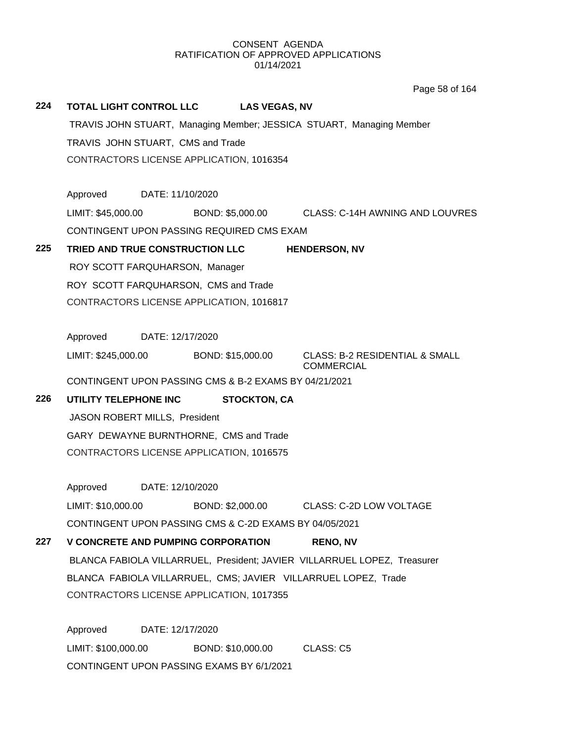CONSENT AGENDA
RATIFICATION OF APPROVED APPLICATIONS
01/14/2021

**224 TOTAL LIGHT CONTROL LLC LAS VEGAS, NV**

TRAVIS JOHN STUART, Managing Member; JESSICA STUART, Managing Member

TRAVIS JOHN STUART, CMS and Trade

CONTRACTORS LICENSE APPLICATION, 1016354

Approved DATE: 11/10/2020

LIMIT: $45,000.00 BOND: $5,000.00 CLASS: C-14H AWNING AND LOUVRES

CONTINGENT UPON PASSING REQUIRED CMS EXAM

**225 TRIED AND TRUE CONSTRUCTION LLC HENDERSON, NV**

ROY SCOTT FARQUHARSON, Manager

ROY SCOTT FARQUHARSON, CMS and Trade

CONTRACTORS LICENSE APPLICATION, 1016817

Approved DATE: 12/17/2020

LIMIT: $245,000.00 BOND: $15,000.00 CLASS: B-2 RESIDENTIAL & SMALL COMMERCIAL

CONTINGENT UPON PASSING CMS & B-2 EXAMS BY 04/21/2021

**226 UTILITY TELEPHONE INC STOCKTON, CA**

JASON ROBERT MILLS, President

GARY DEWAYNE BURNTHORNE, CMS and Trade

CONTRACTORS LICENSE APPLICATION, 1016575

Approved DATE: 12/10/2020

LIMIT: $10,000.00 BOND: $2,000.00 CLASS: C-2D LOW VOLTAGE

CONTINGENT UPON PASSING CMS & C-2D EXAMS BY 04/05/2021

**227 V CONCRETE AND PUMPING CORPORATION RENO, NV**

BLANCA FABIOLA VILLARRUEL, President; JAVIER VILLARRUEL LOPEZ, Treasurer

BLANCA FABIOLA VILLARRUEL, CMS; JAVIER VILLARRUEL LOPEZ, Trade

CONTRACTORS LICENSE APPLICATION, 1017355

Approved DATE: 12/17/2020

LIMIT: $100,000.00 BOND: $10,000.00 CLASS: C5

CONTINGENT UPON PASSING EXAMS BY 6/1/2021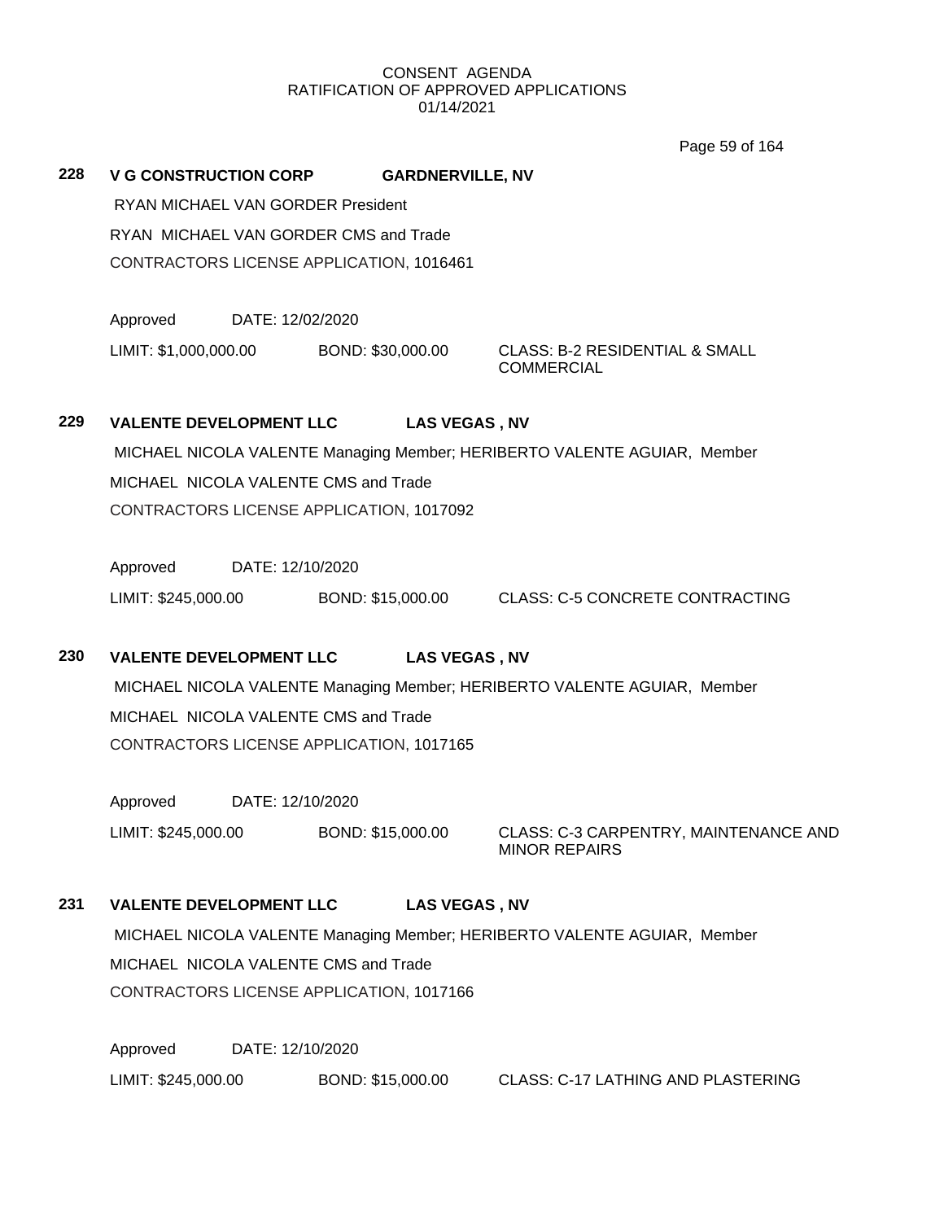CONSENT AGENDA
RATIFICATION OF APPROVED APPLICATIONS
01/14/2021

**228 V G CONSTRUCTION CORP GARDNERVILLE, NV**

RYAN MICHAEL VAN GORDER President

RYAN MICHAEL VAN GORDER CMS and Trade

CONTRACTORS LICENSE APPLICATION, 1016461

Approved DATE: 12/02/2020

LIMIT: $1,000,000.00 BOND: $30,000.00 CLASS: B-2 RESIDENTIAL & SMALL COMMERCIAL

**229 VALENTE DEVELOPMENT LLC LAS VEGAS , NV**

MICHAEL NICOLA VALENTE Managing Member; HERIBERTO VALENTE AGUIAR, Member

MICHAEL NICOLA VALENTE CMS and Trade

CONTRACTORS LICENSE APPLICATION, 1017092

Approved DATE: 12/10/2020

LIMIT: $245,000.00 BOND: $15,000.00 CLASS: C-5 CONCRETE CONTRACTING

**230 VALENTE DEVELOPMENT LLC LAS VEGAS , NV**

MICHAEL NICOLA VALENTE Managing Member; HERIBERTO VALENTE AGUIAR, Member

MICHAEL NICOLA VALENTE CMS and Trade

CONTRACTORS LICENSE APPLICATION, 1017165

Approved DATE: 12/10/2020

LIMIT: $245,000.00 BOND: $15,000.00 CLASS: C-3 CARPENTRY, MAINTENANCE AND MINOR REPAIRS

**231 VALENTE DEVELOPMENT LLC LAS VEGAS , NV**

MICHAEL NICOLA VALENTE Managing Member; HERIBERTO VALENTE AGUIAR, Member

MICHAEL NICOLA VALENTE CMS and Trade

CONTRACTORS LICENSE APPLICATION, 1017166

Approved DATE: 12/10/2020

LIMIT: $245,000.00 BOND: $15,000.00 CLASS: C-17 LATHING AND PLASTERING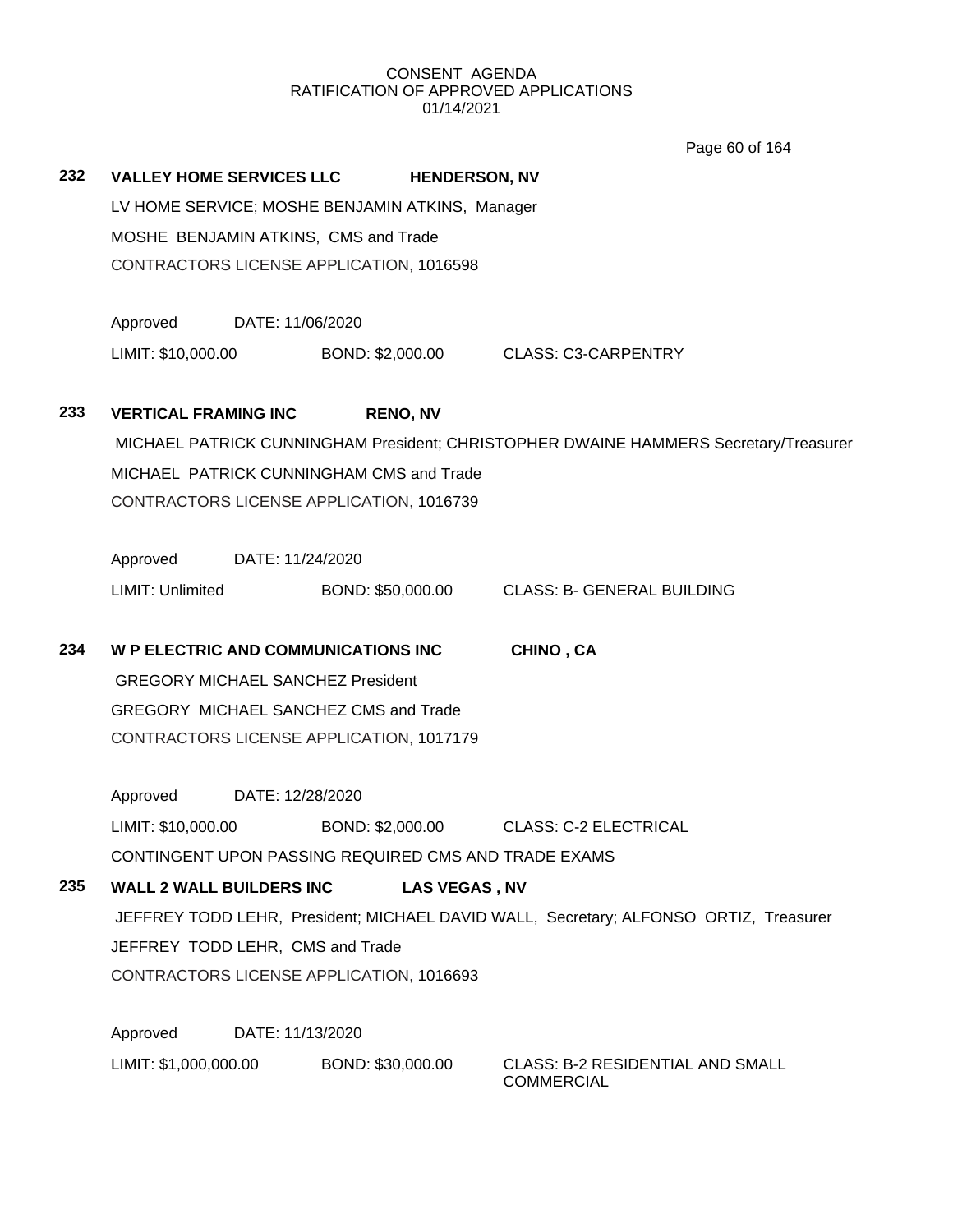CONSENT AGENDA
RATIFICATION OF APPROVED APPLICATIONS
01/14/2021

**232 VALLEY HOME SERVICES LLC HENDERSON, NV**

LV HOME SERVICE; MOSHE BENJAMIN ATKINS, Manager
MOSHE BENJAMIN ATKINS, CMS and Trade
CONTRACTORS LICENSE APPLICATION, 1016598

Approved DATE: 11/06/2020
LIMIT: $10,000.00 BOND: $2,000.00 CLASS: C3-CARPENTRY

**233 VERTICAL FRAMING INC RENO, NV**

MICHAEL PATRICK CUNNINGHAM President; CHRISTOPHER DWAINE HAMMERS Secretary/Treasurer
MICHAEL PATRICK CUNNINGHAM CMS and Trade
CONTRACTORS LICENSE APPLICATION, 1016739

Approved DATE: 11/24/2020
LIMIT: Unlimited BOND: $50,000.00 CLASS: B- GENERAL BUILDING

**234 W P ELECTRIC AND COMMUNICATIONS INC CHINO , CA**

GREGORY MICHAEL SANCHEZ President
GREGORY MICHAEL SANCHEZ CMS and Trade
CONTRACTORS LICENSE APPLICATION, 1017179

Approved DATE: 12/28/2020
LIMIT: $10,000.00 BOND: $2,000.00 CLASS: C-2 ELECTRICAL
CONTINGENT UPON PASSING REQUIRED CMS AND TRADE EXAMS

**235 WALL 2 WALL BUILDERS INC LAS VEGAS , NV**

JEFFREY TODD LEHR, President; MICHAEL DAVID WALL, Secretary; ALFONSO ORTIZ, Treasurer
JEFFREY TODD LEHR, CMS and Trade
CONTRACTORS LICENSE APPLICATION, 1016693

Approved DATE: 11/13/2020
LIMIT: $1,000,000.00 BOND: $30,000.00 CLASS: B-2 RESIDENTIAL AND SMALL COMMERCIAL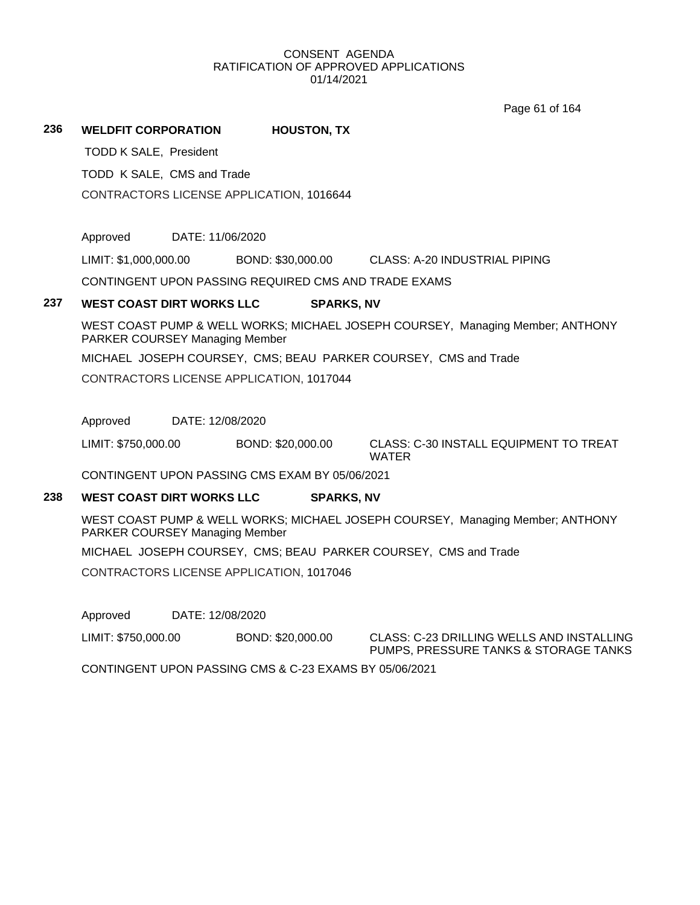CONSENT AGENDA
RATIFICATION OF APPROVED APPLICATIONS
01/14/2021

**236 WELDFIT CORPORATION HOUSTON, TX**

TODD K SALE, President

TODD K SALE, CMS and Trade

CONTRACTORS LICENSE APPLICATION, 1016644

Approved DATE: 11/06/2020

LIMIT: $1,000,000.00 BOND: $30,000.00 CLASS: A-20 INDUSTRIAL PIPING

CONTINGENT UPON PASSING REQUIRED CMS AND TRADE EXAMS

**237 WEST COAST DIRT WORKS LLC SPARKS, NV**

WEST COAST PUMP & WELL WORKS; MICHAEL JOSEPH COURSEY, Managing Member; ANTHONY PARKER COURSEY Managing Member

MICHAEL JOSEPH COURSEY, CMS; BEAU PARKER COURSEY, CMS and Trade

CONTRACTORS LICENSE APPLICATION, 1017044

Approved DATE: 12/08/2020

LIMIT: $750,000.00 BOND: $20,000.00 CLASS: C-30 INSTALL EQUIPMENT TO TREAT WATER

CONTINGENT UPON PASSING CMS EXAM BY 05/06/2021

**238 WEST COAST DIRT WORKS LLC SPARKS, NV**

WEST COAST PUMP & WELL WORKS; MICHAEL JOSEPH COURSEY, Managing Member; ANTHONY PARKER COURSEY Managing Member

MICHAEL JOSEPH COURSEY, CMS; BEAU PARKER COURSEY, CMS and Trade

CONTRACTORS LICENSE APPLICATION, 1017046

Approved DATE: 12/08/2020

LIMIT: $750,000.00 BOND: $20,000.00 CLASS: C-23 DRILLING WELLS AND INSTALLING PUMPS, PRESSURE TANKS & STORAGE TANKS

CONTINGENT UPON PASSING CMS & C-23 EXAMS BY 05/06/2021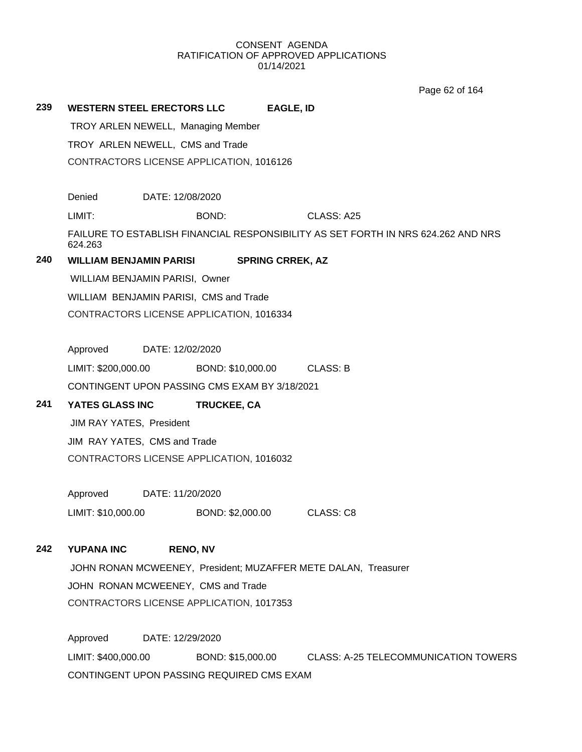CONSENT AGENDA
RATIFICATION OF APPROVED APPLICATIONS
01/14/2021

**239 WESTERN STEEL ERECTORS LLC EAGLE, ID**

TROY ARLEN NEWELL, Managing Member

TROY ARLEN NEWELL, CMS and Trade

CONTRACTORS LICENSE APPLICATION, 1016126

Denied DATE: 12/08/2020

LIMIT: BOND: CLASS: A25

FAILURE TO ESTABLISH FINANCIAL RESPONSIBILITY AS SET FORTH IN NRS 624.262 AND NRS 624.263

**240 WILLIAM BENJAMIN PARISI SPRING CRREK, AZ**

WILLIAM BENJAMIN PARISI, Owner

WILLIAM BENJAMIN PARISI, CMS and Trade

CONTRACTORS LICENSE APPLICATION, 1016334

Approved DATE: 12/02/2020

LIMIT: $200,000.00 BOND: $10,000.00 CLASS: B

CONTINGENT UPON PASSING CMS EXAM BY 3/18/2021

**241 YATES GLASS INC TRUCKEE, CA**

JIM RAY YATES, President

JIM RAY YATES, CMS and Trade

CONTRACTORS LICENSE APPLICATION, 1016032

Approved DATE: 11/20/2020

LIMIT: $10,000.00 BOND: $2,000.00 CLASS: C8

**242 YUPANA INC RENO, NV**

JOHN RONAN MCWEENEY, President; MUZAFFER METE DALAN, Treasurer

JOHN RONAN MCWEENEY, CMS and Trade

CONTRACTORS LICENSE APPLICATION, 1017353

Approved DATE: 12/29/2020

LIMIT: $400,000.00 BOND: $15,000.00 CLASS: A-25 TELECOMMUNICATION TOWERS

CONTINGENT UPON PASSING REQUIRED CMS EXAM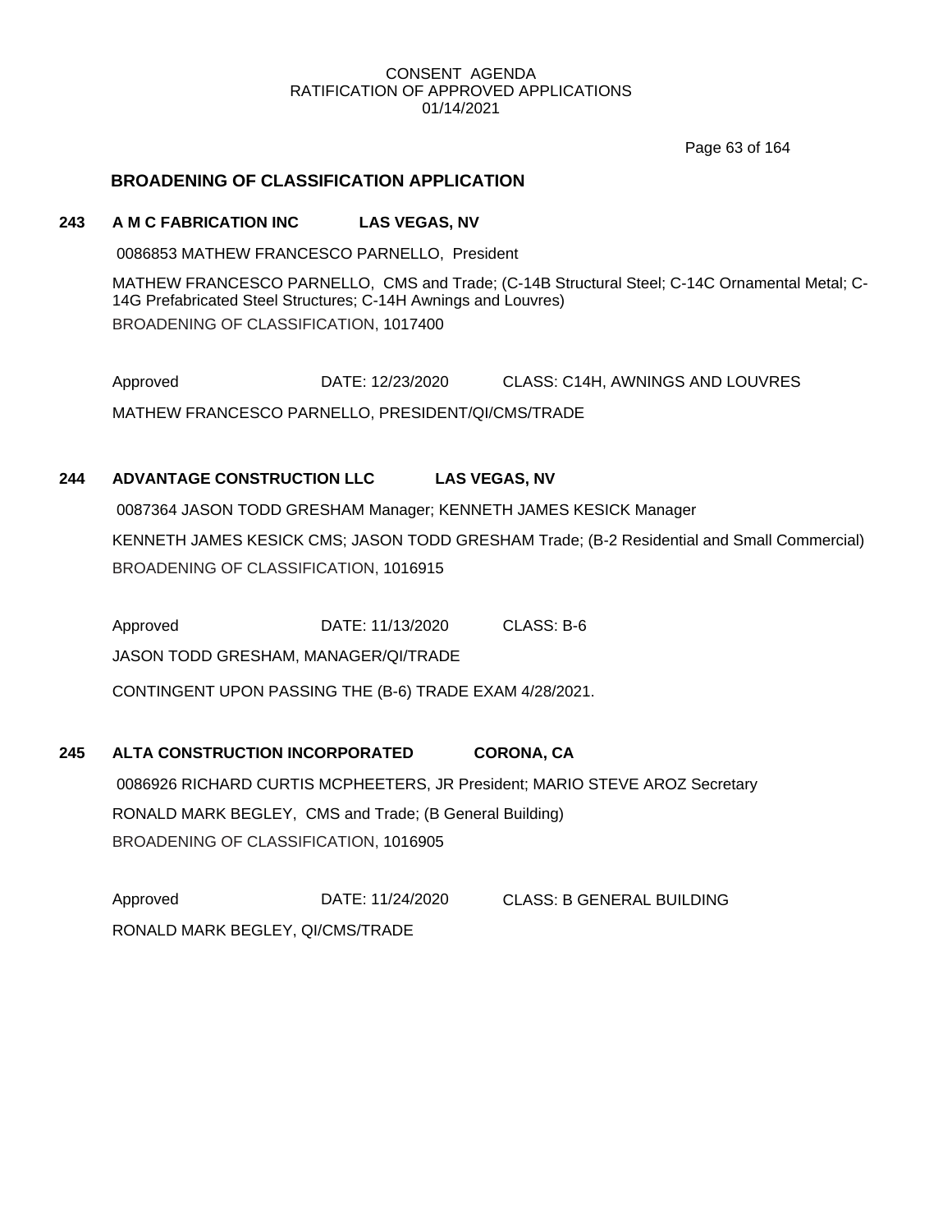## BROADENING OF CLASSIFICATION APPLICATION

**243 A M C FABRICATION INC LAS VEGAS, NV**

0086853 MATHEW FRANCESCO PARNELLO, President

MATHEW FRANCESCO PARNELLO, CMS and Trade; (C-14B Structural Steel; C-14C Ornamental Metal; C-14G Prefabricated Steel Structures; C-14H Awnings and Louvres)

BROADENING OF CLASSIFICATION, 1017400

Approved DATE: 12/23/2020 CLASS: C14H, AWNINGS AND LOUVRES

MATHEW FRANCESCO PARNELLO, PRESIDENT/QI/CMS/TRADE

**244 ADVANTAGE CONSTRUCTION LLC LAS VEGAS, NV**

0087364 JASON TODD GRESHAM Manager; KENNETH JAMES KESICK Manager

KENNETH JAMES KESICK CMS; JASON TODD GRESHAM Trade; (B-2 Residential and Small Commercial)

BROADENING OF CLASSIFICATION, 1016915

Approved DATE: 11/13/2020 CLASS: B-6

JASON TODD GRESHAM, MANAGER/QI/TRADE

CONTINGENT UPON PASSING THE (B-6) TRADE EXAM 4/28/2021.

**245 ALTA CONSTRUCTION INCORPORATED CORONA, CA**

0086926 RICHARD CURTIS MCPHEETERS, JR President; MARIO STEVE AROZ Secretary

RONALD MARK BEGLEY, CMS and Trade; (B General Building)

BROADENING OF CLASSIFICATION, 1016905

Approved DATE: 11/24/2020 CLASS: B GENERAL BUILDING

RONALD MARK BEGLEY, QI/CMS/TRADE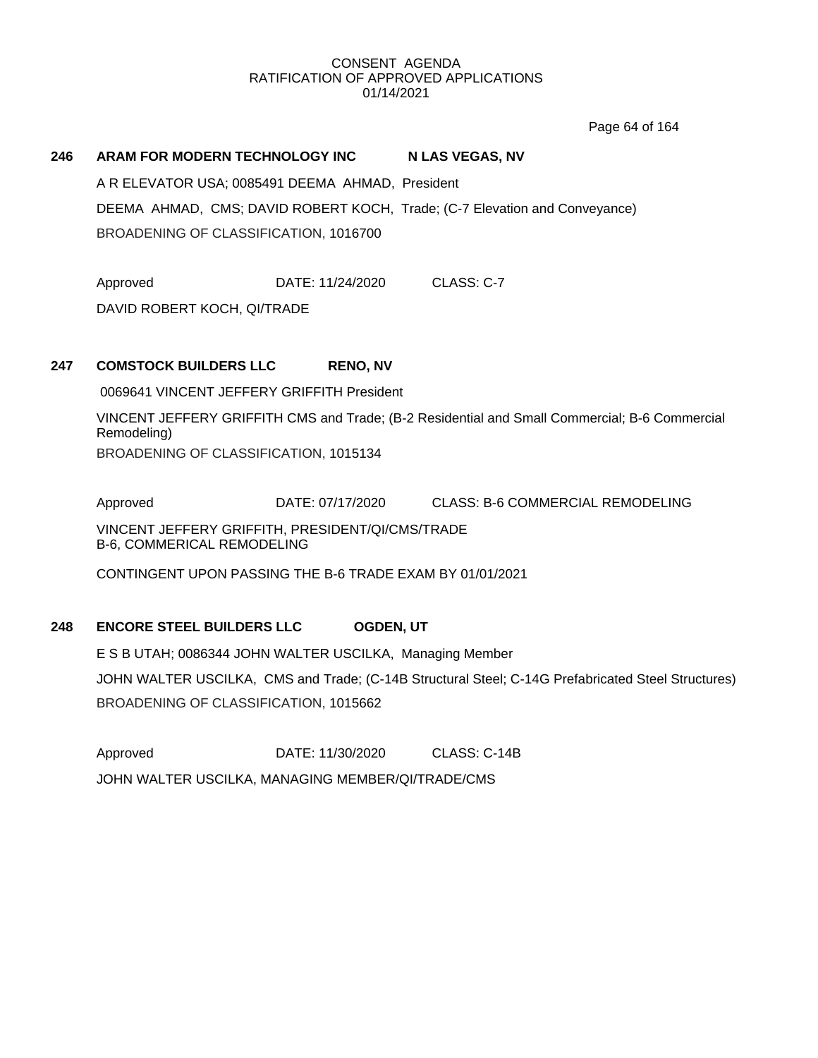CONSENT AGENDA
RATIFICATION OF APPROVED APPLICATIONS
01/14/2021

**246 ARAM FOR MODERN TECHNOLOGY INC N LAS VEGAS, NV**

A R ELEVATOR USA; 0085491 DEEMA AHMAD, President

DEEMA AHMAD, CMS; DAVID ROBERT KOCH, Trade; (C-7 Elevation and Conveyance)

BROADENING OF CLASSIFICATION, 1016700

Approved DATE: 11/24/2020 CLASS: C-7

DAVID ROBERT KOCH, QI/TRADE

**247 COMSTOCK BUILDERS LLC RENO, NV**

0069641 VINCENT JEFFERY GRIFFITH President

VINCENT JEFFERY GRIFFITH CMS and Trade; (B-2 Residential and Small Commercial; B-6 Commercial Remodeling)

BROADENING OF CLASSIFICATION, 1015134

Approved DATE: 07/17/2020 CLASS: B-6 COMMERCIAL REMODELING

VINCENT JEFFERY GRIFFITH, PRESIDENT/QI/CMS/TRADE
B-6, COMMERICAL REMODELING

CONTINGENT UPON PASSING THE B-6 TRADE EXAM BY 01/01/2021

**248 ENCORE STEEL BUILDERS LLC OGDEN, UT**

E S B UTAH; 0086344 JOHN WALTER USCILKA, Managing Member

JOHN WALTER USCILKA, CMS and Trade; (C-14B Structural Steel; C-14G Prefabricated Steel Structures)

BROADENING OF CLASSIFICATION, 1015662

Approved DATE: 11/30/2020 CLASS: C-14B

JOHN WALTER USCILKA, MANAGING MEMBER/QI/TRADE/CMS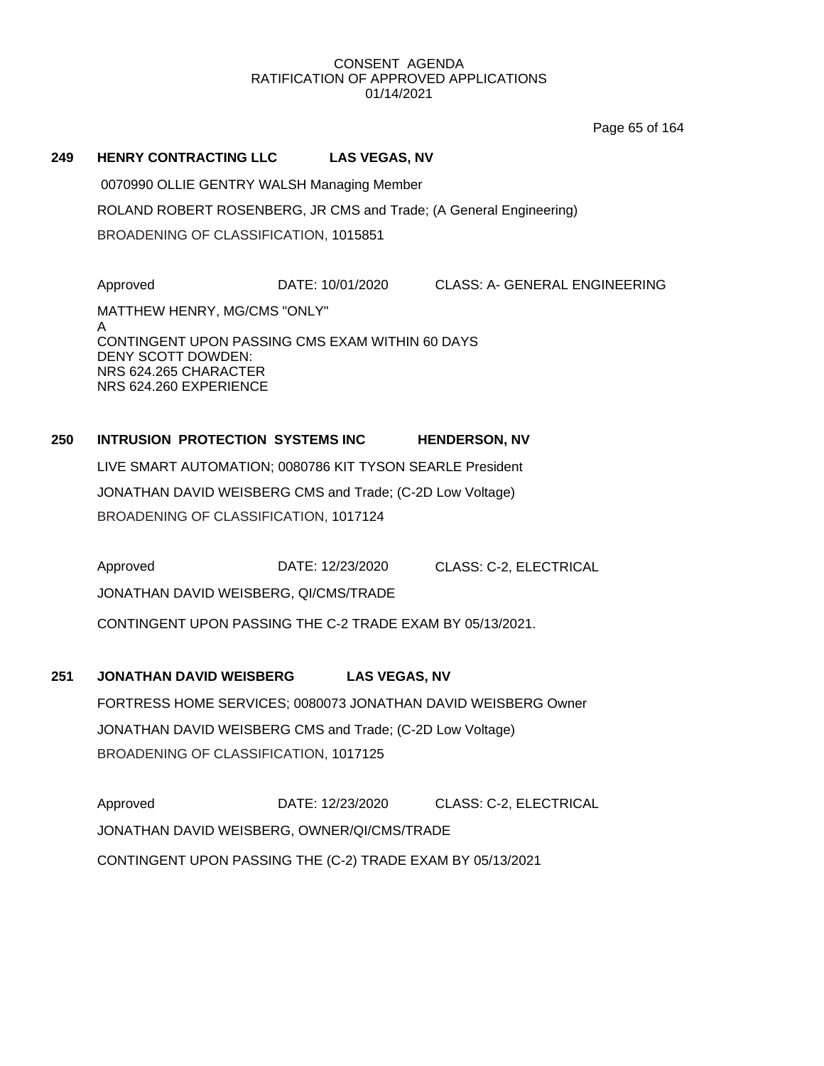**249 HENRY CONTRACTING LLC LAS VEGAS, NV**

0070990 OLLIE GENTRY WALSH Managing Member

ROLAND ROBERT ROSENBERG, JR CMS and Trade; (A General Engineering)

BROADENING OF CLASSIFICATION, 1015851

Approved DATE: 10/01/2020 CLASS: A- GENERAL ENGINEERING

MATTHEW HENRY, MG/CMS "ONLY"
A
CONTINGENT UPON PASSING CMS EXAM WITHIN 60 DAYS
DENY SCOTT DOWDEN:
NRS 624.265 CHARACTER
NRS 624.260 EXPERIENCE

**250 INTRUSION PROTECTION SYSTEMS INC HENDERSON, NV**

LIVE SMART AUTOMATION; 0080786 KIT TYSON SEARLE President

JONATHAN DAVID WEISBERG CMS and Trade; (C-2D Low Voltage)

BROADENING OF CLASSIFICATION, 1017124

Approved DATE: 12/23/2020 CLASS: C-2, ELECTRICAL

JONATHAN DAVID WEISBERG, QI/CMS/TRADE

CONTINGENT UPON PASSING THE C-2 TRADE EXAM BY 05/13/2021.

**251 JONATHAN DAVID WEISBERG LAS VEGAS, NV**

FORTRESS HOME SERVICES; 0080073 JONATHAN DAVID WEISBERG Owner

JONATHAN DAVID WEISBERG CMS and Trade; (C-2D Low Voltage)

BROADENING OF CLASSIFICATION, 1017125

Approved DATE: 12/23/2020 CLASS: C-2, ELECTRICAL

JONATHAN DAVID WEISBERG, OWNER/QI/CMS/TRADE

CONTINGENT UPON PASSING THE (C-2) TRADE EXAM BY 05/13/2021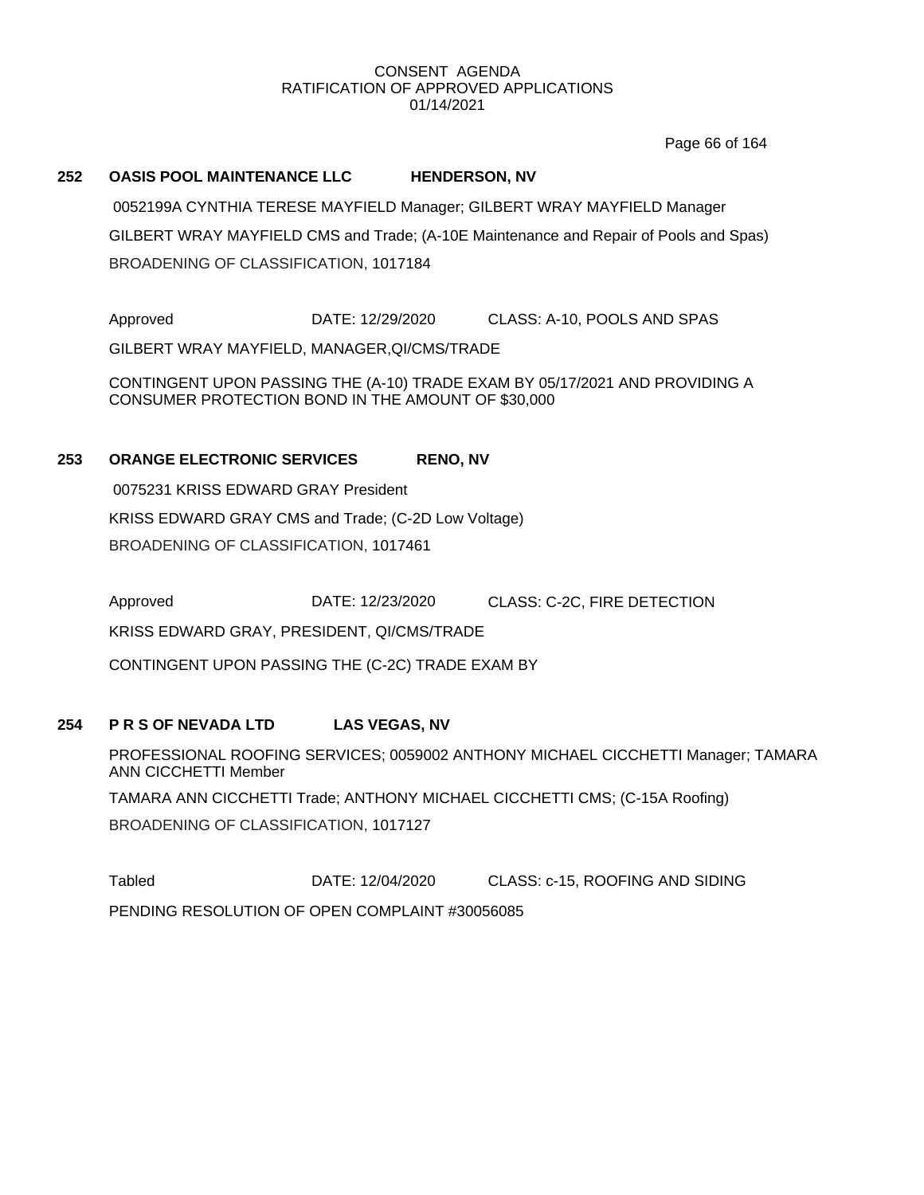CONSENT AGENDA
RATIFICATION OF APPROVED APPLICATIONS
01/14/2021

**252 OASIS POOL MAINTENANCE LLC HENDERSON, NV**

0052199A CYNTHIA TERESE MAYFIELD Manager; GILBERT WRAY MAYFIELD Manager

GILBERT WRAY MAYFIELD CMS and Trade; (A-10E Maintenance and Repair of Pools and Spas)

BROADENING OF CLASSIFICATION, 1017184

Approved DATE: 12/29/2020 CLASS: A-10, POOLS AND SPAS

GILBERT WRAY MAYFIELD, MANAGER,QI/CMS/TRADE

CONTINGENT UPON PASSING THE (A-10) TRADE EXAM BY 05/17/2021 AND PROVIDING A CONSUMER PROTECTION BOND IN THE AMOUNT OF $30,000

**253 ORANGE ELECTRONIC SERVICES RENO, NV**

0075231 KRISS EDWARD GRAY President

KRISS EDWARD GRAY CMS and Trade; (C-2D Low Voltage)

BROADENING OF CLASSIFICATION, 1017461

Approved DATE: 12/23/2020 CLASS: C-2C, FIRE DETECTION

KRISS EDWARD GRAY, PRESIDENT, QI/CMS/TRADE

CONTINGENT UPON PASSING THE (C-2C) TRADE EXAM BY

**254 P R S OF NEVADA LTD LAS VEGAS, NV**

PROFESSIONAL ROOFING SERVICES; 0059002 ANTHONY MICHAEL CICCHETTI Manager; TAMARA ANN CICCHETTI Member

TAMARA ANN CICCHETTI Trade; ANTHONY MICHAEL CICCHETTI CMS; (C-15A Roofing)

BROADENING OF CLASSIFICATION, 1017127

Tabled DATE: 12/04/2020 CLASS: c-15, ROOFING AND SIDING

PENDING RESOLUTION OF OPEN COMPLAINT #30056085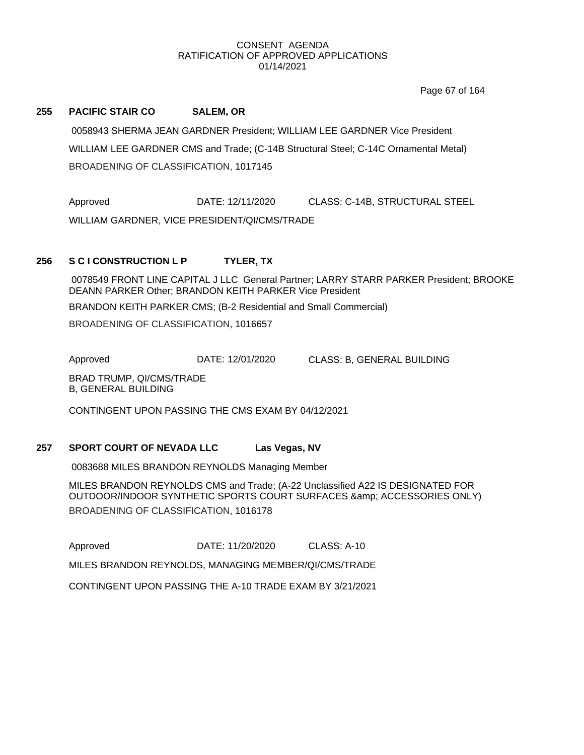CONSENT AGENDA
RATIFICATION OF APPROVED APPLICATIONS
01/14/2021

**255 PACIFIC STAIR CO SALEM, OR**

0058943 SHERMA JEAN GARDNER President; WILLIAM LEE GARDNER Vice President

WILLIAM LEE GARDNER CMS and Trade; (C-14B Structural Steel; C-14C Ornamental Metal)

BROADENING OF CLASSIFICATION, 1017145

Approved DATE: 12/11/2020 CLASS: C-14B, STRUCTURAL STEEL

WILLIAM GARDNER, VICE PRESIDENT/QI/CMS/TRADE

**256 S C I CONSTRUCTION L P TYLER, TX**

0078549 FRONT LINE CAPITAL J LLC General Partner; LARRY STARR PARKER President; BROOKE DEANN PARKER Other; BRANDON KEITH PARKER Vice President

BRANDON KEITH PARKER CMS; (B-2 Residential and Small Commercial)

BROADENING OF CLASSIFICATION, 1016657

Approved DATE: 12/01/2020 CLASS: B, GENERAL BUILDING

BRAD TRUMP, QI/CMS/TRADE
B, GENERAL BUILDING

CONTINGENT UPON PASSING THE CMS EXAM BY 04/12/2021

**257 SPORT COURT OF NEVADA LLC Las Vegas, NV**

0083688 MILES BRANDON REYNOLDS Managing Member

MILES BRANDON REYNOLDS CMS and Trade; (A-22 Unclassified A22 IS DESIGNATED FOR OUTDOOR/INDOOR SYNTHETIC SPORTS COURT SURFACES &amp; ACCESSORIES ONLY)

BROADENING OF CLASSIFICATION, 1016178

Approved DATE: 11/20/2020 CLASS: A-10

MILES BRANDON REYNOLDS, MANAGING MEMBER/QI/CMS/TRADE

CONTINGENT UPON PASSING THE A-10 TRADE EXAM BY 3/21/2021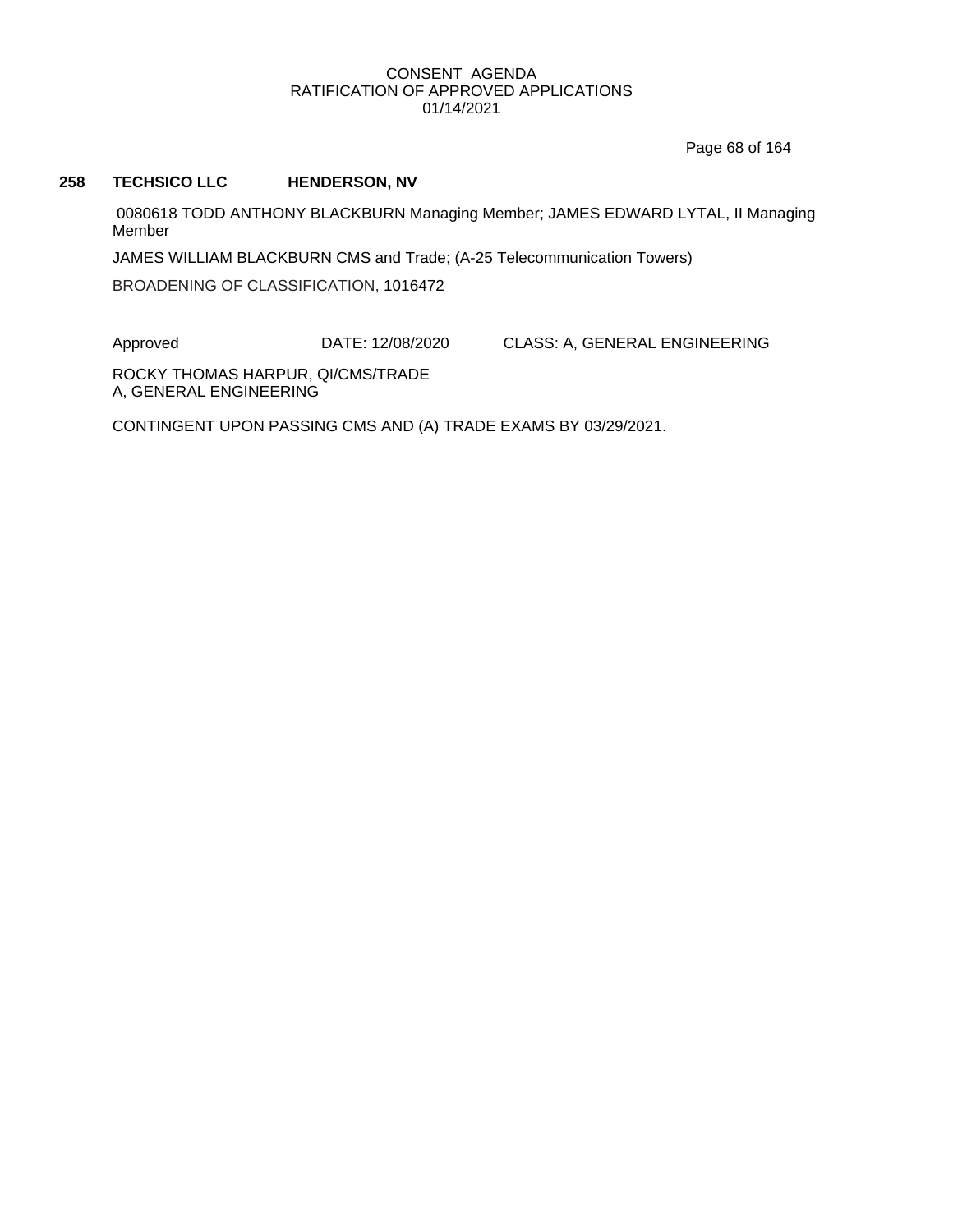CONSENT AGENDA
RATIFICATION OF APPROVED APPLICATIONS
01/14/2021

**258 TECHSICO LLC HENDERSON, NV**

0080618 TODD ANTHONY BLACKBURN Managing Member; JAMES EDWARD LYTAL, II Managing Member

JAMES WILLIAM BLACKBURN CMS and Trade; (A-25 Telecommunication Towers)

BROADENING OF CLASSIFICATION, 1016472

Approved DATE: 12/08/2020 CLASS: A, GENERAL ENGINEERING

ROCKY THOMAS HARPUR, QI/CMS/TRADE
A, GENERAL ENGINEERING

CONTINGENT UPON PASSING CMS AND (A) TRADE EXAMS BY 03/29/2021.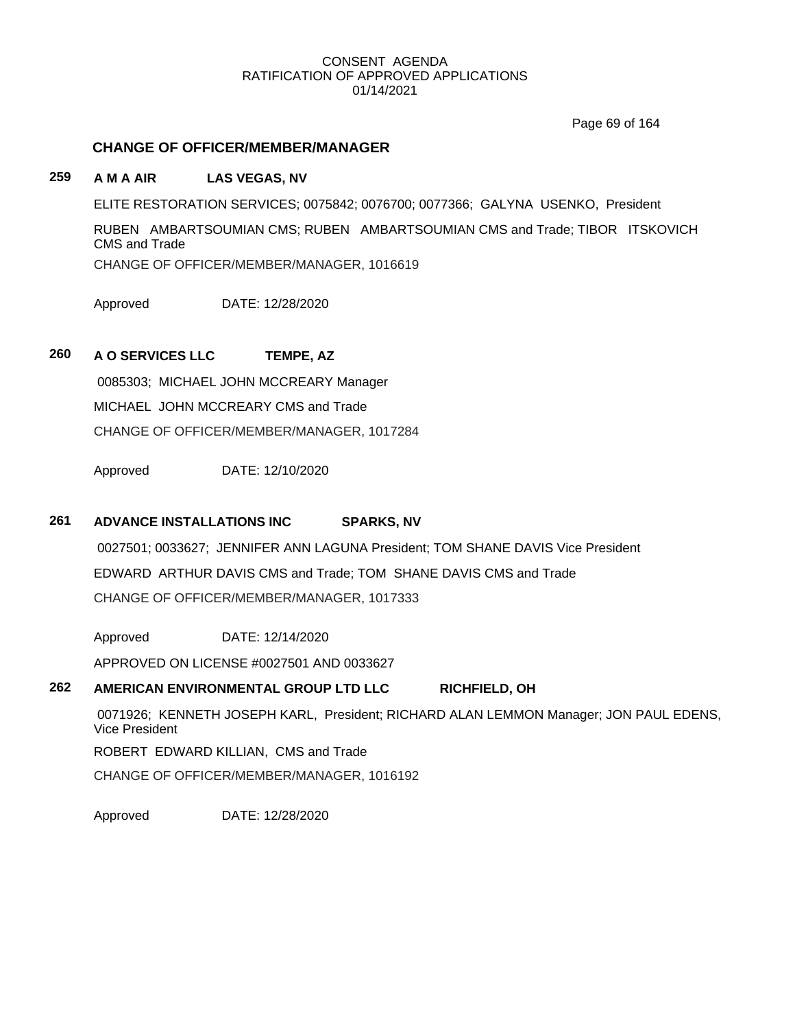CONSENT AGENDA
RATIFICATION OF APPROVED APPLICATIONS
01/14/2021

## CHANGE OF OFFICER/MEMBER/MANAGER

**259 A M A AIR LAS VEGAS, NV**

ELITE RESTORATION SERVICES; 0075842; 0076700; 0077366; GALYNA USENKO, President

RUBEN AMBARTSOUMIAN CMS; RUBEN AMBARTSOUMIAN CMS and Trade; TIBOR ITSKOVICH CMS and Trade

CHANGE OF OFFICER/MEMBER/MANAGER, 1016619

Approved DATE: 12/28/2020

**260 A O SERVICES LLC TEMPE, AZ**

0085303; MICHAEL JOHN MCCREARY Manager

MICHAEL JOHN MCCREARY CMS and Trade

CHANGE OF OFFICER/MEMBER/MANAGER, 1017284

Approved DATE: 12/10/2020

**261 ADVANCE INSTALLATIONS INC SPARKS, NV**

0027501; 0033627; JENNIFER ANN LAGUNA President; TOM SHANE DAVIS Vice President

EDWARD ARTHUR DAVIS CMS and Trade; TOM SHANE DAVIS CMS and Trade

CHANGE OF OFFICER/MEMBER/MANAGER, 1017333

Approved DATE: 12/14/2020

APPROVED ON LICENSE #0027501 AND 0033627

**262 AMERICAN ENVIRONMENTAL GROUP LTD LLC RICHFIELD, OH**

0071926; KENNETH JOSEPH KARL, President; RICHARD ALAN LEMMON Manager; JON PAUL EDENS, Vice President

ROBERT EDWARD KILLIAN, CMS and Trade

CHANGE OF OFFICER/MEMBER/MANAGER, 1016192

Approved DATE: 12/28/2020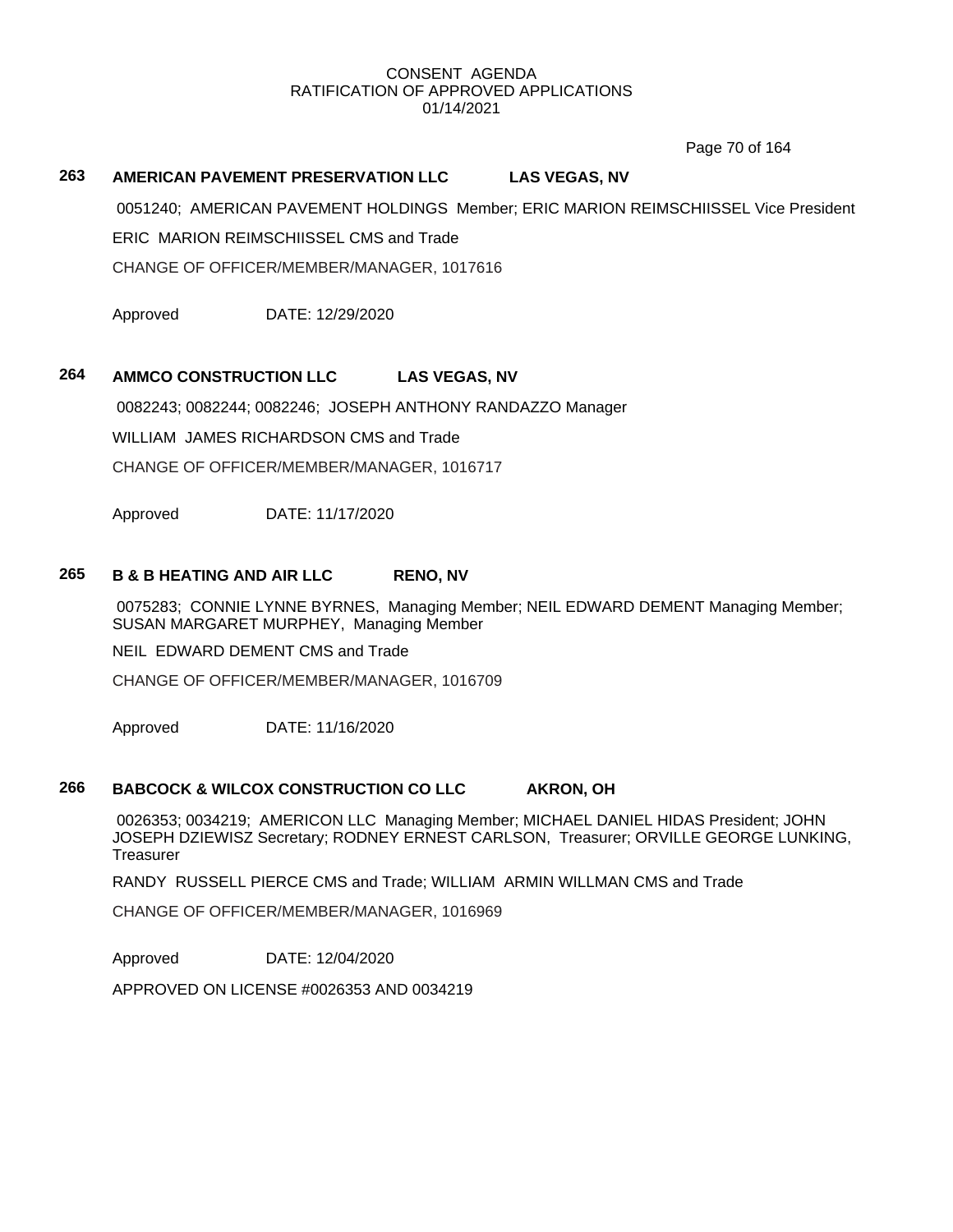CONSENT AGENDA
RATIFICATION OF APPROVED APPLICATIONS
01/14/2021

**263 AMERICAN PAVEMENT PRESERVATION LLC LAS VEGAS, NV**

0051240; AMERICAN PAVEMENT HOLDINGS Member; ERIC MARION REIMSCHIISSEL Vice President

ERIC MARION REIMSCHIISSEL CMS and Trade

CHANGE OF OFFICER/MEMBER/MANAGER, 1017616

Approved DATE: 12/29/2020

**264 AMMCO CONSTRUCTION LLC LAS VEGAS, NV**

0082243; 0082244; 0082246; JOSEPH ANTHONY RANDAZZO Manager

WILLIAM JAMES RICHARDSON CMS and Trade

CHANGE OF OFFICER/MEMBER/MANAGER, 1016717

Approved DATE: 11/17/2020

**265 B & B HEATING AND AIR LLC RENO, NV**

0075283; CONNIE LYNNE BYRNES, Managing Member; NEIL EDWARD DEMENT Managing Member; SUSAN MARGARET MURPHEY, Managing Member

NEIL EDWARD DEMENT CMS and Trade

CHANGE OF OFFICER/MEMBER/MANAGER, 1016709

Approved DATE: 11/16/2020

**266 BABCOCK & WILCOX CONSTRUCTION CO LLC AKRON, OH**

0026353; 0034219; AMERICON LLC Managing Member; MICHAEL DANIEL HIDAS President; JOHN JOSEPH DZIEWISZ Secretary; RODNEY ERNEST CARLSON, Treasurer; ORVILLE GEORGE LUNKING, Treasurer

RANDY RUSSELL PIERCE CMS and Trade; WILLIAM ARMIN WILLMAN CMS and Trade

CHANGE OF OFFICER/MEMBER/MANAGER, 1016969

Approved DATE: 12/04/2020

APPROVED ON LICENSE #0026353 AND 0034219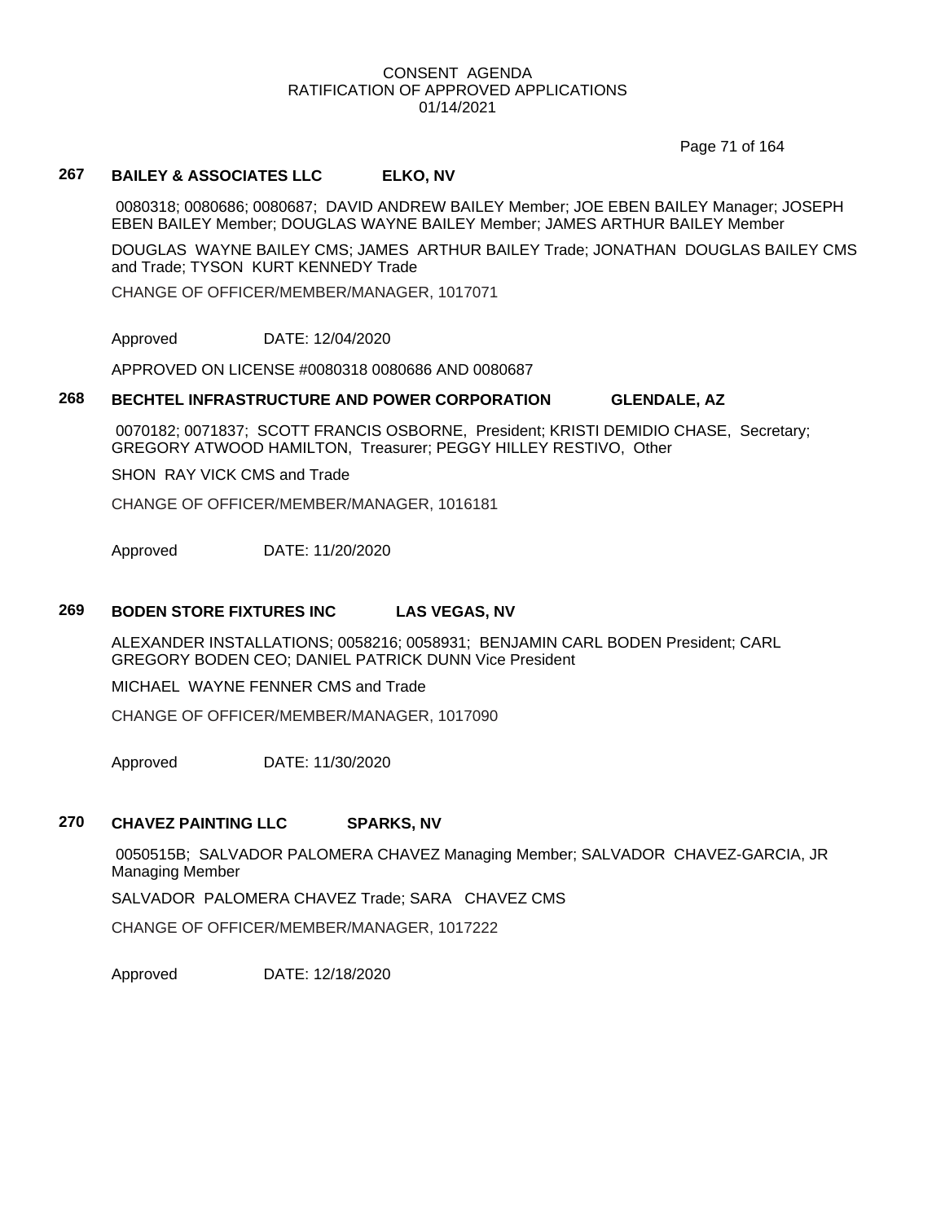CONSENT AGENDA
RATIFICATION OF APPROVED APPLICATIONS
01/14/2021

### 267 BAILEY & ASSOCIATES LLC ELKO, NV

0080318; 0080686; 0080687; DAVID ANDREW BAILEY Member; JOE EBEN BAILEY Manager; JOSEPH EBEN BAILEY Member; DOUGLAS WAYNE BAILEY Member; JAMES ARTHUR BAILEY Member

DOUGLAS WAYNE BAILEY CMS; JAMES ARTHUR BAILEY Trade; JONATHAN DOUGLAS BAILEY CMS and Trade; TYSON KURT KENNEDY Trade

CHANGE OF OFFICER/MEMBER/MANAGER, 1017071

Approved DATE: 12/04/2020

APPROVED ON LICENSE #0080318 0080686 AND 0080687

### 268 BECHTEL INFRASTRUCTURE AND POWER CORPORATION GLENDALE, AZ

0070182; 0071837; SCOTT FRANCIS OSBORNE, President; KRISTI DEMIDIO CHASE, Secretary; GREGORY ATWOOD HAMILTON, Treasurer; PEGGY HILLEY RESTIVO, Other

SHON RAY VICK CMS and Trade

CHANGE OF OFFICER/MEMBER/MANAGER, 1016181

Approved DATE: 11/20/2020

### 269 BODEN STORE FIXTURES INC LAS VEGAS, NV

ALEXANDER INSTALLATIONS; 0058216; 0058931; BENJAMIN CARL BODEN President; CARL GREGORY BODEN CEO; DANIEL PATRICK DUNN Vice President

MICHAEL WAYNE FENNER CMS and Trade

CHANGE OF OFFICER/MEMBER/MANAGER, 1017090

Approved DATE: 11/30/2020

### 270 CHAVEZ PAINTING LLC SPARKS, NV

0050515B; SALVADOR PALOMERA CHAVEZ Managing Member; SALVADOR CHAVEZ-GARCIA, JR Managing Member

SALVADOR PALOMERA CHAVEZ Trade; SARA CHAVEZ CMS

CHANGE OF OFFICER/MEMBER/MANAGER, 1017222

Approved DATE: 12/18/2020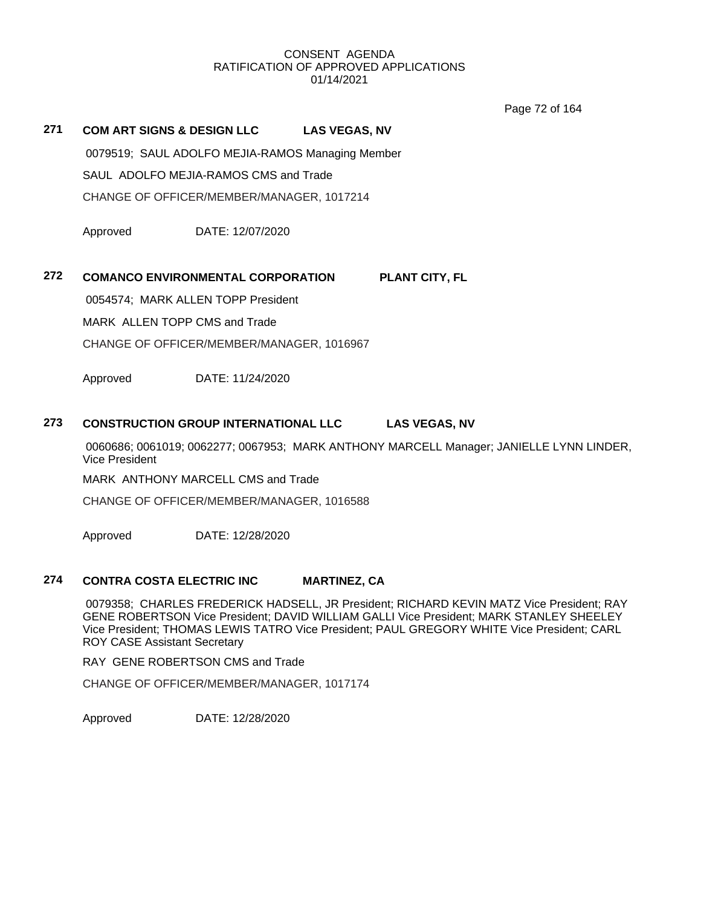CONSENT AGENDA
RATIFICATION OF APPROVED APPLICATIONS
01/14/2021

**271 COM ART SIGNS & DESIGN LLC LAS VEGAS, NV**

0079519; SAUL ADOLFO MEJIA-RAMOS Managing Member

SAUL ADOLFO MEJIA-RAMOS CMS and Trade

CHANGE OF OFFICER/MEMBER/MANAGER, 1017214

Approved DATE: 12/07/2020

**272 COMANCO ENVIRONMENTAL CORPORATION PLANT CITY, FL**

0054574; MARK ALLEN TOPP President

MARK ALLEN TOPP CMS and Trade

CHANGE OF OFFICER/MEMBER/MANAGER, 1016967

Approved DATE: 11/24/2020

**273 CONSTRUCTION GROUP INTERNATIONAL LLC LAS VEGAS, NV**

0060686; 0061019; 0062277; 0067953; MARK ANTHONY MARCELL Manager; JANIELLE LYNN LINDER, Vice President

MARK ANTHONY MARCELL CMS and Trade

CHANGE OF OFFICER/MEMBER/MANAGER, 1016588

Approved DATE: 12/28/2020

**274 CONTRA COSTA ELECTRIC INC MARTINEZ, CA**

0079358; CHARLES FREDERICK HADSELL, JR President; RICHARD KEVIN MATZ Vice President; RAY GENE ROBERTSON Vice President; DAVID WILLIAM GALLI Vice President; MARK STANLEY SHEELEY Vice President; THOMAS LEWIS TATRO Vice President; PAUL GREGORY WHITE Vice President; CARL ROY CASE Assistant Secretary

RAY GENE ROBERTSON CMS and Trade

CHANGE OF OFFICER/MEMBER/MANAGER, 1017174

Approved DATE: 12/28/2020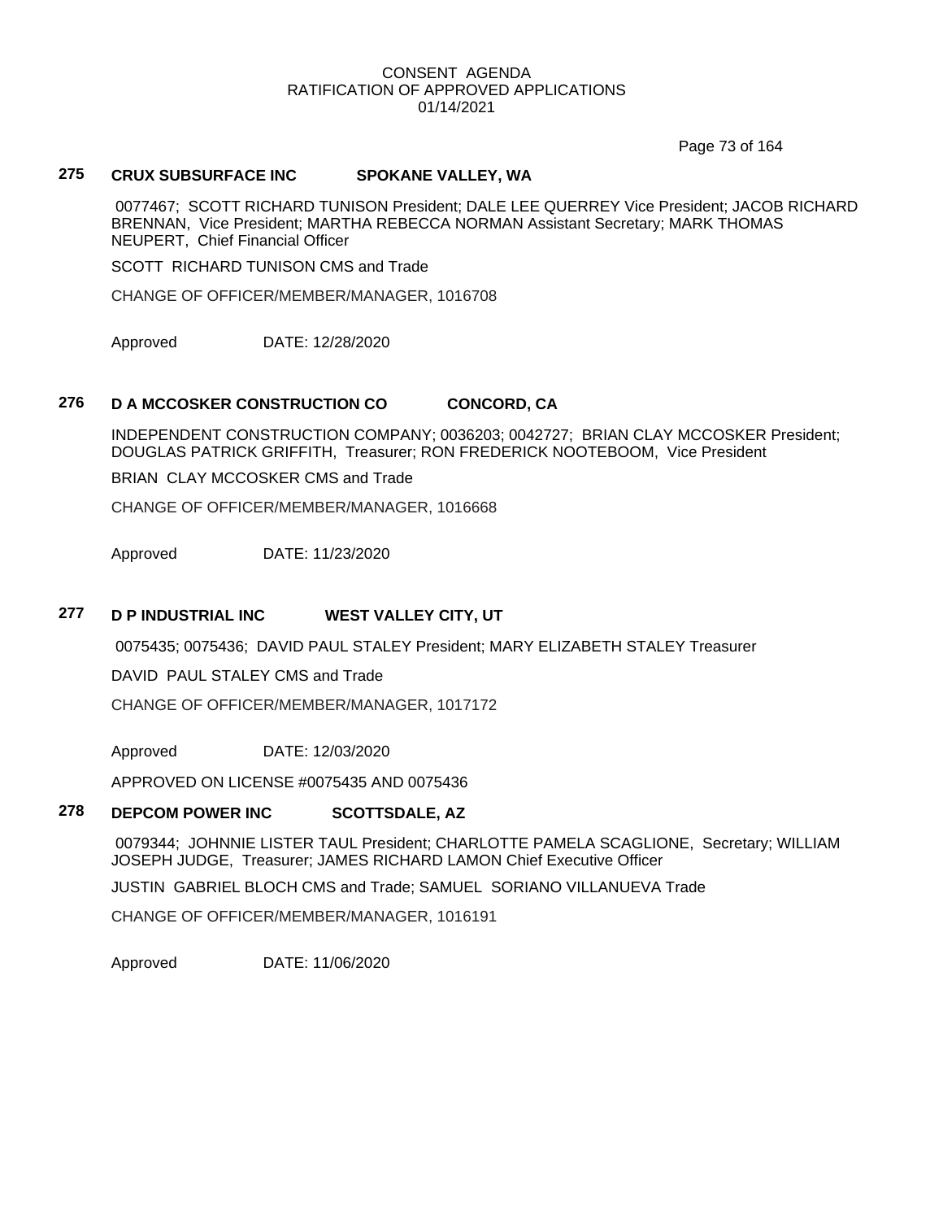CONSENT AGENDA
RATIFICATION OF APPROVED APPLICATIONS
01/14/2021

## 275 CRUX SUBSURFACE INC SPOKANE VALLEY, WA

0077467; SCOTT RICHARD TUNISON President; DALE LEE QUERREY Vice President; JACOB RICHARD BRENNAN, Vice President; MARTHA REBECCA NORMAN Assistant Secretary; MARK THOMAS NEUPERT, Chief Financial Officer

SCOTT RICHARD TUNISON CMS and Trade

CHANGE OF OFFICER/MEMBER/MANAGER, 1016708

Approved DATE: 12/28/2020

## 276 D A MCCOSKER CONSTRUCTION CO CONCORD, CA

INDEPENDENT CONSTRUCTION COMPANY; 0036203; 0042727; BRIAN CLAY MCCOSKER President; DOUGLAS PATRICK GRIFFITH, Treasurer; RON FREDERICK NOOTEBOOM, Vice President

BRIAN CLAY MCCOSKER CMS and Trade

CHANGE OF OFFICER/MEMBER/MANAGER, 1016668

Approved DATE: 11/23/2020

## 277 D P INDUSTRIAL INC WEST VALLEY CITY, UT

0075435; 0075436; DAVID PAUL STALEY President; MARY ELIZABETH STALEY Treasurer

DAVID PAUL STALEY CMS and Trade

CHANGE OF OFFICER/MEMBER/MANAGER, 1017172

Approved DATE: 12/03/2020

APPROVED ON LICENSE #0075435 AND 0075436

## 278 DEPCOM POWER INC SCOTTSDALE, AZ

0079344; JOHNNIE LISTER TAUL President; CHARLOTTE PAMELA SCAGLIONE, Secretary; WILLIAM JOSEPH JUDGE, Treasurer; JAMES RICHARD LAMON Chief Executive Officer

JUSTIN GABRIEL BLOCH CMS and Trade; SAMUEL SORIANO VILLANUEVA Trade

CHANGE OF OFFICER/MEMBER/MANAGER, 1016191

Approved DATE: 11/06/2020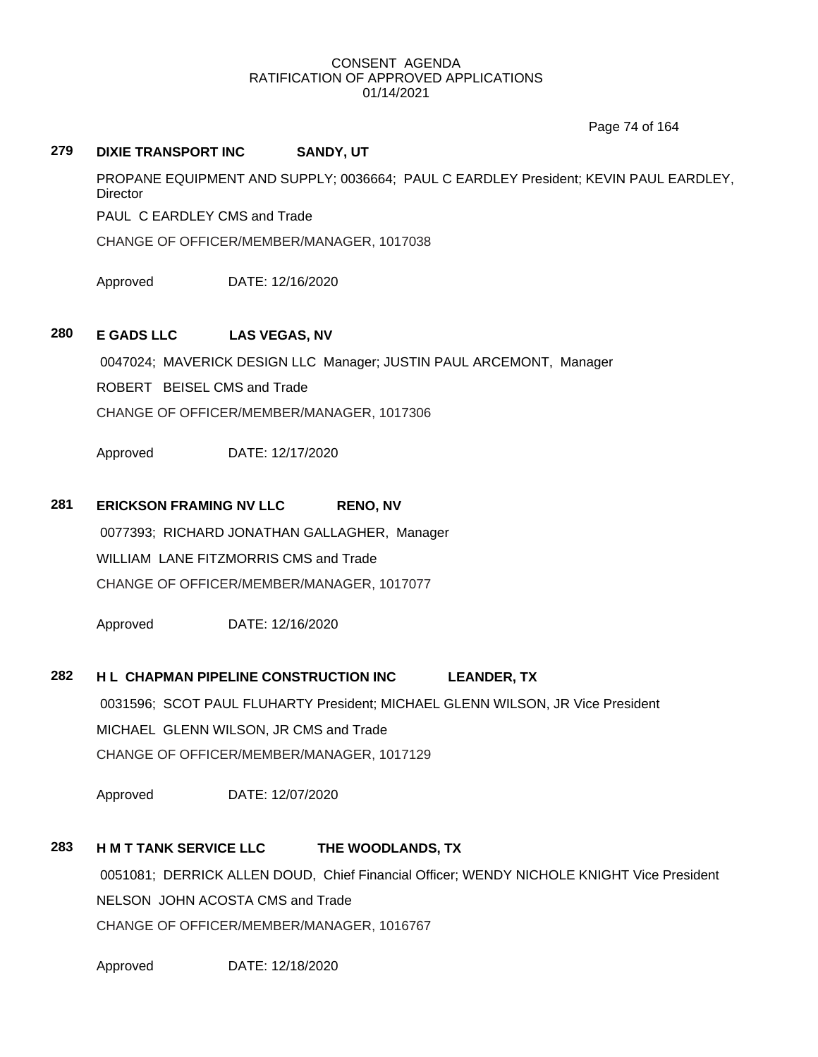CONSENT AGENDA
RATIFICATION OF APPROVED APPLICATIONS
01/14/2021

**279 DIXIE TRANSPORT INC SANDY, UT**

PROPANE EQUIPMENT AND SUPPLY; 0036664; PAUL C EARDLEY President; KEVIN PAUL EARDLEY, Director

PAUL C EARDLEY CMS and Trade

CHANGE OF OFFICER/MEMBER/MANAGER, 1017038

Approved DATE: 12/16/2020

**280 E GADS LLC LAS VEGAS, NV**

0047024; MAVERICK DESIGN LLC Manager; JUSTIN PAUL ARCEMONT, Manager

ROBERT BEISEL CMS and Trade

CHANGE OF OFFICER/MEMBER/MANAGER, 1017306

Approved DATE: 12/17/2020

**281 ERICKSON FRAMING NV LLC RENO, NV**

0077393; RICHARD JONATHAN GALLAGHER, Manager

WILLIAM LANE FITZMORRIS CMS and Trade

CHANGE OF OFFICER/MEMBER/MANAGER, 1017077

Approved DATE: 12/16/2020

**282 H L CHAPMAN PIPELINE CONSTRUCTION INC LEANDER, TX**

0031596; SCOT PAUL FLUHARTY President; MICHAEL GLENN WILSON, JR Vice President

MICHAEL GLENN WILSON, JR CMS and Trade

CHANGE OF OFFICER/MEMBER/MANAGER, 1017129

Approved DATE: 12/07/2020

**283 H M T TANK SERVICE LLC THE WOODLANDS, TX**

0051081; DERRICK ALLEN DOUD, Chief Financial Officer; WENDY NICHOLE KNIGHT Vice President

NELSON JOHN ACOSTA CMS and Trade

CHANGE OF OFFICER/MEMBER/MANAGER, 1016767

Approved DATE: 12/18/2020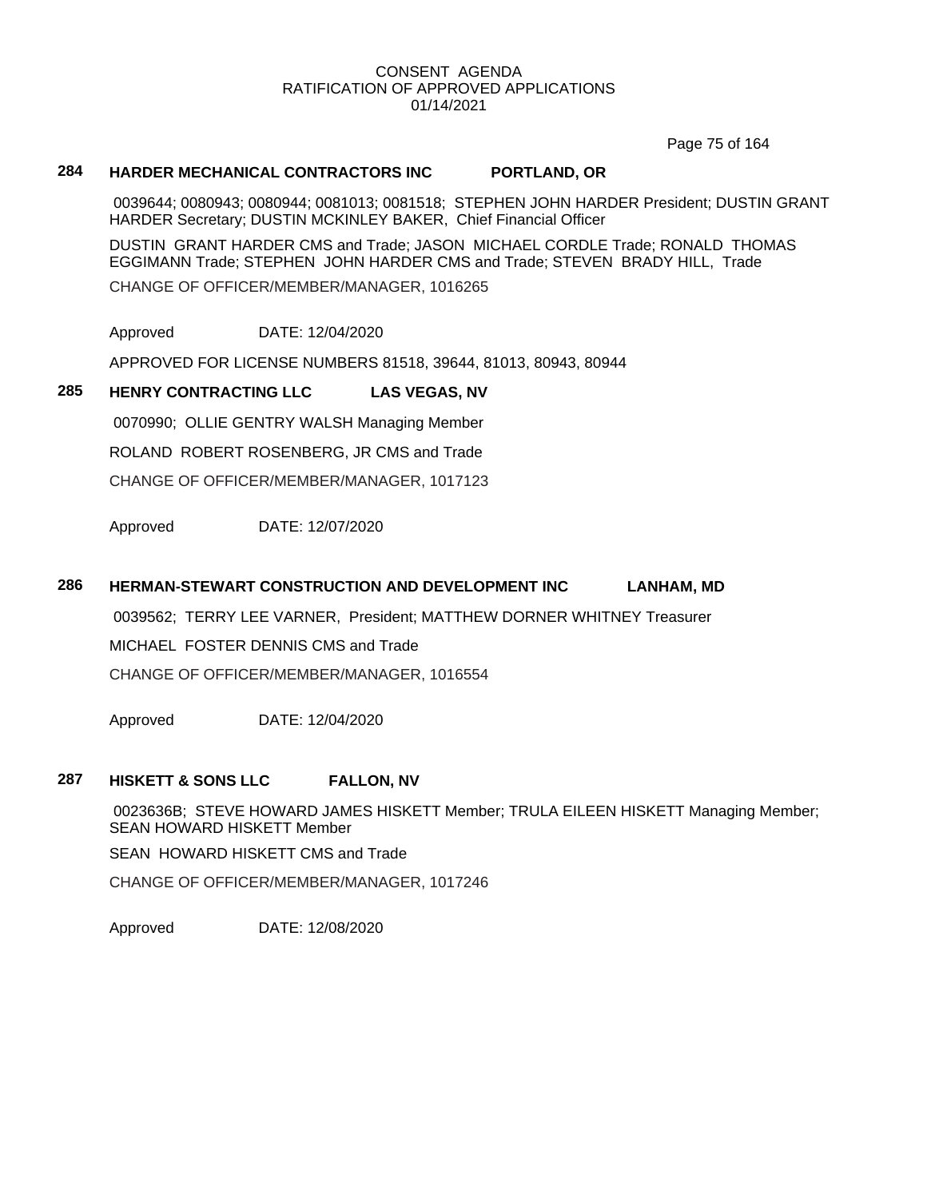CONSENT AGENDA
RATIFICATION OF APPROVED APPLICATIONS
01/14/2021

**284 HARDER MECHANICAL CONTRACTORS INC PORTLAND, OR**

0039644; 0080943; 0080944; 0081013; 0081518; STEPHEN JOHN HARDER President; DUSTIN GRANT HARDER Secretary; DUSTIN MCKINLEY BAKER, Chief Financial Officer

DUSTIN GRANT HARDER CMS and Trade; JASON MICHAEL CORDLE Trade; RONALD THOMAS EGGIMANN Trade; STEPHEN JOHN HARDER CMS and Trade; STEVEN BRADY HILL, Trade

CHANGE OF OFFICER/MEMBER/MANAGER, 1016265

Approved DATE: 12/04/2020

APPROVED FOR LICENSE NUMBERS 81518, 39644, 81013, 80943, 80944

**285 HENRY CONTRACTING LLC LAS VEGAS, NV**

0070990; OLLIE GENTRY WALSH Managing Member

ROLAND ROBERT ROSENBERG, JR CMS and Trade

CHANGE OF OFFICER/MEMBER/MANAGER, 1017123

Approved DATE: 12/07/2020

**286 HERMAN-STEWART CONSTRUCTION AND DEVELOPMENT INC LANHAM, MD**

0039562; TERRY LEE VARNER, President; MATTHEW DORNER WHITNEY Treasurer

MICHAEL FOSTER DENNIS CMS and Trade

CHANGE OF OFFICER/MEMBER/MANAGER, 1016554

Approved DATE: 12/04/2020

**287 HISKETT & SONS LLC FALLON, NV**

0023636B; STEVE HOWARD JAMES HISKETT Member; TRULA EILEEN HISKETT Managing Member; SEAN HOWARD HISKETT Member

SEAN HOWARD HISKETT CMS and Trade

CHANGE OF OFFICER/MEMBER/MANAGER, 1017246

Approved DATE: 12/08/2020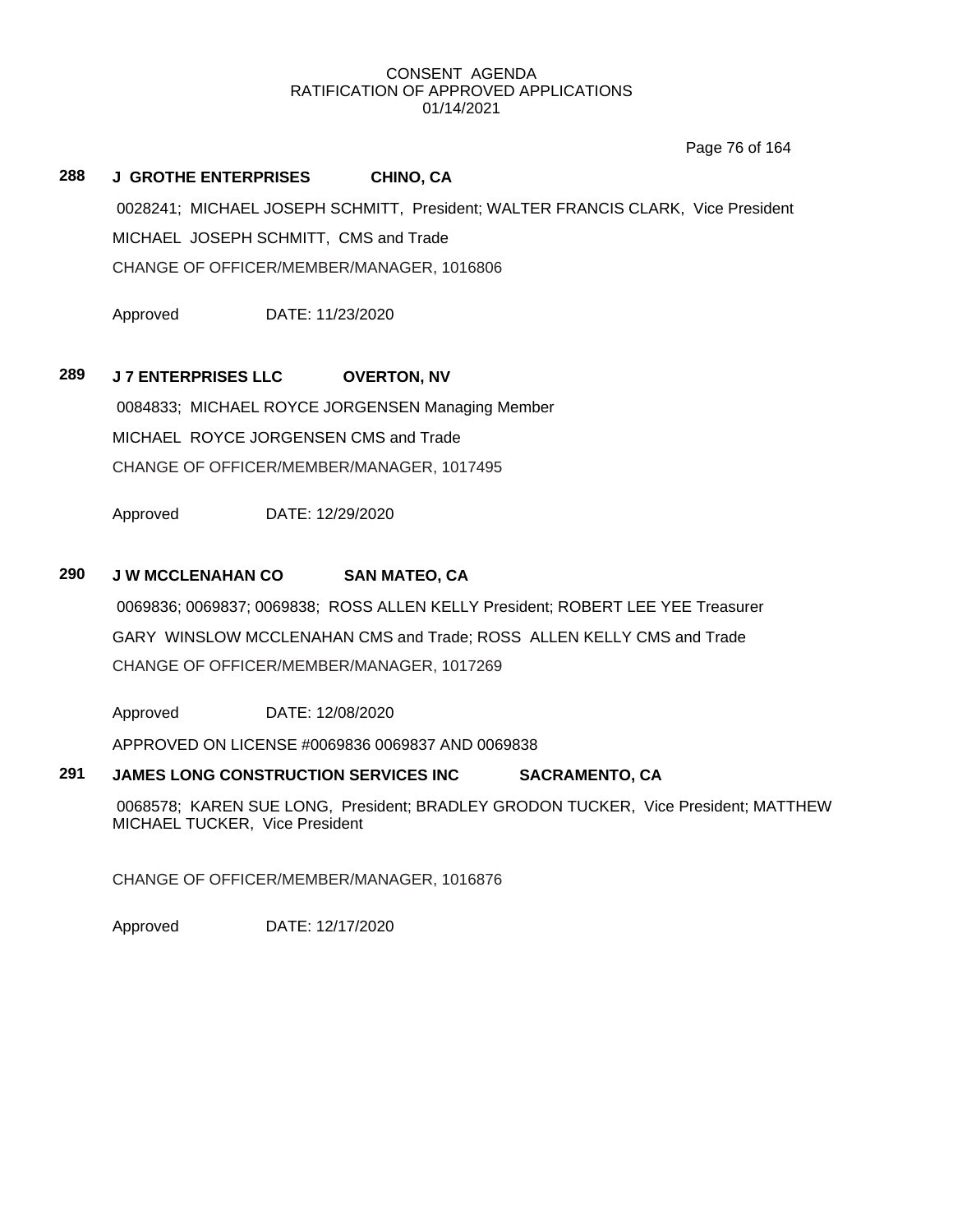CONSENT AGENDA
RATIFICATION OF APPROVED APPLICATIONS
01/14/2021

**288 J GROTHE ENTERPRISES CHINO, CA**

0028241; MICHAEL JOSEPH SCHMITT, President; WALTER FRANCIS CLARK, Vice President

MICHAEL JOSEPH SCHMITT, CMS and Trade

CHANGE OF OFFICER/MEMBER/MANAGER, 1016806

Approved DATE: 11/23/2020

**289 J 7 ENTERPRISES LLC OVERTON, NV**

0084833; MICHAEL ROYCE JORGENSEN Managing Member

MICHAEL ROYCE JORGENSEN CMS and Trade

CHANGE OF OFFICER/MEMBER/MANAGER, 1017495

Approved DATE: 12/29/2020

**290 J W MCCLENAHAN CO SAN MATEO, CA**

0069836; 0069837; 0069838; ROSS ALLEN KELLY President; ROBERT LEE YEE Treasurer

GARY WINSLOW MCCLENAHAN CMS and Trade; ROSS ALLEN KELLY CMS and Trade

CHANGE OF OFFICER/MEMBER/MANAGER, 1017269

Approved DATE: 12/08/2020

APPROVED ON LICENSE #0069836 0069837 AND 0069838

**291 JAMES LONG CONSTRUCTION SERVICES INC SACRAMENTO, CA**

0068578; KAREN SUE LONG, President; BRADLEY GRODON TUCKER, Vice President; MATTHEW MICHAEL TUCKER, Vice President

CHANGE OF OFFICER/MEMBER/MANAGER, 1016876

Approved DATE: 12/17/2020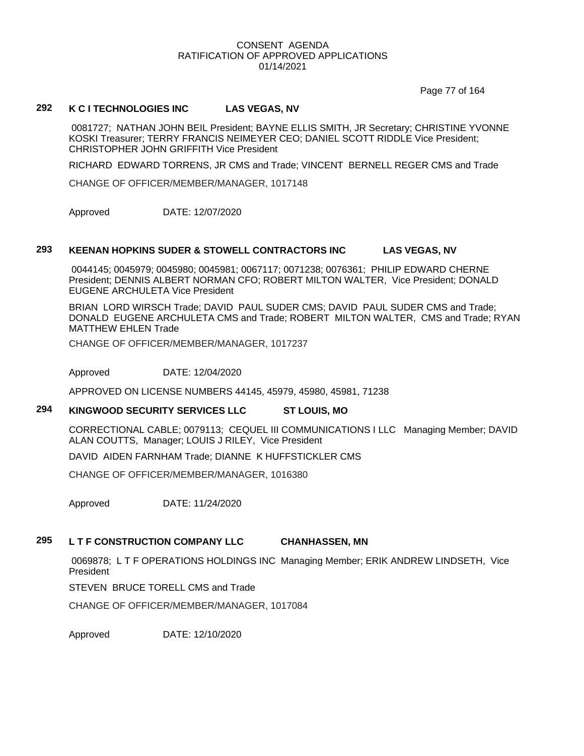CONSENT AGENDA
RATIFICATION OF APPROVED APPLICATIONS
01/14/2021

## 292 K C I TECHNOLOGIES INC LAS VEGAS, NV

0081727; NATHAN JOHN BEIL President; BAYNE ELLIS SMITH, JR Secretary; CHRISTINE YVONNE KOSKI Treasurer; TERRY FRANCIS NEIMEYER CEO; DANIEL SCOTT RIDDLE Vice President; CHRISTOPHER JOHN GRIFFITH Vice President

RICHARD EDWARD TORRENS, JR CMS and Trade; VINCENT BERNELL REGER CMS and Trade

CHANGE OF OFFICER/MEMBER/MANAGER, 1017148

Approved DATE: 12/07/2020

## 293 KEENAN HOPKINS SUDER & STOWELL CONTRACTORS INC LAS VEGAS, NV

0044145; 0045979; 0045980; 0045981; 0067117; 0071238; 0076361; PHILIP EDWARD CHERNE President; DENNIS ALBERT NORMAN CFO; ROBERT MILTON WALTER, Vice President; DONALD EUGENE ARCHULETA Vice President

BRIAN LORD WIRSCH Trade; DAVID PAUL SUDER CMS; DAVID PAUL SUDER CMS and Trade; DONALD EUGENE ARCHULETA CMS and Trade; ROBERT MILTON WALTER, CMS and Trade; RYAN MATTHEW EHLEN Trade

CHANGE OF OFFICER/MEMBER/MANAGER, 1017237

Approved DATE: 12/04/2020

APPROVED ON LICENSE NUMBERS 44145, 45979, 45980, 45981, 71238

## 294 KINGWOOD SECURITY SERVICES LLC ST LOUIS, MO

CORRECTIONAL CABLE; 0079113; CEQUEL III COMMUNICATIONS I LLC Managing Member; DAVID ALAN COUTTS, Manager; LOUIS J RILEY, Vice President

DAVID AIDEN FARNHAM Trade; DIANNE K HUFFSTICKLER CMS

CHANGE OF OFFICER/MEMBER/MANAGER, 1016380

Approved DATE: 11/24/2020

## 295 L T F CONSTRUCTION COMPANY LLC CHANHASSEN, MN

0069878; L T F OPERATIONS HOLDINGS INC Managing Member; ERIK ANDREW LINDSETH, Vice President

STEVEN BRUCE TORELL CMS and Trade

CHANGE OF OFFICER/MEMBER/MANAGER, 1017084

Approved DATE: 12/10/2020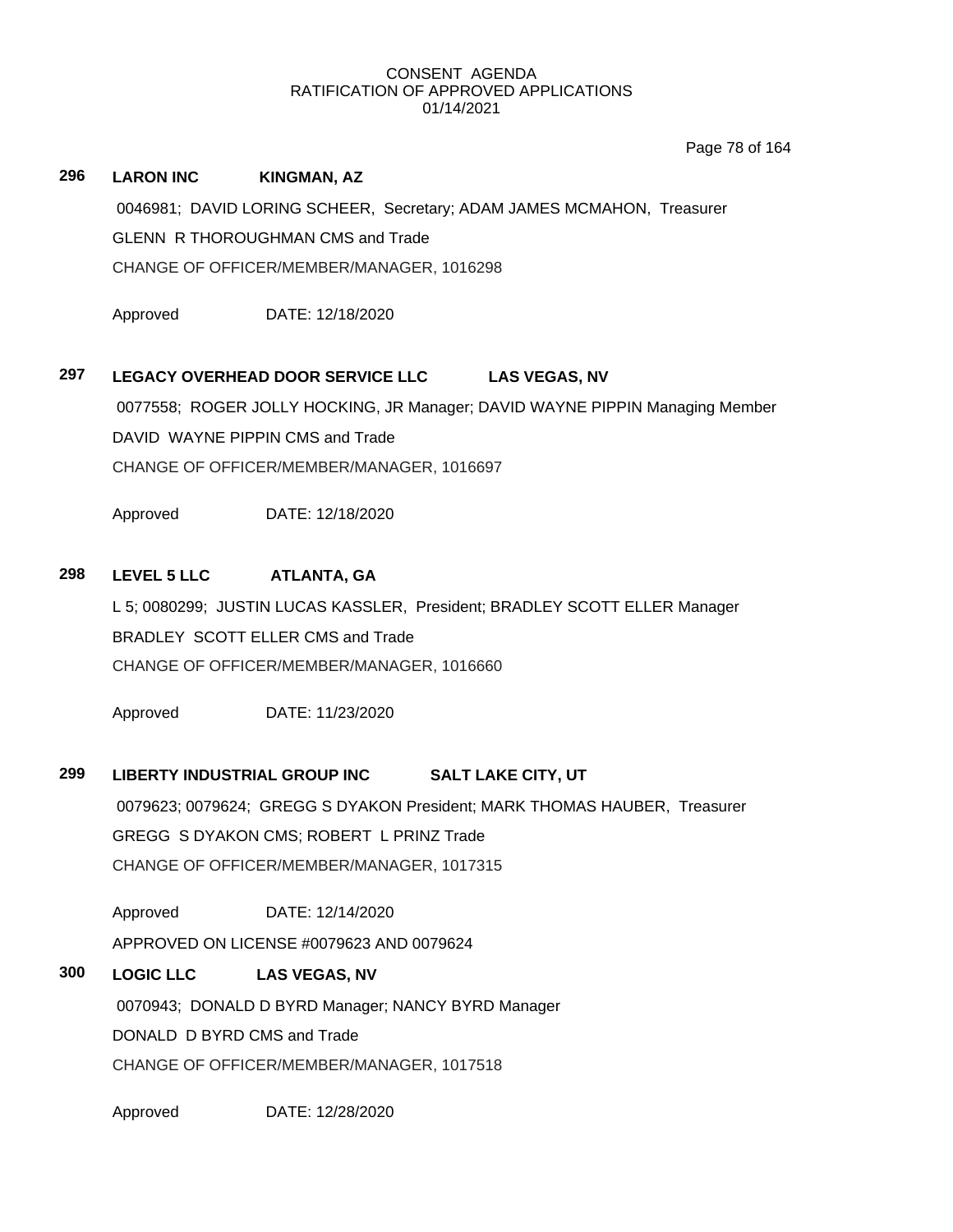CONSENT AGENDA
RATIFICATION OF APPROVED APPLICATIONS
01/14/2021

**296 LARON INC KINGMAN, AZ**

0046981; DAVID LORING SCHEER, Secretary; ADAM JAMES MCMAHON, Treasurer

GLENN R THOROUGHMAN CMS and Trade

CHANGE OF OFFICER/MEMBER/MANAGER, 1016298

Approved DATE: 12/18/2020

**297 LEGACY OVERHEAD DOOR SERVICE LLC LAS VEGAS, NV**

0077558; ROGER JOLLY HOCKING, JR Manager; DAVID WAYNE PIPPIN Managing Member

DAVID WAYNE PIPPIN CMS and Trade

CHANGE OF OFFICER/MEMBER/MANAGER, 1016697

Approved DATE: 12/18/2020

**298 LEVEL 5 LLC ATLANTA, GA**

L 5; 0080299; JUSTIN LUCAS KASSLER, President; BRADLEY SCOTT ELLER Manager

BRADLEY SCOTT ELLER CMS and Trade

CHANGE OF OFFICER/MEMBER/MANAGER, 1016660

Approved DATE: 11/23/2020

**299 LIBERTY INDUSTRIAL GROUP INC SALT LAKE CITY, UT**

0079623; 0079624; GREGG S DYAKON President; MARK THOMAS HAUBER, Treasurer

GREGG S DYAKON CMS; ROBERT L PRINZ Trade

CHANGE OF OFFICER/MEMBER/MANAGER, 1017315

Approved DATE: 12/14/2020

APPROVED ON LICENSE #0079623 AND 0079624

**300 LOGIC LLC LAS VEGAS, NV**

0070943; DONALD D BYRD Manager; NANCY BYRD Manager

DONALD D BYRD CMS and Trade

CHANGE OF OFFICER/MEMBER/MANAGER, 1017518

Approved DATE: 12/28/2020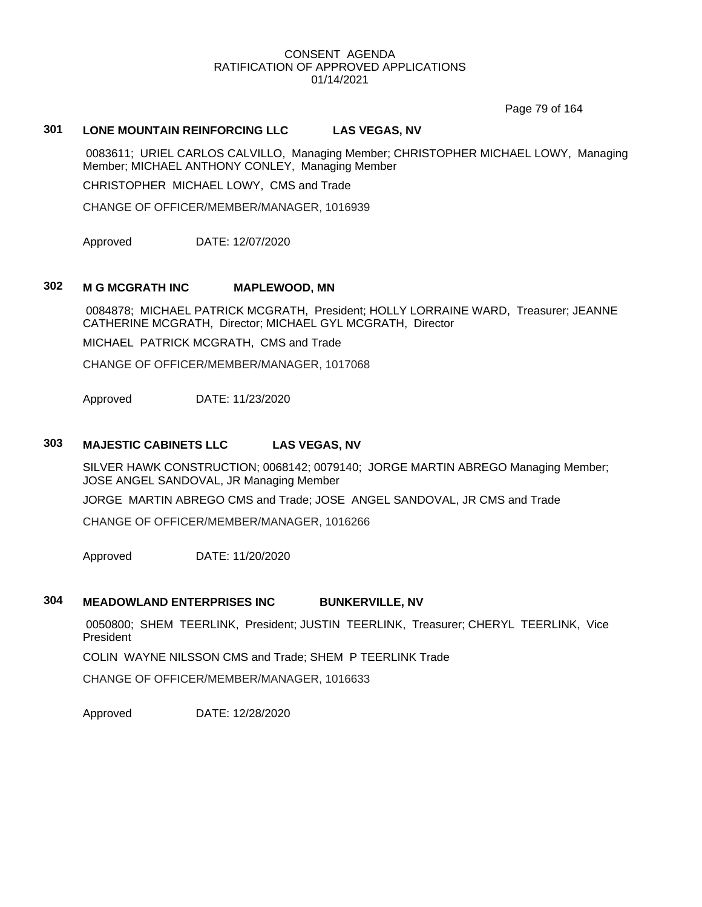CONSENT AGENDA
RATIFICATION OF APPROVED APPLICATIONS
01/14/2021

## 301 LONE MOUNTAIN REINFORCING LLC LAS VEGAS, NV

0083611; URIEL CARLOS CALVILLO, Managing Member; CHRISTOPHER MICHAEL LOWY, Managing Member; MICHAEL ANTHONY CONLEY, Managing Member

CHRISTOPHER MICHAEL LOWY, CMS and Trade

CHANGE OF OFFICER/MEMBER/MANAGER, 1016939

Approved DATE: 12/07/2020

## 302 M G MCGRATH INC MAPLEWOOD, MN

0084878; MICHAEL PATRICK MCGRATH, President; HOLLY LORRAINE WARD, Treasurer; JEANNE CATHERINE MCGRATH, Director; MICHAEL GYL MCGRATH, Director

MICHAEL PATRICK MCGRATH, CMS and Trade

CHANGE OF OFFICER/MEMBER/MANAGER, 1017068

Approved DATE: 11/23/2020

## 303 MAJESTIC CABINETS LLC LAS VEGAS, NV

SILVER HAWK CONSTRUCTION; 0068142; 0079140; JORGE MARTIN ABREGO Managing Member; JOSE ANGEL SANDOVAL, JR Managing Member

JORGE MARTIN ABREGO CMS and Trade; JOSE ANGEL SANDOVAL, JR CMS and Trade

CHANGE OF OFFICER/MEMBER/MANAGER, 1016266

Approved DATE: 11/20/2020

## 304 MEADOWLAND ENTERPRISES INC BUNKERVILLE, NV

0050800; SHEM TEERLINK, President; JUSTIN TEERLINK, Treasurer; CHERYL TEERLINK, Vice President

COLIN WAYNE NILSSON CMS and Trade; SHEM P TEERLINK Trade

CHANGE OF OFFICER/MEMBER/MANAGER, 1016633

Approved DATE: 12/28/2020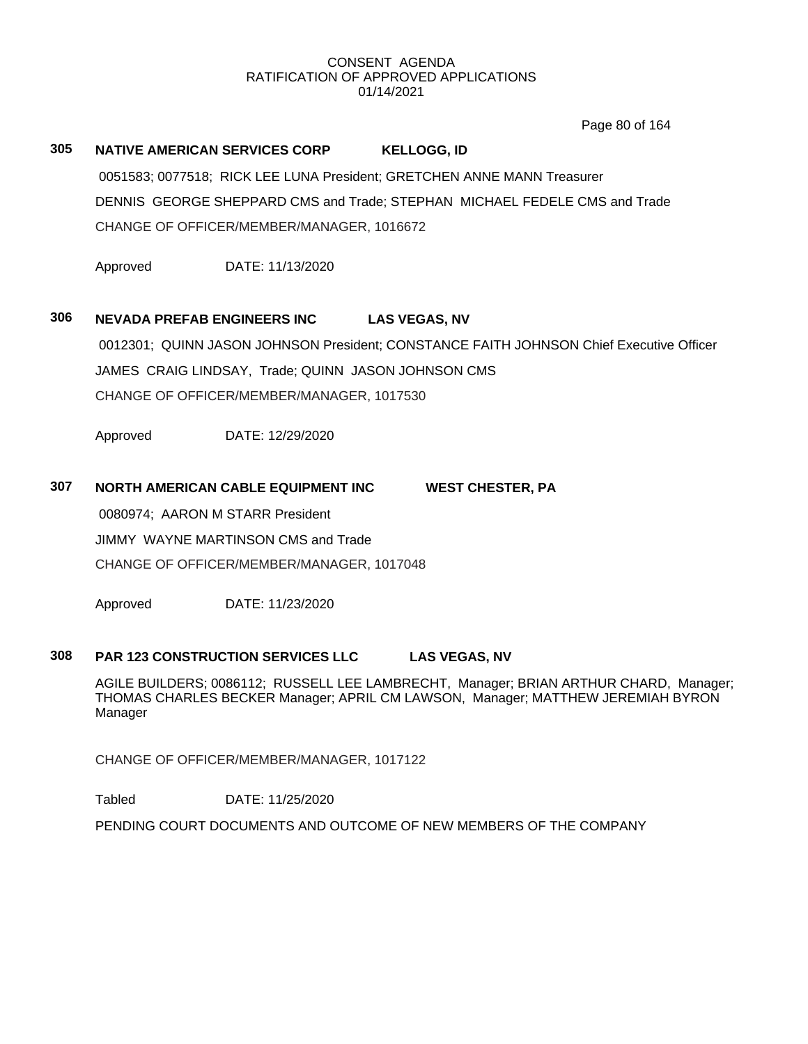CONSENT AGENDA
RATIFICATION OF APPROVED APPLICATIONS
01/14/2021

**305 NATIVE AMERICAN SERVICES CORP KELLOGG, ID**

0051583; 0077518; RICK LEE LUNA President; GRETCHEN ANNE MANN Treasurer

DENNIS GEORGE SHEPPARD CMS and Trade; STEPHAN MICHAEL FEDELE CMS and Trade

CHANGE OF OFFICER/MEMBER/MANAGER, 1016672

Approved DATE: 11/13/2020

**306 NEVADA PREFAB ENGINEERS INC LAS VEGAS, NV**

0012301; QUINN JASON JOHNSON President; CONSTANCE FAITH JOHNSON Chief Executive Officer

JAMES CRAIG LINDSAY, Trade; QUINN JASON JOHNSON CMS

CHANGE OF OFFICER/MEMBER/MANAGER, 1017530

Approved DATE: 12/29/2020

**307 NORTH AMERICAN CABLE EQUIPMENT INC WEST CHESTER, PA**

0080974; AARON M STARR President

JIMMY WAYNE MARTINSON CMS and Trade

CHANGE OF OFFICER/MEMBER/MANAGER, 1017048

Approved DATE: 11/23/2020

**308 PAR 123 CONSTRUCTION SERVICES LLC LAS VEGAS, NV**

AGILE BUILDERS; 0086112; RUSSELL LEE LAMBRECHT, Manager; BRIAN ARTHUR CHARD, Manager; THOMAS CHARLES BECKER Manager; APRIL CM LAWSON, Manager; MATTHEW JEREMIAH BYRON Manager

CHANGE OF OFFICER/MEMBER/MANAGER, 1017122

Tabled DATE: 11/25/2020

PENDING COURT DOCUMENTS AND OUTCOME OF NEW MEMBERS OF THE COMPANY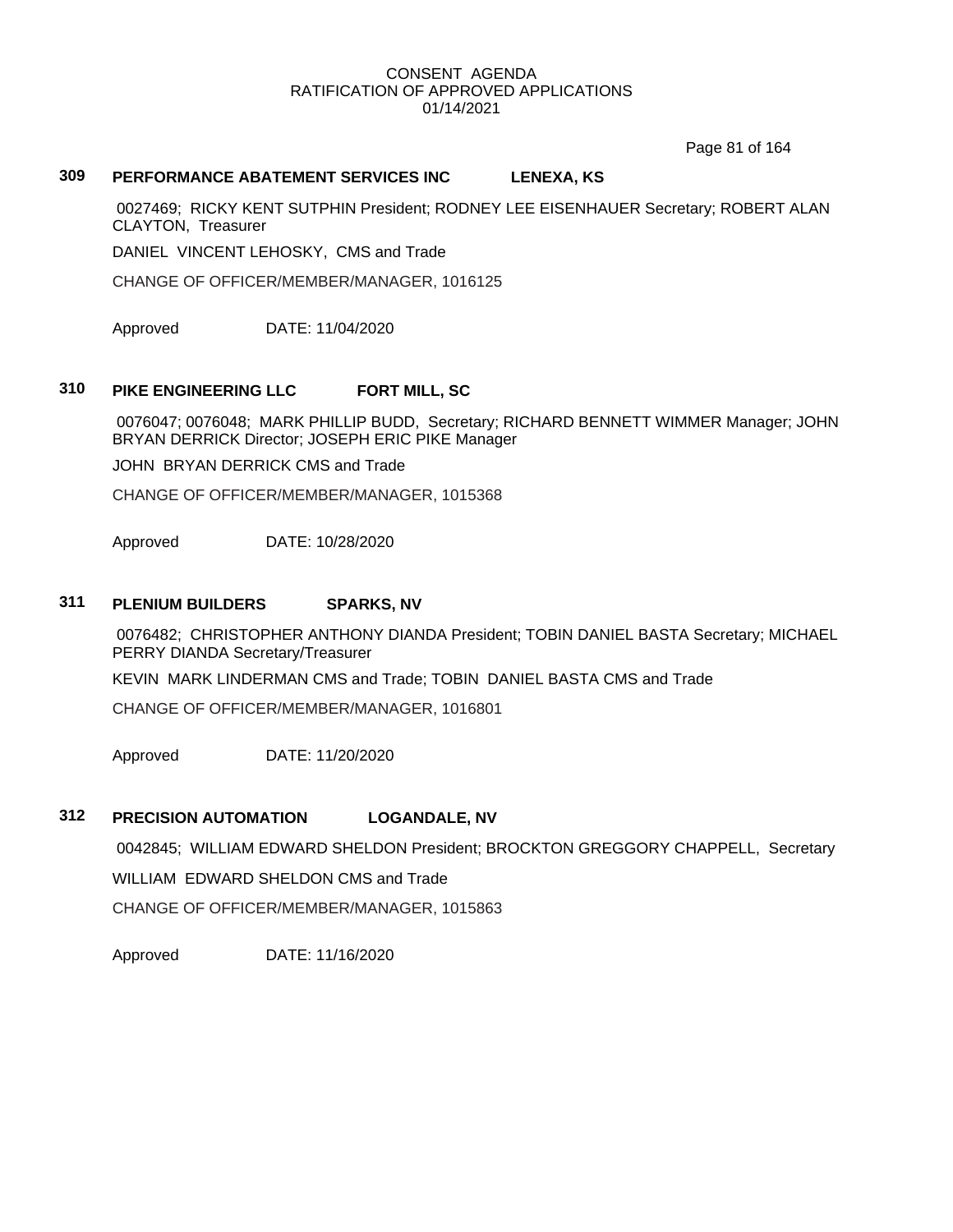CONSENT AGENDA
RATIFICATION OF APPROVED APPLICATIONS
01/14/2021

### 309 PERFORMANCE ABATEMENT SERVICES INC LENEXA, KS

0027469; RICKY KENT SUTPHIN President; RODNEY LEE EISENHAUER Secretary; ROBERT ALAN CLAYTON, Treasurer

DANIEL VINCENT LEHOSKY, CMS and Trade

CHANGE OF OFFICER/MEMBER/MANAGER, 1016125

Approved DATE: 11/04/2020

### 310 PIKE ENGINEERING LLC FORT MILL, SC

0076047; 0076048; MARK PHILLIP BUDD, Secretary; RICHARD BENNETT WIMMER Manager; JOHN BRYAN DERRICK Director; JOSEPH ERIC PIKE Manager

JOHN BRYAN DERRICK CMS and Trade

CHANGE OF OFFICER/MEMBER/MANAGER, 1015368

Approved DATE: 10/28/2020

### 311 PLENIUM BUILDERS SPARKS, NV

0076482; CHRISTOPHER ANTHONY DIANDA President; TOBIN DANIEL BASTA Secretary; MICHAEL PERRY DIANDA Secretary/Treasurer

KEVIN MARK LINDERMAN CMS and Trade; TOBIN DANIEL BASTA CMS and Trade

CHANGE OF OFFICER/MEMBER/MANAGER, 1016801

Approved DATE: 11/20/2020

### 312 PRECISION AUTOMATION LOGANDALE, NV

0042845; WILLIAM EDWARD SHELDON President; BROCKTON GREGGORY CHAPPELL, Secretary

WILLIAM EDWARD SHELDON CMS and Trade

CHANGE OF OFFICER/MEMBER/MANAGER, 1015863

Approved DATE: 11/16/2020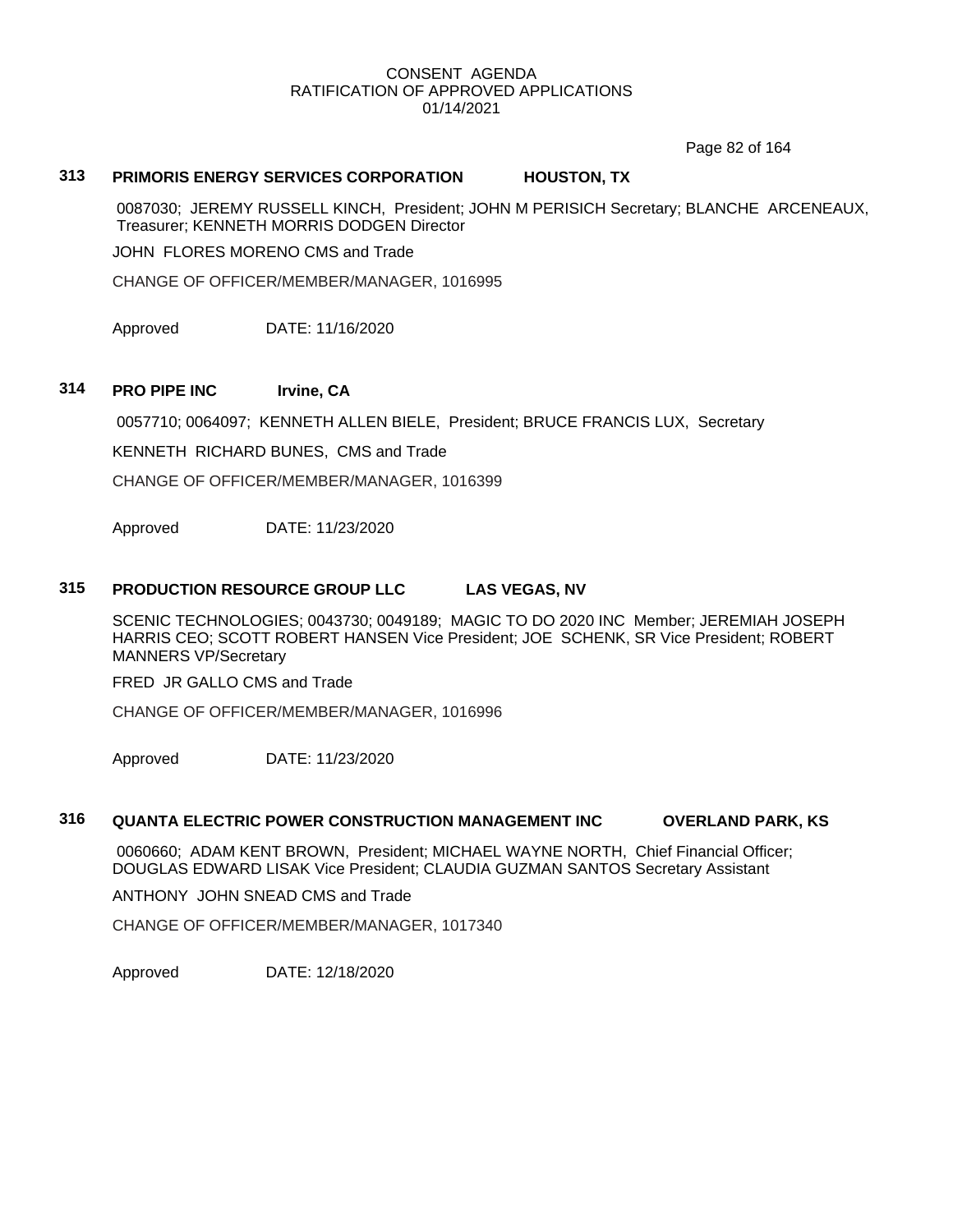CONSENT AGENDA
RATIFICATION OF APPROVED APPLICATIONS
01/14/2021

**313 PRIMORIS ENERGY SERVICES CORPORATION HOUSTON, TX**

0087030; JEREMY RUSSELL KINCH, President; JOHN M PERISICH Secretary; BLANCHE ARCENEAUX, Treasurer; KENNETH MORRIS DODGEN Director

JOHN FLORES MORENO CMS and Trade

CHANGE OF OFFICER/MEMBER/MANAGER, 1016995

Approved DATE: 11/16/2020

**314 PRO PIPE INC Irvine, CA**

0057710; 0064097; KENNETH ALLEN BIELE, President; BRUCE FRANCIS LUX, Secretary

KENNETH RICHARD BUNES, CMS and Trade

CHANGE OF OFFICER/MEMBER/MANAGER, 1016399

Approved DATE: 11/23/2020

**315 PRODUCTION RESOURCE GROUP LLC LAS VEGAS, NV**

SCENIC TECHNOLOGIES; 0043730; 0049189; MAGIC TO DO 2020 INC Member; JEREMIAH JOSEPH HARRIS CEO; SCOTT ROBERT HANSEN Vice President; JOE SCHENK, SR Vice President; ROBERT MANNERS VP/Secretary

FRED JR GALLO CMS and Trade

CHANGE OF OFFICER/MEMBER/MANAGER, 1016996

Approved DATE: 11/23/2020

**316 QUANTA ELECTRIC POWER CONSTRUCTION MANAGEMENT INC OVERLAND PARK, KS**

0060660; ADAM KENT BROWN, President; MICHAEL WAYNE NORTH, Chief Financial Officer; DOUGLAS EDWARD LISAK Vice President; CLAUDIA GUZMAN SANTOS Secretary Assistant

ANTHONY JOHN SNEAD CMS and Trade

CHANGE OF OFFICER/MEMBER/MANAGER, 1017340

Approved DATE: 12/18/2020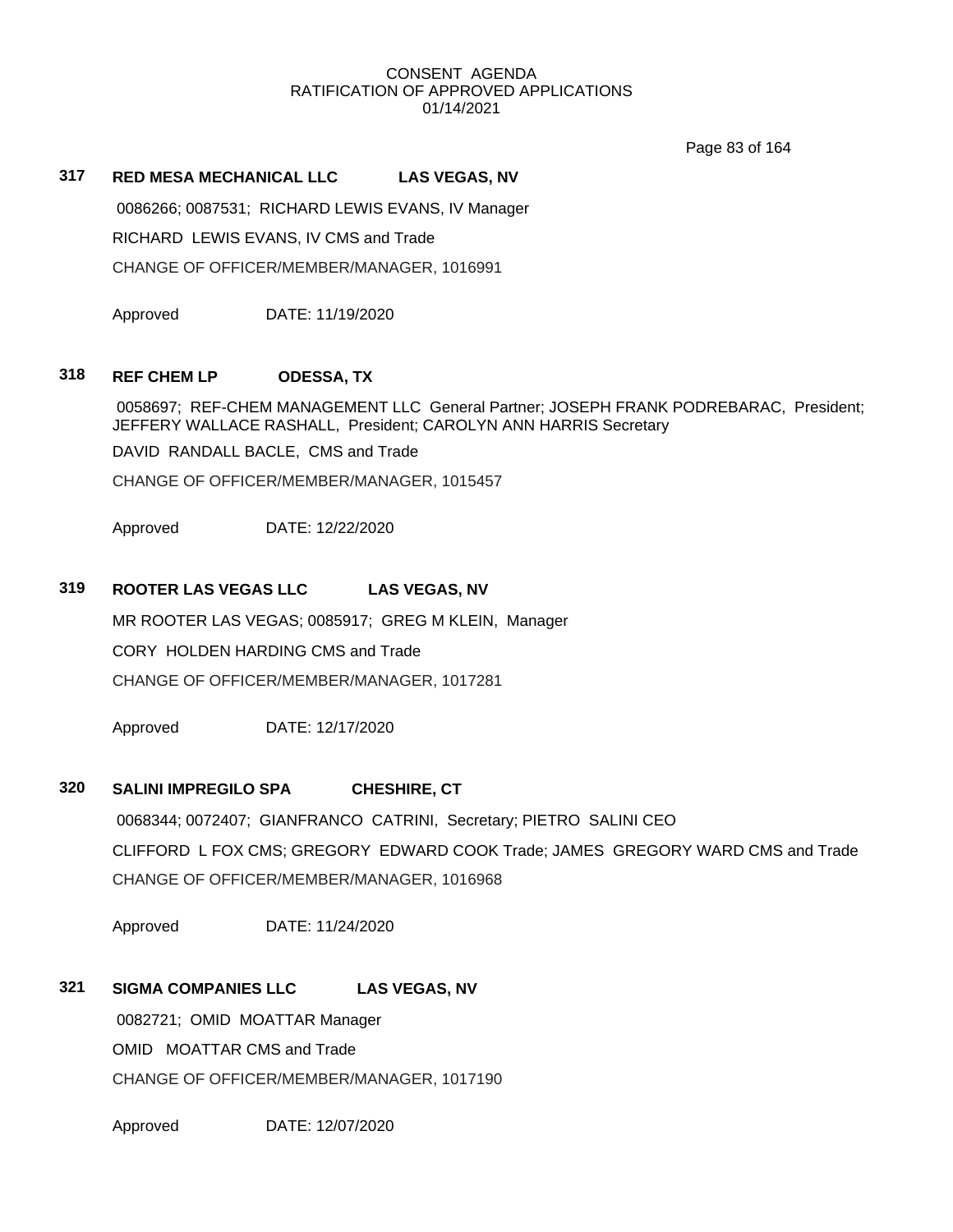CONSENT AGENDA
RATIFICATION OF APPROVED APPLICATIONS
01/14/2021

**317 RED MESA MECHANICAL LLC LAS VEGAS, NV**

0086266; 0087531; RICHARD LEWIS EVANS, IV Manager

RICHARD LEWIS EVANS, IV CMS and Trade

CHANGE OF OFFICER/MEMBER/MANAGER, 1016991

Approved DATE: 11/19/2020

**318 REF CHEM LP ODESSA, TX**

0058697; REF-CHEM MANAGEMENT LLC General Partner; JOSEPH FRANK PODREBARAC, President; JEFFERY WALLACE RASHALL, President; CAROLYN ANN HARRIS Secretary

DAVID RANDALL BACLE, CMS and Trade

CHANGE OF OFFICER/MEMBER/MANAGER, 1015457

Approved DATE: 12/22/2020

**319 ROOTER LAS VEGAS LLC LAS VEGAS, NV**

MR ROOTER LAS VEGAS; 0085917; GREG M KLEIN, Manager

CORY HOLDEN HARDING CMS and Trade

CHANGE OF OFFICER/MEMBER/MANAGER, 1017281

Approved DATE: 12/17/2020

**320 SALINI IMPREGILO SPA CHESHIRE, CT**

0068344; 0072407; GIANFRANCO CATRINI, Secretary; PIETRO SALINI CEO

CLIFFORD L FOX CMS; GREGORY EDWARD COOK Trade; JAMES GREGORY WARD CMS and Trade

CHANGE OF OFFICER/MEMBER/MANAGER, 1016968

Approved DATE: 11/24/2020

**321 SIGMA COMPANIES LLC LAS VEGAS, NV**

0082721; OMID MOATTAR Manager

OMID MOATTAR CMS and Trade

CHANGE OF OFFICER/MEMBER/MANAGER, 1017190

Approved DATE: 12/07/2020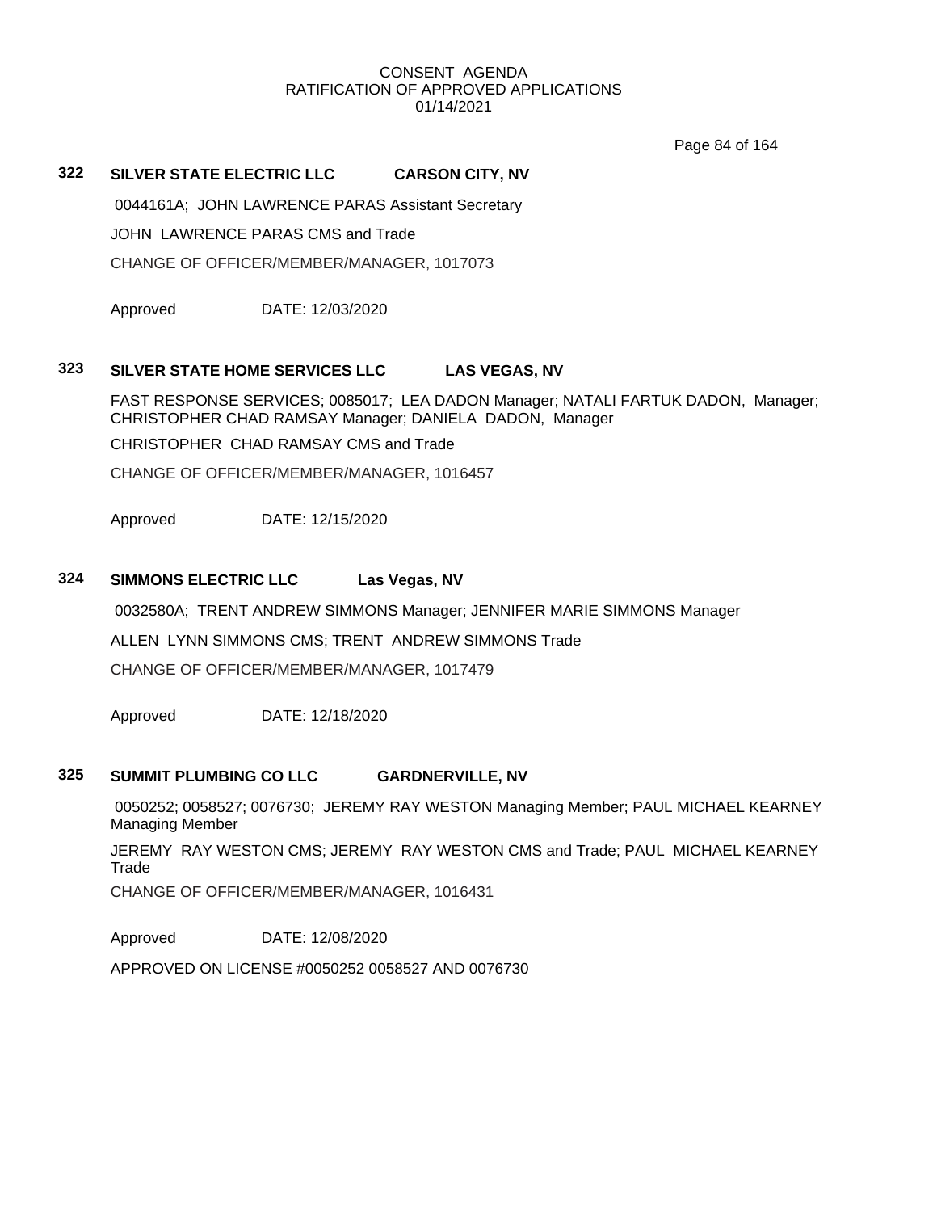CONSENT AGENDA
RATIFICATION OF APPROVED APPLICATIONS
01/14/2021

**322 SILVER STATE ELECTRIC LLC CARSON CITY, NV**

0044161A; JOHN LAWRENCE PARAS Assistant Secretary

JOHN LAWRENCE PARAS CMS and Trade

CHANGE OF OFFICER/MEMBER/MANAGER, 1017073

Approved DATE: 12/03/2020

**323 SILVER STATE HOME SERVICES LLC LAS VEGAS, NV**

FAST RESPONSE SERVICES; 0085017; LEA DADON Manager; NATALI FARTUK DADON, Manager; CHRISTOPHER CHAD RAMSAY Manager; DANIELA DADON, Manager

CHRISTOPHER CHAD RAMSAY CMS and Trade

CHANGE OF OFFICER/MEMBER/MANAGER, 1016457

Approved DATE: 12/15/2020

**324 SIMMONS ELECTRIC LLC Las Vegas, NV**

0032580A; TRENT ANDREW SIMMONS Manager; JENNIFER MARIE SIMMONS Manager

ALLEN LYNN SIMMONS CMS; TRENT ANDREW SIMMONS Trade

CHANGE OF OFFICER/MEMBER/MANAGER, 1017479

Approved DATE: 12/18/2020

**325 SUMMIT PLUMBING CO LLC GARDNERVILLE, NV**

0050252; 0058527; 0076730; JEREMY RAY WESTON Managing Member; PAUL MICHAEL KEARNEY Managing Member

JEREMY RAY WESTON CMS; JEREMY RAY WESTON CMS and Trade; PAUL MICHAEL KEARNEY Trade

CHANGE OF OFFICER/MEMBER/MANAGER, 1016431

Approved DATE: 12/08/2020

APPROVED ON LICENSE #0050252 0058527 AND 0076730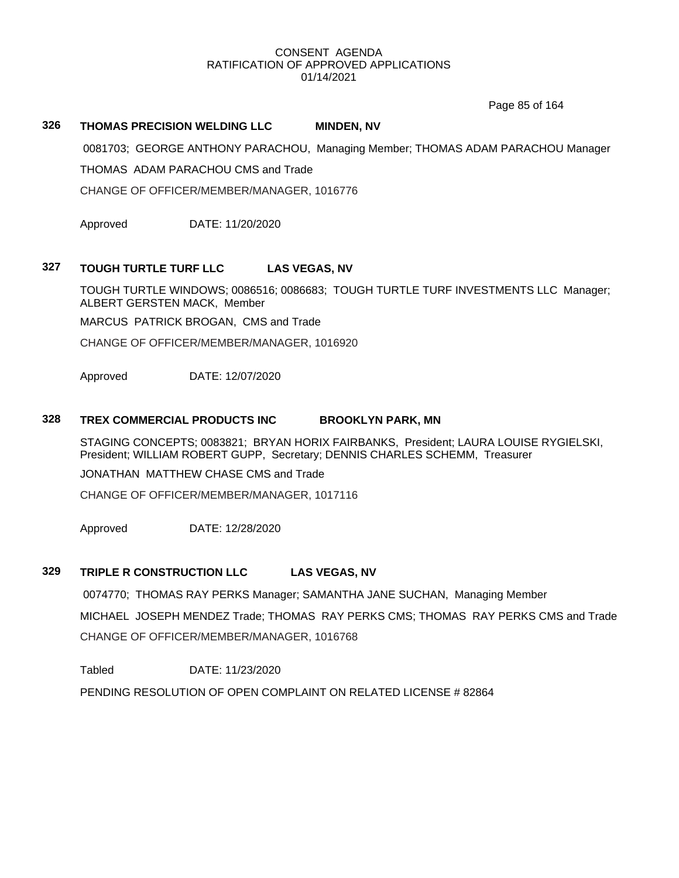CONSENT AGENDA
RATIFICATION OF APPROVED APPLICATIONS
01/14/2021

**326 THOMAS PRECISION WELDING LLC MINDEN, NV**

0081703; GEORGE ANTHONY PARACHOU, Managing Member; THOMAS ADAM PARACHOU Manager

THOMAS ADAM PARACHOU CMS and Trade

CHANGE OF OFFICER/MEMBER/MANAGER, 1016776

Approved DATE: 11/20/2020

**327 TOUGH TURTLE TURF LLC LAS VEGAS, NV**

TOUGH TURTLE WINDOWS; 0086516; 0086683; TOUGH TURTLE TURF INVESTMENTS LLC Manager; ALBERT GERSTEN MACK, Member

MARCUS PATRICK BROGAN, CMS and Trade

CHANGE OF OFFICER/MEMBER/MANAGER, 1016920

Approved DATE: 12/07/2020

**328 TREX COMMERCIAL PRODUCTS INC BROOKLYN PARK, MN**

STAGING CONCEPTS; 0083821; BRYAN HORIX FAIRBANKS, President; LAURA LOUISE RYGIELSKI, President; WILLIAM ROBERT GUPP, Secretary; DENNIS CHARLES SCHEMM, Treasurer

JONATHAN MATTHEW CHASE CMS and Trade

CHANGE OF OFFICER/MEMBER/MANAGER, 1017116

Approved DATE: 12/28/2020

**329 TRIPLE R CONSTRUCTION LLC LAS VEGAS, NV**

0074770; THOMAS RAY PERKS Manager; SAMANTHA JANE SUCHAN, Managing Member

MICHAEL JOSEPH MENDEZ Trade; THOMAS RAY PERKS CMS; THOMAS RAY PERKS CMS and Trade

CHANGE OF OFFICER/MEMBER/MANAGER, 1016768

Tabled DATE: 11/23/2020

PENDING RESOLUTION OF OPEN COMPLAINT ON RELATED LICENSE # 82864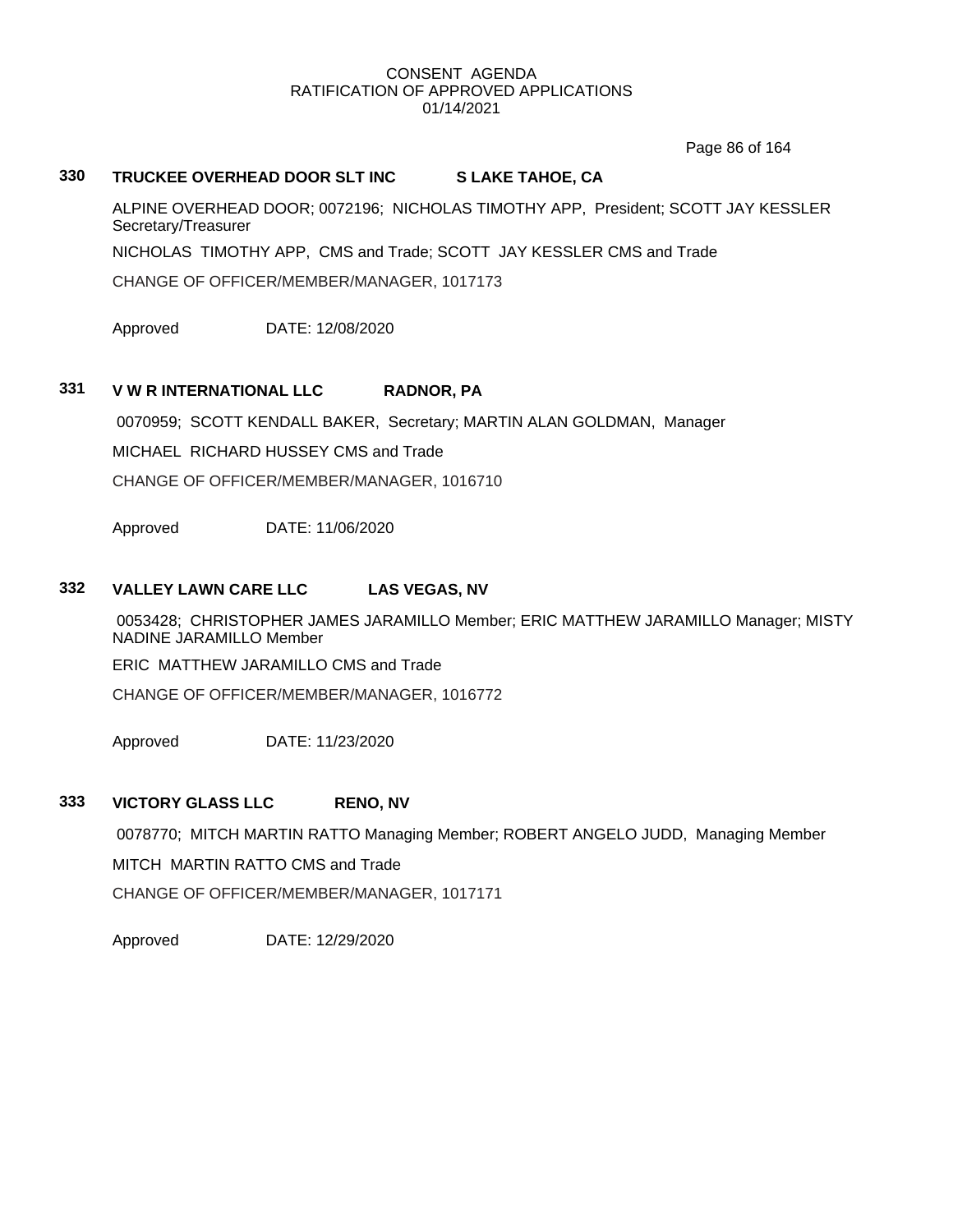CONSENT AGENDA
RATIFICATION OF APPROVED APPLICATIONS
01/14/2021

### 330 TRUCKEE OVERHEAD DOOR SLT INC S LAKE TAHOE, CA

ALPINE OVERHEAD DOOR; 0072196; NICHOLAS TIMOTHY APP, President; SCOTT JAY KESSLER Secretary/Treasurer

NICHOLAS TIMOTHY APP, CMS and Trade; SCOTT JAY KESSLER CMS and Trade

CHANGE OF OFFICER/MEMBER/MANAGER, 1017173

Approved DATE: 12/08/2020

### 331 V W R INTERNATIONAL LLC RADNOR, PA

0070959; SCOTT KENDALL BAKER, Secretary; MARTIN ALAN GOLDMAN, Manager

MICHAEL RICHARD HUSSEY CMS and Trade

CHANGE OF OFFICER/MEMBER/MANAGER, 1016710

Approved DATE: 11/06/2020

### 332 VALLEY LAWN CARE LLC LAS VEGAS, NV

0053428; CHRISTOPHER JAMES JARAMILLO Member; ERIC MATTHEW JARAMILLO Manager; MISTY NADINE JARAMILLO Member

ERIC MATTHEW JARAMILLO CMS and Trade

CHANGE OF OFFICER/MEMBER/MANAGER, 1016772

Approved DATE: 11/23/2020

### 333 VICTORY GLASS LLC RENO, NV

0078770; MITCH MARTIN RATTO Managing Member; ROBERT ANGELO JUDD, Managing Member

MITCH MARTIN RATTO CMS and Trade

CHANGE OF OFFICER/MEMBER/MANAGER, 1017171

Approved DATE: 12/29/2020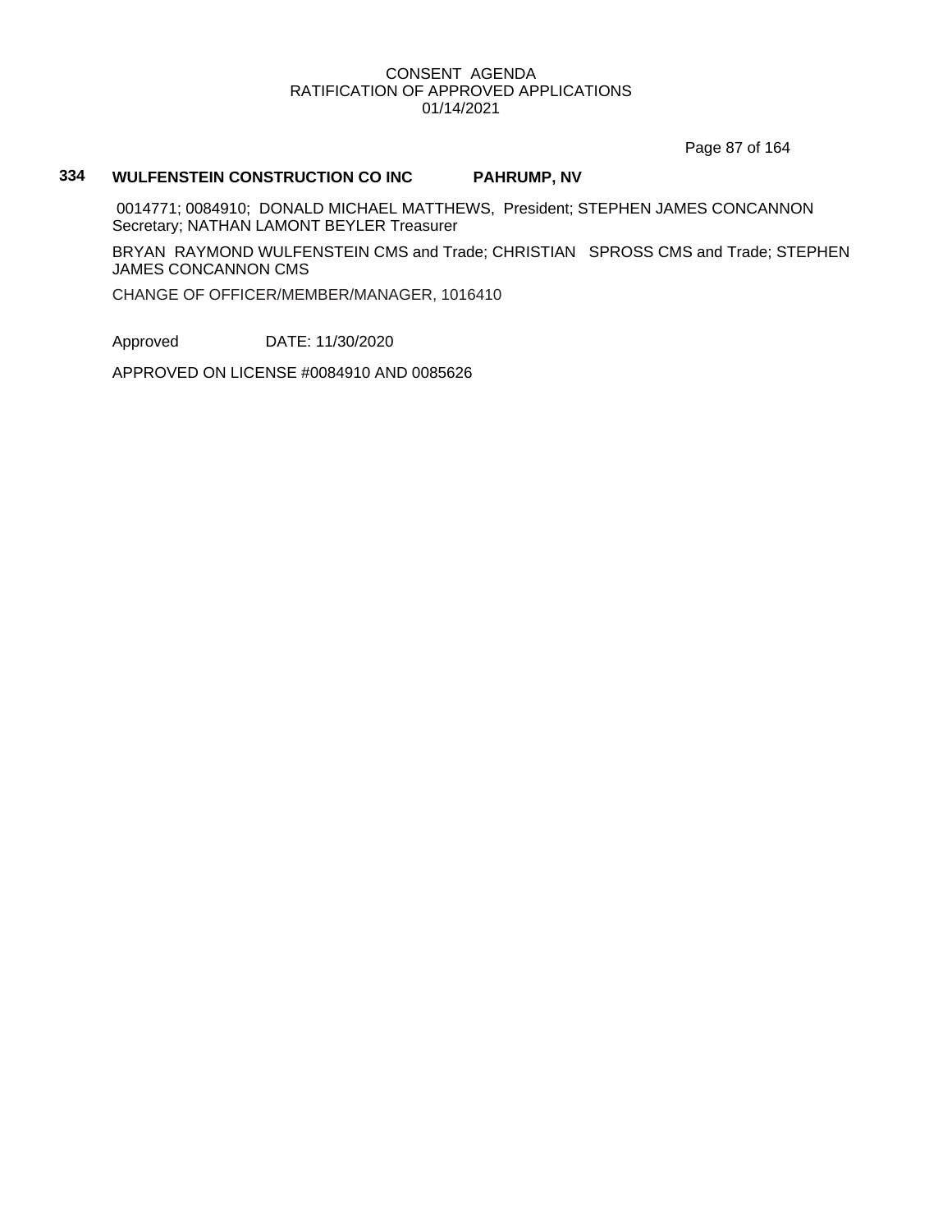**334 WULFENSTEIN CONSTRUCTION CO INC PAHRUMP, NV**

0014771; 0084910; DONALD MICHAEL MATTHEWS, President; STEPHEN JAMES CONCANNON Secretary; NATHAN LAMONT BEYLER Treasurer

BRYAN RAYMOND WULFENSTEIN CMS and Trade; CHRISTIAN SPROSS CMS and Trade; STEPHEN JAMES CONCANNON CMS

CHANGE OF OFFICER/MEMBER/MANAGER, 1016410

Approved DATE: 11/30/2020

APPROVED ON LICENSE #0084910 AND 0085626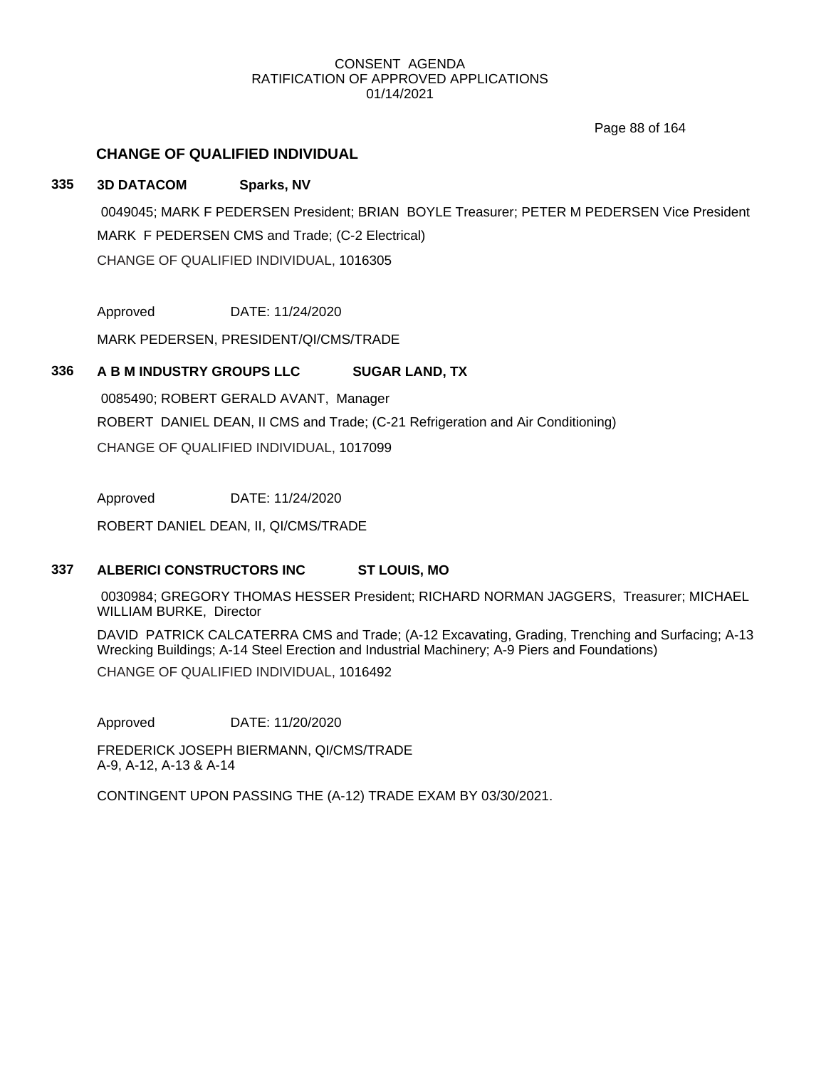CONSENT AGENDA
RATIFICATION OF APPROVED APPLICATIONS
01/14/2021

## CHANGE OF QUALIFIED INDIVIDUAL

### 335 3D DATACOM Sparks, NV

0049045; MARK F PEDERSEN President; BRIAN BOYLE Treasurer; PETER M PEDERSEN Vice President

MARK F PEDERSEN CMS and Trade; (C-2 Electrical)

CHANGE OF QUALIFIED INDIVIDUAL, 1016305

Approved DATE: 11/24/2020

MARK PEDERSEN, PRESIDENT/QI/CMS/TRADE

### 336 A B M INDUSTRY GROUPS LLC SUGAR LAND, TX

0085490; ROBERT GERALD AVANT, Manager

ROBERT DANIEL DEAN, II CMS and Trade; (C-21 Refrigeration and Air Conditioning)

CHANGE OF QUALIFIED INDIVIDUAL, 1017099

Approved DATE: 11/24/2020

ROBERT DANIEL DEAN, II, QI/CMS/TRADE

### 337 ALBERICI CONSTRUCTORS INC ST LOUIS, MO

0030984; GREGORY THOMAS HESSER President; RICHARD NORMAN JAGGERS, Treasurer; MICHAEL WILLIAM BURKE, Director

DAVID PATRICK CALCATERRA CMS and Trade; (A-12 Excavating, Grading, Trenching and Surfacing; A-13 Wrecking Buildings; A-14 Steel Erection and Industrial Machinery; A-9 Piers and Foundations)

CHANGE OF QUALIFIED INDIVIDUAL, 1016492

Approved DATE: 11/20/2020

FREDERICK JOSEPH BIERMANN, QI/CMS/TRADE
A-9, A-12, A-13 & A-14

CONTINGENT UPON PASSING THE (A-12) TRADE EXAM BY 03/30/2021.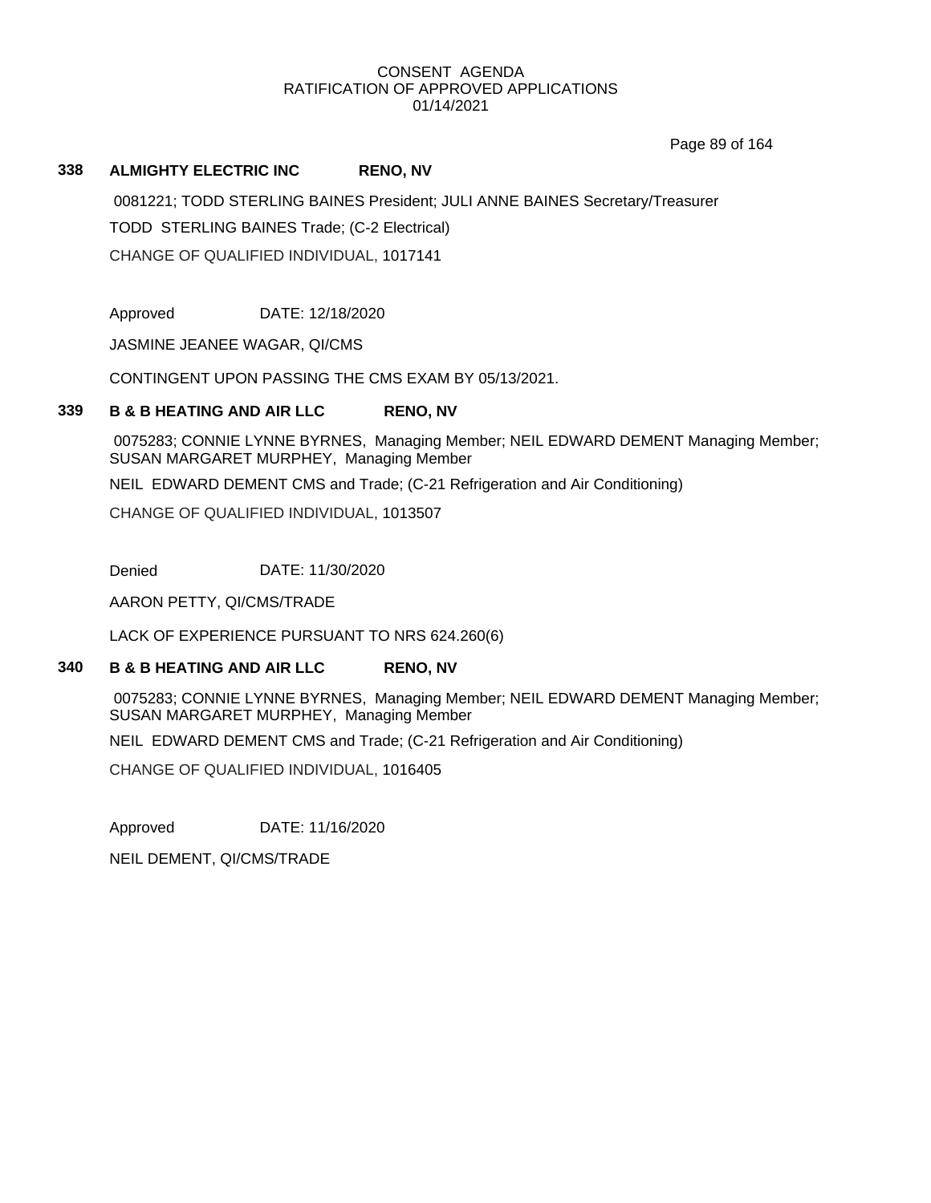CONSENT AGENDA
RATIFICATION OF APPROVED APPLICATIONS
01/14/2021

**338 ALMIGHTY ELECTRIC INC RENO, NV**

0081221; TODD STERLING BAINES President; JULI ANNE BAINES Secretary/Treasurer

TODD STERLING BAINES Trade; (C-2 Electrical)

CHANGE OF QUALIFIED INDIVIDUAL, 1017141

Approved DATE: 12/18/2020

JASMINE JEANEE WAGAR, QI/CMS

CONTINGENT UPON PASSING THE CMS EXAM BY 05/13/2021.

**339 B & B HEATING AND AIR LLC RENO, NV**

0075283; CONNIE LYNNE BYRNES, Managing Member; NEIL EDWARD DEMENT Managing Member; SUSAN MARGARET MURPHEY, Managing Member

NEIL EDWARD DEMENT CMS and Trade; (C-21 Refrigeration and Air Conditioning)

CHANGE OF QUALIFIED INDIVIDUAL, 1013507

Denied DATE: 11/30/2020

AARON PETTY, QI/CMS/TRADE

LACK OF EXPERIENCE PURSUANT TO NRS 624.260(6)

**340 B & B HEATING AND AIR LLC RENO, NV**

0075283; CONNIE LYNNE BYRNES, Managing Member; NEIL EDWARD DEMENT Managing Member; SUSAN MARGARET MURPHEY, Managing Member

NEIL EDWARD DEMENT CMS and Trade; (C-21 Refrigeration and Air Conditioning)

CHANGE OF QUALIFIED INDIVIDUAL, 1016405

Approved DATE: 11/16/2020

NEIL DEMENT, QI/CMS/TRADE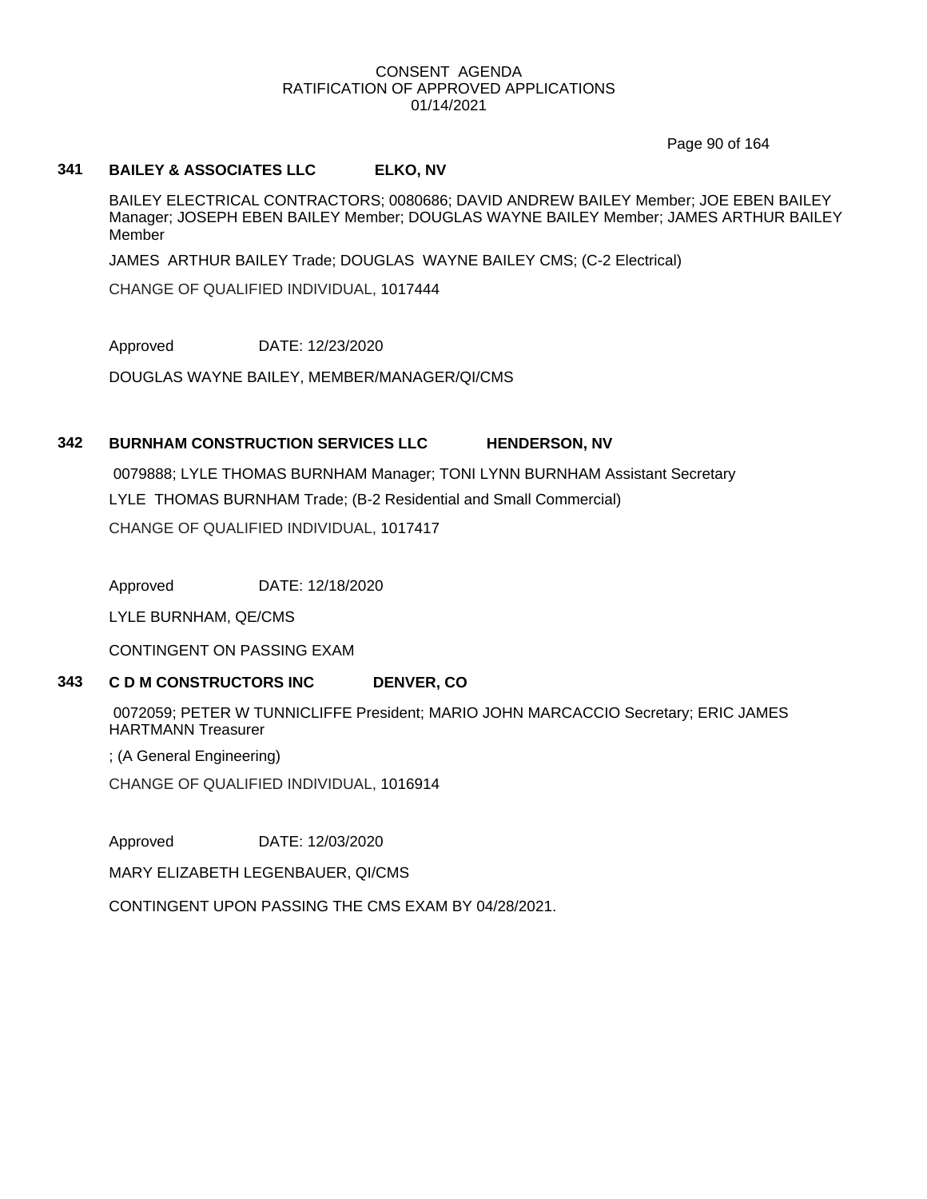CONSENT AGENDA
RATIFICATION OF APPROVED APPLICATIONS
01/14/2021

**341 BAILEY & ASSOCIATES LLC ELKO, NV**

BAILEY ELECTRICAL CONTRACTORS; 0080686; DAVID ANDREW BAILEY Member; JOE EBEN BAILEY Manager; JOSEPH EBEN BAILEY Member; DOUGLAS WAYNE BAILEY Member; JAMES ARTHUR BAILEY Member

JAMES ARTHUR BAILEY Trade; DOUGLAS WAYNE BAILEY CMS; (C-2 Electrical)

CHANGE OF QUALIFIED INDIVIDUAL, 1017444

Approved DATE: 12/23/2020

DOUGLAS WAYNE BAILEY, MEMBER/MANAGER/QI/CMS

**342 BURNHAM CONSTRUCTION SERVICES LLC HENDERSON, NV**

0079888; LYLE THOMAS BURNHAM Manager; TONI LYNN BURNHAM Assistant Secretary

LYLE THOMAS BURNHAM Trade; (B-2 Residential and Small Commercial)

CHANGE OF QUALIFIED INDIVIDUAL, 1017417

Approved DATE: 12/18/2020

LYLE BURNHAM, QE/CMS

CONTINGENT ON PASSING EXAM

**343 C D M CONSTRUCTORS INC DENVER, CO**

0072059; PETER W TUNNICLIFFE President; MARIO JOHN MARCACCIO Secretary; ERIC JAMES HARTMANN Treasurer

; (A General Engineering)

CHANGE OF QUALIFIED INDIVIDUAL, 1016914

Approved DATE: 12/03/2020

MARY ELIZABETH LEGENBAUER, QI/CMS

CONTINGENT UPON PASSING THE CMS EXAM BY 04/28/2021.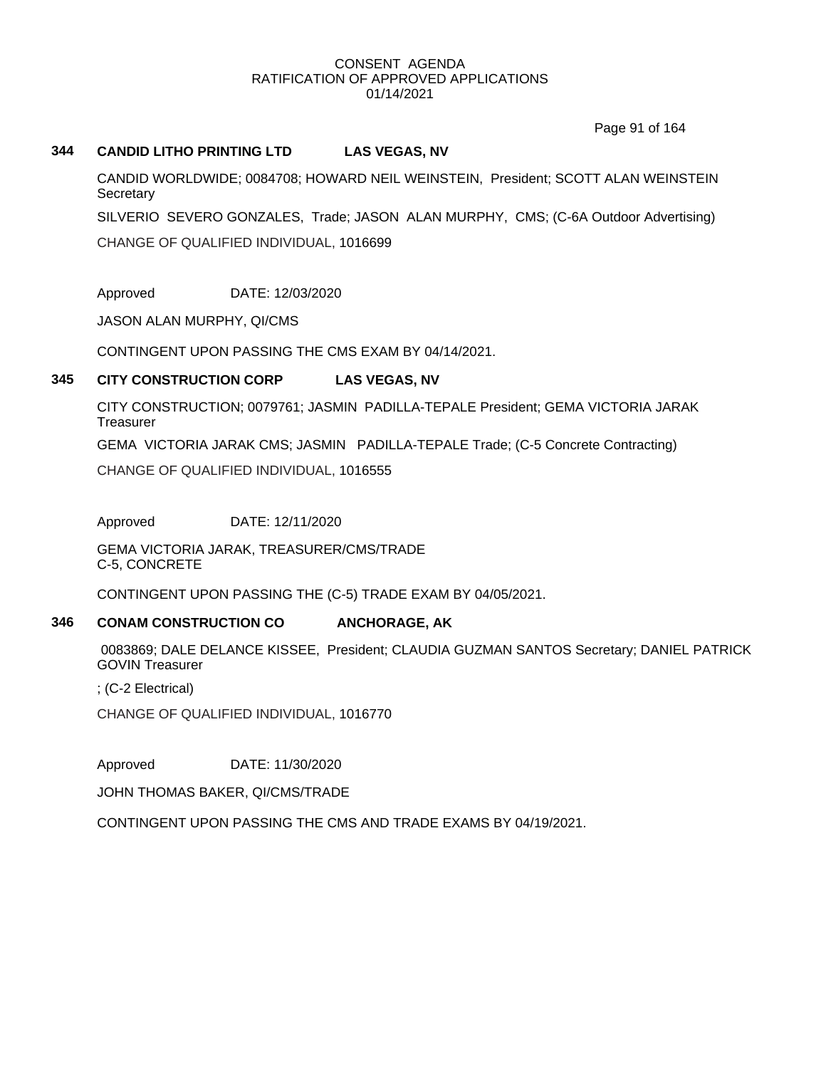CONSENT AGENDA
RATIFICATION OF APPROVED APPLICATIONS
01/14/2021

### 344 CANDID LITHO PRINTING LTD LAS VEGAS, NV

CANDID WORLDWIDE; 0084708; HOWARD NEIL WEINSTEIN, President; SCOTT ALAN WEINSTEIN Secretary

SILVERIO SEVERO GONZALES, Trade; JASON ALAN MURPHY, CMS; (C-6A Outdoor Advertising)

CHANGE OF QUALIFIED INDIVIDUAL, 1016699

Approved DATE: 12/03/2020

JASON ALAN MURPHY, QI/CMS

CONTINGENT UPON PASSING THE CMS EXAM BY 04/14/2021.

### 345 CITY CONSTRUCTION CORP LAS VEGAS, NV

CITY CONSTRUCTION; 0079761; JASMIN PADILLA-TEPALE President; GEMA VICTORIA JARAK Treasurer

GEMA VICTORIA JARAK CMS; JASMIN PADILLA-TEPALE Trade; (C-5 Concrete Contracting)

CHANGE OF QUALIFIED INDIVIDUAL, 1016555

Approved DATE: 12/11/2020

GEMA VICTORIA JARAK, TREASURER/CMS/TRADE
C-5, CONCRETE

CONTINGENT UPON PASSING THE (C-5) TRADE EXAM BY 04/05/2021.

### 346 CONAM CONSTRUCTION CO ANCHORAGE, AK

0083869; DALE DELANCE KISSEE, President; CLAUDIA GUZMAN SANTOS Secretary; DANIEL PATRICK GOVIN Treasurer

; (C-2 Electrical)

CHANGE OF QUALIFIED INDIVIDUAL, 1016770

Approved DATE: 11/30/2020

JOHN THOMAS BAKER, QI/CMS/TRADE

CONTINGENT UPON PASSING THE CMS AND TRADE EXAMS BY 04/19/2021.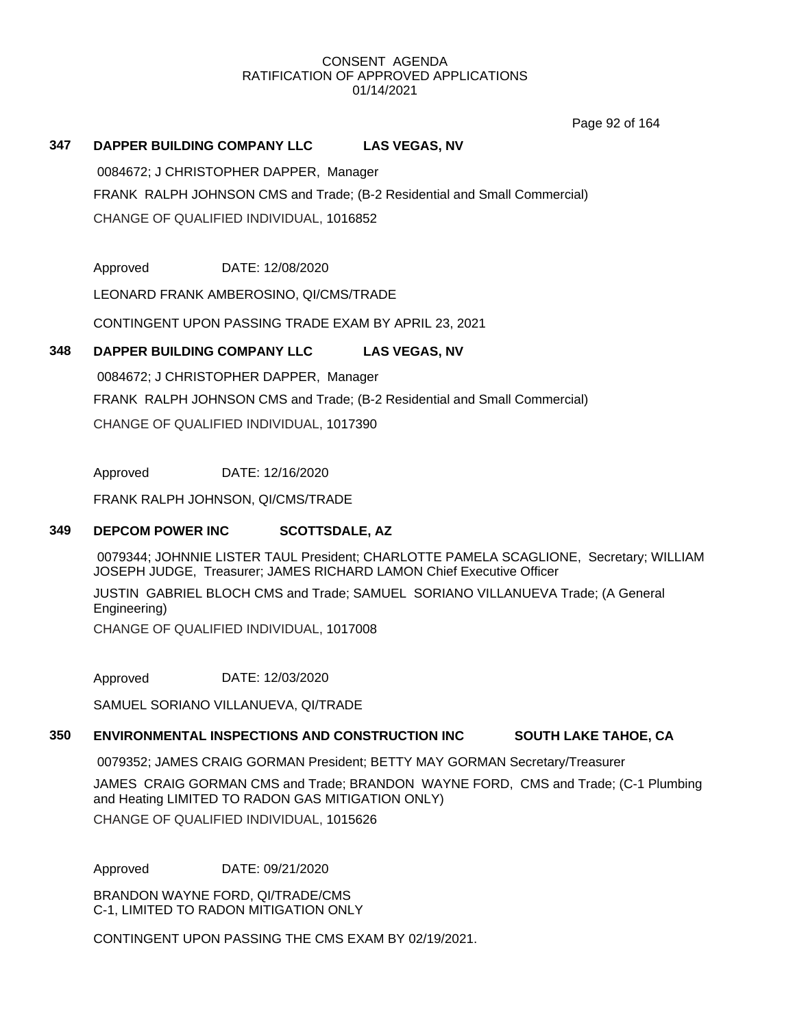CONSENT AGENDA
RATIFICATION OF APPROVED APPLICATIONS
01/14/2021

**347 DAPPER BUILDING COMPANY LLC LAS VEGAS, NV**

0084672; J CHRISTOPHER DAPPER, Manager

FRANK RALPH JOHNSON CMS and Trade; (B-2 Residential and Small Commercial)

CHANGE OF QUALIFIED INDIVIDUAL, 1016852

Approved DATE: 12/08/2020

LEONARD FRANK AMBEROSINO, QI/CMS/TRADE

CONTINGENT UPON PASSING TRADE EXAM BY APRIL 23, 2021

**348 DAPPER BUILDING COMPANY LLC LAS VEGAS, NV**

0084672; J CHRISTOPHER DAPPER, Manager

FRANK RALPH JOHNSON CMS and Trade; (B-2 Residential and Small Commercial)

CHANGE OF QUALIFIED INDIVIDUAL, 1017390

Approved DATE: 12/16/2020

FRANK RALPH JOHNSON, QI/CMS/TRADE

**349 DEPCOM POWER INC SCOTTSDALE, AZ**

0079344; JOHNNIE LISTER TAUL President; CHARLOTTE PAMELA SCAGLIONE, Secretary; WILLIAM JOSEPH JUDGE, Treasurer; JAMES RICHARD LAMON Chief Executive Officer

JUSTIN GABRIEL BLOCH CMS and Trade; SAMUEL SORIANO VILLANUEVA Trade; (A General Engineering)

CHANGE OF QUALIFIED INDIVIDUAL, 1017008

Approved DATE: 12/03/2020

SAMUEL SORIANO VILLANUEVA, QI/TRADE

**350 ENVIRONMENTAL INSPECTIONS AND CONSTRUCTION INC SOUTH LAKE TAHOE, CA**

0079352; JAMES CRAIG GORMAN President; BETTY MAY GORMAN Secretary/Treasurer

JAMES CRAIG GORMAN CMS and Trade; BRANDON WAYNE FORD, CMS and Trade; (C-1 Plumbing and Heating LIMITED TO RADON GAS MITIGATION ONLY)

CHANGE OF QUALIFIED INDIVIDUAL, 1015626

Approved DATE: 09/21/2020

BRANDON WAYNE FORD, QI/TRADE/CMS
C-1, LIMITED TO RADON MITIGATION ONLY

CONTINGENT UPON PASSING THE CMS EXAM BY 02/19/2021.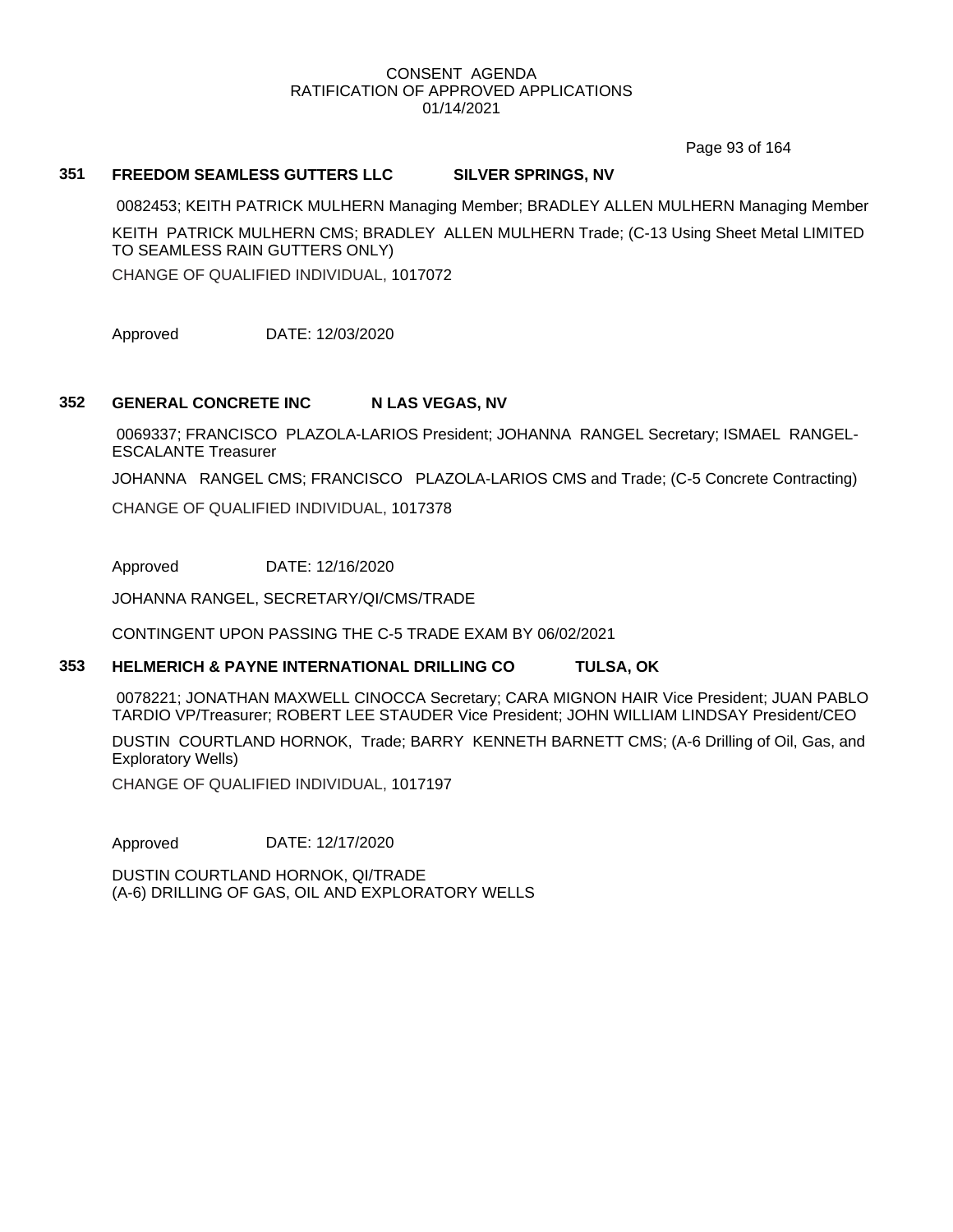CONSENT AGENDA
RATIFICATION OF APPROVED APPLICATIONS
01/14/2021

**351 FREEDOM SEAMLESS GUTTERS LLC SILVER SPRINGS, NV**

0082453; KEITH PATRICK MULHERN Managing Member; BRADLEY ALLEN MULHERN Managing Member

KEITH PATRICK MULHERN CMS; BRADLEY ALLEN MULHERN Trade; (C-13 Using Sheet Metal LIMITED TO SEAMLESS RAIN GUTTERS ONLY)

CHANGE OF QUALIFIED INDIVIDUAL, 1017072

Approved DATE: 12/03/2020

**352 GENERAL CONCRETE INC N LAS VEGAS, NV**

0069337; FRANCISCO PLAZOLA-LARIOS President; JOHANNA RANGEL Secretary; ISMAEL RANGEL-ESCALANTE Treasurer

JOHANNA RANGEL CMS; FRANCISCO PLAZOLA-LARIOS CMS and Trade; (C-5 Concrete Contracting)

CHANGE OF QUALIFIED INDIVIDUAL, 1017378

Approved DATE: 12/16/2020

JOHANNA RANGEL, SECRETARY/QI/CMS/TRADE

CONTINGENT UPON PASSING THE C-5 TRADE EXAM BY 06/02/2021

**353 HELMERICH & PAYNE INTERNATIONAL DRILLING CO TULSA, OK**

0078221; JONATHAN MAXWELL CINOCCA Secretary; CARA MIGNON HAIR Vice President; JUAN PABLO TARDIO VP/Treasurer; ROBERT LEE STAUDER Vice President; JOHN WILLIAM LINDSAY President/CEO

DUSTIN COURTLAND HORNOK, Trade; BARRY KENNETH BARNETT CMS; (A-6 Drilling of Oil, Gas, and Exploratory Wells)

CHANGE OF QUALIFIED INDIVIDUAL, 1017197

Approved DATE: 12/17/2020

DUSTIN COURTLAND HORNOK, QI/TRADE
(A-6) DRILLING OF GAS, OIL AND EXPLORATORY WELLS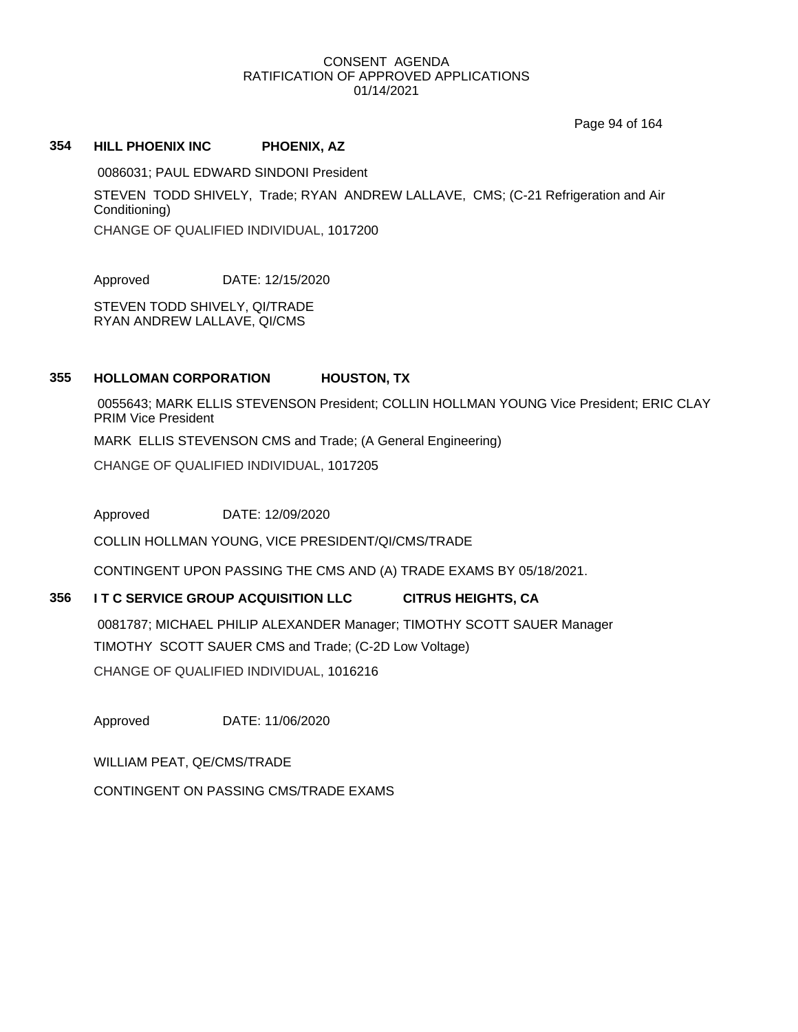CONSENT AGENDA
RATIFICATION OF APPROVED APPLICATIONS
01/14/2021

**354 HILL PHOENIX INC PHOENIX, AZ**

0086031; PAUL EDWARD SINDONI President

STEVEN TODD SHIVELY, Trade; RYAN ANDREW LALLAVE, CMS; (C-21 Refrigeration and Air Conditioning)

CHANGE OF QUALIFIED INDIVIDUAL, 1017200

Approved DATE: 12/15/2020

STEVEN TODD SHIVELY, QI/TRADE
RYAN ANDREW LALLAVE, QI/CMS

**355 HOLLOMAN CORPORATION HOUSTON, TX**

0055643; MARK ELLIS STEVENSON President; COLLIN HOLLMAN YOUNG Vice President; ERIC CLAY PRIM Vice President

MARK ELLIS STEVENSON CMS and Trade; (A General Engineering)

CHANGE OF QUALIFIED INDIVIDUAL, 1017205

Approved DATE: 12/09/2020

COLLIN HOLLMAN YOUNG, VICE PRESIDENT/QI/CMS/TRADE

CONTINGENT UPON PASSING THE CMS AND (A) TRADE EXAMS BY 05/18/2021.

**356 I T C SERVICE GROUP ACQUISITION LLC CITRUS HEIGHTS, CA**

0081787; MICHAEL PHILIP ALEXANDER Manager; TIMOTHY SCOTT SAUER Manager

TIMOTHY SCOTT SAUER CMS and Trade; (C-2D Low Voltage)

CHANGE OF QUALIFIED INDIVIDUAL, 1016216

Approved DATE: 11/06/2020

WILLIAM PEAT, QE/CMS/TRADE

CONTINGENT ON PASSING CMS/TRADE EXAMS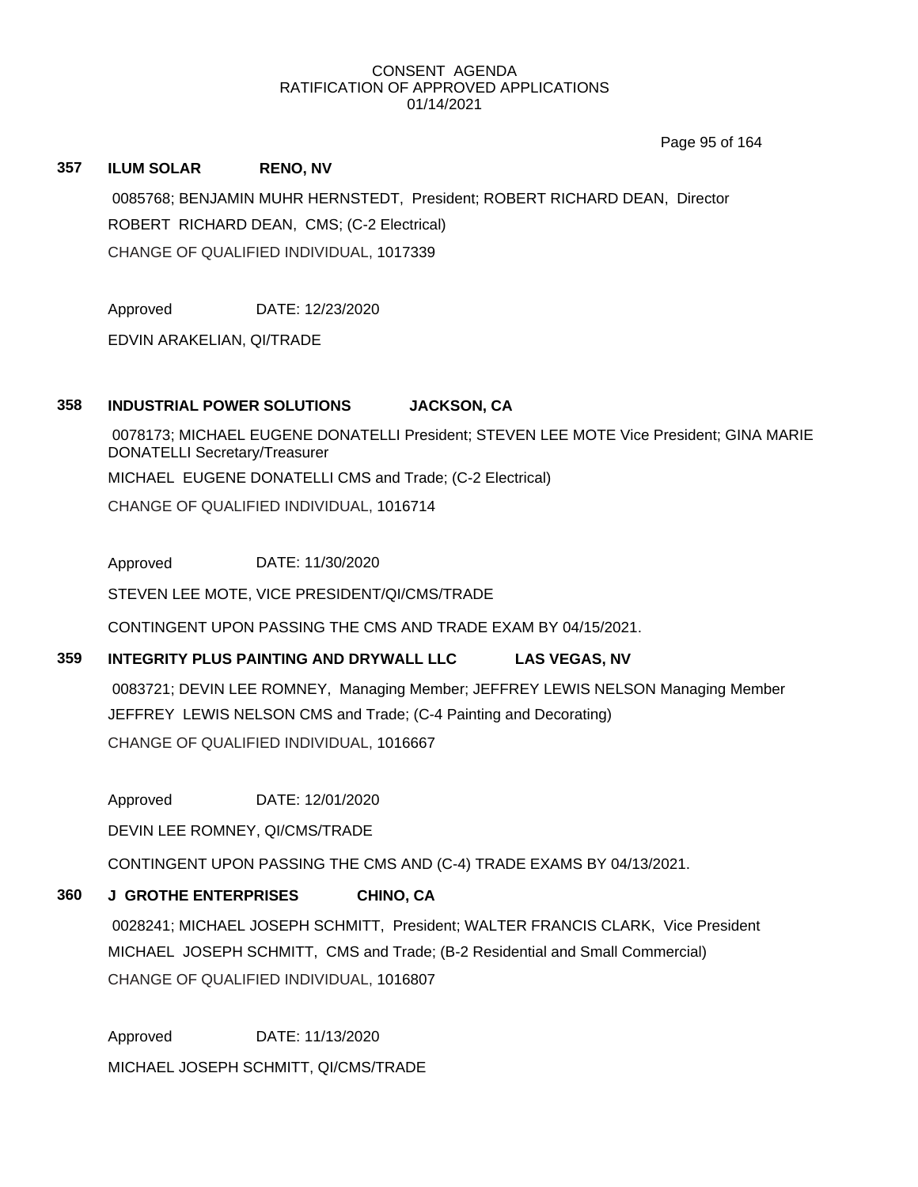CONSENT AGENDA
RATIFICATION OF APPROVED APPLICATIONS
01/14/2021

**357 ILUM SOLAR RENO, NV**

0085768; BENJAMIN MUHR HERNSTEDT, President; ROBERT RICHARD DEAN, Director

ROBERT RICHARD DEAN, CMS; (C-2 Electrical)

CHANGE OF QUALIFIED INDIVIDUAL, 1017339

Approved DATE: 12/23/2020

EDVIN ARAKELIAN, QI/TRADE

**358 INDUSTRIAL POWER SOLUTIONS JACKSON, CA**

0078173; MICHAEL EUGENE DONATELLI President; STEVEN LEE MOTE Vice President; GINA MARIE DONATELLI Secretary/Treasurer

MICHAEL EUGENE DONATELLI CMS and Trade; (C-2 Electrical)

CHANGE OF QUALIFIED INDIVIDUAL, 1016714

Approved DATE: 11/30/2020

STEVEN LEE MOTE, VICE PRESIDENT/QI/CMS/TRADE

CONTINGENT UPON PASSING THE CMS AND TRADE EXAM BY 04/15/2021.

**359 INTEGRITY PLUS PAINTING AND DRYWALL LLC LAS VEGAS, NV**

0083721; DEVIN LEE ROMNEY, Managing Member; JEFFREY LEWIS NELSON Managing Member

JEFFREY LEWIS NELSON CMS and Trade; (C-4 Painting and Decorating)

CHANGE OF QUALIFIED INDIVIDUAL, 1016667

Approved DATE: 12/01/2020

DEVIN LEE ROMNEY, QI/CMS/TRADE

CONTINGENT UPON PASSING THE CMS AND (C-4) TRADE EXAMS BY 04/13/2021.

**360 J GROTHE ENTERPRISES CHINO, CA**

0028241; MICHAEL JOSEPH SCHMITT, President; WALTER FRANCIS CLARK, Vice President

MICHAEL JOSEPH SCHMITT, CMS and Trade; (B-2 Residential and Small Commercial)

CHANGE OF QUALIFIED INDIVIDUAL, 1016807

Approved DATE: 11/13/2020

MICHAEL JOSEPH SCHMITT, QI/CMS/TRADE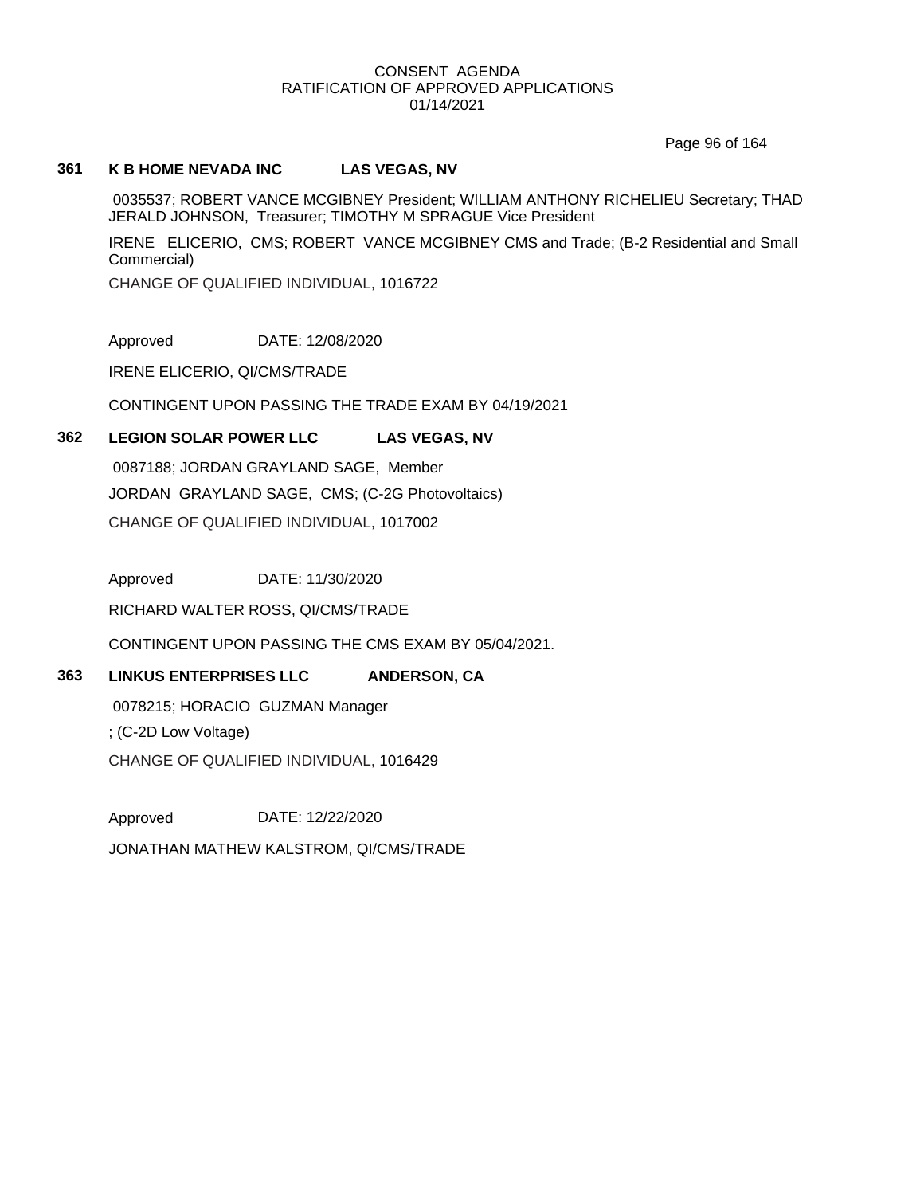CONSENT AGENDA
RATIFICATION OF APPROVED APPLICATIONS
01/14/2021

**361 K B HOME NEVADA INC LAS VEGAS, NV**

0035537; ROBERT VANCE MCGIBNEY President; WILLIAM ANTHONY RICHELIEU Secretary; THAD JERALD JOHNSON, Treasurer; TIMOTHY M SPRAGUE Vice President

IRENE ELICERIO, CMS; ROBERT VANCE MCGIBNEY CMS and Trade; (B-2 Residential and Small Commercial)

CHANGE OF QUALIFIED INDIVIDUAL, 1016722

Approved DATE: 12/08/2020

IRENE ELICERIO, QI/CMS/TRADE

CONTINGENT UPON PASSING THE TRADE EXAM BY 04/19/2021

**362 LEGION SOLAR POWER LLC LAS VEGAS, NV**

0087188; JORDAN GRAYLAND SAGE, Member

JORDAN GRAYLAND SAGE, CMS; (C-2G Photovoltaics)

CHANGE OF QUALIFIED INDIVIDUAL, 1017002

Approved DATE: 11/30/2020

RICHARD WALTER ROSS, QI/CMS/TRADE

CONTINGENT UPON PASSING THE CMS EXAM BY 05/04/2021.

**363 LINKUS ENTERPRISES LLC ANDERSON, CA**

0078215; HORACIO GUZMAN Manager

; (C-2D Low Voltage)

CHANGE OF QUALIFIED INDIVIDUAL, 1016429

Approved DATE: 12/22/2020

JONATHAN MATHEW KALSTROM, QI/CMS/TRADE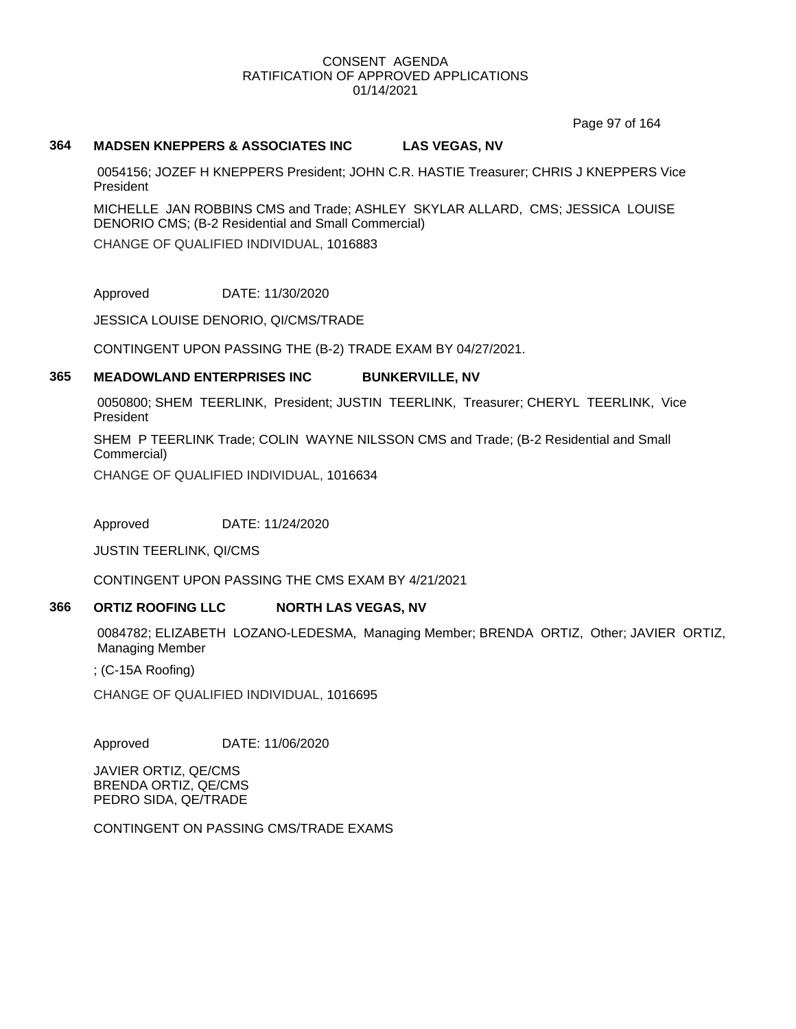CONSENT AGENDA
RATIFICATION OF APPROVED APPLICATIONS
01/14/2021

### 364 MADSEN KNEPPERS & ASSOCIATES INC LAS VEGAS, NV

0054156; JOZEF H KNEPPERS President; JOHN C.R. HASTIE Treasurer; CHRIS J KNEPPERS Vice President

MICHELLE JAN ROBBINS CMS and Trade; ASHLEY SKYLAR ALLARD, CMS; JESSICA LOUISE DENORIO CMS; (B-2 Residential and Small Commercial)

CHANGE OF QUALIFIED INDIVIDUAL, 1016883

Approved DATE: 11/30/2020

JESSICA LOUISE DENORIO, QI/CMS/TRADE

CONTINGENT UPON PASSING THE (B-2) TRADE EXAM BY 04/27/2021.

### 365 MEADOWLAND ENTERPRISES INC BUNKERVILLE, NV

0050800; SHEM TEERLINK, President; JUSTIN TEERLINK, Treasurer; CHERYL TEERLINK, Vice President

SHEM P TEERLINK Trade; COLIN WAYNE NILSSON CMS and Trade; (B-2 Residential and Small Commercial)

CHANGE OF QUALIFIED INDIVIDUAL, 1016634

Approved DATE: 11/24/2020

JUSTIN TEERLINK, QI/CMS

CONTINGENT UPON PASSING THE CMS EXAM BY 4/21/2021

### 366 ORTIZ ROOFING LLC NORTH LAS VEGAS, NV

0084782; ELIZABETH LOZANO-LEDESMA, Managing Member; BRENDA ORTIZ, Other; JAVIER ORTIZ, Managing Member

; (C-15A Roofing)

CHANGE OF QUALIFIED INDIVIDUAL, 1016695

Approved DATE: 11/06/2020

JAVIER ORTIZ, QE/CMS
BRENDA ORTIZ, QE/CMS
PEDRO SIDA, QE/TRADE

CONTINGENT ON PASSING CMS/TRADE EXAMS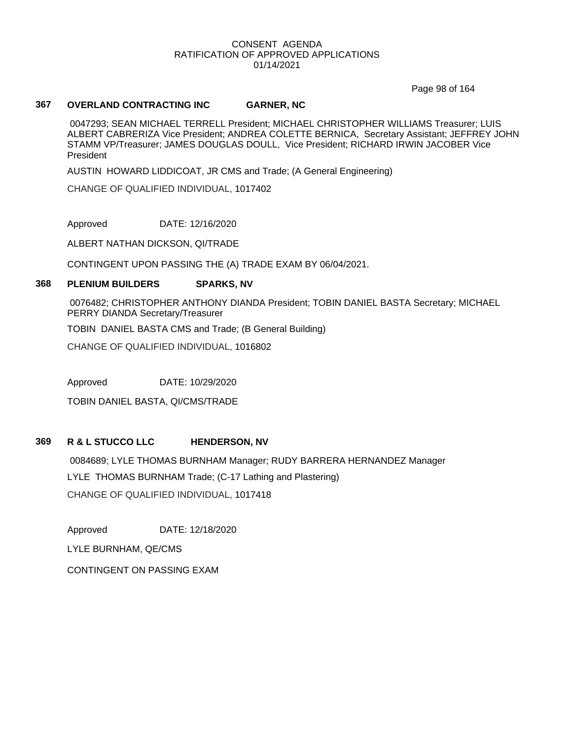CONSENT AGENDA
RATIFICATION OF APPROVED APPLICATIONS
01/14/2021

### 367 OVERLAND CONTRACTING INC GARNER, NC

0047293; SEAN MICHAEL TERRELL President; MICHAEL CHRISTOPHER WILLIAMS Treasurer; LUIS ALBERT CABRERIZA Vice President; ANDREA COLETTE BERNICA, Secretary Assistant; JEFFREY JOHN STAMM VP/Treasurer; JAMES DOUGLAS DOULL, Vice President; RICHARD IRWIN JACOBER Vice President

AUSTIN HOWARD LIDDICOAT, JR CMS and Trade; (A General Engineering)

CHANGE OF QUALIFIED INDIVIDUAL, 1017402

Approved DATE: 12/16/2020

ALBERT NATHAN DICKSON, QI/TRADE

CONTINGENT UPON PASSING THE (A) TRADE EXAM BY 06/04/2021.

### 368 PLENIUM BUILDERS SPARKS, NV

0076482; CHRISTOPHER ANTHONY DIANDA President; TOBIN DANIEL BASTA Secretary; MICHAEL PERRY DIANDA Secretary/Treasurer

TOBIN DANIEL BASTA CMS and Trade; (B General Building)

CHANGE OF QUALIFIED INDIVIDUAL, 1016802

Approved DATE: 10/29/2020

TOBIN DANIEL BASTA, QI/CMS/TRADE

### 369 R & L STUCCO LLC HENDERSON, NV

0084689; LYLE THOMAS BURNHAM Manager; RUDY BARRERA HERNANDEZ Manager

LYLE THOMAS BURNHAM Trade; (C-17 Lathing and Plastering)

CHANGE OF QUALIFIED INDIVIDUAL, 1017418

Approved DATE: 12/18/2020

LYLE BURNHAM, QE/CMS

CONTINGENT ON PASSING EXAM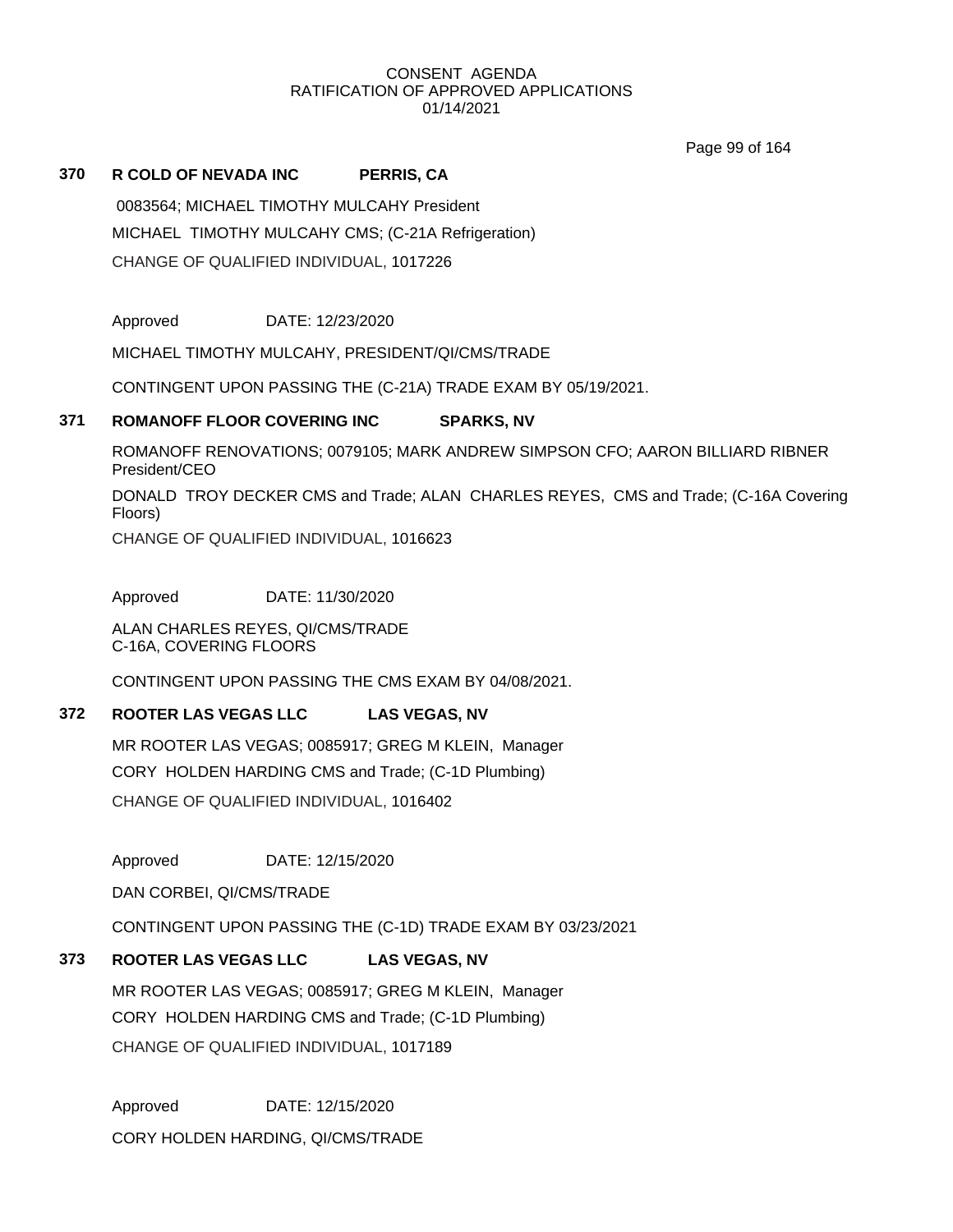CONSENT AGENDA
RATIFICATION OF APPROVED APPLICATIONS
01/14/2021

**370 R COLD OF NEVADA INC PERRIS, CA**

0083564; MICHAEL TIMOTHY MULCAHY President

MICHAEL TIMOTHY MULCAHY CMS; (C-21A Refrigeration)

CHANGE OF QUALIFIED INDIVIDUAL, 1017226

Approved DATE: 12/23/2020

MICHAEL TIMOTHY MULCAHY, PRESIDENT/QI/CMS/TRADE

CONTINGENT UPON PASSING THE (C-21A) TRADE EXAM BY 05/19/2021.

**371 ROMANOFF FLOOR COVERING INC SPARKS, NV**

ROMANOFF RENOVATIONS; 0079105; MARK ANDREW SIMPSON CFO; AARON BILLIARD RIBNER President/CEO

DONALD TROY DECKER CMS and Trade; ALAN CHARLES REYES, CMS and Trade; (C-16A Covering Floors)

CHANGE OF QUALIFIED INDIVIDUAL, 1016623

Approved DATE: 11/30/2020

ALAN CHARLES REYES, QI/CMS/TRADE
C-16A, COVERING FLOORS

CONTINGENT UPON PASSING THE CMS EXAM BY 04/08/2021.

**372 ROOTER LAS VEGAS LLC LAS VEGAS, NV**

MR ROOTER LAS VEGAS; 0085917; GREG M KLEIN, Manager

CORY HOLDEN HARDING CMS and Trade; (C-1D Plumbing)

CHANGE OF QUALIFIED INDIVIDUAL, 1016402

Approved DATE: 12/15/2020

DAN CORBEI, QI/CMS/TRADE

CONTINGENT UPON PASSING THE (C-1D) TRADE EXAM BY 03/23/2021

**373 ROOTER LAS VEGAS LLC LAS VEGAS, NV**

MR ROOTER LAS VEGAS; 0085917; GREG M KLEIN, Manager

CORY HOLDEN HARDING CMS and Trade; (C-1D Plumbing)

CHANGE OF QUALIFIED INDIVIDUAL, 1017189

Approved DATE: 12/15/2020

CORY HOLDEN HARDING, QI/CMS/TRADE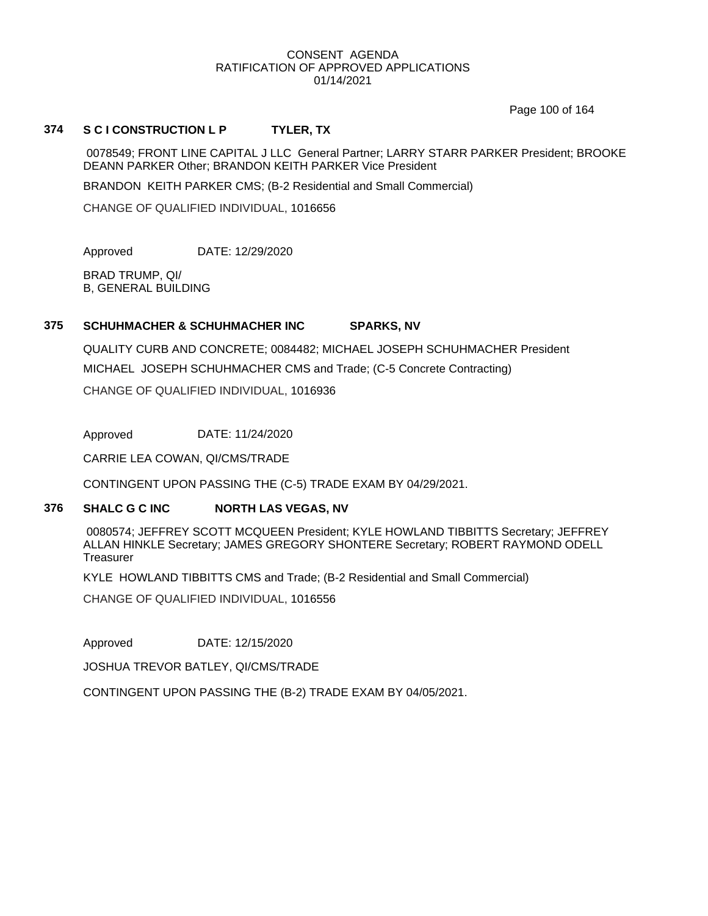CONSENT AGENDA
RATIFICATION OF APPROVED APPLICATIONS
01/14/2021

### 374 S C I CONSTRUCTION L P TYLER, TX

0078549; FRONT LINE CAPITAL J LLC General Partner; LARRY STARR PARKER President; BROOKE DEANN PARKER Other; BRANDON KEITH PARKER Vice President

BRANDON KEITH PARKER CMS; (B-2 Residential and Small Commercial)

CHANGE OF QUALIFIED INDIVIDUAL, 1016656

Approved DATE: 12/29/2020

BRAD TRUMP, QI/
B, GENERAL BUILDING

### 375 SCHUHMACHER & SCHUHMACHER INC SPARKS, NV

QUALITY CURB AND CONCRETE; 0084482; MICHAEL JOSEPH SCHUHMACHER President

MICHAEL JOSEPH SCHUHMACHER CMS and Trade; (C-5 Concrete Contracting)

CHANGE OF QUALIFIED INDIVIDUAL, 1016936

Approved DATE: 11/24/2020

CARRIE LEA COWAN, QI/CMS/TRADE

CONTINGENT UPON PASSING THE (C-5) TRADE EXAM BY 04/29/2021.

### 376 SHALC G C INC NORTH LAS VEGAS, NV

0080574; JEFFREY SCOTT MCQUEEN President; KYLE HOWLAND TIBBITTS Secretary; JEFFREY ALLAN HINKLE Secretary; JAMES GREGORY SHONTERE Secretary; ROBERT RAYMOND ODELL Treasurer

KYLE HOWLAND TIBBITTS CMS and Trade; (B-2 Residential and Small Commercial)

CHANGE OF QUALIFIED INDIVIDUAL, 1016556

Approved DATE: 12/15/2020

JOSHUA TREVOR BATLEY, QI/CMS/TRADE

CONTINGENT UPON PASSING THE (B-2) TRADE EXAM BY 04/05/2021.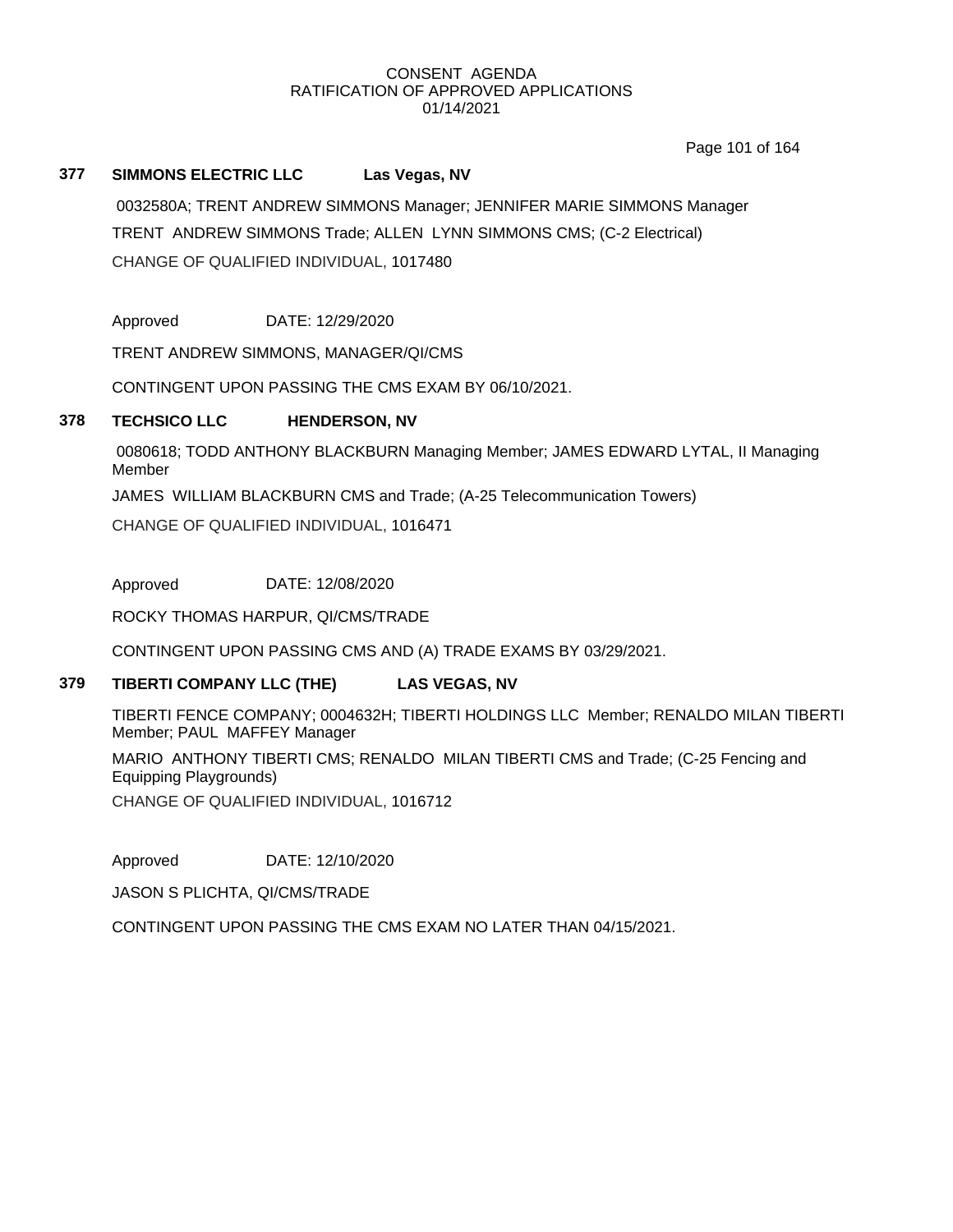CONSENT AGENDA
RATIFICATION OF APPROVED APPLICATIONS
01/14/2021

**377 SIMMONS ELECTRIC LLC Las Vegas, NV**

0032580A; TRENT ANDREW SIMMONS Manager; JENNIFER MARIE SIMMONS Manager

TRENT ANDREW SIMMONS Trade; ALLEN LYNN SIMMONS CMS; (C-2 Electrical)

CHANGE OF QUALIFIED INDIVIDUAL, 1017480

Approved DATE: 12/29/2020

TRENT ANDREW SIMMONS, MANAGER/QI/CMS

CONTINGENT UPON PASSING THE CMS EXAM BY 06/10/2021.

**378 TECHSICO LLC HENDERSON, NV**

0080618; TODD ANTHONY BLACKBURN Managing Member; JAMES EDWARD LYTAL, II Managing Member

JAMES WILLIAM BLACKBURN CMS and Trade; (A-25 Telecommunication Towers)

CHANGE OF QUALIFIED INDIVIDUAL, 1016471

Approved DATE: 12/08/2020

ROCKY THOMAS HARPUR, QI/CMS/TRADE

CONTINGENT UPON PASSING CMS AND (A) TRADE EXAMS BY 03/29/2021.

**379 TIBERTI COMPANY LLC (THE) LAS VEGAS, NV**

TIBERTI FENCE COMPANY; 0004632H; TIBERTI HOLDINGS LLC Member; RENALDO MILAN TIBERTI Member; PAUL MAFFEY Manager

MARIO ANTHONY TIBERTI CMS; RENALDO MILAN TIBERTI CMS and Trade; (C-25 Fencing and Equipping Playgrounds)

CHANGE OF QUALIFIED INDIVIDUAL, 1016712

Approved DATE: 12/10/2020

JASON S PLICHTA, QI/CMS/TRADE

CONTINGENT UPON PASSING THE CMS EXAM NO LATER THAN 04/15/2021.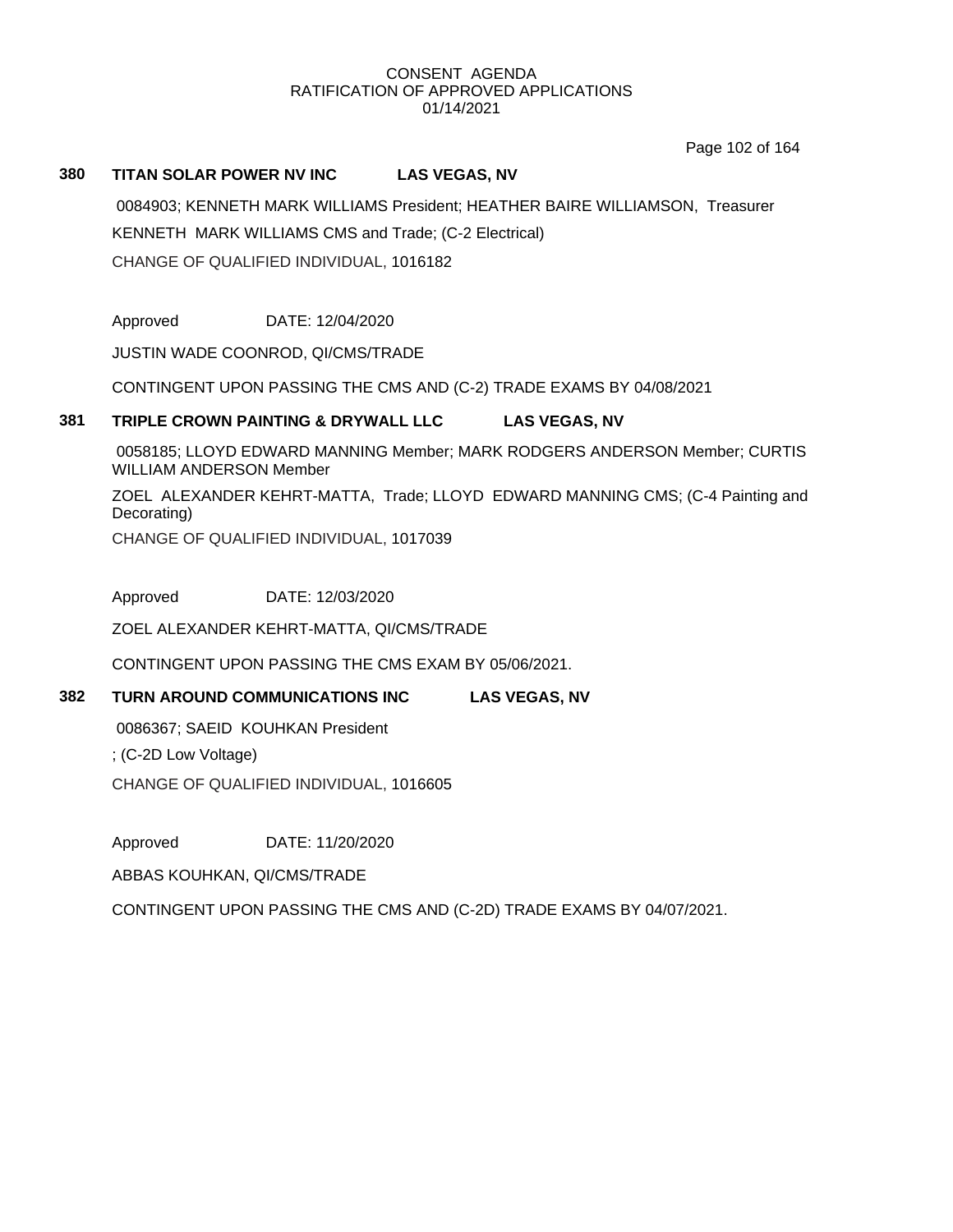CONSENT AGENDA
RATIFICATION OF APPROVED APPLICATIONS
01/14/2021

### 380 TITAN SOLAR POWER NV INC LAS VEGAS, NV

0084903; KENNETH MARK WILLIAMS President; HEATHER BAIRE WILLIAMSON, Treasurer

KENNETH MARK WILLIAMS CMS and Trade; (C-2 Electrical)

CHANGE OF QUALIFIED INDIVIDUAL, 1016182

Approved DATE: 12/04/2020

JUSTIN WADE COONROD, QI/CMS/TRADE

CONTINGENT UPON PASSING THE CMS AND (C-2) TRADE EXAMS BY 04/08/2021

### 381 TRIPLE CROWN PAINTING & DRYWALL LLC LAS VEGAS, NV

0058185; LLOYD EDWARD MANNING Member; MARK RODGERS ANDERSON Member; CURTIS WILLIAM ANDERSON Member

ZOEL ALEXANDER KEHRT-MATTA, Trade; LLOYD EDWARD MANNING CMS; (C-4 Painting and Decorating)

CHANGE OF QUALIFIED INDIVIDUAL, 1017039

Approved DATE: 12/03/2020

ZOEL ALEXANDER KEHRT-MATTA, QI/CMS/TRADE

CONTINGENT UPON PASSING THE CMS EXAM BY 05/06/2021.

### 382 TURN AROUND COMMUNICATIONS INC LAS VEGAS, NV

0086367; SAEID KOUHKAN President

; (C-2D Low Voltage)

CHANGE OF QUALIFIED INDIVIDUAL, 1016605

Approved DATE: 11/20/2020

ABBAS KOUHKAN, QI/CMS/TRADE

CONTINGENT UPON PASSING THE CMS AND (C-2D) TRADE EXAMS BY 04/07/2021.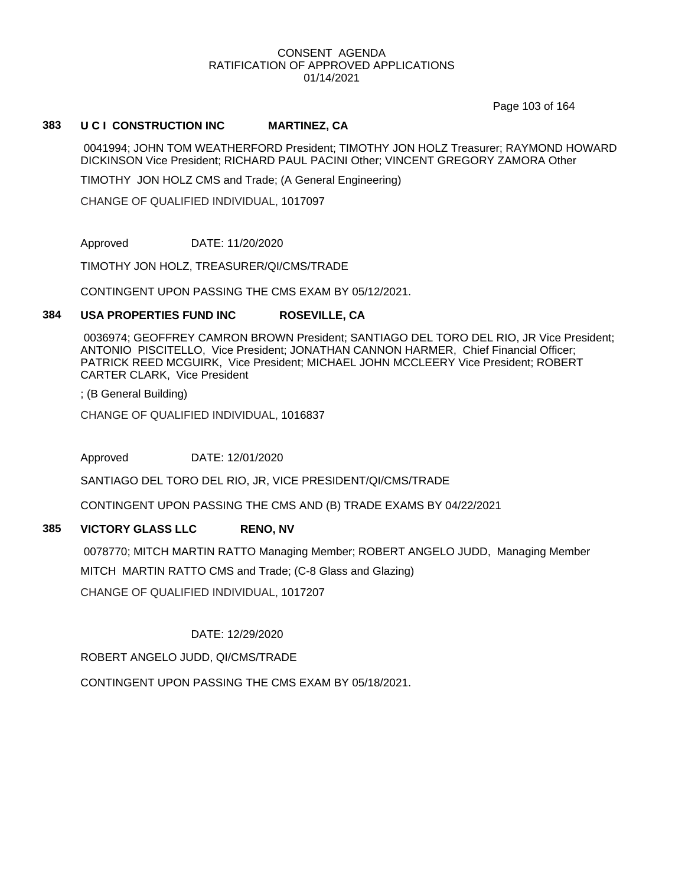CONSENT AGENDA
RATIFICATION OF APPROVED APPLICATIONS
01/14/2021

**383 U C I CONSTRUCTION INC MARTINEZ, CA**

0041994; JOHN TOM WEATHERFORD President; TIMOTHY JON HOLZ Treasurer; RAYMOND HOWARD DICKINSON Vice President; RICHARD PAUL PACINI Other; VINCENT GREGORY ZAMORA Other

TIMOTHY JON HOLZ CMS and Trade; (A General Engineering)

CHANGE OF QUALIFIED INDIVIDUAL, 1017097

Approved DATE: 11/20/2020

TIMOTHY JON HOLZ, TREASURER/QI/CMS/TRADE

CONTINGENT UPON PASSING THE CMS EXAM BY 05/12/2021.

**384 USA PROPERTIES FUND INC ROSEVILLE, CA**

0036974; GEOFFREY CAMRON BROWN President; SANTIAGO DEL TORO DEL RIO, JR Vice President; ANTONIO PISCITELLO, Vice President; JONATHAN CANNON HARMER, Chief Financial Officer; PATRICK REED MCGUIRK, Vice President; MICHAEL JOHN MCCLEERY Vice President; ROBERT CARTER CLARK, Vice President

; (B General Building)

CHANGE OF QUALIFIED INDIVIDUAL, 1016837

Approved DATE: 12/01/2020

SANTIAGO DEL TORO DEL RIO, JR, VICE PRESIDENT/QI/CMS/TRADE

CONTINGENT UPON PASSING THE CMS AND (B) TRADE EXAMS BY 04/22/2021

**385 VICTORY GLASS LLC RENO, NV**

0078770; MITCH MARTIN RATTO Managing Member; ROBERT ANGELO JUDD, Managing Member

MITCH MARTIN RATTO CMS and Trade; (C-8 Glass and Glazing)

CHANGE OF QUALIFIED INDIVIDUAL, 1017207

DATE: 12/29/2020

ROBERT ANGELO JUDD, QI/CMS/TRADE

CONTINGENT UPON PASSING THE CMS EXAM BY 05/18/2021.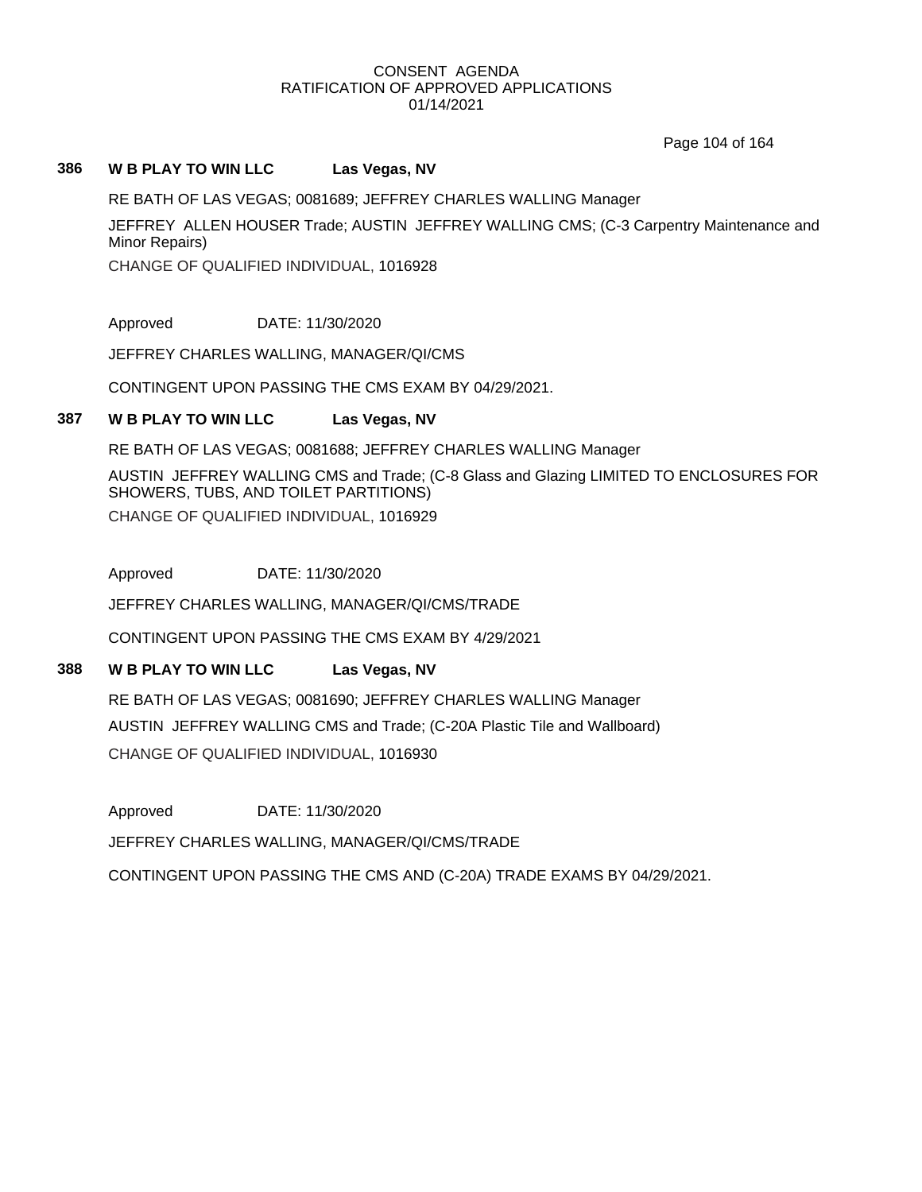CONSENT AGENDA
RATIFICATION OF APPROVED APPLICATIONS
01/14/2021

**386 W B PLAY TO WIN LLC Las Vegas, NV**

RE BATH OF LAS VEGAS; 0081689; JEFFREY CHARLES WALLING Manager

JEFFREY ALLEN HOUSER Trade; AUSTIN JEFFREY WALLING CMS; (C-3 Carpentry Maintenance and Minor Repairs)

CHANGE OF QUALIFIED INDIVIDUAL, 1016928

Approved DATE: 11/30/2020

JEFFREY CHARLES WALLING, MANAGER/QI/CMS

CONTINGENT UPON PASSING THE CMS EXAM BY 04/29/2021.

**387 W B PLAY TO WIN LLC Las Vegas, NV**

RE BATH OF LAS VEGAS; 0081688; JEFFREY CHARLES WALLING Manager

AUSTIN JEFFREY WALLING CMS and Trade; (C-8 Glass and Glazing LIMITED TO ENCLOSURES FOR SHOWERS, TUBS, AND TOILET PARTITIONS)

CHANGE OF QUALIFIED INDIVIDUAL, 1016929

Approved DATE: 11/30/2020

JEFFREY CHARLES WALLING, MANAGER/QI/CMS/TRADE

CONTINGENT UPON PASSING THE CMS EXAM BY 4/29/2021

**388 W B PLAY TO WIN LLC Las Vegas, NV**

RE BATH OF LAS VEGAS; 0081690; JEFFREY CHARLES WALLING Manager

AUSTIN JEFFREY WALLING CMS and Trade; (C-20A Plastic Tile and Wallboard)

CHANGE OF QUALIFIED INDIVIDUAL, 1016930

Approved DATE: 11/30/2020

JEFFREY CHARLES WALLING, MANAGER/QI/CMS/TRADE

CONTINGENT UPON PASSING THE CMS AND (C-20A) TRADE EXAMS BY 04/29/2021.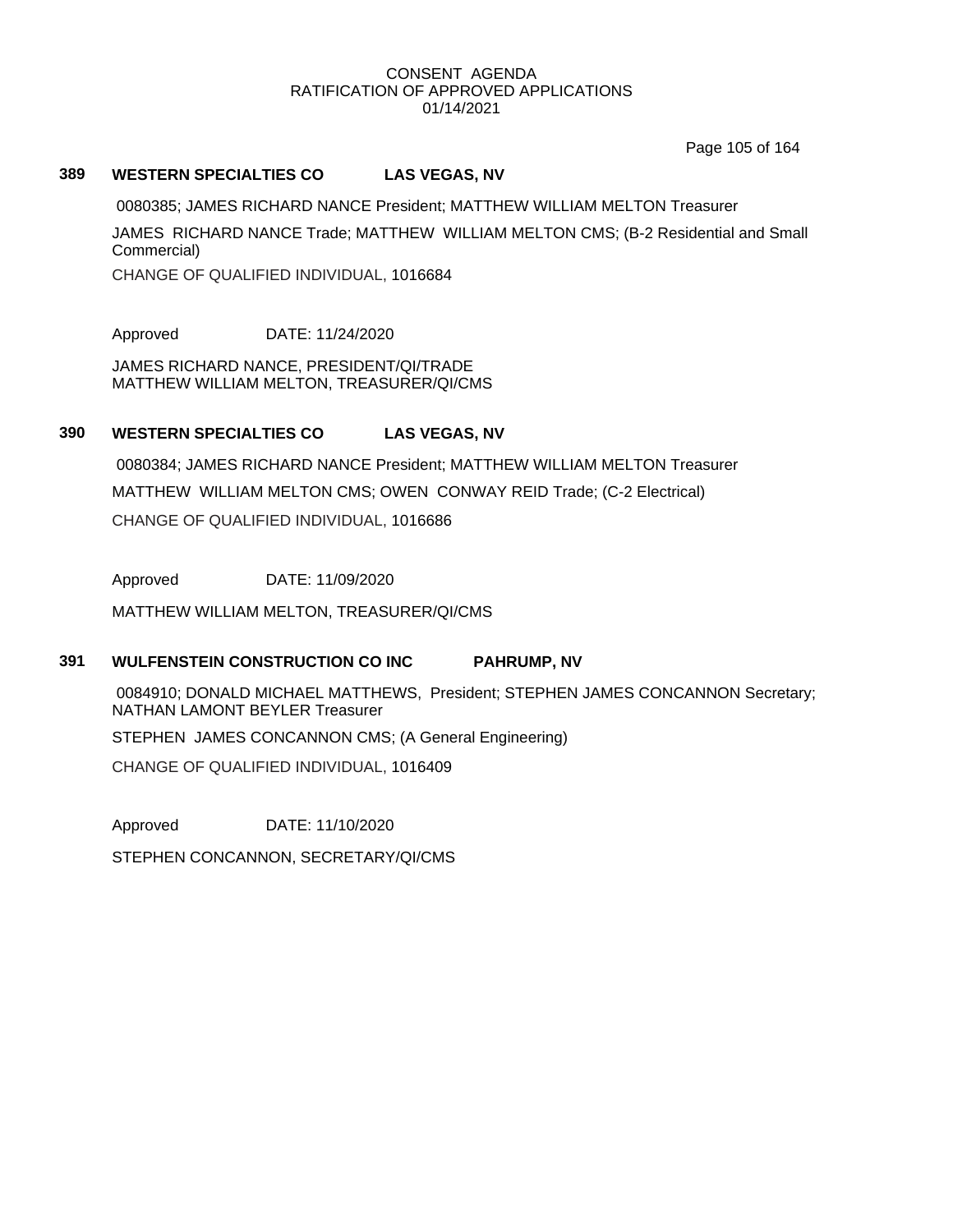CONSENT AGENDA
RATIFICATION OF APPROVED APPLICATIONS
01/14/2021

**389 WESTERN SPECIALTIES CO LAS VEGAS, NV**

0080385; JAMES RICHARD NANCE President; MATTHEW WILLIAM MELTON Treasurer

JAMES RICHARD NANCE Trade; MATTHEW WILLIAM MELTON CMS; (B-2 Residential and Small Commercial)

CHANGE OF QUALIFIED INDIVIDUAL, 1016684

Approved DATE: 11/24/2020

JAMES RICHARD NANCE, PRESIDENT/QI/TRADE
MATTHEW WILLIAM MELTON, TREASURER/QI/CMS

**390 WESTERN SPECIALTIES CO LAS VEGAS, NV**

0080384; JAMES RICHARD NANCE President; MATTHEW WILLIAM MELTON Treasurer

MATTHEW WILLIAM MELTON CMS; OWEN CONWAY REID Trade; (C-2 Electrical)

CHANGE OF QUALIFIED INDIVIDUAL, 1016686

Approved DATE: 11/09/2020

MATTHEW WILLIAM MELTON, TREASURER/QI/CMS

**391 WULFENSTEIN CONSTRUCTION CO INC PAHRUMP, NV**

0084910; DONALD MICHAEL MATTHEWS, President; STEPHEN JAMES CONCANNON Secretary; NATHAN LAMONT BEYLER Treasurer

STEPHEN JAMES CONCANNON CMS; (A General Engineering)

CHANGE OF QUALIFIED INDIVIDUAL, 1016409

Approved DATE: 11/10/2020

STEPHEN CONCANNON, SECRETARY/QI/CMS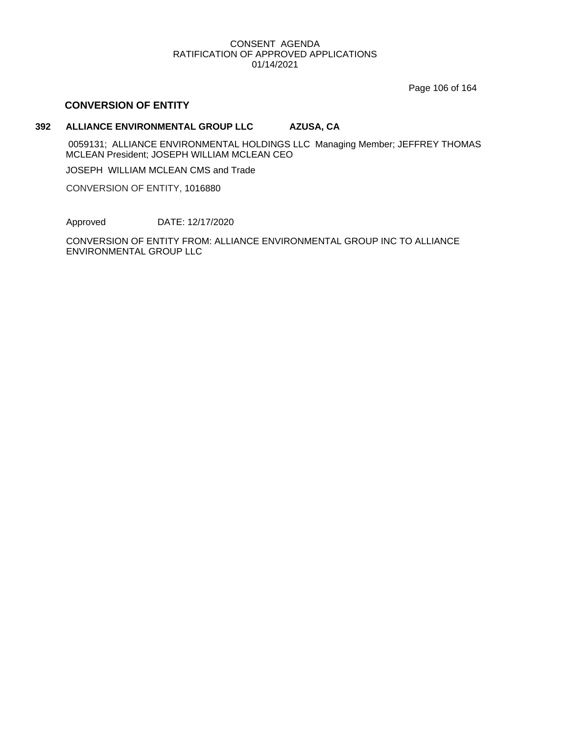CONSENT AGENDA
RATIFICATION OF APPROVED APPLICATIONS
01/14/2021

## CONVERSION OF ENTITY

**392 ALLIANCE ENVIRONMENTAL GROUP LLC AZUSA, CA**

0059131; ALLIANCE ENVIRONMENTAL HOLDINGS LLC Managing Member; JEFFREY THOMAS MCLEAN President; JOSEPH WILLIAM MCLEAN CEO

JOSEPH WILLIAM MCLEAN CMS and Trade

CONVERSION OF ENTITY, 1016880

Approved DATE: 12/17/2020

CONVERSION OF ENTITY FROM: ALLIANCE ENVIRONMENTAL GROUP INC TO ALLIANCE ENVIRONMENTAL GROUP LLC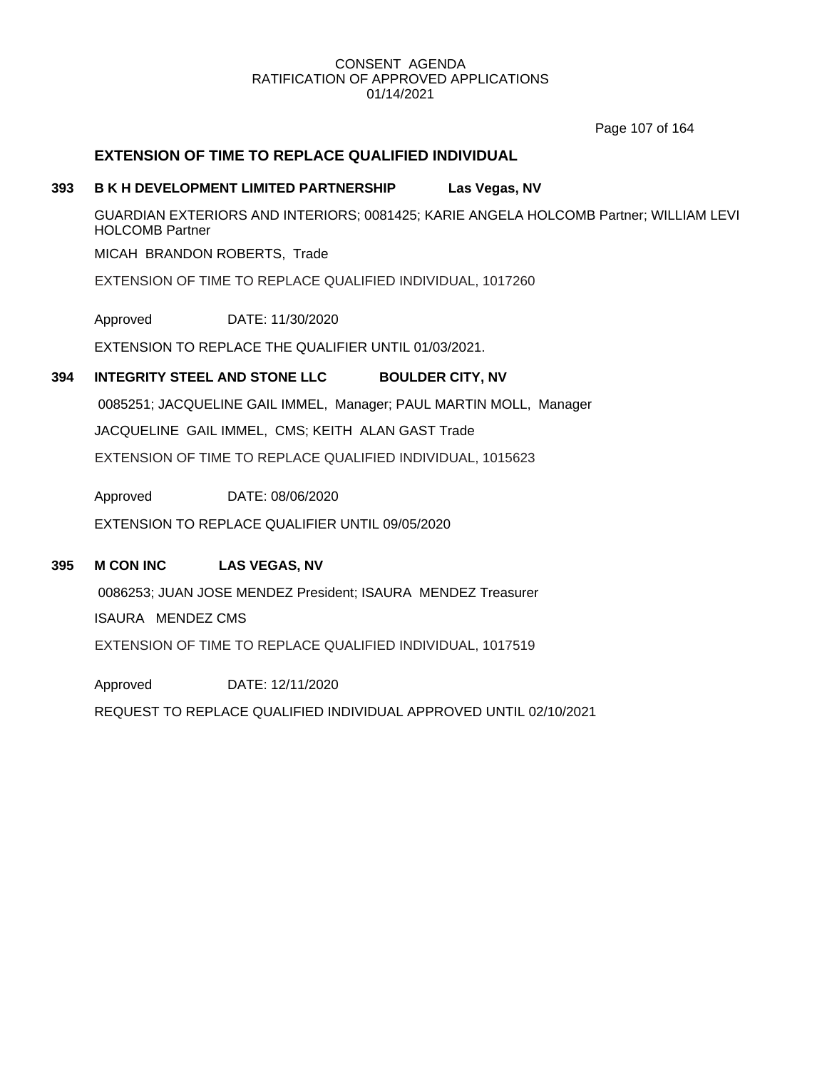## EXTENSION OF TIME TO REPLACE QUALIFIED INDIVIDUAL

### 393 B K H DEVELOPMENT LIMITED PARTNERSHIP Las Vegas, NV

GUARDIAN EXTERIORS AND INTERIORS; 0081425; KARIE ANGELA HOLCOMB Partner; WILLIAM LEVI HOLCOMB Partner

MICAH BRANDON ROBERTS, Trade

EXTENSION OF TIME TO REPLACE QUALIFIED INDIVIDUAL, 1017260

Approved DATE: 11/30/2020

EXTENSION TO REPLACE THE QUALIFIER UNTIL 01/03/2021.

### 394 INTEGRITY STEEL AND STONE LLC BOULDER CITY, NV

0085251; JACQUELINE GAIL IMMEL, Manager; PAUL MARTIN MOLL, Manager

JACQUELINE GAIL IMMEL, CMS; KEITH ALAN GAST Trade

EXTENSION OF TIME TO REPLACE QUALIFIED INDIVIDUAL, 1015623

Approved DATE: 08/06/2020

EXTENSION TO REPLACE QUALIFIER UNTIL 09/05/2020

### 395 M CON INC LAS VEGAS, NV

0086253; JUAN JOSE MENDEZ President; ISAURA MENDEZ Treasurer

ISAURA MENDEZ CMS

EXTENSION OF TIME TO REPLACE QUALIFIED INDIVIDUAL, 1017519

Approved DATE: 12/11/2020

REQUEST TO REPLACE QUALIFIED INDIVIDUAL APPROVED UNTIL 02/10/2021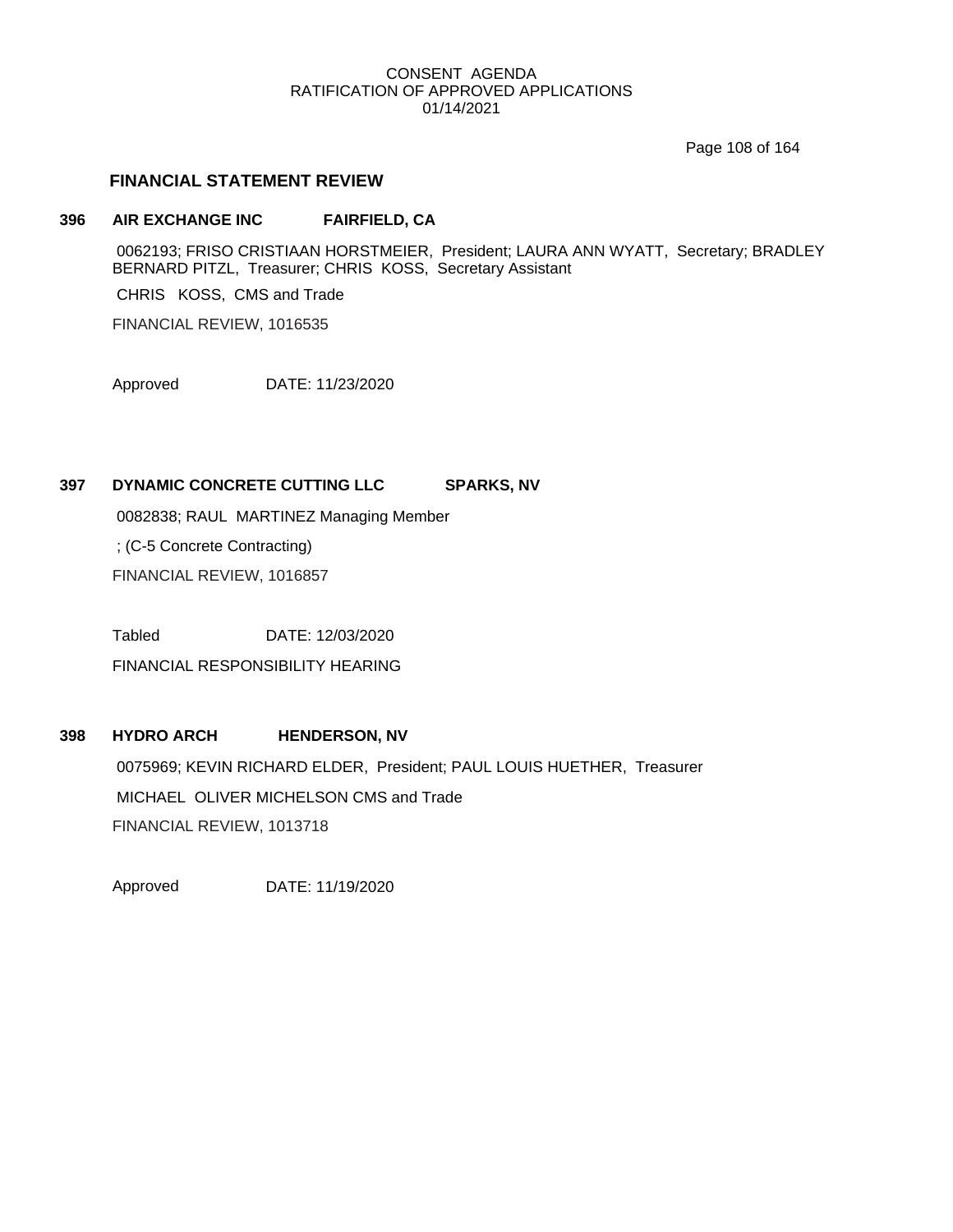CONSENT AGENDA
RATIFICATION OF APPROVED APPLICATIONS
01/14/2021

## FINANCIAL STATEMENT REVIEW

**396 AIR EXCHANGE INC FAIRFIELD, CA**

0062193; FRISO CRISTIAAN HORSTMEIER, President; LAURA ANN WYATT, Secretary; BRADLEY BERNARD PITZL, Treasurer; CHRIS KOSS, Secretary Assistant

CHRIS KOSS, CMS and Trade

FINANCIAL REVIEW, 1016535

Approved DATE: 11/23/2020

**397 DYNAMIC CONCRETE CUTTING LLC SPARKS, NV**

0082838; RAUL MARTINEZ Managing Member

; (C-5 Concrete Contracting)

FINANCIAL REVIEW, 1016857

Tabled DATE: 12/03/2020

FINANCIAL RESPONSIBILITY HEARING

**398 HYDRO ARCH HENDERSON, NV**

0075969; KEVIN RICHARD ELDER, President; PAUL LOUIS HUETHER, Treasurer

MICHAEL OLIVER MICHELSON CMS and Trade

FINANCIAL REVIEW, 1013718

Approved DATE: 11/19/2020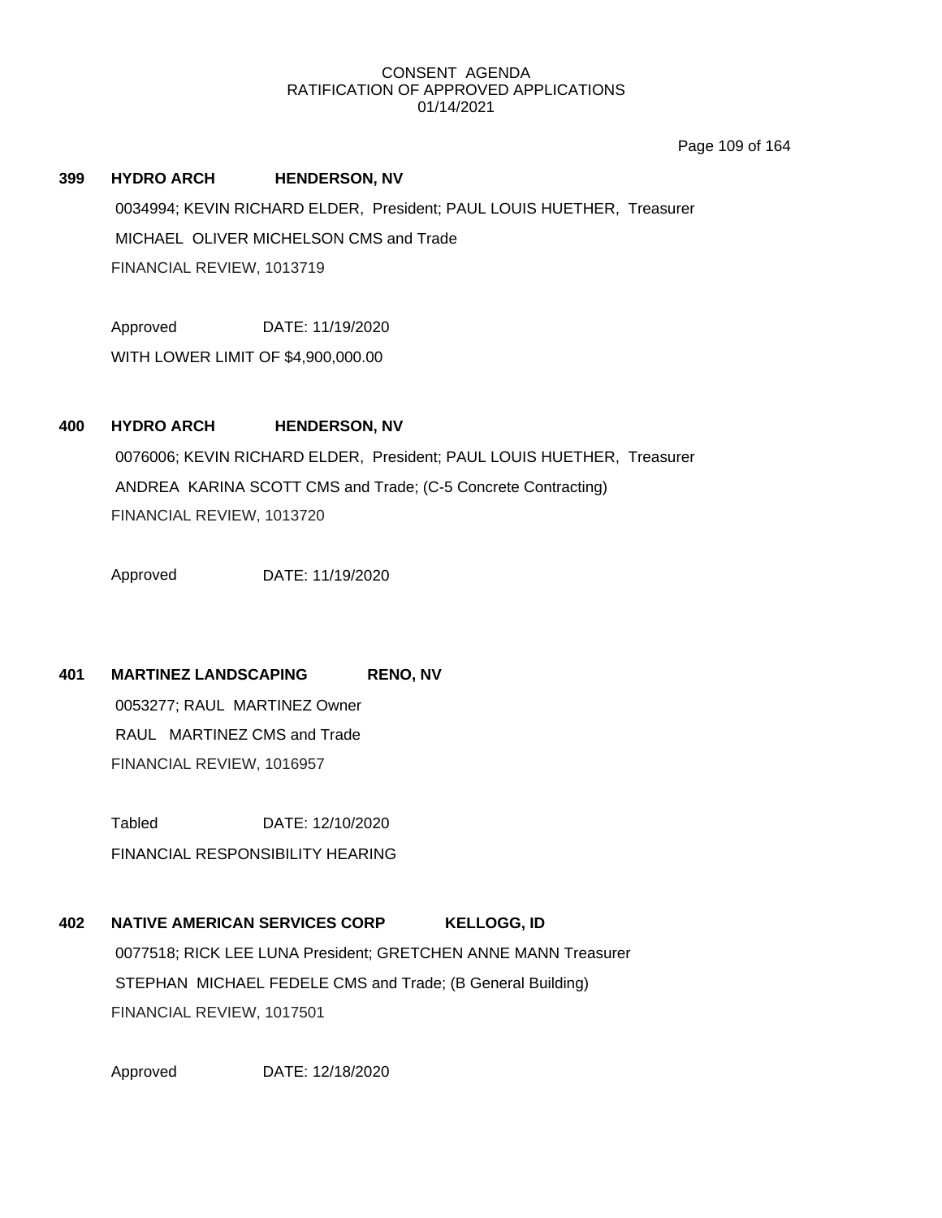CONSENT AGENDA
RATIFICATION OF APPROVED APPLICATIONS
01/14/2021

**399 HYDRO ARCH HENDERSON, NV**

0034994; KEVIN RICHARD ELDER, President; PAUL LOUIS HUETHER, Treasurer

MICHAEL OLIVER MICHELSON CMS and Trade

FINANCIAL REVIEW, 1013719

Approved DATE: 11/19/2020

WITH LOWER LIMIT OF $4,900,000.00

**400 HYDRO ARCH HENDERSON, NV**

0076006; KEVIN RICHARD ELDER, President; PAUL LOUIS HUETHER, Treasurer

ANDREA KARINA SCOTT CMS and Trade; (C-5 Concrete Contracting)

FINANCIAL REVIEW, 1013720

Approved DATE: 11/19/2020

**401 MARTINEZ LANDSCAPING RENO, NV**

0053277; RAUL MARTINEZ Owner

RAUL MARTINEZ CMS and Trade

FINANCIAL REVIEW, 1016957

Tabled DATE: 12/10/2020

FINANCIAL RESPONSIBILITY HEARING

**402 NATIVE AMERICAN SERVICES CORP KELLOGG, ID**

0077518; RICK LEE LUNA President; GRETCHEN ANNE MANN Treasurer

STEPHAN MICHAEL FEDELE CMS and Trade; (B General Building)

FINANCIAL REVIEW, 1017501

Approved DATE: 12/18/2020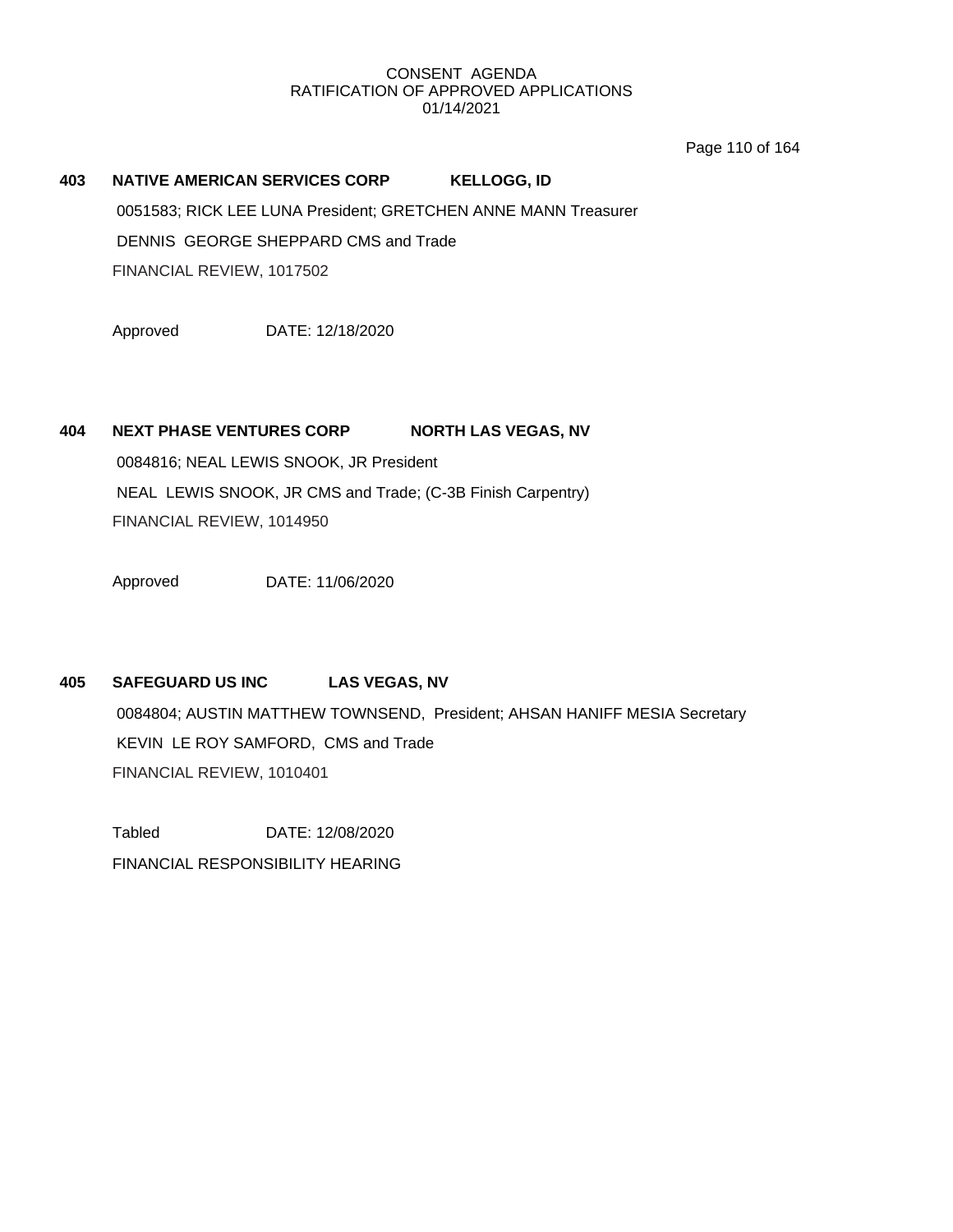CONSENT AGENDA
RATIFICATION OF APPROVED APPLICATIONS
01/14/2021

**403 NATIVE AMERICAN SERVICES CORP KELLOGG, ID**

0051583; RICK LEE LUNA President; GRETCHEN ANNE MANN Treasurer

DENNIS GEORGE SHEPPARD CMS and Trade

FINANCIAL REVIEW, 1017502

Approved DATE: 12/18/2020

**404 NEXT PHASE VENTURES CORP NORTH LAS VEGAS, NV**

0084816; NEAL LEWIS SNOOK, JR President

NEAL LEWIS SNOOK, JR CMS and Trade; (C-3B Finish Carpentry)

FINANCIAL REVIEW, 1014950

Approved DATE: 11/06/2020

**405 SAFEGUARD US INC LAS VEGAS, NV**

0084804; AUSTIN MATTHEW TOWNSEND, President; AHSAN HANIFF MESIA Secretary

KEVIN LE ROY SAMFORD, CMS and Trade

FINANCIAL REVIEW, 1010401

Tabled DATE: 12/08/2020

FINANCIAL RESPONSIBILITY HEARING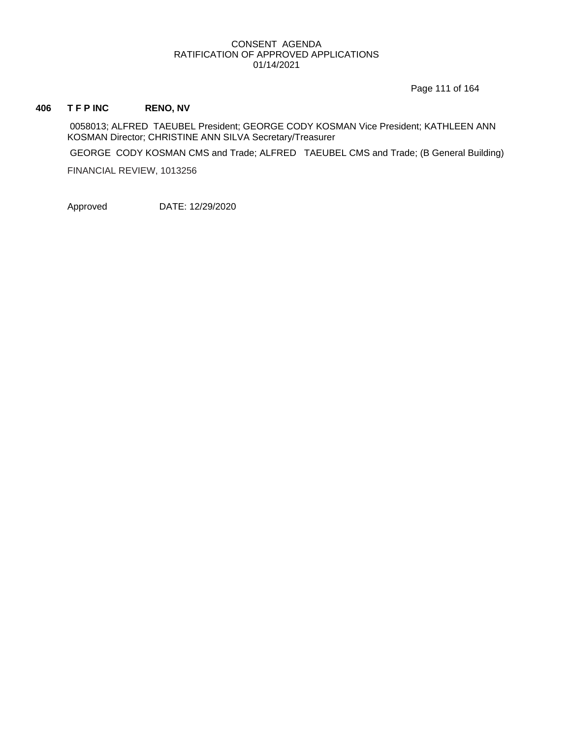CONSENT AGENDA
RATIFICATION OF APPROVED APPLICATIONS
01/14/2021

**406 T F P INC RENO, NV**

0058013; ALFRED TAEUBEL President; GEORGE CODY KOSMAN Vice President; KATHLEEN ANN KOSMAN Director; CHRISTINE ANN SILVA Secretary/Treasurer

GEORGE CODY KOSMAN CMS and Trade; ALFRED TAEUBEL CMS and Trade; (B General Building)

FINANCIAL REVIEW, 1013256

Approved DATE: 12/29/2020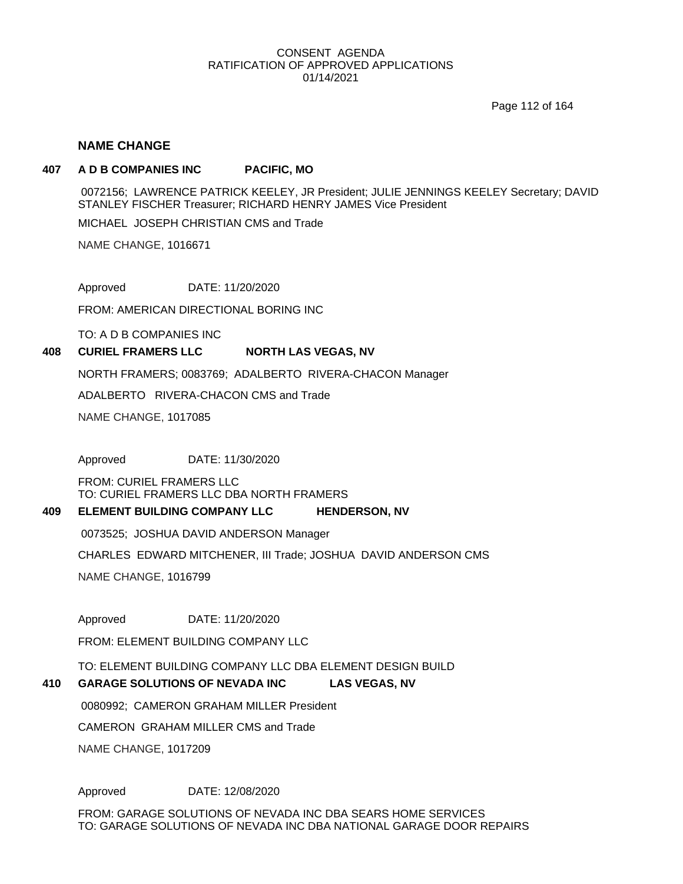CONSENT AGENDA
RATIFICATION OF APPROVED APPLICATIONS
01/14/2021

## NAME CHANGE

### 407 A D B COMPANIES INC PACIFIC, MO

0072156; LAWRENCE PATRICK KEELEY, JR President; JULIE JENNINGS KEELEY Secretary; DAVID STANLEY FISCHER Treasurer; RICHARD HENRY JAMES Vice President

MICHAEL JOSEPH CHRISTIAN CMS and Trade

NAME CHANGE, 1016671

Approved DATE: 11/20/2020

FROM: AMERICAN DIRECTIONAL BORING INC

TO: A D B COMPANIES INC

### 408 CURIEL FRAMERS LLC NORTH LAS VEGAS, NV

NORTH FRAMERS; 0083769; ADALBERTO RIVERA-CHACON Manager

ADALBERTO RIVERA-CHACON CMS and Trade

NAME CHANGE, 1017085

Approved DATE: 11/30/2020

FROM: CURIEL FRAMERS LLC
TO: CURIEL FRAMERS LLC DBA NORTH FRAMERS

### 409 ELEMENT BUILDING COMPANY LLC HENDERSON, NV

0073525; JOSHUA DAVID ANDERSON Manager

CHARLES EDWARD MITCHENER, III Trade; JOSHUA DAVID ANDERSON CMS

NAME CHANGE, 1016799

Approved DATE: 11/20/2020

FROM: ELEMENT BUILDING COMPANY LLC

TO: ELEMENT BUILDING COMPANY LLC DBA ELEMENT DESIGN BUILD

### 410 GARAGE SOLUTIONS OF NEVADA INC LAS VEGAS, NV

0080992; CAMERON GRAHAM MILLER President

CAMERON GRAHAM MILLER CMS and Trade

NAME CHANGE, 1017209

Approved DATE: 12/08/2020

FROM: GARAGE SOLUTIONS OF NEVADA INC DBA SEARS HOME SERVICES
TO: GARAGE SOLUTIONS OF NEVADA INC DBA NATIONAL GARAGE DOOR REPAIRS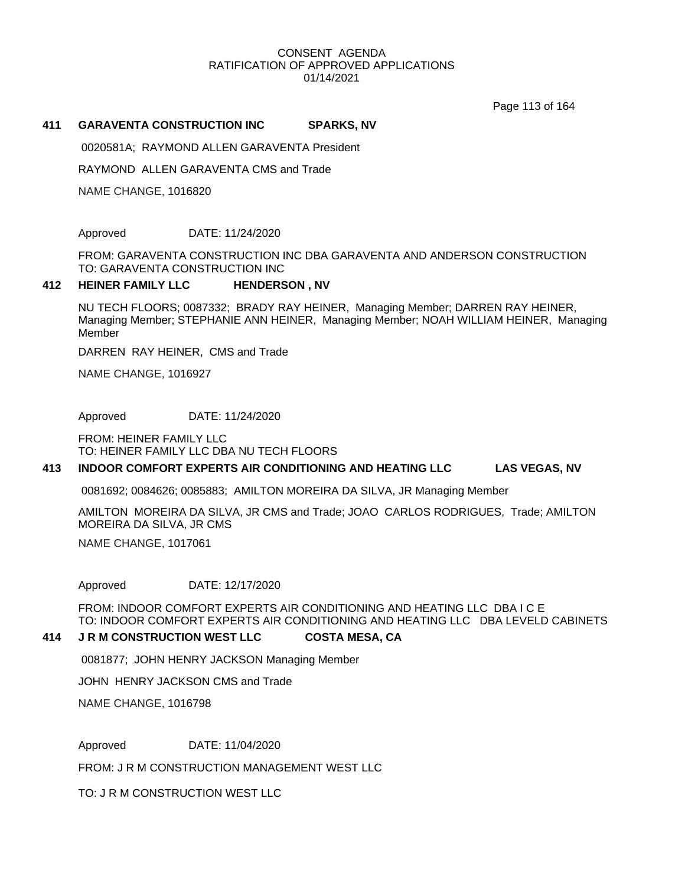CONSENT AGENDA
RATIFICATION OF APPROVED APPLICATIONS
01/14/2021

**411 GARAVENTA CONSTRUCTION INC SPARKS, NV**

0020581A; RAYMOND ALLEN GARAVENTA President

RAYMOND ALLEN GARAVENTA CMS and Trade

NAME CHANGE, 1016820

Approved DATE: 11/24/2020

FROM: GARAVENTA CONSTRUCTION INC DBA GARAVENTA AND ANDERSON CONSTRUCTION
TO: GARAVENTA CONSTRUCTION INC

**412 HEINER FAMILY LLC HENDERSON , NV**

NU TECH FLOORS; 0087332; BRADY RAY HEINER, Managing Member; DARREN RAY HEINER, Managing Member; STEPHANIE ANN HEINER, Managing Member; NOAH WILLIAM HEINER, Managing Member

DARREN RAY HEINER, CMS and Trade

NAME CHANGE, 1016927

Approved DATE: 11/24/2020

FROM: HEINER FAMILY LLC
TO: HEINER FAMILY LLC DBA NU TECH FLOORS

**413 INDOOR COMFORT EXPERTS AIR CONDITIONING AND HEATING LLC LAS VEGAS, NV**

0081692; 0084626; 0085883; AMILTON MOREIRA DA SILVA, JR Managing Member

AMILTON MOREIRA DA SILVA, JR CMS and Trade; JOAO CARLOS RODRIGUES, Trade; AMILTON MOREIRA DA SILVA, JR CMS

NAME CHANGE, 1017061

Approved DATE: 12/17/2020

FROM: INDOOR COMFORT EXPERTS AIR CONDITIONING AND HEATING LLC DBA I C E
TO: INDOOR COMFORT EXPERTS AIR CONDITIONING AND HEATING LLC DBA LEVELD CABINETS

**414 J R M CONSTRUCTION WEST LLC COSTA MESA, CA**

0081877; JOHN HENRY JACKSON Managing Member

JOHN HENRY JACKSON CMS and Trade

NAME CHANGE, 1016798

Approved DATE: 11/04/2020

FROM: J R M CONSTRUCTION MANAGEMENT WEST LLC

TO: J R M CONSTRUCTION WEST LLC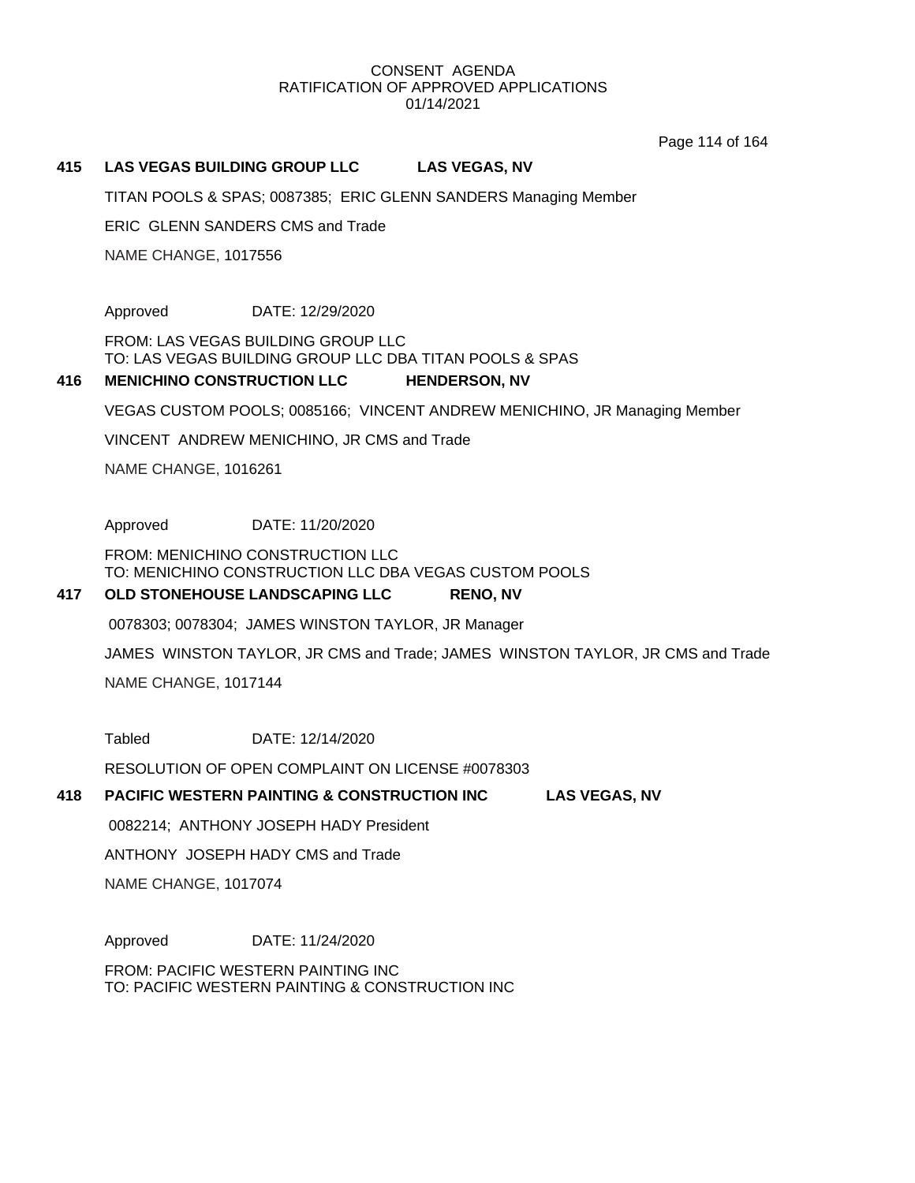CONSENT AGENDA
RATIFICATION OF APPROVED APPLICATIONS
01/14/2021

**415 LAS VEGAS BUILDING GROUP LLC LAS VEGAS, NV**

TITAN POOLS & SPAS; 0087385; ERIC GLENN SANDERS Managing Member

ERIC GLENN SANDERS CMS and Trade

NAME CHANGE, 1017556

Approved DATE: 12/29/2020

FROM: LAS VEGAS BUILDING GROUP LLC
TO: LAS VEGAS BUILDING GROUP LLC DBA TITAN POOLS & SPAS

**416 MENICHINO CONSTRUCTION LLC HENDERSON, NV**

VEGAS CUSTOM POOLS; 0085166; VINCENT ANDREW MENICHINO, JR Managing Member

VINCENT ANDREW MENICHINO, JR CMS and Trade

NAME CHANGE, 1016261

Approved DATE: 11/20/2020

FROM: MENICHINO CONSTRUCTION LLC
TO: MENICHINO CONSTRUCTION LLC DBA VEGAS CUSTOM POOLS

**417 OLD STONEHOUSE LANDSCAPING LLC RENO, NV**

0078303; 0078304; JAMES WINSTON TAYLOR, JR Manager

JAMES WINSTON TAYLOR, JR CMS and Trade; JAMES WINSTON TAYLOR, JR CMS and Trade

NAME CHANGE, 1017144

Tabled DATE: 12/14/2020

RESOLUTION OF OPEN COMPLAINT ON LICENSE #0078303

**418 PACIFIC WESTERN PAINTING & CONSTRUCTION INC LAS VEGAS, NV**

0082214; ANTHONY JOSEPH HADY President

ANTHONY JOSEPH HADY CMS and Trade

NAME CHANGE, 1017074

Approved DATE: 11/24/2020

FROM: PACIFIC WESTERN PAINTING INC
TO: PACIFIC WESTERN PAINTING & CONSTRUCTION INC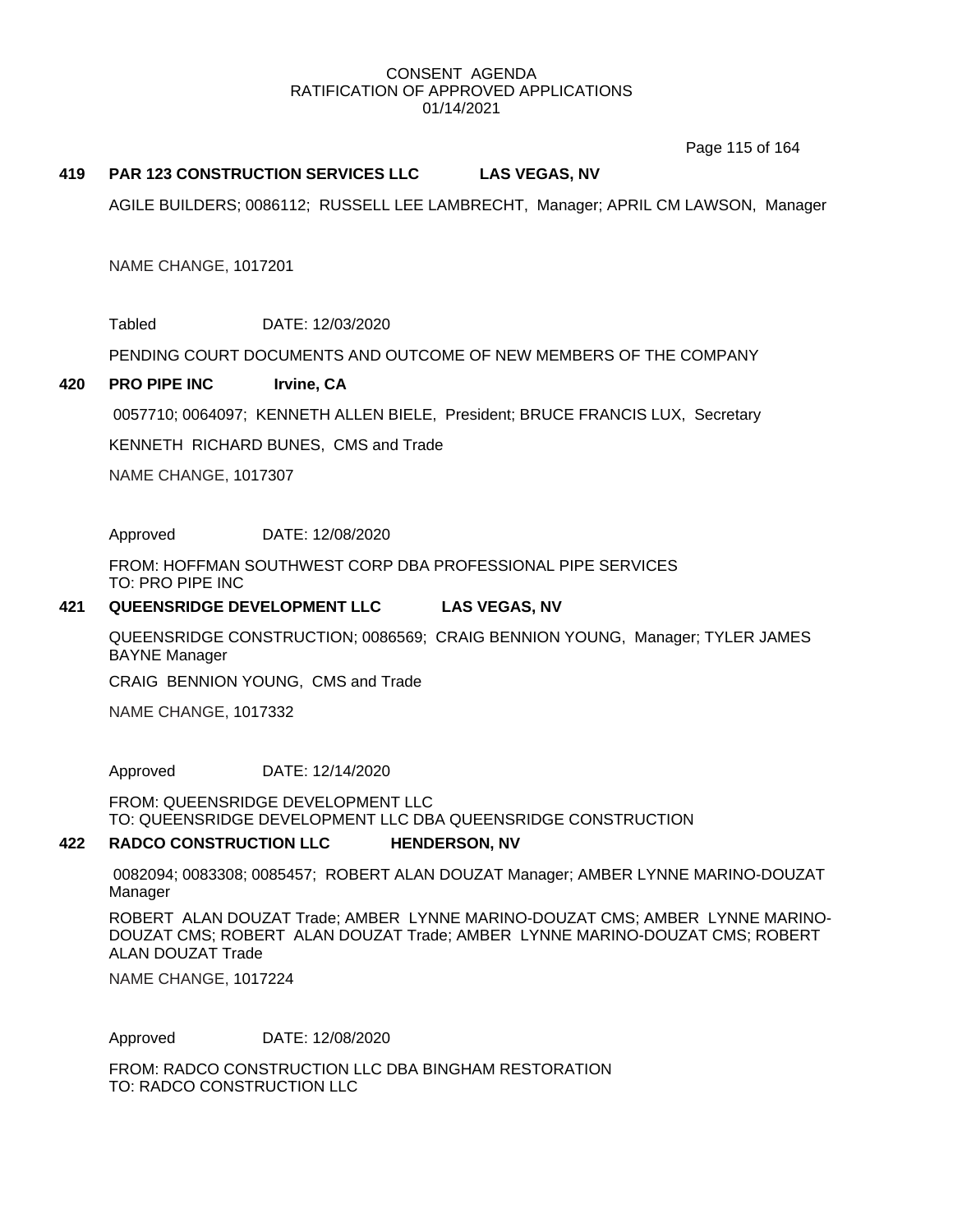CONSENT AGENDA
RATIFICATION OF APPROVED APPLICATIONS
01/14/2021

**419 PAR 123 CONSTRUCTION SERVICES LLC LAS VEGAS, NV**

AGILE BUILDERS; 0086112; RUSSELL LEE LAMBRECHT, Manager; APRIL CM LAWSON, Manager

NAME CHANGE, 1017201

Tabled DATE: 12/03/2020

PENDING COURT DOCUMENTS AND OUTCOME OF NEW MEMBERS OF THE COMPANY

**420 PRO PIPE INC Irvine, CA**

0057710; 0064097; KENNETH ALLEN BIELE, President; BRUCE FRANCIS LUX, Secretary

KENNETH RICHARD BUNES, CMS and Trade

NAME CHANGE, 1017307

Approved DATE: 12/08/2020

FROM: HOFFMAN SOUTHWEST CORP DBA PROFESSIONAL PIPE SERVICES
TO: PRO PIPE INC

**421 QUEENSRIDGE DEVELOPMENT LLC LAS VEGAS, NV**

QUEENSRIDGE CONSTRUCTION; 0086569; CRAIG BENNION YOUNG, Manager; TYLER JAMES BAYNE Manager

CRAIG BENNION YOUNG, CMS and Trade

NAME CHANGE, 1017332

Approved DATE: 12/14/2020

FROM: QUEENSRIDGE DEVELOPMENT LLC
TO: QUEENSRIDGE DEVELOPMENT LLC DBA QUEENSRIDGE CONSTRUCTION

**422 RADCO CONSTRUCTION LLC HENDERSON, NV**

0082094; 0083308; 0085457; ROBERT ALAN DOUZAT Manager; AMBER LYNNE MARINO-DOUZAT Manager

ROBERT ALAN DOUZAT Trade; AMBER LYNNE MARINO-DOUZAT CMS; AMBER LYNNE MARINO-DOUZAT CMS; ROBERT ALAN DOUZAT Trade; AMBER LYNNE MARINO-DOUZAT CMS; ROBERT ALAN DOUZAT Trade

NAME CHANGE, 1017224

Approved DATE: 12/08/2020

FROM: RADCO CONSTRUCTION LLC DBA BINGHAM RESTORATION
TO: RADCO CONSTRUCTION LLC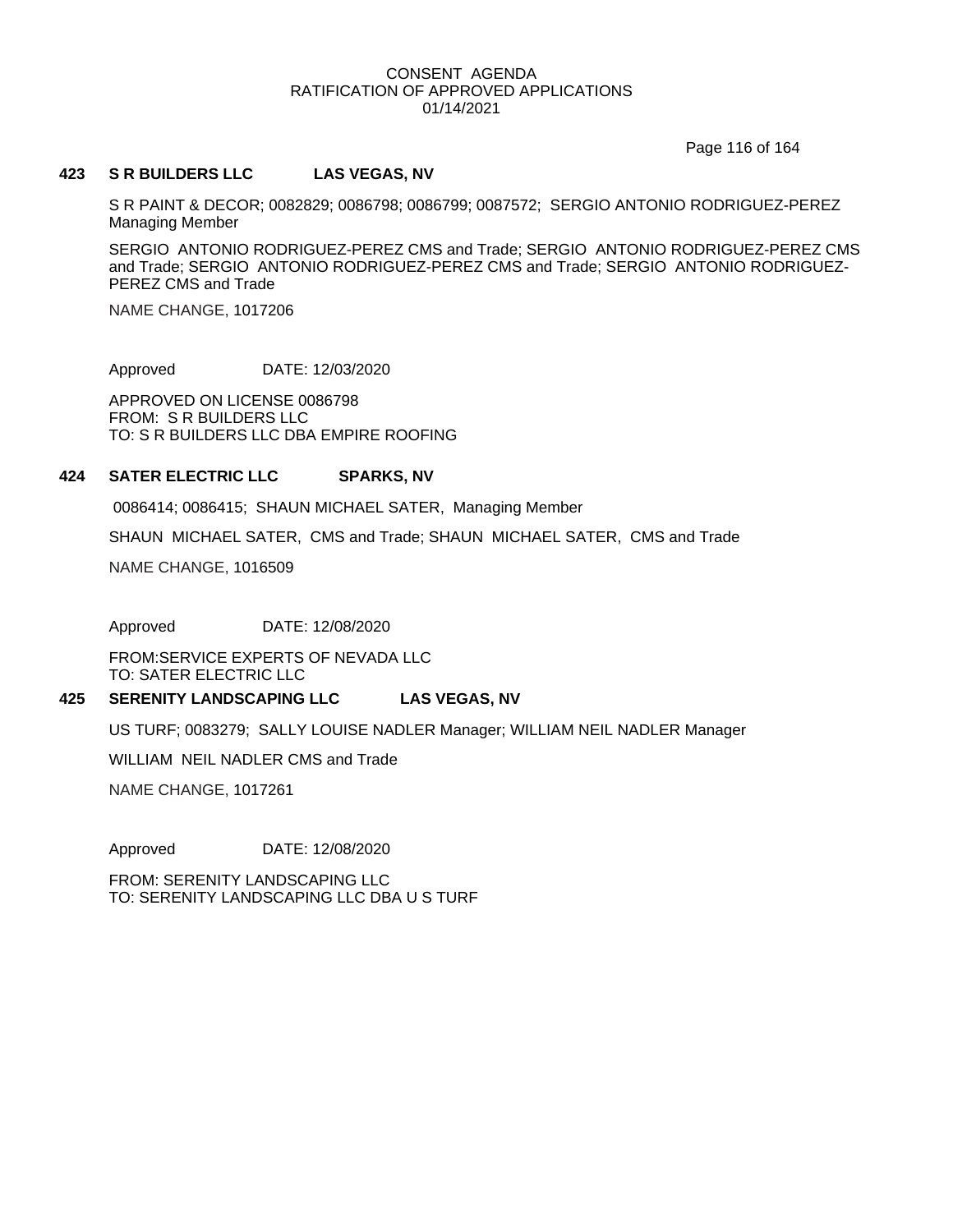CONSENT AGENDA
RATIFICATION OF APPROVED APPLICATIONS
01/14/2021

**423 S R BUILDERS LLC LAS VEGAS, NV**

S R PAINT & DECOR; 0082829; 0086798; 0086799; 0087572; SERGIO ANTONIO RODRIGUEZ-PEREZ Managing Member

SERGIO ANTONIO RODRIGUEZ-PEREZ CMS and Trade; SERGIO ANTONIO RODRIGUEZ-PEREZ CMS and Trade; SERGIO ANTONIO RODRIGUEZ-PEREZ CMS and Trade; SERGIO ANTONIO RODRIGUEZ-PEREZ CMS and Trade

NAME CHANGE, 1017206

Approved DATE: 12/03/2020

APPROVED ON LICENSE 0086798
FROM: S R BUILDERS LLC
TO: S R BUILDERS LLC DBA EMPIRE ROOFING

**424 SATER ELECTRIC LLC SPARKS, NV**

0086414; 0086415; SHAUN MICHAEL SATER, Managing Member

SHAUN MICHAEL SATER, CMS and Trade; SHAUN MICHAEL SATER, CMS and Trade

NAME CHANGE, 1016509

Approved DATE: 12/08/2020

FROM:SERVICE EXPERTS OF NEVADA LLC
TO: SATER ELECTRIC LLC

**425 SERENITY LANDSCAPING LLC LAS VEGAS, NV**

US TURF; 0083279; SALLY LOUISE NADLER Manager; WILLIAM NEIL NADLER Manager

WILLIAM NEIL NADLER CMS and Trade

NAME CHANGE, 1017261

Approved DATE: 12/08/2020

FROM: SERENITY LANDSCAPING LLC
TO: SERENITY LANDSCAPING LLC DBA U S TURF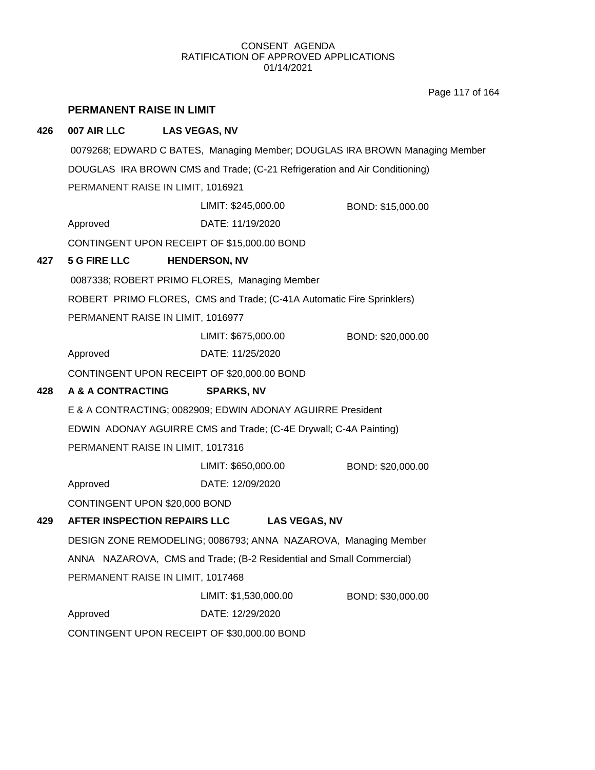CONSENT AGENDA
RATIFICATION OF APPROVED APPLICATIONS
01/14/2021

## PERMANENT RAISE IN LIMIT

**426 007 AIR LLC LAS VEGAS, NV**

0079268; EDWARD C BATES, Managing Member; DOUGLAS IRA BROWN Managing Member

DOUGLAS IRA BROWN CMS and Trade; (C-21 Refrigeration and Air Conditioning)

PERMANENT RAISE IN LIMIT, 1016921

LIMIT: $245,000.00 BOND: $15,000.00

Approved DATE: 11/19/2020

CONTINGENT UPON RECEIPT OF $15,000.00 BOND

**427 5 G FIRE LLC HENDERSON, NV**

0087338; ROBERT PRIMO FLORES, Managing Member

ROBERT PRIMO FLORES, CMS and Trade; (C-41A Automatic Fire Sprinklers)

PERMANENT RAISE IN LIMIT, 1016977

LIMIT: $675,000.00 BOND: $20,000.00

Approved DATE: 11/25/2020

CONTINGENT UPON RECEIPT OF $20,000.00 BOND

**428 A & A CONTRACTING SPARKS, NV**

E & A CONTRACTING; 0082909; EDWIN ADONAY AGUIRRE President

EDWIN ADONAY AGUIRRE CMS and Trade; (C-4E Drywall; C-4A Painting)

PERMANENT RAISE IN LIMIT, 1017316

LIMIT: $650,000.00 BOND: $20,000.00

Approved DATE: 12/09/2020

CONTINGENT UPON $20,000 BOND

**429 AFTER INSPECTION REPAIRS LLC LAS VEGAS, NV**

DESIGN ZONE REMODELING; 0086793; ANNA NAZAROVA, Managing Member

ANNA NAZAROVA, CMS and Trade; (B-2 Residential and Small Commercial)

PERMANENT RAISE IN LIMIT, 1017468

LIMIT: $1,530,000.00 BOND: $30,000.00

Approved DATE: 12/29/2020

CONTINGENT UPON RECEIPT OF $30,000.00 BOND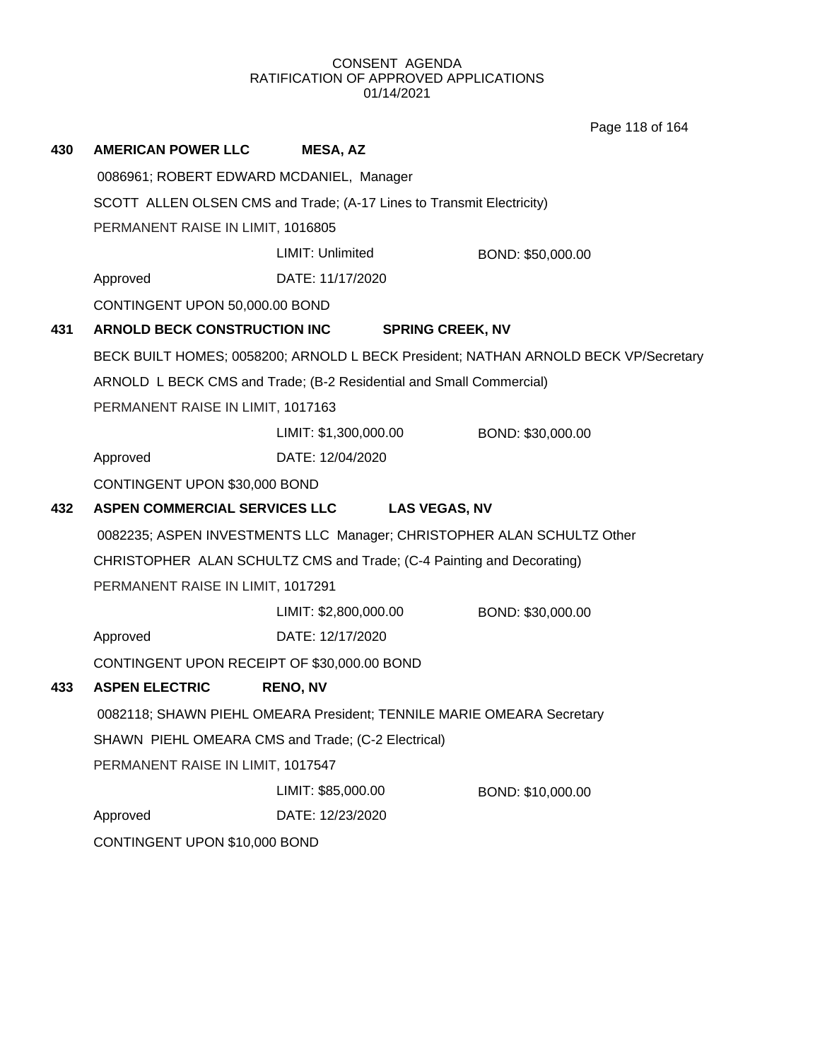CONSENT AGENDA
RATIFICATION OF APPROVED APPLICATIONS
01/14/2021

**430 AMERICAN POWER LLC MESA, AZ**

0086961; ROBERT EDWARD MCDANIEL, Manager

SCOTT ALLEN OLSEN CMS and Trade; (A-17 Lines to Transmit Electricity)

PERMANENT RAISE IN LIMIT, 1016805

LIMIT: Unlimited BOND: $50,000.00

Approved DATE: 11/17/2020

CONTINGENT UPON 50,000.00 BOND

**431 ARNOLD BECK CONSTRUCTION INC SPRING CREEK, NV**

BECK BUILT HOMES; 0058200; ARNOLD L BECK President; NATHAN ARNOLD BECK VP/Secretary

ARNOLD L BECK CMS and Trade; (B-2 Residential and Small Commercial)

PERMANENT RAISE IN LIMIT, 1017163

LIMIT: $1,300,000.00 BOND: $30,000.00

Approved DATE: 12/04/2020

CONTINGENT UPON $30,000 BOND

**432 ASPEN COMMERCIAL SERVICES LLC LAS VEGAS, NV**

0082235; ASPEN INVESTMENTS LLC Manager; CHRISTOPHER ALAN SCHULTZ Other

CHRISTOPHER ALAN SCHULTZ CMS and Trade; (C-4 Painting and Decorating)

PERMANENT RAISE IN LIMIT, 1017291

LIMIT: $2,800,000.00 BOND: $30,000.00

Approved DATE: 12/17/2020

CONTINGENT UPON RECEIPT OF $30,000.00 BOND

**433 ASPEN ELECTRIC RENO, NV**

0082118; SHAWN PIEHL OMEARA President; TENNILE MARIE OMEARA Secretary

SHAWN PIEHL OMEARA CMS and Trade; (C-2 Electrical)

PERMANENT RAISE IN LIMIT, 1017547

LIMIT: $85,000.00 BOND: $10,000.00

Approved DATE: 12/23/2020

CONTINGENT UPON $10,000 BOND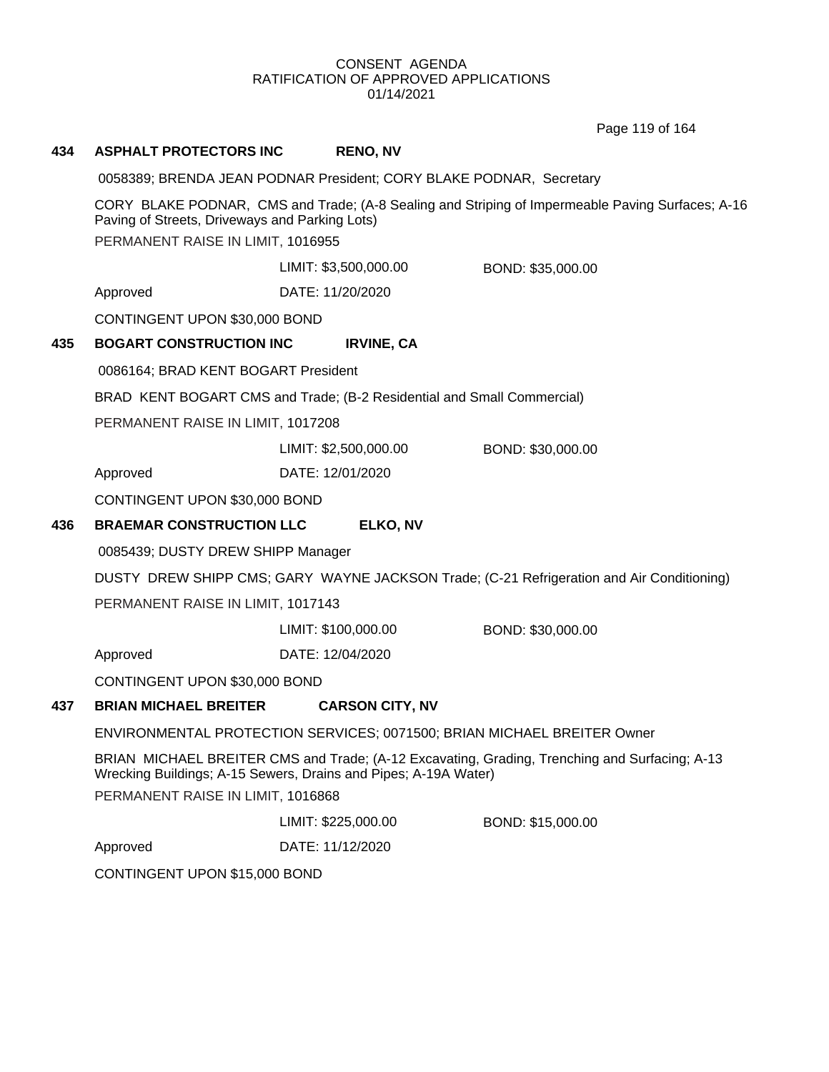CONSENT AGENDA
RATIFICATION OF APPROVED APPLICATIONS
01/14/2021

**434 ASPHALT PROTECTORS INC RENO, NV**

0058389; BRENDA JEAN PODNAR President; CORY BLAKE PODNAR, Secretary

CORY BLAKE PODNAR, CMS and Trade; (A-8 Sealing and Striping of Impermeable Paving Surfaces; A-16 Paving of Streets, Driveways and Parking Lots)

PERMANENT RAISE IN LIMIT, 1016955

LIMIT: $3,500,000.00 BOND: $35,000.00

Approved DATE: 11/20/2020

CONTINGENT UPON $30,000 BOND

**435 BOGART CONSTRUCTION INC IRVINE, CA**

0086164; BRAD KENT BOGART President

BRAD KENT BOGART CMS and Trade; (B-2 Residential and Small Commercial)

PERMANENT RAISE IN LIMIT, 1017208

LIMIT: $2,500,000.00 BOND: $30,000.00

Approved DATE: 12/01/2020

CONTINGENT UPON $30,000 BOND

**436 BRAEMAR CONSTRUCTION LLC ELKO, NV**

0085439; DUSTY DREW SHIPP Manager

DUSTY DREW SHIPP CMS; GARY WAYNE JACKSON Trade; (C-21 Refrigeration and Air Conditioning)

PERMANENT RAISE IN LIMIT, 1017143

LIMIT: $100,000.00 BOND: $30,000.00

Approved DATE: 12/04/2020

CONTINGENT UPON $30,000 BOND

**437 BRIAN MICHAEL BREITER CARSON CITY, NV**

ENVIRONMENTAL PROTECTION SERVICES; 0071500; BRIAN MICHAEL BREITER Owner

BRIAN MICHAEL BREITER CMS and Trade; (A-12 Excavating, Grading, Trenching and Surfacing; A-13 Wrecking Buildings; A-15 Sewers, Drains and Pipes; A-19A Water)

PERMANENT RAISE IN LIMIT, 1016868

LIMIT: $225,000.00 BOND: $15,000.00

Approved DATE: 11/12/2020

CONTINGENT UPON $15,000 BOND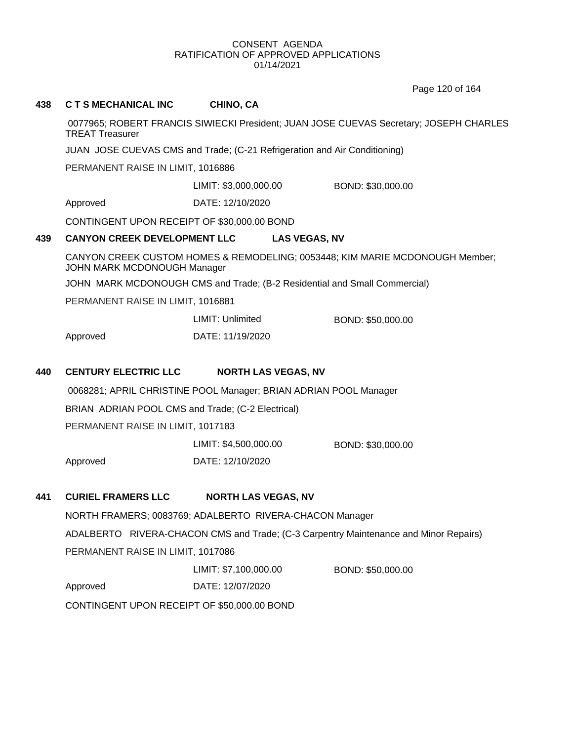CONSENT AGENDA
RATIFICATION OF APPROVED APPLICATIONS
01/14/2021

**438 C T S MECHANICAL INC CHINO, CA**

0077965; ROBERT FRANCIS SIWIECKI President; JUAN JOSE CUEVAS Secretary; JOSEPH CHARLES TREAT Treasurer

JUAN JOSE CUEVAS CMS and Trade; (C-21 Refrigeration and Air Conditioning)

PERMANENT RAISE IN LIMIT, 1016886

LIMIT: $3,000,000.00 BOND: $30,000.00

Approved DATE: 12/10/2020

CONTINGENT UPON RECEIPT OF $30,000.00 BOND

**439 CANYON CREEK DEVELOPMENT LLC LAS VEGAS, NV**

CANYON CREEK CUSTOM HOMES & REMODELING; 0053448; KIM MARIE MCDONOUGH Member; JOHN MARK MCDONOUGH Manager

JOHN MARK MCDONOUGH CMS and Trade; (B-2 Residential and Small Commercial)

PERMANENT RAISE IN LIMIT, 1016881

LIMIT: Unlimited BOND: $50,000.00

Approved DATE: 11/19/2020

**440 CENTURY ELECTRIC LLC NORTH LAS VEGAS, NV**

0068281; APRIL CHRISTINE POOL Manager; BRIAN ADRIAN POOL Manager

BRIAN ADRIAN POOL CMS and Trade; (C-2 Electrical)

PERMANENT RAISE IN LIMIT, 1017183

LIMIT: $4,500,000.00 BOND: $30,000.00

Approved DATE: 12/10/2020

**441 CURIEL FRAMERS LLC NORTH LAS VEGAS, NV**

NORTH FRAMERS; 0083769; ADALBERTO RIVERA-CHACON Manager

ADALBERTO RIVERA-CHACON CMS and Trade; (C-3 Carpentry Maintenance and Minor Repairs)

PERMANENT RAISE IN LIMIT, 1017086

LIMIT: $7,100,000.00 BOND: $50,000.00

Approved DATE: 12/07/2020

CONTINGENT UPON RECEIPT OF $50,000.00 BOND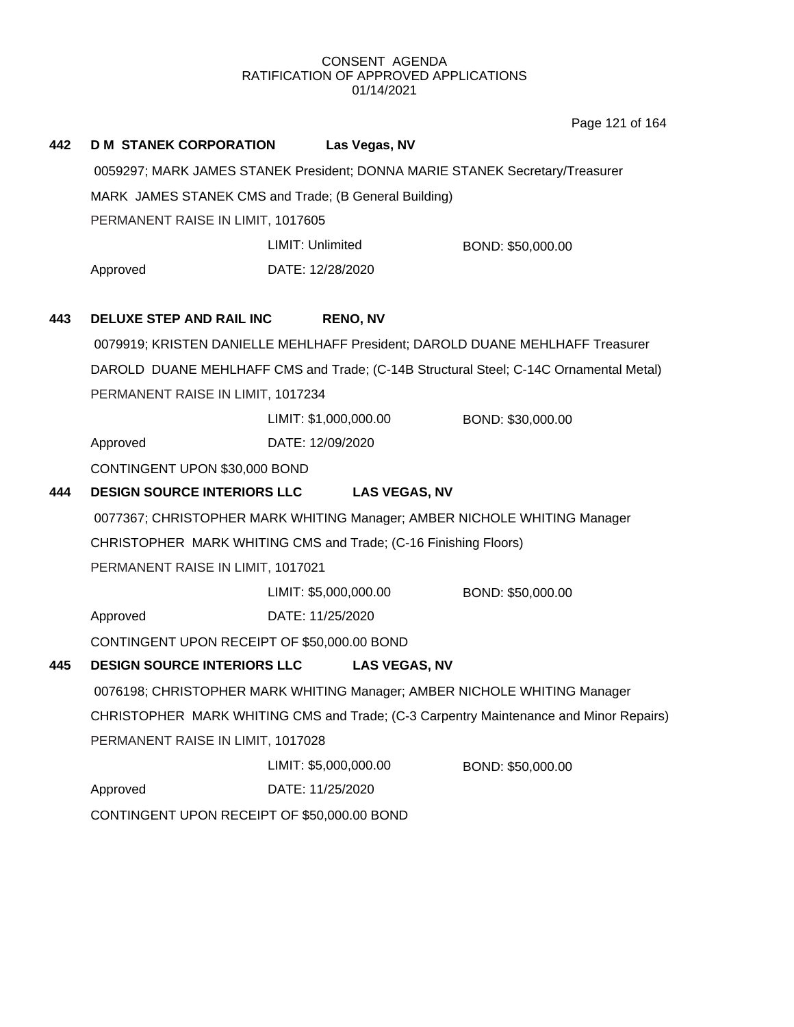CONSENT AGENDA
RATIFICATION OF APPROVED APPLICATIONS
01/14/2021

**442 D M STANEK CORPORATION Las Vegas, NV**

0059297; MARK JAMES STANEK President; DONNA MARIE STANEK Secretary/Treasurer

MARK JAMES STANEK CMS and Trade; (B General Building)

PERMANENT RAISE IN LIMIT, 1017605

LIMIT: Unlimited BOND: $50,000.00

Approved DATE: 12/28/2020

**443 DELUXE STEP AND RAIL INC RENO, NV**

0079919; KRISTEN DANIELLE MEHLHAFF President; DAROLD DUANE MEHLHAFF Treasurer

DAROLD DUANE MEHLHAFF CMS and Trade; (C-14B Structural Steel; C-14C Ornamental Metal)

PERMANENT RAISE IN LIMIT, 1017234

LIMIT: $1,000,000.00 BOND: $30,000.00

Approved DATE: 12/09/2020

CONTINGENT UPON $30,000 BOND

**444 DESIGN SOURCE INTERIORS LLC LAS VEGAS, NV**

0077367; CHRISTOPHER MARK WHITING Manager; AMBER NICHOLE WHITING Manager

CHRISTOPHER MARK WHITING CMS and Trade; (C-16 Finishing Floors)

PERMANENT RAISE IN LIMIT, 1017021

LIMIT: $5,000,000.00 BOND: $50,000.00

Approved DATE: 11/25/2020

CONTINGENT UPON RECEIPT OF $50,000.00 BOND

**445 DESIGN SOURCE INTERIORS LLC LAS VEGAS, NV**

0076198; CHRISTOPHER MARK WHITING Manager; AMBER NICHOLE WHITING Manager

CHRISTOPHER MARK WHITING CMS and Trade; (C-3 Carpentry Maintenance and Minor Repairs)

PERMANENT RAISE IN LIMIT, 1017028

LIMIT: $5,000,000.00 BOND: $50,000.00

Approved DATE: 11/25/2020

CONTINGENT UPON RECEIPT OF $50,000.00 BOND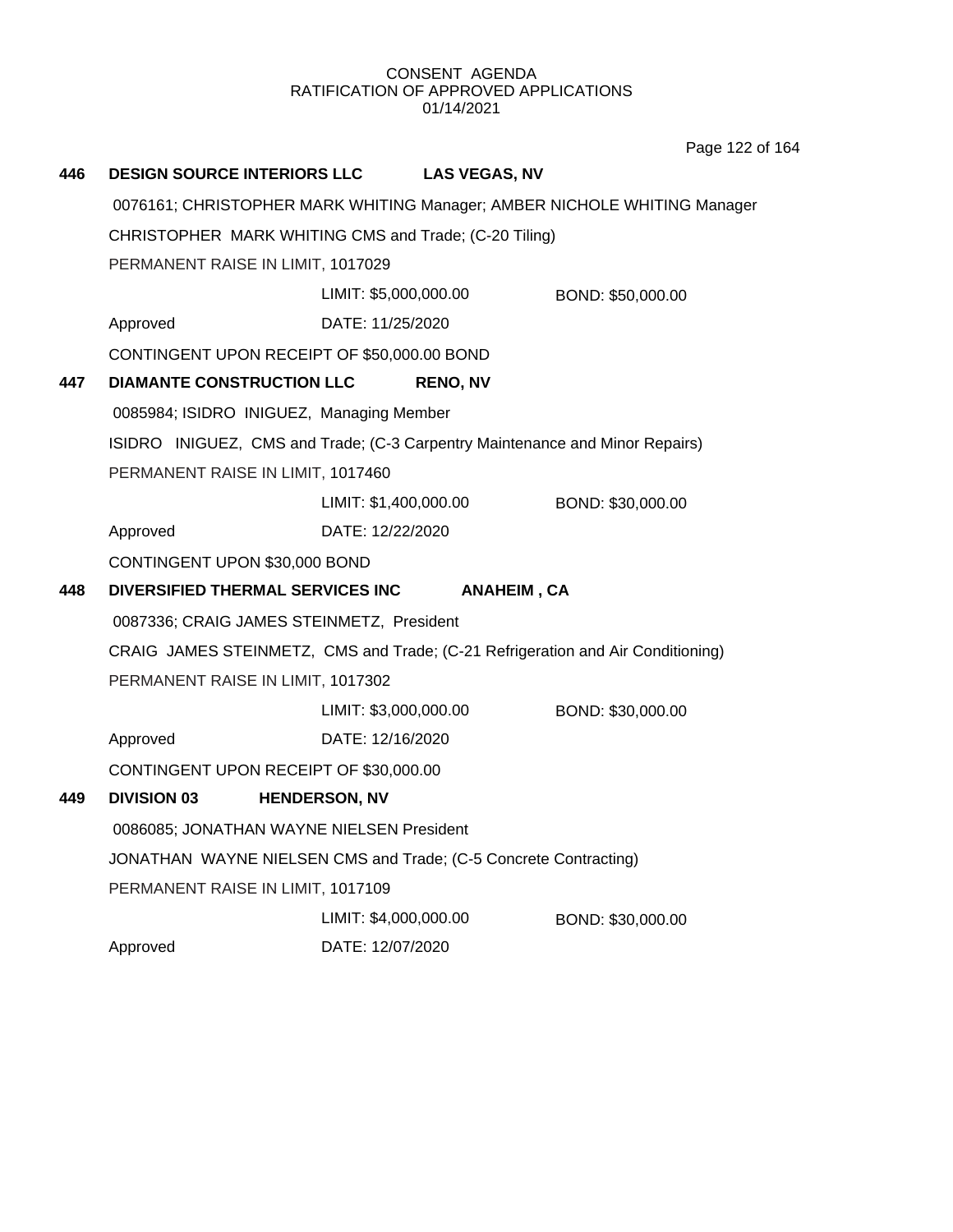CONSENT AGENDA
RATIFICATION OF APPROVED APPLICATIONS
01/14/2021

**446 DESIGN SOURCE INTERIORS LLC LAS VEGAS, NV**

0076161; CHRISTOPHER MARK WHITING Manager; AMBER NICHOLE WHITING Manager

CHRISTOPHER MARK WHITING CMS and Trade; (C-20 Tiling)

PERMANENT RAISE IN LIMIT, 1017029

LIMIT: $5,000,000.00 BOND: $50,000.00

Approved DATE: 11/25/2020

CONTINGENT UPON RECEIPT OF $50,000.00 BOND

**447 DIAMANTE CONSTRUCTION LLC RENO, NV**

0085984; ISIDRO INIGUEZ, Managing Member

ISIDRO INIGUEZ, CMS and Trade; (C-3 Carpentry Maintenance and Minor Repairs)

PERMANENT RAISE IN LIMIT, 1017460

LIMIT: $1,400,000.00 BOND: $30,000.00

Approved DATE: 12/22/2020

CONTINGENT UPON $30,000 BOND

**448 DIVERSIFIED THERMAL SERVICES INC ANAHEIM , CA**

0087336; CRAIG JAMES STEINMETZ, President

CRAIG JAMES STEINMETZ, CMS and Trade; (C-21 Refrigeration and Air Conditioning)

PERMANENT RAISE IN LIMIT, 1017302

LIMIT: $3,000,000.00 BOND: $30,000.00

Approved DATE: 12/16/2020

CONTINGENT UPON RECEIPT OF $30,000.00

**449 DIVISION 03 HENDERSON, NV**

0086085; JONATHAN WAYNE NIELSEN President

JONATHAN WAYNE NIELSEN CMS and Trade; (C-5 Concrete Contracting)

PERMANENT RAISE IN LIMIT, 1017109

LIMIT: $4,000,000.00 BOND: $30,000.00

Approved DATE: 12/07/2020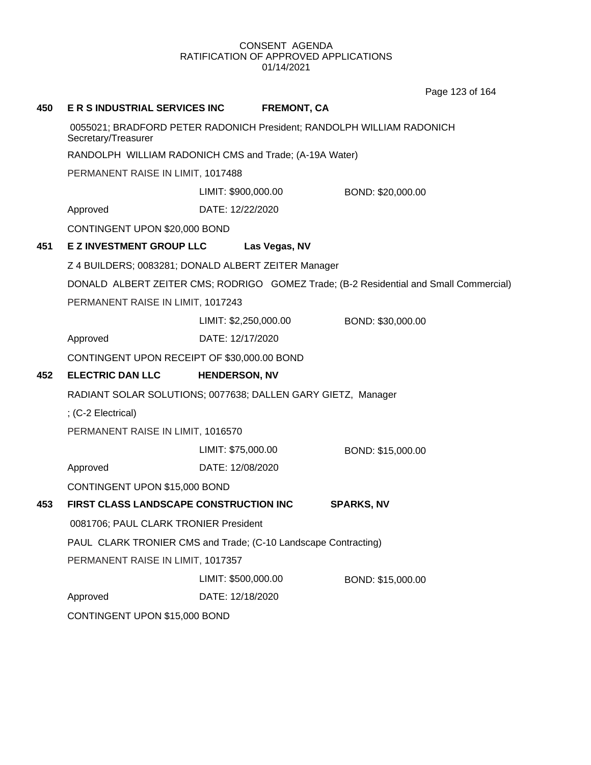CONSENT AGENDA
RATIFICATION OF APPROVED APPLICATIONS
01/14/2021

**450 E R S INDUSTRIAL SERVICES INC FREMONT, CA**

0055021; BRADFORD PETER RADONICH President; RANDOLPH WILLIAM RADONICH Secretary/Treasurer

RANDOLPH WILLIAM RADONICH CMS and Trade; (A-19A Water)

PERMANENT RAISE IN LIMIT, 1017488

LIMIT: $900,000.00 BOND: $20,000.00

Approved DATE: 12/22/2020

CONTINGENT UPON $20,000 BOND

**451 E Z INVESTMENT GROUP LLC Las Vegas, NV**

Z 4 BUILDERS; 0083281; DONALD ALBERT ZEITER Manager

DONALD ALBERT ZEITER CMS; RODRIGO GOMEZ Trade; (B-2 Residential and Small Commercial)

PERMANENT RAISE IN LIMIT, 1017243

LIMIT: $2,250,000.00 BOND: $30,000.00

Approved DATE: 12/17/2020

CONTINGENT UPON RECEIPT OF $30,000.00 BOND

**452 ELECTRIC DAN LLC HENDERSON, NV**

RADIANT SOLAR SOLUTIONS; 0077638; DALLEN GARY GIETZ, Manager

; (C-2 Electrical)

PERMANENT RAISE IN LIMIT, 1016570

LIMIT: $75,000.00 BOND: $15,000.00

Approved DATE: 12/08/2020

CONTINGENT UPON $15,000 BOND

**453 FIRST CLASS LANDSCAPE CONSTRUCTION INC SPARKS, NV**

0081706; PAUL CLARK TRONIER President

PAUL CLARK TRONIER CMS and Trade; (C-10 Landscape Contracting)

PERMANENT RAISE IN LIMIT, 1017357

LIMIT: $500,000.00 BOND: $15,000.00

Approved DATE: 12/18/2020

CONTINGENT UPON $15,000 BOND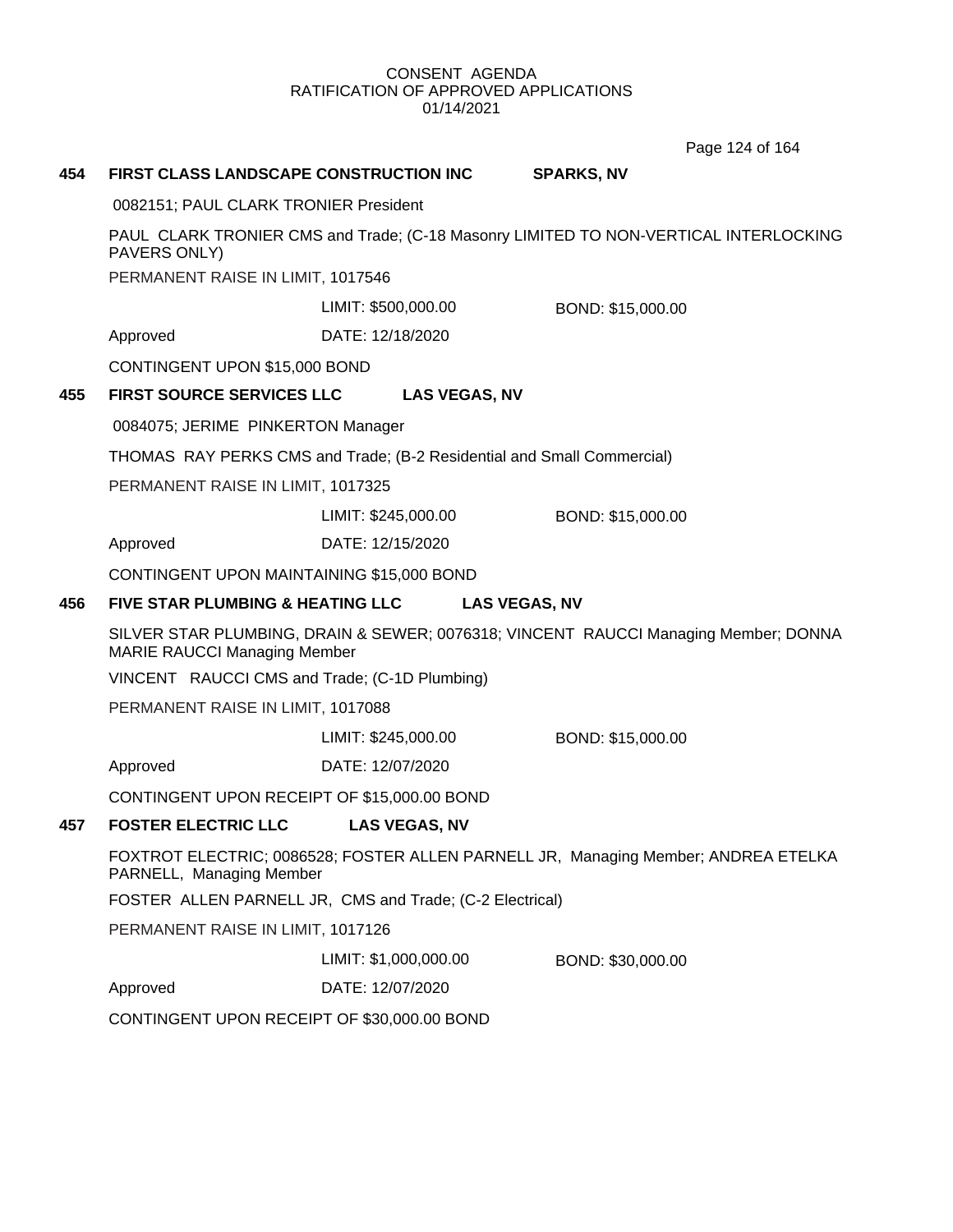CONSENT AGENDA
RATIFICATION OF APPROVED APPLICATIONS
01/14/2021

**454 FIRST CLASS LANDSCAPE CONSTRUCTION INC SPARKS, NV**

0082151; PAUL CLARK TRONIER President

PAUL CLARK TRONIER CMS and Trade; (C-18 Masonry LIMITED TO NON-VERTICAL INTERLOCKING PAVERS ONLY)

PERMANENT RAISE IN LIMIT, 1017546

LIMIT: $500,000.00 BOND: $15,000.00

Approved DATE: 12/18/2020

CONTINGENT UPON $15,000 BOND

**455 FIRST SOURCE SERVICES LLC LAS VEGAS, NV**

0084075; JERIME PINKERTON Manager

THOMAS RAY PERKS CMS and Trade; (B-2 Residential and Small Commercial)

PERMANENT RAISE IN LIMIT, 1017325

LIMIT: $245,000.00 BOND: $15,000.00

Approved DATE: 12/15/2020

CONTINGENT UPON MAINTAINING $15,000 BOND

**456 FIVE STAR PLUMBING & HEATING LLC LAS VEGAS, NV**

SILVER STAR PLUMBING, DRAIN & SEWER; 0076318; VINCENT RAUCCI Managing Member; DONNA MARIE RAUCCI Managing Member

VINCENT RAUCCI CMS and Trade; (C-1D Plumbing)

PERMANENT RAISE IN LIMIT, 1017088

LIMIT: $245,000.00 BOND: $15,000.00

Approved DATE: 12/07/2020

CONTINGENT UPON RECEIPT OF $15,000.00 BOND

**457 FOSTER ELECTRIC LLC LAS VEGAS, NV**

FOXTROT ELECTRIC; 0086528; FOSTER ALLEN PARNELL JR, Managing Member; ANDREA ETELKA PARNELL, Managing Member

FOSTER ALLEN PARNELL JR, CMS and Trade; (C-2 Electrical)

PERMANENT RAISE IN LIMIT, 1017126

LIMIT: $1,000,000.00 BOND: $30,000.00

Approved DATE: 12/07/2020

CONTINGENT UPON RECEIPT OF $30,000.00 BOND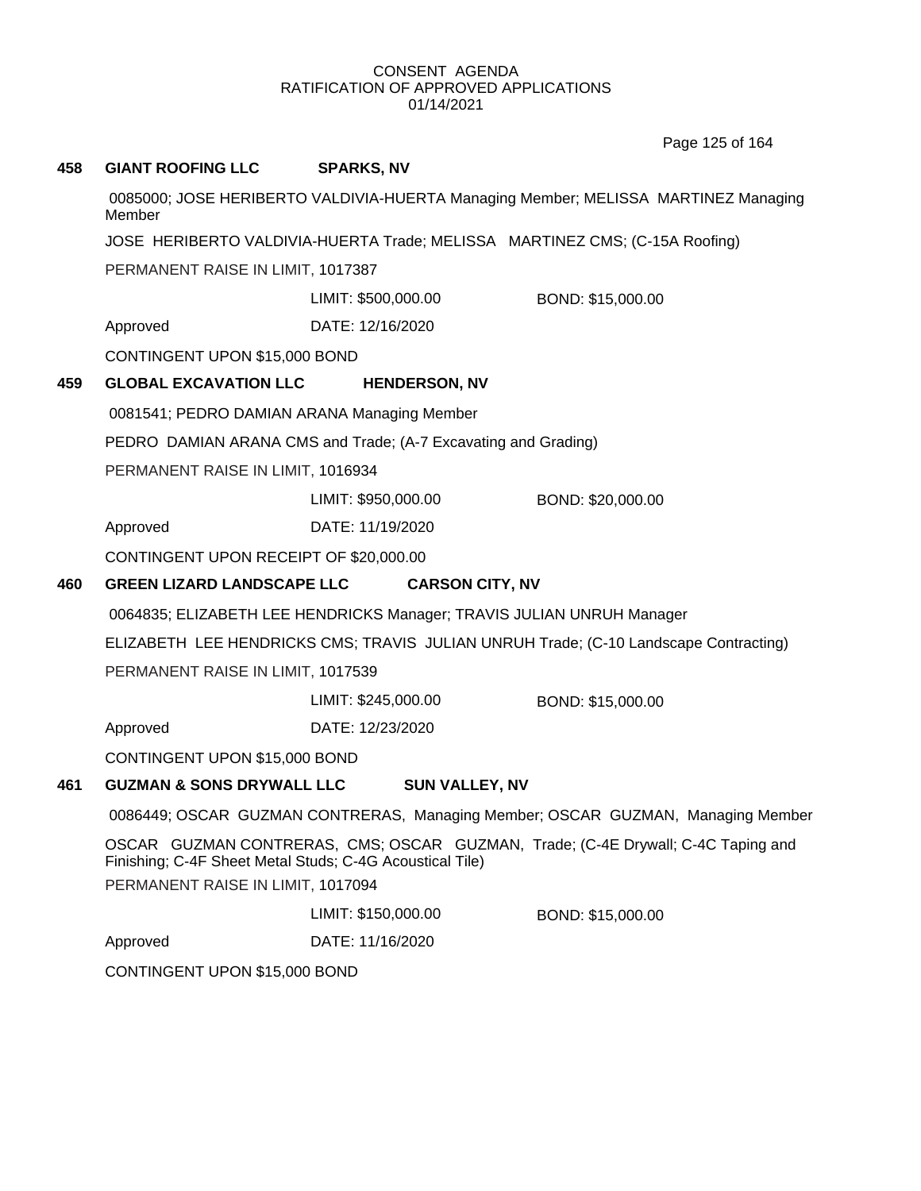CONSENT AGENDA
RATIFICATION OF APPROVED APPLICATIONS
01/14/2021

**458 GIANT ROOFING LLC SPARKS, NV**

0085000; JOSE HERIBERTO VALDIVIA-HUERTA Managing Member; MELISSA MARTINEZ Managing Member

JOSE HERIBERTO VALDIVIA-HUERTA Trade; MELISSA MARTINEZ CMS; (C-15A Roofing)

PERMANENT RAISE IN LIMIT, 1017387

LIMIT: $500,000.00 BOND: $15,000.00

Approved DATE: 12/16/2020

CONTINGENT UPON $15,000 BOND

**459 GLOBAL EXCAVATION LLC HENDERSON, NV**

0081541; PEDRO DAMIAN ARANA Managing Member

PEDRO DAMIAN ARANA CMS and Trade; (A-7 Excavating and Grading)

PERMANENT RAISE IN LIMIT, 1016934

LIMIT: $950,000.00 BOND: $20,000.00

Approved DATE: 11/19/2020

CONTINGENT UPON RECEIPT OF $20,000.00

**460 GREEN LIZARD LANDSCAPE LLC CARSON CITY, NV**

0064835; ELIZABETH LEE HENDRICKS Manager; TRAVIS JULIAN UNRUH Manager

ELIZABETH LEE HENDRICKS CMS; TRAVIS JULIAN UNRUH Trade; (C-10 Landscape Contracting)

PERMANENT RAISE IN LIMIT, 1017539

LIMIT: $245,000.00 BOND: $15,000.00

Approved DATE: 12/23/2020

CONTINGENT UPON $15,000 BOND

**461 GUZMAN & SONS DRYWALL LLC SUN VALLEY, NV**

0086449; OSCAR GUZMAN CONTRERAS, Managing Member; OSCAR GUZMAN, Managing Member

OSCAR GUZMAN CONTRERAS, CMS; OSCAR GUZMAN, Trade; (C-4E Drywall; C-4C Taping and Finishing; C-4F Sheet Metal Studs; C-4G Acoustical Tile)

PERMANENT RAISE IN LIMIT, 1017094

LIMIT: $150,000.00 BOND: $15,000.00

Approved DATE: 11/16/2020

CONTINGENT UPON $15,000 BOND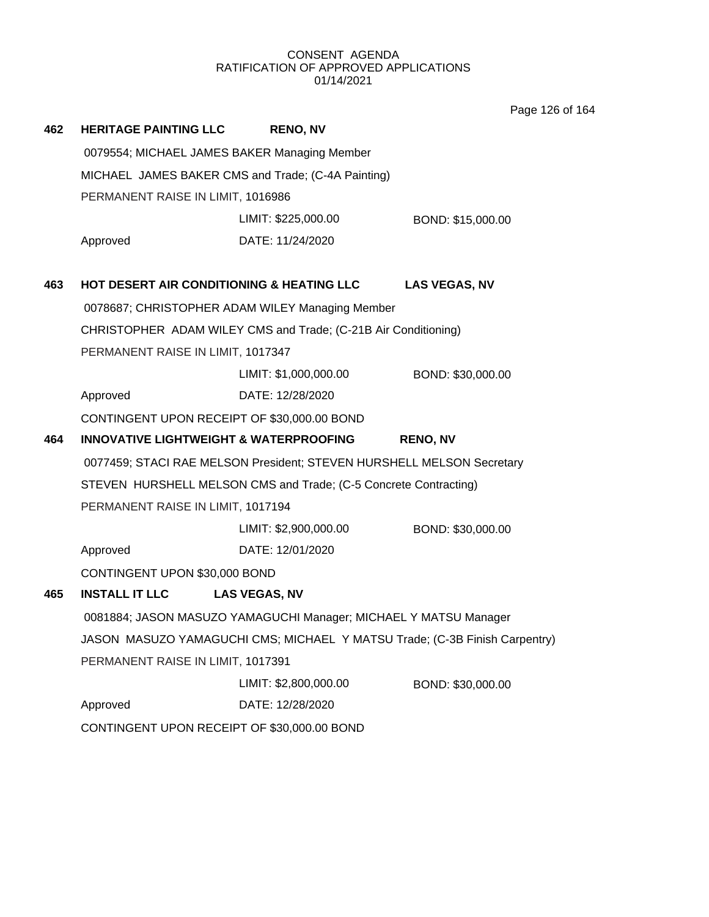CONSENT AGENDA
RATIFICATION OF APPROVED APPLICATIONS
01/14/2021

**462 HERITAGE PAINTING LLC RENO, NV**

0079554; MICHAEL JAMES BAKER Managing Member

MICHAEL JAMES BAKER CMS and Trade; (C-4A Painting)

PERMANENT RAISE IN LIMIT, 1016986

LIMIT: $225,000.00 BOND: $15,000.00

Approved DATE: 11/24/2020

**463 HOT DESERT AIR CONDITIONING & HEATING LLC LAS VEGAS, NV**

0078687; CHRISTOPHER ADAM WILEY Managing Member

CHRISTOPHER ADAM WILEY CMS and Trade; (C-21B Air Conditioning)

PERMANENT RAISE IN LIMIT, 1017347

LIMIT: $1,000,000.00 BOND: $30,000.00

Approved DATE: 12/28/2020

CONTINGENT UPON RECEIPT OF $30,000.00 BOND

**464 INNOVATIVE LIGHTWEIGHT & WATERPROOFING RENO, NV**

0077459; STACI RAE MELSON President; STEVEN HURSHELL MELSON Secretary

STEVEN HURSHELL MELSON CMS and Trade; (C-5 Concrete Contracting)

PERMANENT RAISE IN LIMIT, 1017194

LIMIT: $2,900,000.00 BOND: $30,000.00

Approved DATE: 12/01/2020

CONTINGENT UPON $30,000 BOND

**465 INSTALL IT LLC LAS VEGAS, NV**

0081884; JASON MASUZO YAMAGUCHI Manager; MICHAEL Y MATSU Manager

JASON MASUZO YAMAGUCHI CMS; MICHAEL Y MATSU Trade; (C-3B Finish Carpentry)

PERMANENT RAISE IN LIMIT, 1017391

LIMIT: $2,800,000.00 BOND: $30,000.00

Approved DATE: 12/28/2020

CONTINGENT UPON RECEIPT OF $30,000.00 BOND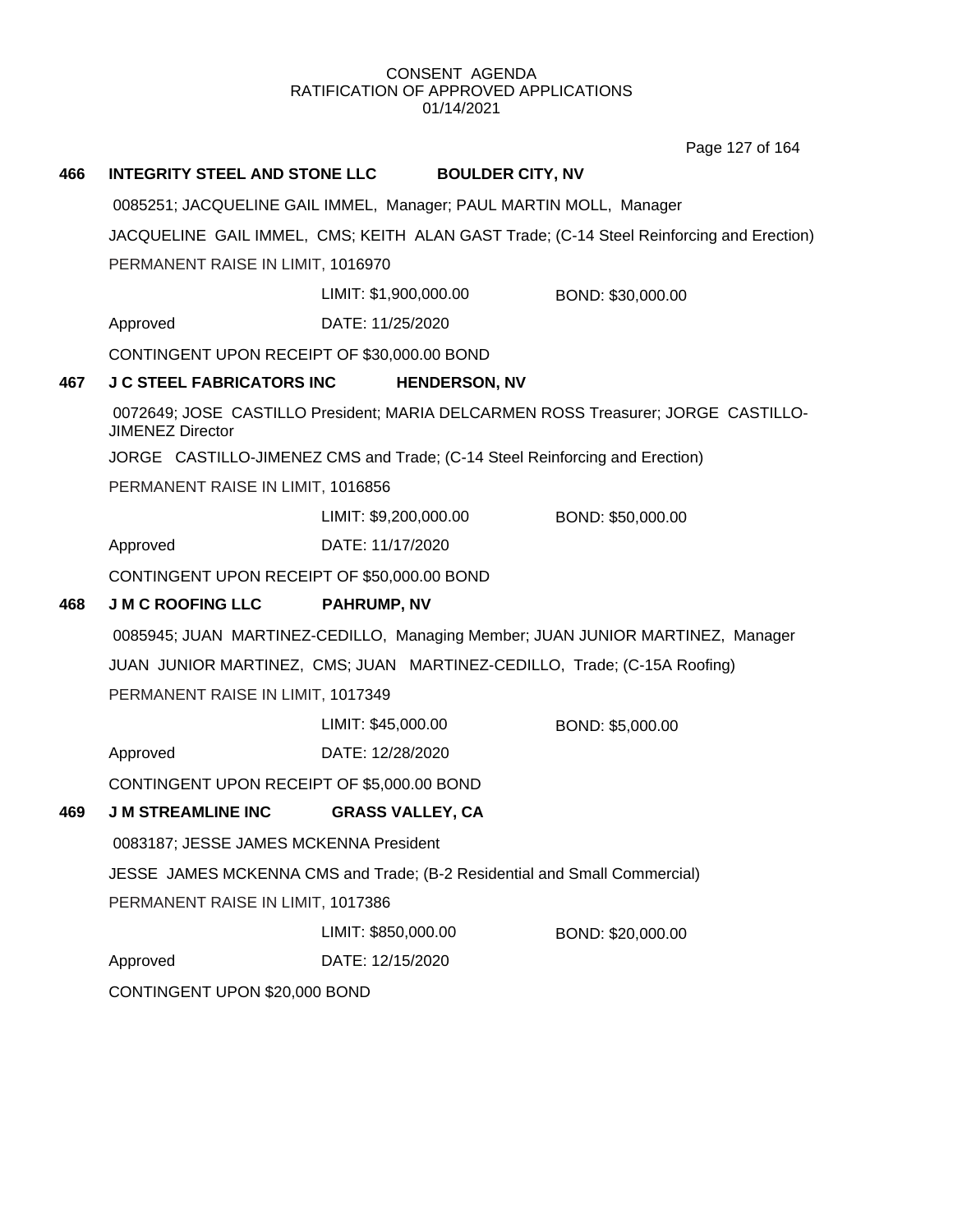CONSENT AGENDA
RATIFICATION OF APPROVED APPLICATIONS
01/14/2021

**466 INTEGRITY STEEL AND STONE LLC BOULDER CITY, NV**

0085251; JACQUELINE GAIL IMMEL, Manager; PAUL MARTIN MOLL, Manager

JACQUELINE GAIL IMMEL, CMS; KEITH ALAN GAST Trade; (C-14 Steel Reinforcing and Erection)

PERMANENT RAISE IN LIMIT, 1016970

LIMIT: $1,900,000.00 BOND: $30,000.00

Approved DATE: 11/25/2020

CONTINGENT UPON RECEIPT OF $30,000.00 BOND

**467 J C STEEL FABRICATORS INC HENDERSON, NV**

0072649; JOSE CASTILLO President; MARIA DELCARMEN ROSS Treasurer; JORGE CASTILLO-JIMENEZ Director

JORGE CASTILLO-JIMENEZ CMS and Trade; (C-14 Steel Reinforcing and Erection)

PERMANENT RAISE IN LIMIT, 1016856

LIMIT: $9,200,000.00 BOND: $50,000.00

Approved DATE: 11/17/2020

CONTINGENT UPON RECEIPT OF $50,000.00 BOND

**468 J M C ROOFING LLC PAHRUMP, NV**

0085945; JUAN MARTINEZ-CEDILLO, Managing Member; JUAN JUNIOR MARTINEZ, Manager

JUAN JUNIOR MARTINEZ, CMS; JUAN MARTINEZ-CEDILLO, Trade; (C-15A Roofing)

PERMANENT RAISE IN LIMIT, 1017349

LIMIT: $45,000.00 BOND: $5,000.00

Approved DATE: 12/28/2020

CONTINGENT UPON RECEIPT OF $5,000.00 BOND

**469 J M STREAMLINE INC GRASS VALLEY, CA**

0083187; JESSE JAMES MCKENNA President

JESSE JAMES MCKENNA CMS and Trade; (B-2 Residential and Small Commercial)

PERMANENT RAISE IN LIMIT, 1017386

LIMIT: $850,000.00 BOND: $20,000.00

Approved DATE: 12/15/2020

CONTINGENT UPON $20,000 BOND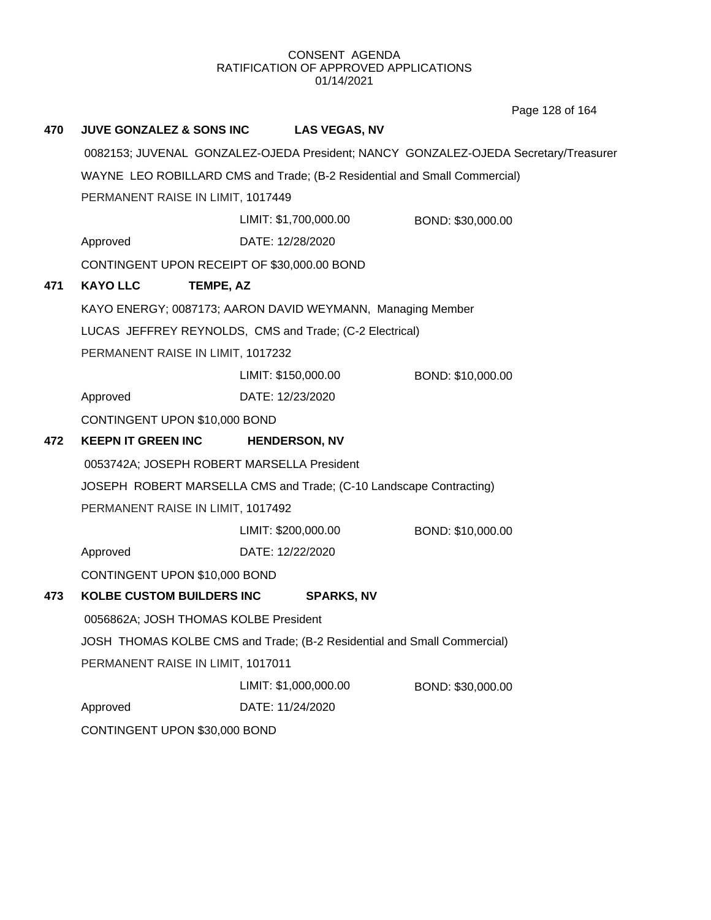CONSENT AGENDA
RATIFICATION OF APPROVED APPLICATIONS
01/14/2021

**470 JUVE GONZALEZ & SONS INC LAS VEGAS, NV**

0082153; JUVENAL GONZALEZ-OJEDA President; NANCY GONZALEZ-OJEDA Secretary/Treasurer

WAYNE LEO ROBILLARD CMS and Trade; (B-2 Residential and Small Commercial)

PERMANENT RAISE IN LIMIT, 1017449

LIMIT: $1,700,000.00 BOND: $30,000.00

Approved DATE: 12/28/2020

CONTINGENT UPON RECEIPT OF $30,000.00 BOND

**471 KAYO LLC TEMPE, AZ**

KAYO ENERGY; 0087173; AARON DAVID WEYMANN, Managing Member

LUCAS JEFFREY REYNOLDS, CMS and Trade; (C-2 Electrical)

PERMANENT RAISE IN LIMIT, 1017232

LIMIT: $150,000.00 BOND: $10,000.00

Approved DATE: 12/23/2020

CONTINGENT UPON $10,000 BOND

**472 KEEPN IT GREEN INC HENDERSON, NV**

0053742A; JOSEPH ROBERT MARSELLA President

JOSEPH ROBERT MARSELLA CMS and Trade; (C-10 Landscape Contracting)

PERMANENT RAISE IN LIMIT, 1017492

LIMIT: $200,000.00 BOND: $10,000.00

Approved DATE: 12/22/2020

CONTINGENT UPON $10,000 BOND

**473 KOLBE CUSTOM BUILDERS INC SPARKS, NV**

0056862A; JOSH THOMAS KOLBE President

JOSH THOMAS KOLBE CMS and Trade; (B-2 Residential and Small Commercial)

PERMANENT RAISE IN LIMIT, 1017011

LIMIT: $1,000,000.00 BOND: $30,000.00

Approved DATE: 11/24/2020

CONTINGENT UPON $30,000 BOND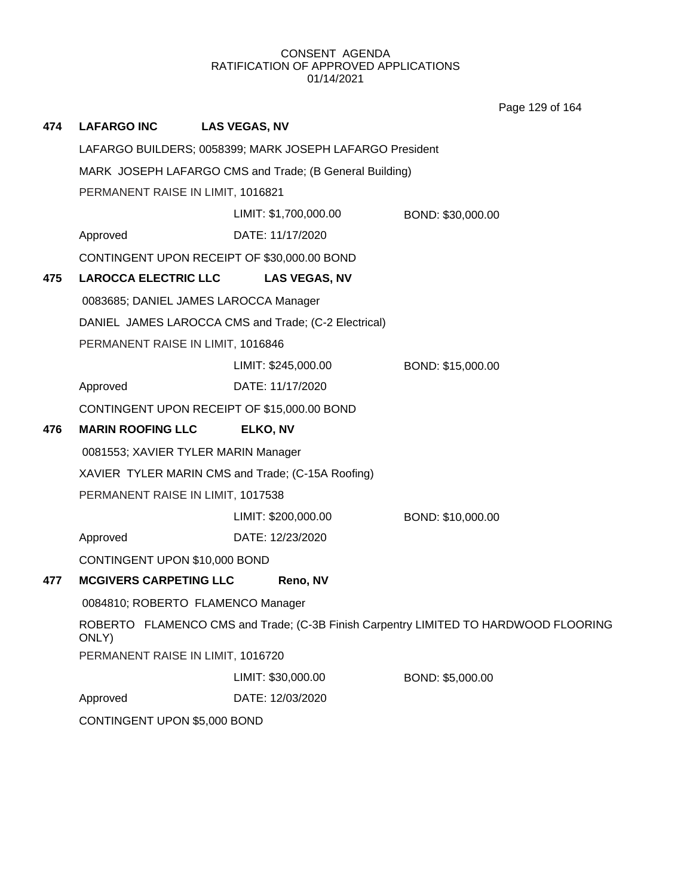CONSENT AGENDA
RATIFICATION OF APPROVED APPLICATIONS
01/14/2021

**474 LAFARGO INC LAS VEGAS, NV**

LAFARGO BUILDERS; 0058399; MARK JOSEPH LAFARGO President

MARK JOSEPH LAFARGO CMS and Trade; (B General Building)

PERMANENT RAISE IN LIMIT, 1016821

LIMIT: $1,700,000.00 BOND: $30,000.00

Approved DATE: 11/17/2020

CONTINGENT UPON RECEIPT OF $30,000.00 BOND

**475 LAROCCA ELECTRIC LLC LAS VEGAS, NV**

0083685; DANIEL JAMES LAROCCA Manager

DANIEL JAMES LAROCCA CMS and Trade; (C-2 Electrical)

PERMANENT RAISE IN LIMIT, 1016846

LIMIT: $245,000.00 BOND: $15,000.00

Approved DATE: 11/17/2020

CONTINGENT UPON RECEIPT OF $15,000.00 BOND

**476 MARIN ROOFING LLC ELKO, NV**

0081553; XAVIER TYLER MARIN Manager

XAVIER TYLER MARIN CMS and Trade; (C-15A Roofing)

PERMANENT RAISE IN LIMIT, 1017538

LIMIT: $200,000.00 BOND: $10,000.00

Approved DATE: 12/23/2020

CONTINGENT UPON $10,000 BOND

**477 MCGIVERS CARPETING LLC Reno, NV**

0084810; ROBERTO FLAMENCO Manager

ROBERTO FLAMENCO CMS and Trade; (C-3B Finish Carpentry LIMITED TO HARDWOOD FLOORING ONLY)

PERMANENT RAISE IN LIMIT, 1016720

LIMIT: $30,000.00 BOND: $5,000.00

Approved DATE: 12/03/2020

CONTINGENT UPON $5,000 BOND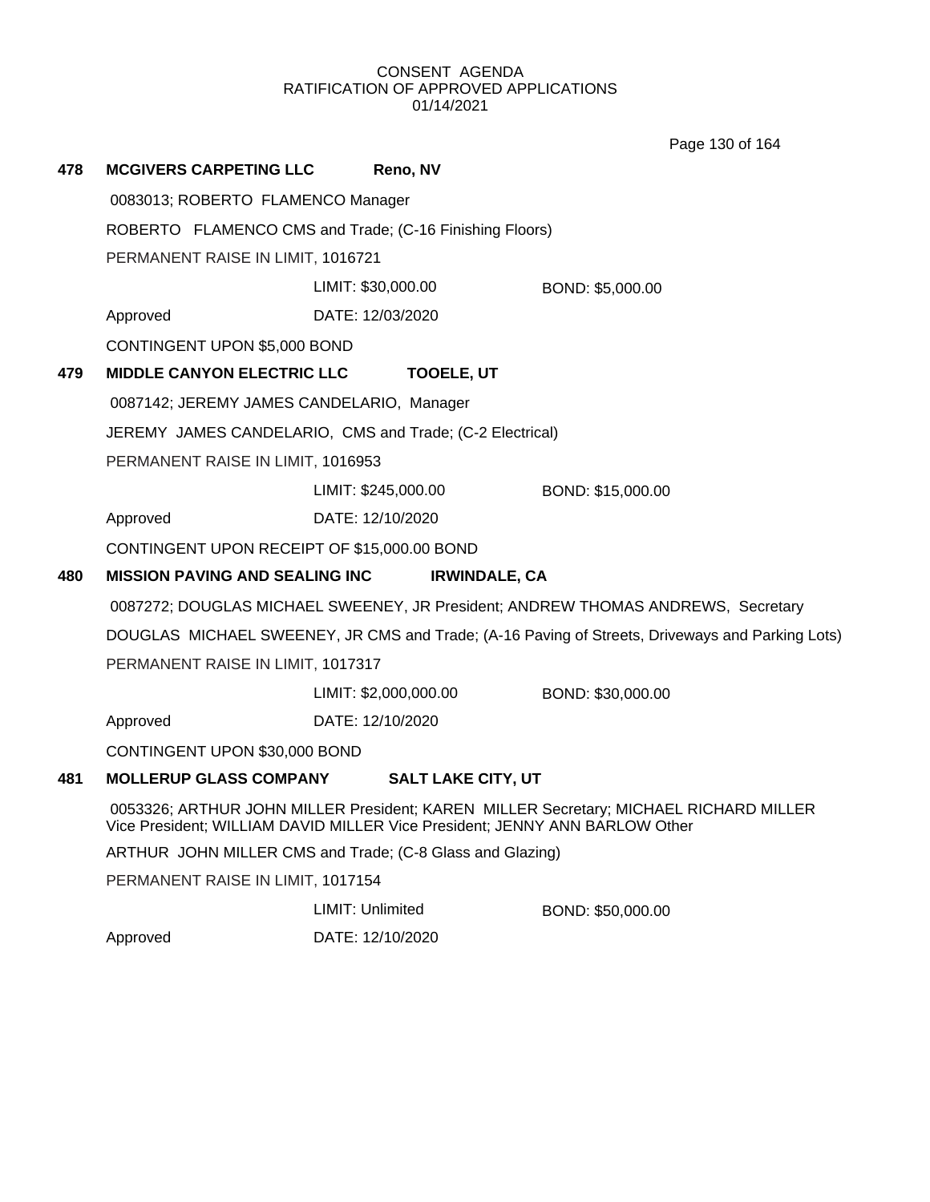CONSENT AGENDA
RATIFICATION OF APPROVED APPLICATIONS
01/14/2021

**478 MCGIVERS CARPETING LLC Reno, NV**

0083013; ROBERTO FLAMENCO Manager

ROBERTO FLAMENCO CMS and Trade; (C-16 Finishing Floors)

PERMANENT RAISE IN LIMIT, 1016721

LIMIT: $30,000.00 BOND: $5,000.00

Approved DATE: 12/03/2020

CONTINGENT UPON $5,000 BOND

**479 MIDDLE CANYON ELECTRIC LLC TOOELE, UT**

0087142; JEREMY JAMES CANDELARIO, Manager

JEREMY JAMES CANDELARIO, CMS and Trade; (C-2 Electrical)

PERMANENT RAISE IN LIMIT, 1016953

LIMIT: $245,000.00 BOND: $15,000.00

Approved DATE: 12/10/2020

CONTINGENT UPON RECEIPT OF $15,000.00 BOND

**480 MISSION PAVING AND SEALING INC IRWINDALE, CA**

0087272; DOUGLAS MICHAEL SWEENEY, JR President; ANDREW THOMAS ANDREWS, Secretary

DOUGLAS MICHAEL SWEENEY, JR CMS and Trade; (A-16 Paving of Streets, Driveways and Parking Lots)

PERMANENT RAISE IN LIMIT, 1017317

LIMIT: $2,000,000.00 BOND: $30,000.00

Approved DATE: 12/10/2020

CONTINGENT UPON $30,000 BOND

**481 MOLLERUP GLASS COMPANY SALT LAKE CITY, UT**

0053326; ARTHUR JOHN MILLER President; KAREN MILLER Secretary; MICHAEL RICHARD MILLER Vice President; WILLIAM DAVID MILLER Vice President; JENNY ANN BARLOW Other

ARTHUR JOHN MILLER CMS and Trade; (C-8 Glass and Glazing)

PERMANENT RAISE IN LIMIT, 1017154

LIMIT: Unlimited BOND: $50,000.00

Approved DATE: 12/10/2020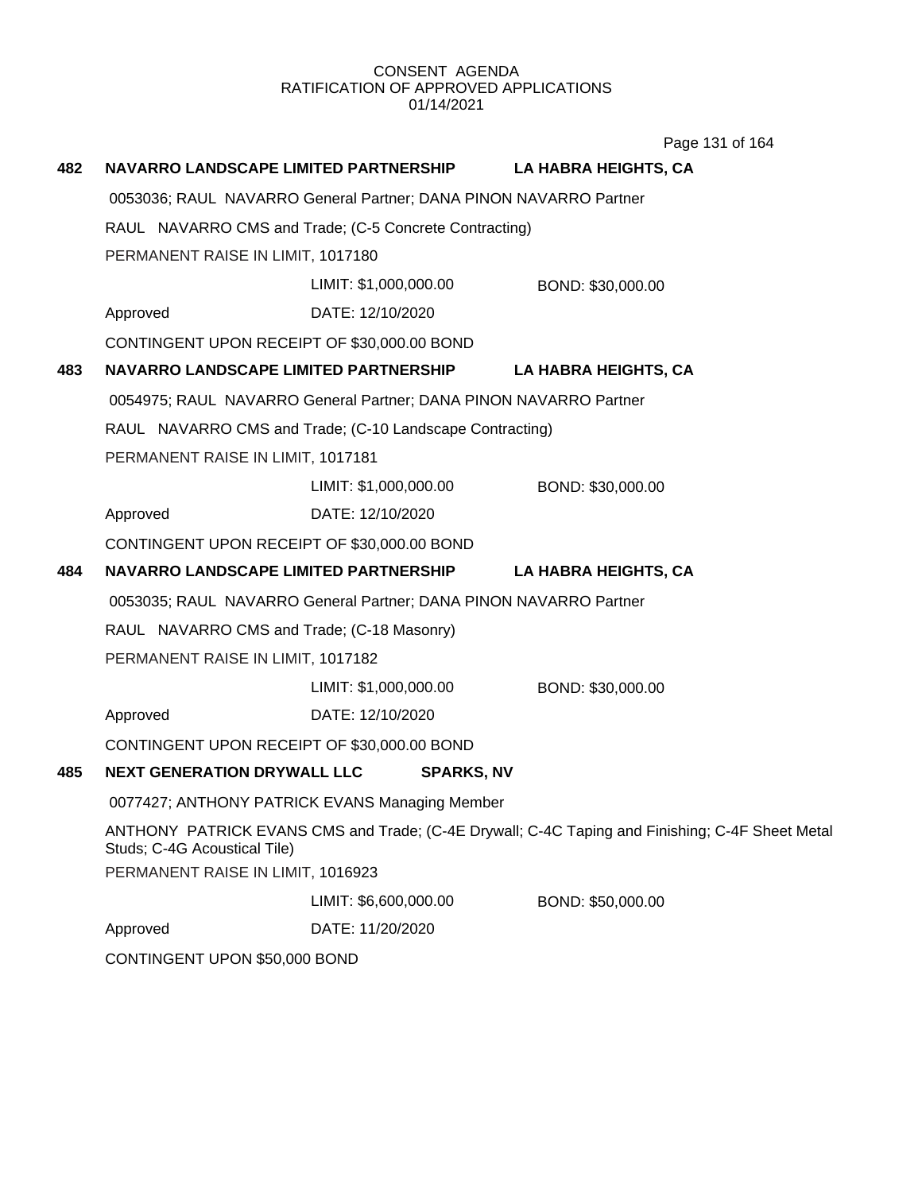CONSENT AGENDA
RATIFICATION OF APPROVED APPLICATIONS
01/14/2021

**482 NAVARRO LANDSCAPE LIMITED PARTNERSHIP LA HABRA HEIGHTS, CA**

0053036; RAUL NAVARRO General Partner; DANA PINON NAVARRO Partner

RAUL NAVARRO CMS and Trade; (C-5 Concrete Contracting)

PERMANENT RAISE IN LIMIT, 1017180

LIMIT: $1,000,000.00 BOND: $30,000.00

Approved DATE: 12/10/2020

CONTINGENT UPON RECEIPT OF $30,000.00 BOND

**483 NAVARRO LANDSCAPE LIMITED PARTNERSHIP LA HABRA HEIGHTS, CA**

0054975; RAUL NAVARRO General Partner; DANA PINON NAVARRO Partner

RAUL NAVARRO CMS and Trade; (C-10 Landscape Contracting)

PERMANENT RAISE IN LIMIT, 1017181

LIMIT: $1,000,000.00 BOND: $30,000.00

Approved DATE: 12/10/2020

CONTINGENT UPON RECEIPT OF $30,000.00 BOND

**484 NAVARRO LANDSCAPE LIMITED PARTNERSHIP LA HABRA HEIGHTS, CA**

0053035; RAUL NAVARRO General Partner; DANA PINON NAVARRO Partner

RAUL NAVARRO CMS and Trade; (C-18 Masonry)

PERMANENT RAISE IN LIMIT, 1017182

LIMIT: $1,000,000.00 BOND: $30,000.00

Approved DATE: 12/10/2020

CONTINGENT UPON RECEIPT OF $30,000.00 BOND

**485 NEXT GENERATION DRYWALL LLC SPARKS, NV**

0077427; ANTHONY PATRICK EVANS Managing Member

ANTHONY PATRICK EVANS CMS and Trade; (C-4E Drywall; C-4C Taping and Finishing; C-4F Sheet Metal Studs; C-4G Acoustical Tile)

PERMANENT RAISE IN LIMIT, 1016923

LIMIT: $6,600,000.00 BOND: $50,000.00

Approved DATE: 11/20/2020

CONTINGENT UPON $50,000 BOND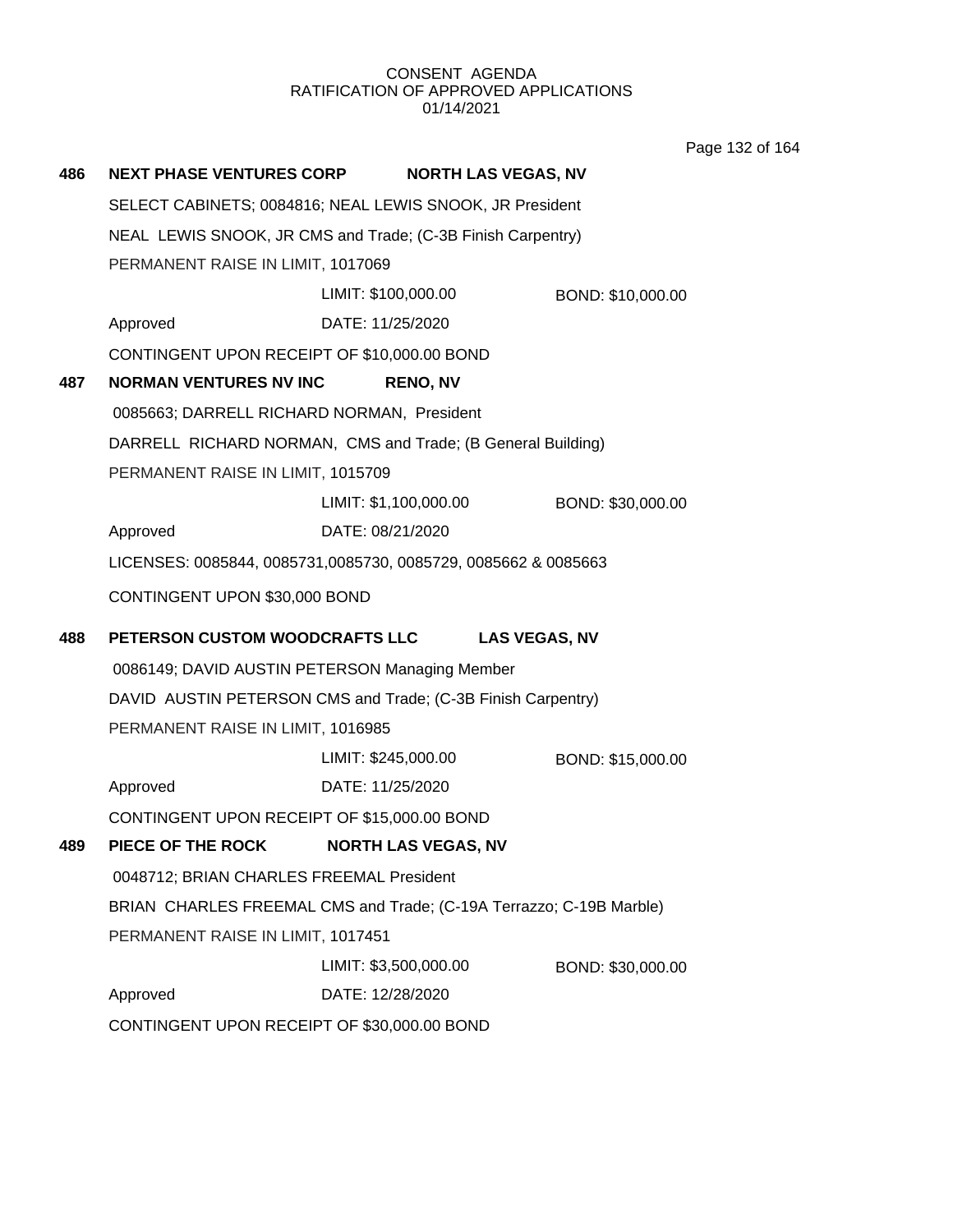CONSENT AGENDA
RATIFICATION OF APPROVED APPLICATIONS
01/14/2021

**486 NEXT PHASE VENTURES CORP** **NORTH LAS VEGAS, NV**

SELECT CABINETS; 0084816; NEAL LEWIS SNOOK, JR President

NEAL LEWIS SNOOK, JR CMS and Trade; (C-3B Finish Carpentry)

PERMANENT RAISE IN LIMIT, 1017069

LIMIT: $100,000.00 BOND: $10,000.00

Approved DATE: 11/25/2020

CONTINGENT UPON RECEIPT OF $10,000.00 BOND

**487 NORMAN VENTURES NV INC** **RENO, NV**

0085663; DARRELL RICHARD NORMAN, President

DARRELL RICHARD NORMAN, CMS and Trade; (B General Building)

PERMANENT RAISE IN LIMIT, 1015709

LIMIT: $1,100,000.00 BOND: $30,000.00

Approved DATE: 08/21/2020

LICENSES: 0085844, 0085731,0085730, 0085729, 0085662 & 0085663

CONTINGENT UPON $30,000 BOND

**488 PETERSON CUSTOM WOODCRAFTS LLC** **LAS VEGAS, NV**

0086149; DAVID AUSTIN PETERSON Managing Member

DAVID AUSTIN PETERSON CMS and Trade; (C-3B Finish Carpentry)

PERMANENT RAISE IN LIMIT, 1016985

LIMIT: $245,000.00 BOND: $15,000.00

Approved DATE: 11/25/2020

CONTINGENT UPON RECEIPT OF $15,000.00 BOND

**489 PIECE OF THE ROCK** **NORTH LAS VEGAS, NV**

0048712; BRIAN CHARLES FREEMAL President

BRIAN CHARLES FREEMAL CMS and Trade; (C-19A Terrazzo; C-19B Marble)

PERMANENT RAISE IN LIMIT, 1017451

LIMIT: $3,500,000.00 BOND: $30,000.00

Approved DATE: 12/28/2020

CONTINGENT UPON RECEIPT OF $30,000.00 BOND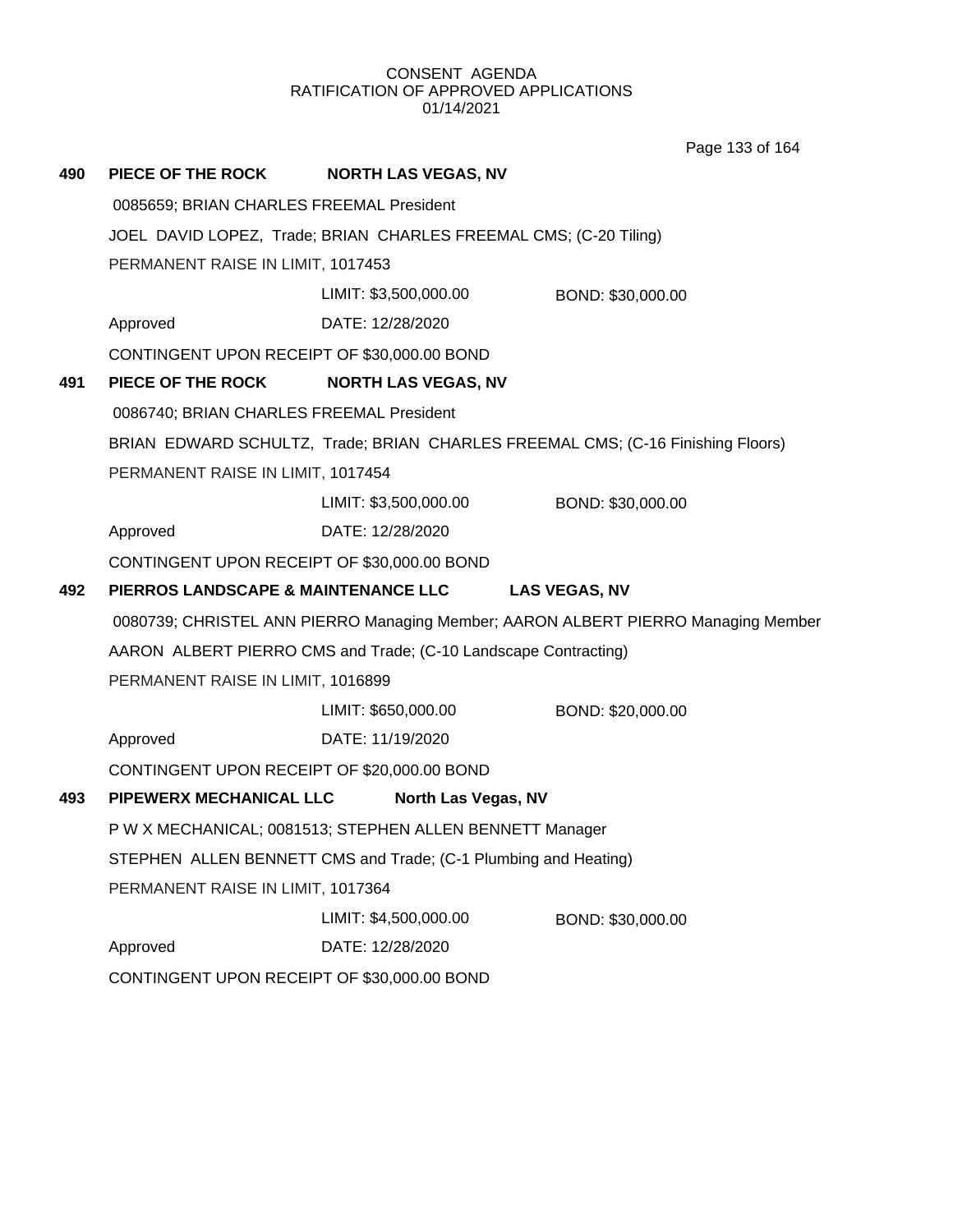CONSENT AGENDA
RATIFICATION OF APPROVED APPLICATIONS
01/14/2021

**490 PIECE OF THE ROCK NORTH LAS VEGAS, NV**

0085659; BRIAN CHARLES FREEMAL President

JOEL DAVID LOPEZ, Trade; BRIAN CHARLES FREEMAL CMS; (C-20 Tiling)

PERMANENT RAISE IN LIMIT, 1017453

LIMIT: $3,500,000.00 BOND: $30,000.00

Approved DATE: 12/28/2020

CONTINGENT UPON RECEIPT OF $30,000.00 BOND

**491 PIECE OF THE ROCK NORTH LAS VEGAS, NV**

0086740; BRIAN CHARLES FREEMAL President

BRIAN EDWARD SCHULTZ, Trade; BRIAN CHARLES FREEMAL CMS; (C-16 Finishing Floors)

PERMANENT RAISE IN LIMIT, 1017454

LIMIT: $3,500,000.00 BOND: $30,000.00

Approved DATE: 12/28/2020

CONTINGENT UPON RECEIPT OF $30,000.00 BOND

**492 PIERROS LANDSCAPE & MAINTENANCE LLC LAS VEGAS, NV**

0080739; CHRISTEL ANN PIERRO Managing Member; AARON ALBERT PIERRO Managing Member

AARON ALBERT PIERRO CMS and Trade; (C-10 Landscape Contracting)

PERMANENT RAISE IN LIMIT, 1016899

LIMIT: $650,000.00 BOND: $20,000.00

Approved DATE: 11/19/2020

CONTINGENT UPON RECEIPT OF $20,000.00 BOND

**493 PIPEWERX MECHANICAL LLC North Las Vegas, NV**

P W X MECHANICAL; 0081513; STEPHEN ALLEN BENNETT Manager

STEPHEN ALLEN BENNETT CMS and Trade; (C-1 Plumbing and Heating)

PERMANENT RAISE IN LIMIT, 1017364

LIMIT: $4,500,000.00 BOND: $30,000.00

Approved DATE: 12/28/2020

CONTINGENT UPON RECEIPT OF $30,000.00 BOND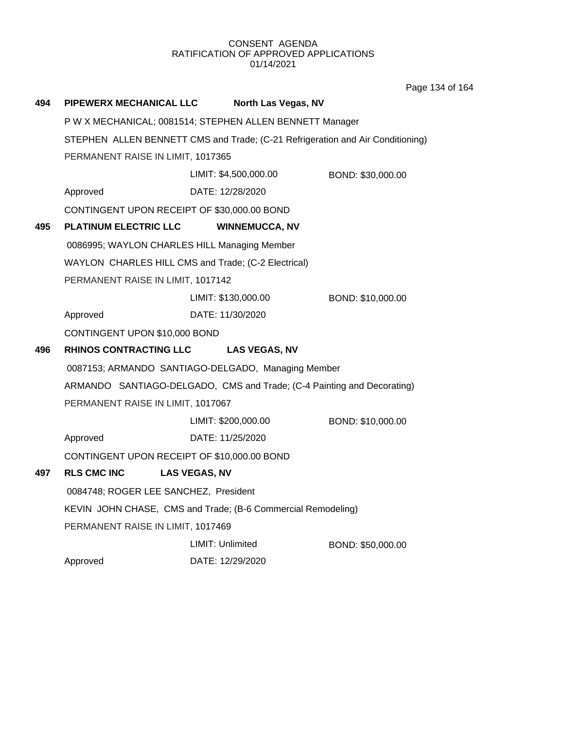CONSENT AGENDA
RATIFICATION OF APPROVED APPLICATIONS
01/14/2021

**494 PIPEWERX MECHANICAL LLC** **North Las Vegas, NV**

P W X MECHANICAL; 0081514; STEPHEN ALLEN BENNETT Manager

STEPHEN ALLEN BENNETT CMS and Trade; (C-21 Refrigeration and Air Conditioning)

PERMANENT RAISE IN LIMIT, 1017365

| | LIMIT: $4,500,000.00 | BOND: $30,000.00 |
|---|---|---|
| Approved | DATE: 12/28/2020 | |

CONTINGENT UPON RECEIPT OF $30,000.00 BOND

**495 PLATINUM ELECTRIC LLC** **WINNEMUCCA, NV**

0086995; WAYLON CHARLES HILL Managing Member

WAYLON CHARLES HILL CMS and Trade; (C-2 Electrical)

PERMANENT RAISE IN LIMIT, 1017142

| | LIMIT: $130,000.00 | BOND: $10,000.00 |
|---|---|---|
| Approved | DATE: 11/30/2020 | |

CONTINGENT UPON $10,000 BOND

**496 RHINOS CONTRACTING LLC** **LAS VEGAS, NV**

0087153; ARMANDO SANTIAGO-DELGADO, Managing Member

ARMANDO SANTIAGO-DELGADO, CMS and Trade; (C-4 Painting and Decorating)

PERMANENT RAISE IN LIMIT, 1017067

| | LIMIT: $200,000.00 | BOND: $10,000.00 |
|---|---|---|
| Approved | DATE: 11/25/2020 | |

CONTINGENT UPON RECEIPT OF $10,000.00 BOND

**497 RLS CMC INC** **LAS VEGAS, NV**

0084748; ROGER LEE SANCHEZ, President

KEVIN JOHN CHASE, CMS and Trade; (B-6 Commercial Remodeling)

PERMANENT RAISE IN LIMIT, 1017469

| | LIMIT: Unlimited | BOND: $50,000.00 |
|---|---|---|
| Approved | DATE: 12/29/2020 | |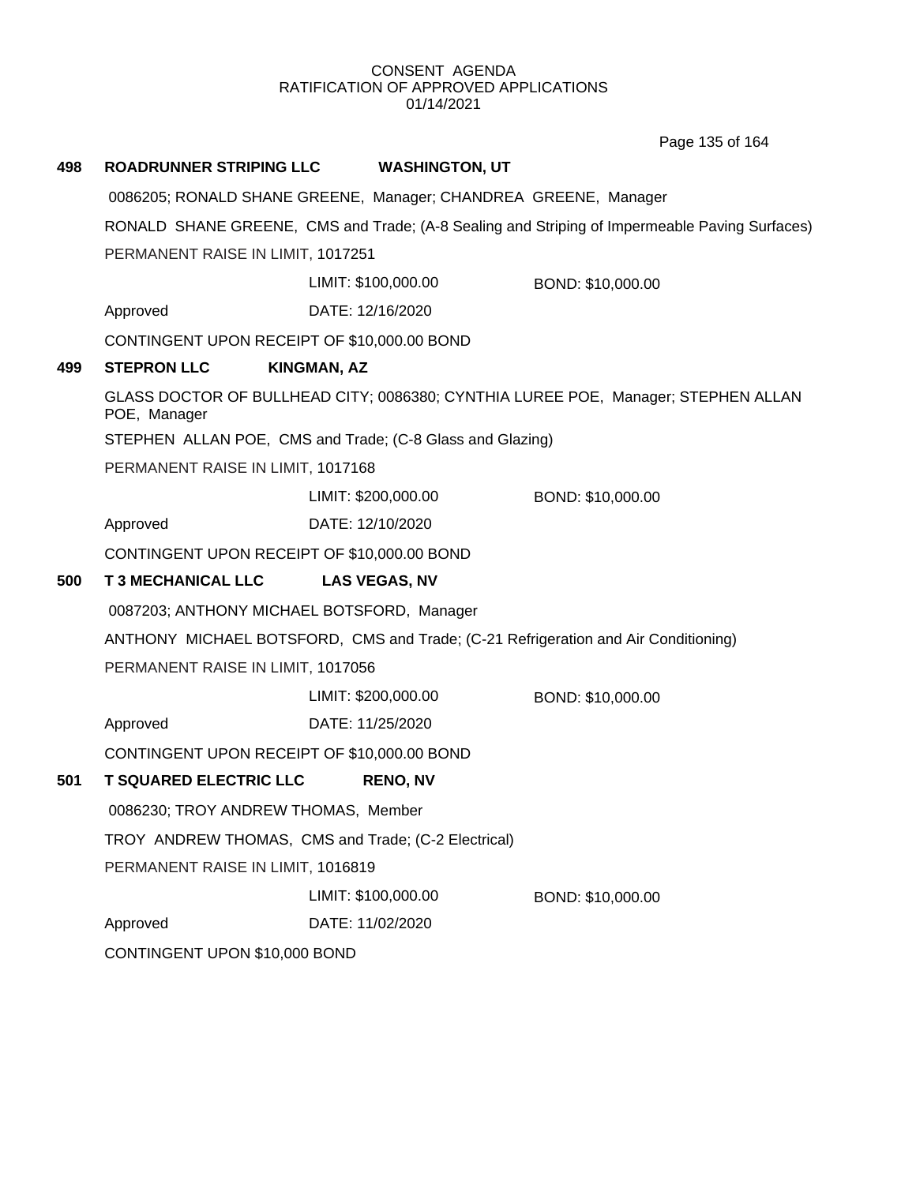CONSENT AGENDA
RATIFICATION OF APPROVED APPLICATIONS
01/14/2021

**498 ROADRUNNER STRIPING LLC WASHINGTON, UT**

0086205; RONALD SHANE GREENE, Manager; CHANDREA GREENE, Manager

RONALD SHANE GREENE, CMS and Trade; (A-8 Sealing and Striping of Impermeable Paving Surfaces)

PERMANENT RAISE IN LIMIT, 1017251

LIMIT: $100,000.00 BOND: $10,000.00

Approved DATE: 12/16/2020

CONTINGENT UPON RECEIPT OF $10,000.00 BOND

**499 STEPRON LLC KINGMAN, AZ**

GLASS DOCTOR OF BULLHEAD CITY; 0086380; CYNTHIA LUREE POE, Manager; STEPHEN ALLAN POE, Manager

STEPHEN ALLAN POE, CMS and Trade; (C-8 Glass and Glazing)

PERMANENT RAISE IN LIMIT, 1017168

LIMIT: $200,000.00 BOND: $10,000.00

Approved DATE: 12/10/2020

CONTINGENT UPON RECEIPT OF $10,000.00 BOND

**500 T 3 MECHANICAL LLC LAS VEGAS, NV**

0087203; ANTHONY MICHAEL BOTSFORD, Manager

ANTHONY MICHAEL BOTSFORD, CMS and Trade; (C-21 Refrigeration and Air Conditioning)

PERMANENT RAISE IN LIMIT, 1017056

LIMIT: $200,000.00 BOND: $10,000.00

Approved DATE: 11/25/2020

CONTINGENT UPON RECEIPT OF $10,000.00 BOND

**501 T SQUARED ELECTRIC LLC RENO, NV**

0086230; TROY ANDREW THOMAS, Member

TROY ANDREW THOMAS, CMS and Trade; (C-2 Electrical)

PERMANENT RAISE IN LIMIT, 1016819

LIMIT: $100,000.00 BOND: $10,000.00

Approved DATE: 11/02/2020

CONTINGENT UPON $10,000 BOND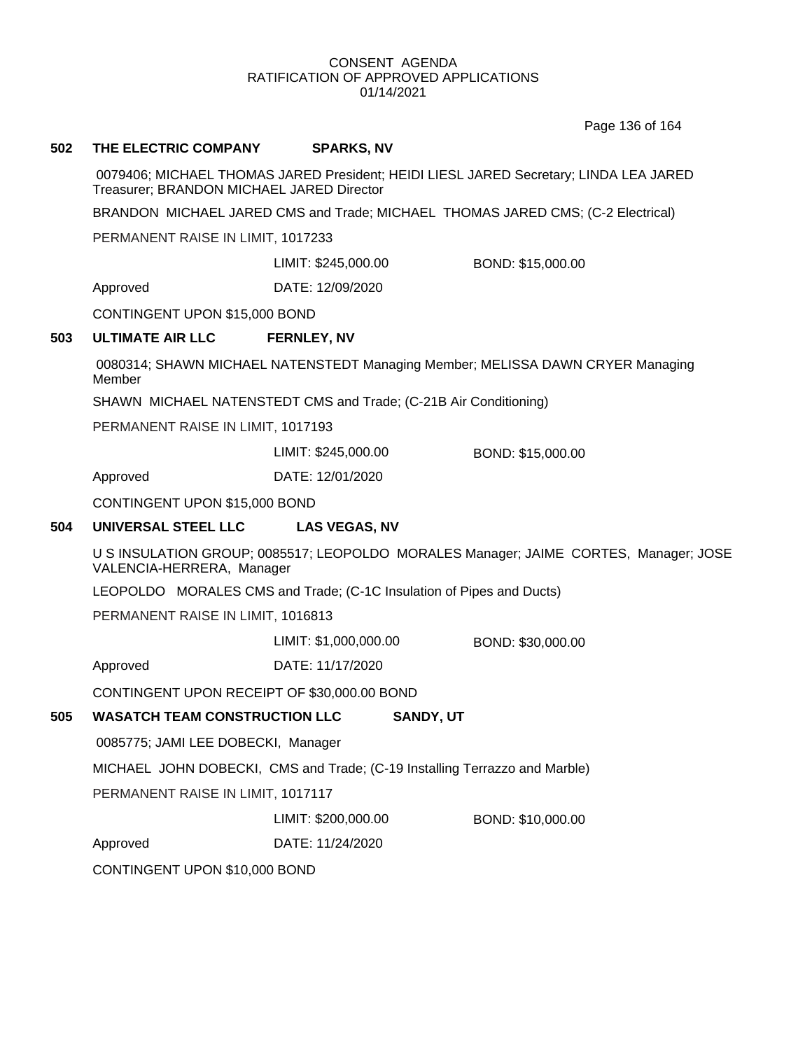CONSENT AGENDA
RATIFICATION OF APPROVED APPLICATIONS
01/14/2021

**502 THE ELECTRIC COMPANY SPARKS, NV**

0079406; MICHAEL THOMAS JARED President; HEIDI LIESL JARED Secretary; LINDA LEA JARED Treasurer; BRANDON MICHAEL JARED Director

BRANDON MICHAEL JARED CMS and Trade; MICHAEL THOMAS JARED CMS; (C-2 Electrical)

PERMANENT RAISE IN LIMIT, 1017233

LIMIT: $245,000.00 BOND: $15,000.00

Approved DATE: 12/09/2020

CONTINGENT UPON $15,000 BOND

**503 ULTIMATE AIR LLC FERNLEY, NV**

0080314; SHAWN MICHAEL NATENSTEDT Managing Member; MELISSA DAWN CRYER Managing Member

SHAWN MICHAEL NATENSTEDT CMS and Trade; (C-21B Air Conditioning)

PERMANENT RAISE IN LIMIT, 1017193

LIMIT: $245,000.00 BOND: $15,000.00

Approved DATE: 12/01/2020

CONTINGENT UPON $15,000 BOND

**504 UNIVERSAL STEEL LLC LAS VEGAS, NV**

U S INSULATION GROUP; 0085517; LEOPOLDO MORALES Manager; JAIME CORTES, Manager; JOSE VALENCIA-HERRERA, Manager

LEOPOLDO MORALES CMS and Trade; (C-1C Insulation of Pipes and Ducts)

PERMANENT RAISE IN LIMIT, 1016813

LIMIT: $1,000,000.00 BOND: $30,000.00

Approved DATE: 11/17/2020

CONTINGENT UPON RECEIPT OF $30,000.00 BOND

**505 WASATCH TEAM CONSTRUCTION LLC SANDY, UT**

0085775; JAMI LEE DOBECKI, Manager

MICHAEL JOHN DOBECKI, CMS and Trade; (C-19 Installing Terrazzo and Marble)

PERMANENT RAISE IN LIMIT, 1017117

LIMIT: $200,000.00 BOND: $10,000.00

Approved DATE: 11/24/2020

CONTINGENT UPON $10,000 BOND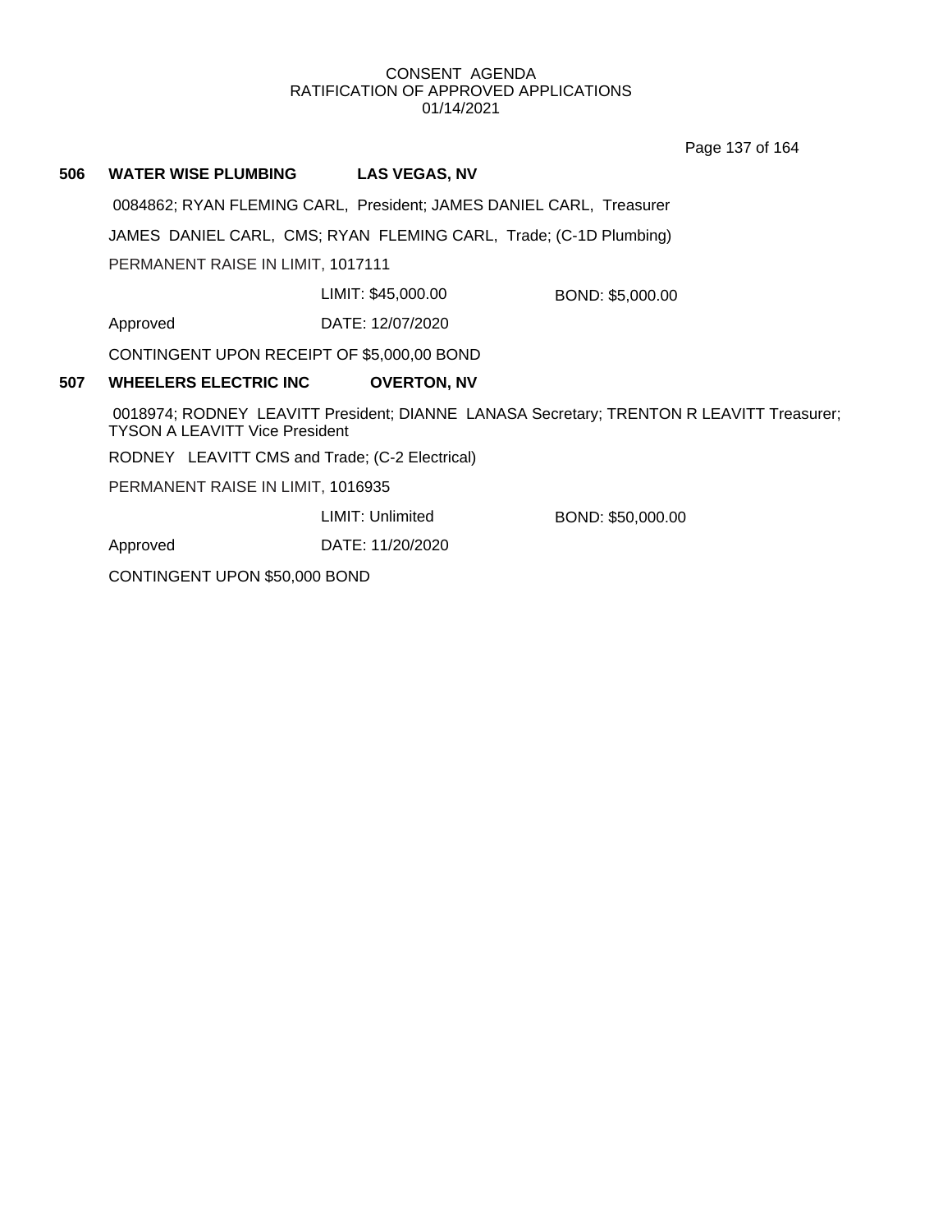CONSENT AGENDA
RATIFICATION OF APPROVED APPLICATIONS
01/14/2021

**506 WATER WISE PLUMBING LAS VEGAS, NV**

0084862; RYAN FLEMING CARL, President; JAMES DANIEL CARL, Treasurer

JAMES DANIEL CARL, CMS; RYAN FLEMING CARL, Trade; (C-1D Plumbing)

PERMANENT RAISE IN LIMIT, 1017111

LIMIT: $45,000.00 BOND: $5,000.00

Approved DATE: 12/07/2020

CONTINGENT UPON RECEIPT OF $5,000,00 BOND

**507 WHEELERS ELECTRIC INC OVERTON, NV**

0018974; RODNEY LEAVITT President; DIANNE LANASA Secretary; TRENTON R LEAVITT Treasurer; TYSON A LEAVITT Vice President

RODNEY LEAVITT CMS and Trade; (C-2 Electrical)

PERMANENT RAISE IN LIMIT, 1016935

LIMIT: Unlimited BOND: $50,000.00

Approved DATE: 11/20/2020

CONTINGENT UPON $50,000 BOND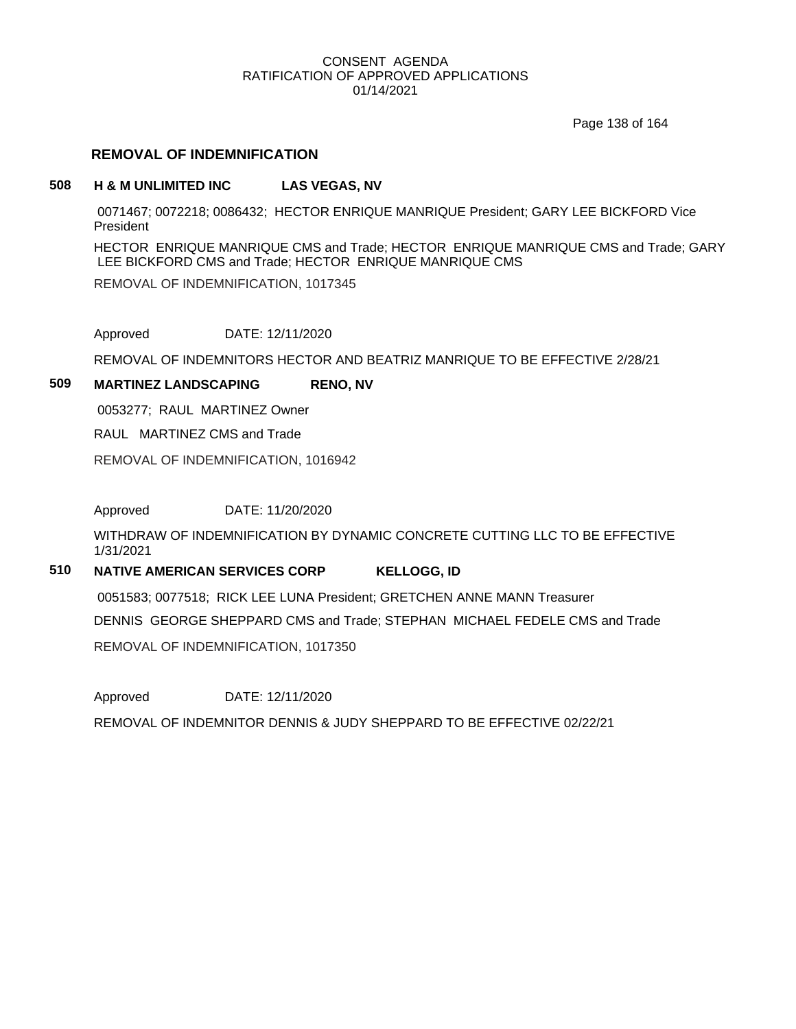CONSENT AGENDA
RATIFICATION OF APPROVED APPLICATIONS
01/14/2021

## REMOVAL OF INDEMNIFICATION

**508 H & M UNLIMITED INC LAS VEGAS, NV**

0071467; 0072218; 0086432; HECTOR ENRIQUE MANRIQUE President; GARY LEE BICKFORD Vice President

HECTOR ENRIQUE MANRIQUE CMS and Trade; HECTOR ENRIQUE MANRIQUE CMS and Trade; GARY LEE BICKFORD CMS and Trade; HECTOR ENRIQUE MANRIQUE CMS

REMOVAL OF INDEMNIFICATION, 1017345

Approved DATE: 12/11/2020

REMOVAL OF INDEMNITORS HECTOR AND BEATRIZ MANRIQUE TO BE EFFECTIVE 2/28/21

**509 MARTINEZ LANDSCAPING RENO, NV**

0053277; RAUL MARTINEZ Owner

RAUL MARTINEZ CMS and Trade

REMOVAL OF INDEMNIFICATION, 1016942

Approved DATE: 11/20/2020

WITHDRAW OF INDEMNIFICATION BY DYNAMIC CONCRETE CUTTING LLC TO BE EFFECTIVE 1/31/2021

**510 NATIVE AMERICAN SERVICES CORP KELLOGG, ID**

0051583; 0077518; RICK LEE LUNA President; GRETCHEN ANNE MANN Treasurer

DENNIS GEORGE SHEPPARD CMS and Trade; STEPHAN MICHAEL FEDELE CMS and Trade

REMOVAL OF INDEMNIFICATION, 1017350

Approved DATE: 12/11/2020

REMOVAL OF INDEMNITOR DENNIS & JUDY SHEPPARD TO BE EFFECTIVE 02/22/21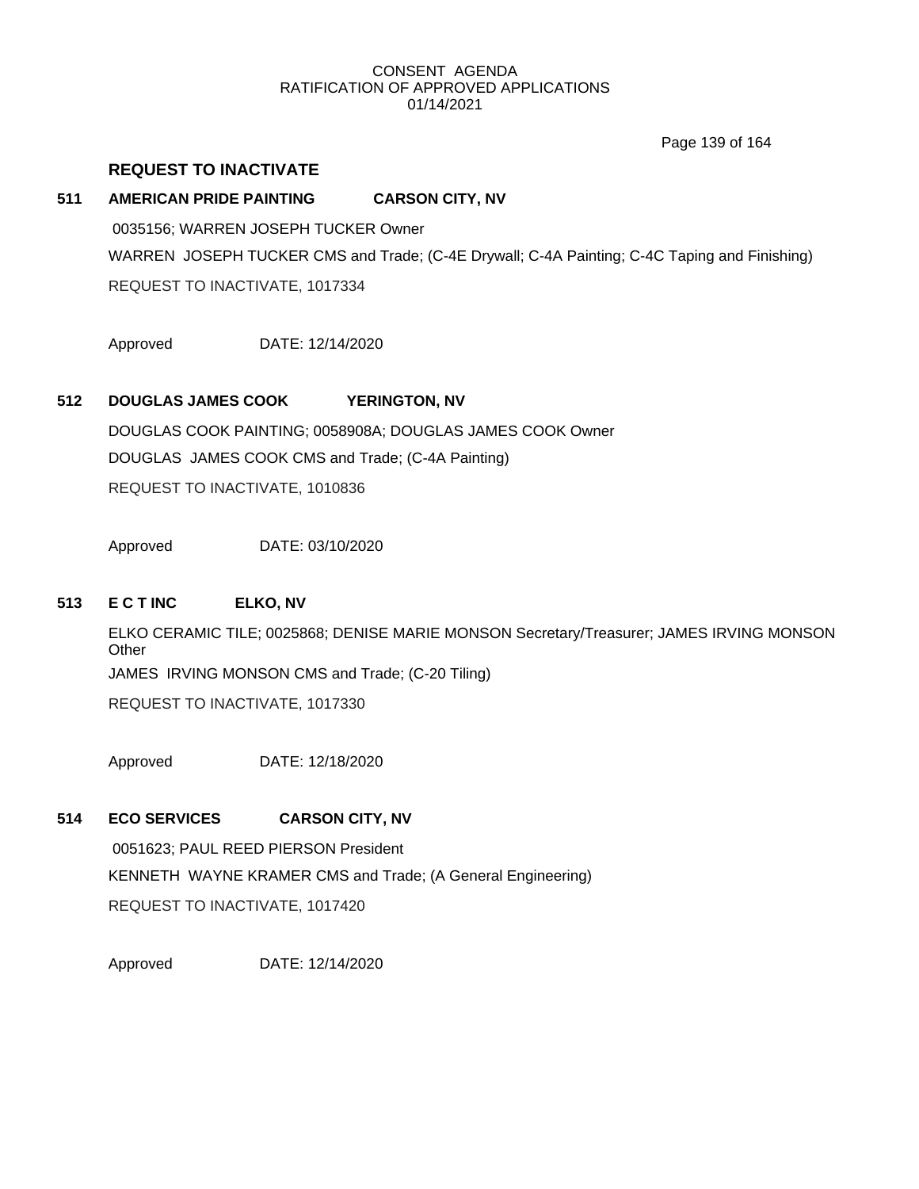## REQUEST TO INACTIVATE

### 511 AMERICAN PRIDE PAINTING CARSON CITY, NV

0035156; WARREN JOSEPH TUCKER Owner

WARREN JOSEPH TUCKER CMS and Trade; (C-4E Drywall; C-4A Painting; C-4C Taping and Finishing)

REQUEST TO INACTIVATE, 1017334

Approved DATE: 12/14/2020

### 512 DOUGLAS JAMES COOK YERINGTON, NV

DOUGLAS COOK PAINTING; 0058908A; DOUGLAS JAMES COOK Owner

DOUGLAS JAMES COOK CMS and Trade; (C-4A Painting)

REQUEST TO INACTIVATE, 1010836

Approved DATE: 03/10/2020

### 513 E C T INC ELKO, NV

ELKO CERAMIC TILE; 0025868; DENISE MARIE MONSON Secretary/Treasurer; JAMES IRVING MONSON Other

JAMES IRVING MONSON CMS and Trade; (C-20 Tiling)

REQUEST TO INACTIVATE, 1017330

Approved DATE: 12/18/2020

### 514 ECO SERVICES CARSON CITY, NV

0051623; PAUL REED PIERSON President

KENNETH WAYNE KRAMER CMS and Trade; (A General Engineering)

REQUEST TO INACTIVATE, 1017420

Approved DATE: 12/14/2020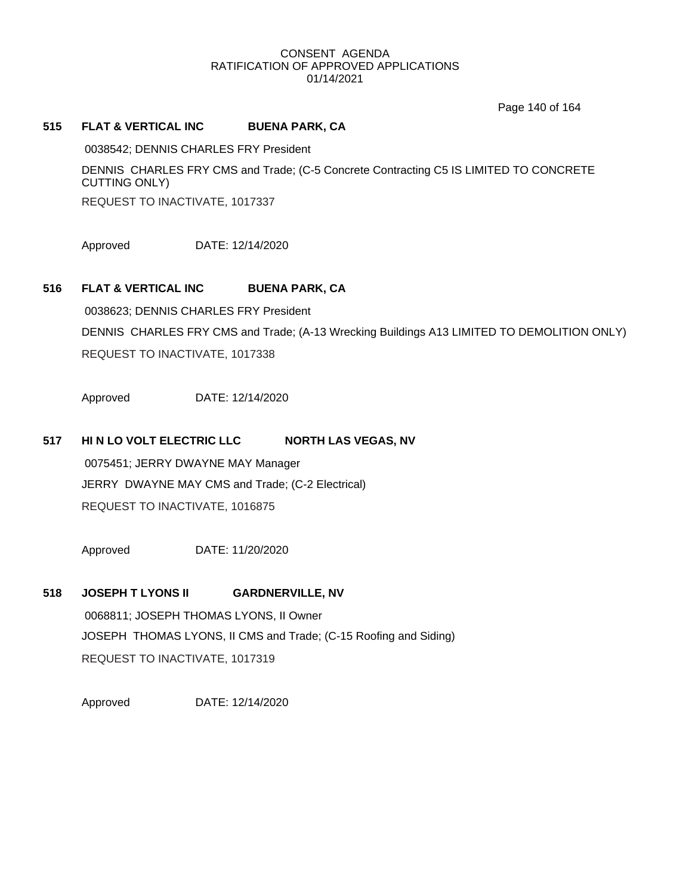CONSENT AGENDA
RATIFICATION OF APPROVED APPLICATIONS
01/14/2021

**515 FLAT & VERTICAL INC BUENA PARK, CA**

0038542; DENNIS CHARLES FRY President

DENNIS CHARLES FRY CMS and Trade; (C-5 Concrete Contracting C5 IS LIMITED TO CONCRETE CUTTING ONLY)

REQUEST TO INACTIVATE, 1017337

Approved DATE: 12/14/2020

**516 FLAT & VERTICAL INC BUENA PARK, CA**

0038623; DENNIS CHARLES FRY President

DENNIS CHARLES FRY CMS and Trade; (A-13 Wrecking Buildings A13 LIMITED TO DEMOLITION ONLY)

REQUEST TO INACTIVATE, 1017338

Approved DATE: 12/14/2020

**517 HI N LO VOLT ELECTRIC LLC NORTH LAS VEGAS, NV**

0075451; JERRY DWAYNE MAY Manager

JERRY DWAYNE MAY CMS and Trade; (C-2 Electrical)

REQUEST TO INACTIVATE, 1016875

Approved DATE: 11/20/2020

**518 JOSEPH T LYONS II GARDNERVILLE, NV**

0068811; JOSEPH THOMAS LYONS, II Owner

JOSEPH THOMAS LYONS, II CMS and Trade; (C-15 Roofing and Siding)

REQUEST TO INACTIVATE, 1017319

Approved DATE: 12/14/2020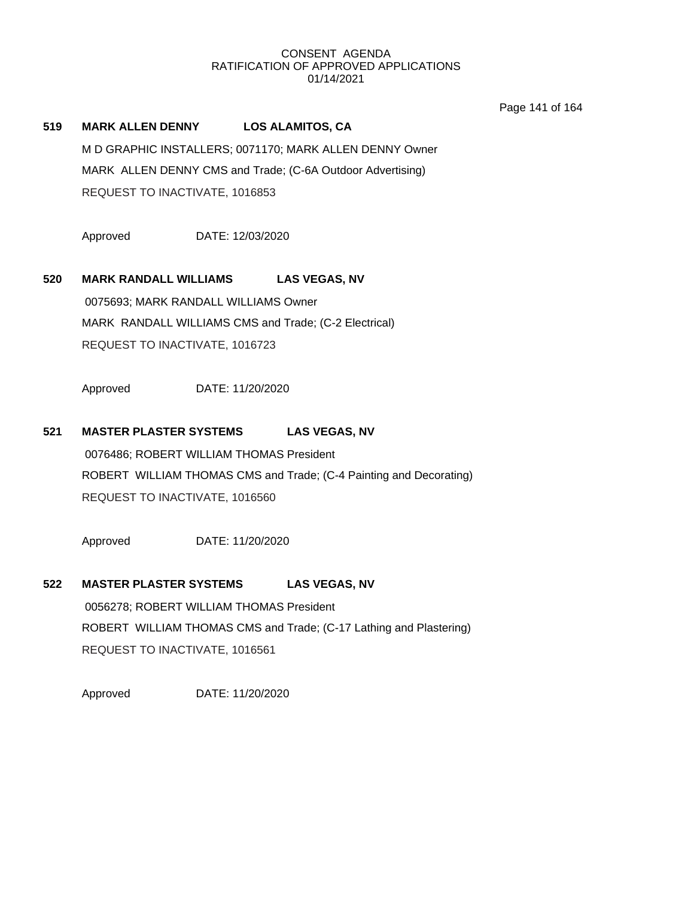CONSENT AGENDA
RATIFICATION OF APPROVED APPLICATIONS
01/14/2021

**519 MARK ALLEN DENNY LOS ALAMITOS, CA**

M D GRAPHIC INSTALLERS; 0071170; MARK ALLEN DENNY Owner

MARK ALLEN DENNY CMS and Trade; (C-6A Outdoor Advertising)

REQUEST TO INACTIVATE, 1016853

Approved DATE: 12/03/2020

**520 MARK RANDALL WILLIAMS LAS VEGAS, NV**

0075693; MARK RANDALL WILLIAMS Owner

MARK RANDALL WILLIAMS CMS and Trade; (C-2 Electrical)

REQUEST TO INACTIVATE, 1016723

Approved DATE: 11/20/2020

**521 MASTER PLASTER SYSTEMS LAS VEGAS, NV**

0076486; ROBERT WILLIAM THOMAS President

ROBERT WILLIAM THOMAS CMS and Trade; (C-4 Painting and Decorating)

REQUEST TO INACTIVATE, 1016560

Approved DATE: 11/20/2020

**522 MASTER PLASTER SYSTEMS LAS VEGAS, NV**

0056278; ROBERT WILLIAM THOMAS President

ROBERT WILLIAM THOMAS CMS and Trade; (C-17 Lathing and Plastering)

REQUEST TO INACTIVATE, 1016561

Approved DATE: 11/20/2020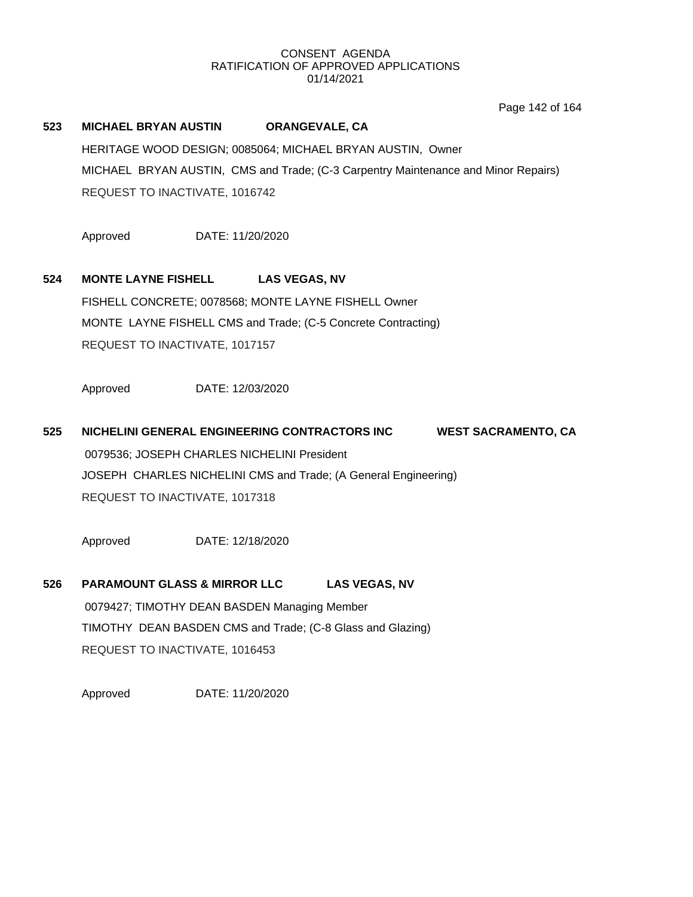CONSENT AGENDA
RATIFICATION OF APPROVED APPLICATIONS
01/14/2021

**523 MICHAEL BRYAN AUSTIN ORANGEVALE, CA**

HERITAGE WOOD DESIGN; 0085064; MICHAEL BRYAN AUSTIN, Owner

MICHAEL BRYAN AUSTIN, CMS and Trade; (C-3 Carpentry Maintenance and Minor Repairs)

REQUEST TO INACTIVATE, 1016742

Approved DATE: 11/20/2020

**524 MONTE LAYNE FISHELL LAS VEGAS, NV**

FISHELL CONCRETE; 0078568; MONTE LAYNE FISHELL Owner

MONTE LAYNE FISHELL CMS and Trade; (C-5 Concrete Contracting)

REQUEST TO INACTIVATE, 1017157

Approved DATE: 12/03/2020

**525 NICHELINI GENERAL ENGINEERING CONTRACTORS INC WEST SACRAMENTO, CA**

0079536; JOSEPH CHARLES NICHELINI President

JOSEPH CHARLES NICHELINI CMS and Trade; (A General Engineering)

REQUEST TO INACTIVATE, 1017318

Approved DATE: 12/18/2020

**526 PARAMOUNT GLASS & MIRROR LLC LAS VEGAS, NV**

0079427; TIMOTHY DEAN BASDEN Managing Member

TIMOTHY DEAN BASDEN CMS and Trade; (C-8 Glass and Glazing)

REQUEST TO INACTIVATE, 1016453

Approved DATE: 11/20/2020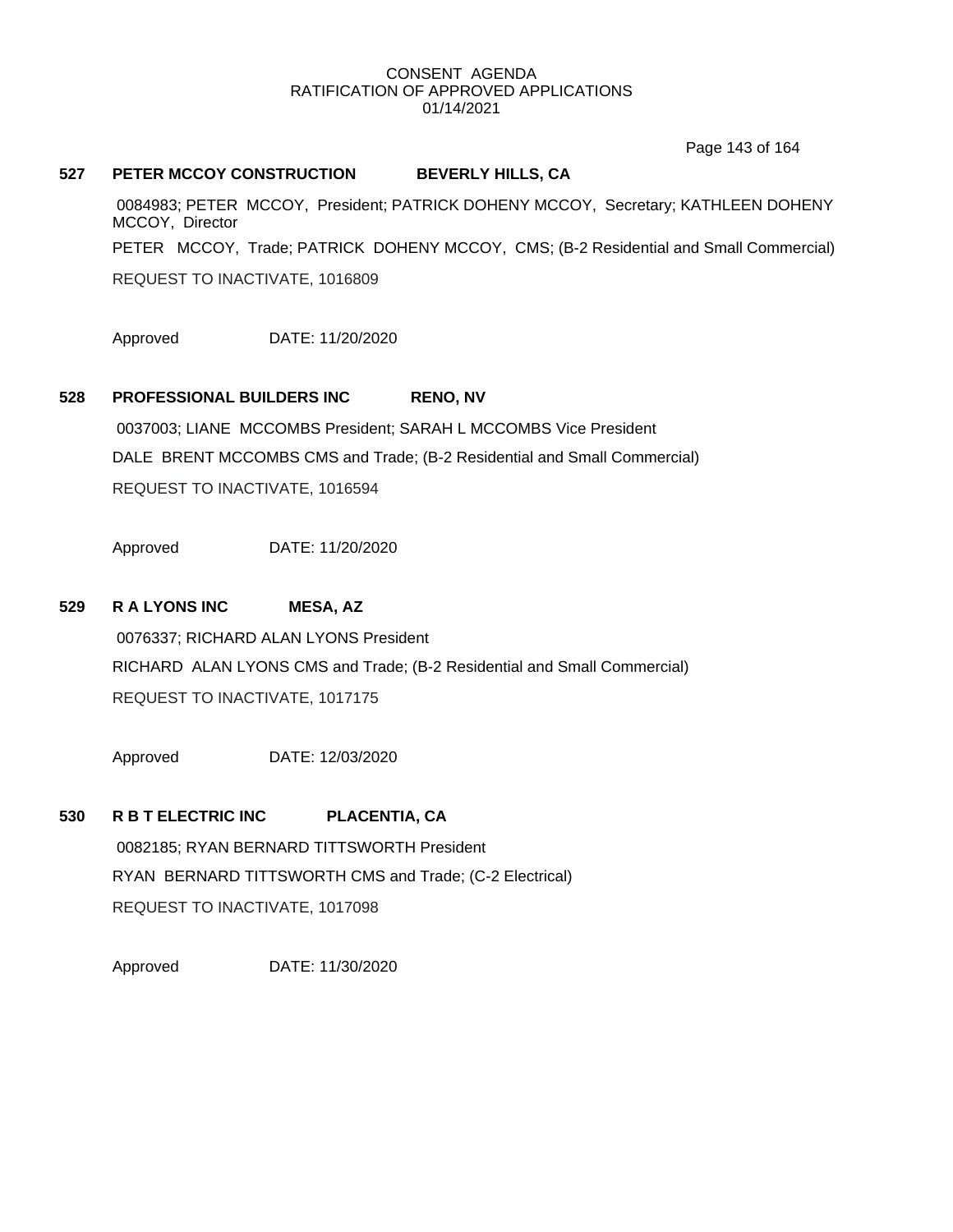CONSENT AGENDA
RATIFICATION OF APPROVED APPLICATIONS
01/14/2021

**527 PETER MCCOY CONSTRUCTION BEVERLY HILLS, CA**

0084983; PETER MCCOY, President; PATRICK DOHENY MCCOY, Secretary; KATHLEEN DOHENY MCCOY, Director

PETER MCCOY, Trade; PATRICK DOHENY MCCOY, CMS; (B-2 Residential and Small Commercial)

REQUEST TO INACTIVATE, 1016809

Approved DATE: 11/20/2020

**528 PROFESSIONAL BUILDERS INC RENO, NV**

0037003; LIANE MCCOMBS President; SARAH L MCCOMBS Vice President

DALE BRENT MCCOMBS CMS and Trade; (B-2 Residential and Small Commercial)

REQUEST TO INACTIVATE, 1016594

Approved DATE: 11/20/2020

**529 R A LYONS INC MESA, AZ**

0076337; RICHARD ALAN LYONS President

RICHARD ALAN LYONS CMS and Trade; (B-2 Residential and Small Commercial)

REQUEST TO INACTIVATE, 1017175

Approved DATE: 12/03/2020

**530 R B T ELECTRIC INC PLACENTIA, CA**

0082185; RYAN BERNARD TITTSWORTH President

RYAN BERNARD TITTSWORTH CMS and Trade; (C-2 Electrical)

REQUEST TO INACTIVATE, 1017098

Approved DATE: 11/30/2020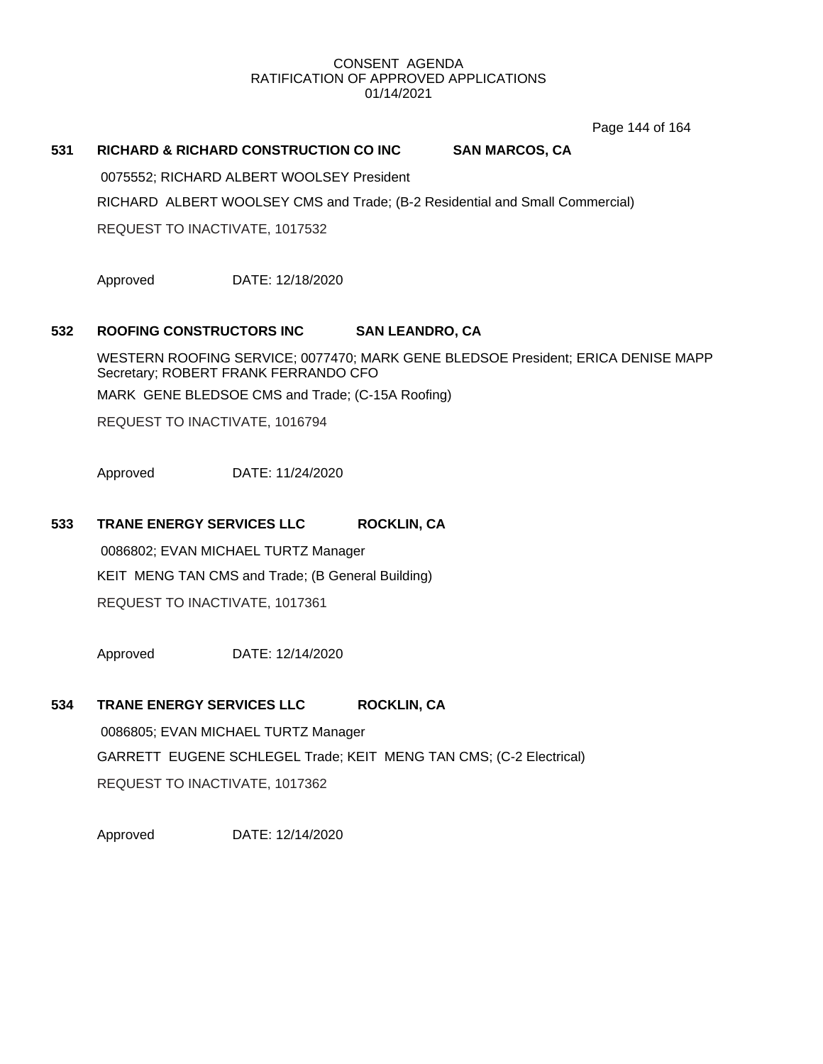CONSENT AGENDA
RATIFICATION OF APPROVED APPLICATIONS
01/14/2021

**531 RICHARD & RICHARD CONSTRUCTION CO INC SAN MARCOS, CA**

0075552; RICHARD ALBERT WOOLSEY President

RICHARD ALBERT WOOLSEY CMS and Trade; (B-2 Residential and Small Commercial)

REQUEST TO INACTIVATE, 1017532

Approved DATE: 12/18/2020

**532 ROOFING CONSTRUCTORS INC SAN LEANDRO, CA**

WESTERN ROOFING SERVICE; 0077470; MARK GENE BLEDSOE President; ERICA DENISE MAPP Secretary; ROBERT FRANK FERRANDO CFO

MARK GENE BLEDSOE CMS and Trade; (C-15A Roofing)

REQUEST TO INACTIVATE, 1016794

Approved DATE: 11/24/2020

**533 TRANE ENERGY SERVICES LLC ROCKLIN, CA**

0086802; EVAN MICHAEL TURTZ Manager

KEIT MENG TAN CMS and Trade; (B General Building)

REQUEST TO INACTIVATE, 1017361

Approved DATE: 12/14/2020

**534 TRANE ENERGY SERVICES LLC ROCKLIN, CA**

0086805; EVAN MICHAEL TURTZ Manager

GARRETT EUGENE SCHLEGEL Trade; KEIT MENG TAN CMS; (C-2 Electrical)

REQUEST TO INACTIVATE, 1017362

Approved DATE: 12/14/2020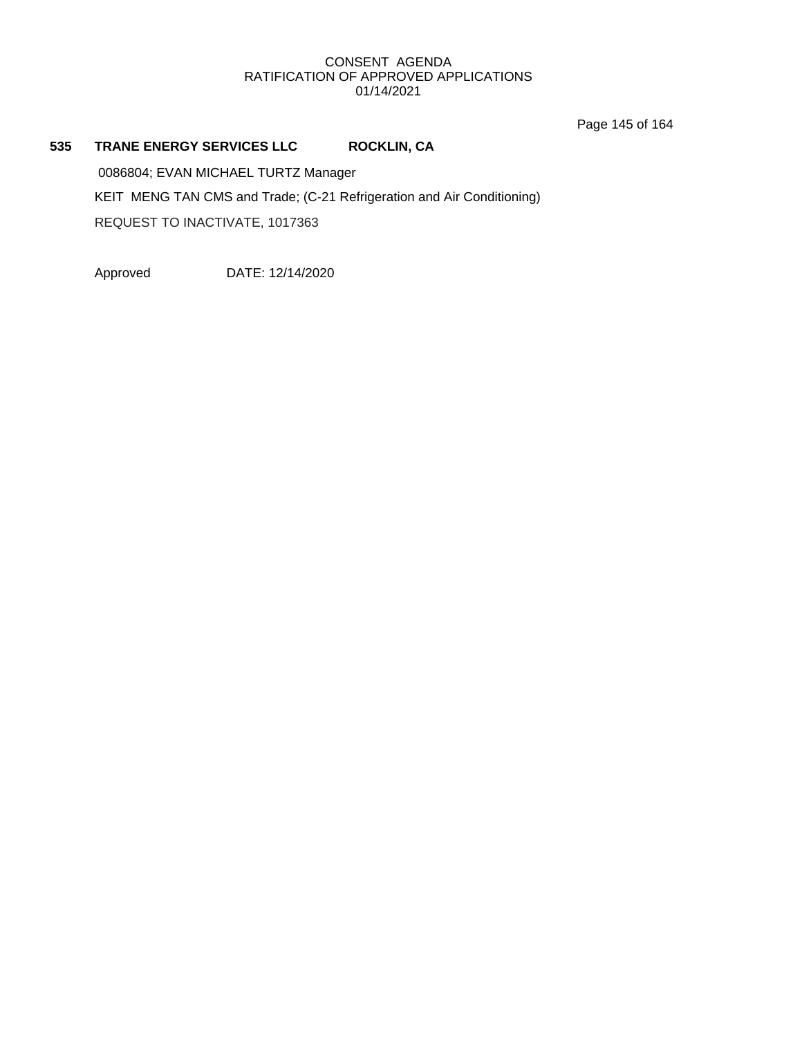**535 TRANE ENERGY SERVICES LLC ROCKLIN, CA**

0086804; EVAN MICHAEL TURTZ Manager

KEIT MENG TAN CMS and Trade; (C-21 Refrigeration and Air Conditioning)

REQUEST TO INACTIVATE, 1017363

Approved DATE: 12/14/2020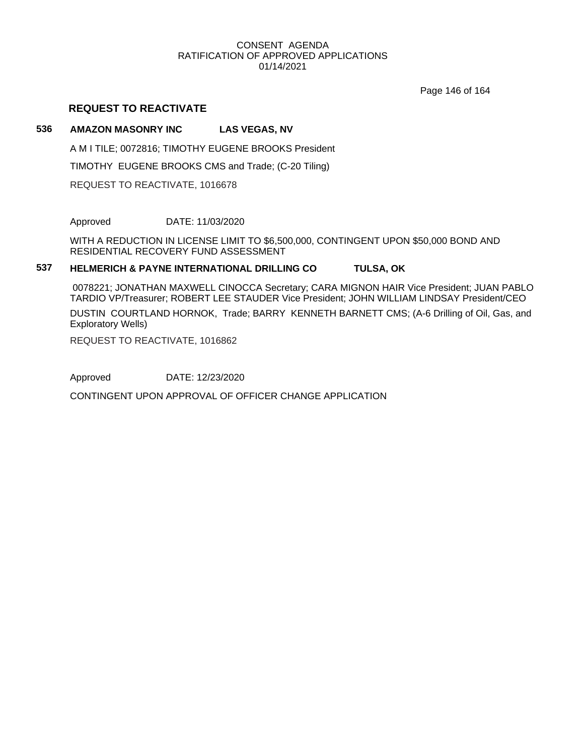CONSENT AGENDA
RATIFICATION OF APPROVED APPLICATIONS
01/14/2021

## REQUEST TO REACTIVATE

**536 AMAZON MASONRY INC LAS VEGAS, NV**

A M I TILE; 0072816; TIMOTHY EUGENE BROOKS President

TIMOTHY EUGENE BROOKS CMS and Trade; (C-20 Tiling)

REQUEST TO REACTIVATE, 1016678

Approved DATE: 11/03/2020

WITH A REDUCTION IN LICENSE LIMIT TO $6,500,000, CONTINGENT UPON $50,000 BOND AND RESIDENTIAL RECOVERY FUND ASSESSMENT

**537 HELMERICH & PAYNE INTERNATIONAL DRILLING CO TULSA, OK**

0078221; JONATHAN MAXWELL CINOCCA Secretary; CARA MIGNON HAIR Vice President; JUAN PABLO TARDIO VP/Treasurer; ROBERT LEE STAUDER Vice President; JOHN WILLIAM LINDSAY President/CEO

DUSTIN COURTLAND HORNOK, Trade; BARRY KENNETH BARNETT CMS; (A-6 Drilling of Oil, Gas, and Exploratory Wells)

REQUEST TO REACTIVATE, 1016862

Approved DATE: 12/23/2020

CONTINGENT UPON APPROVAL OF OFFICER CHANGE APPLICATION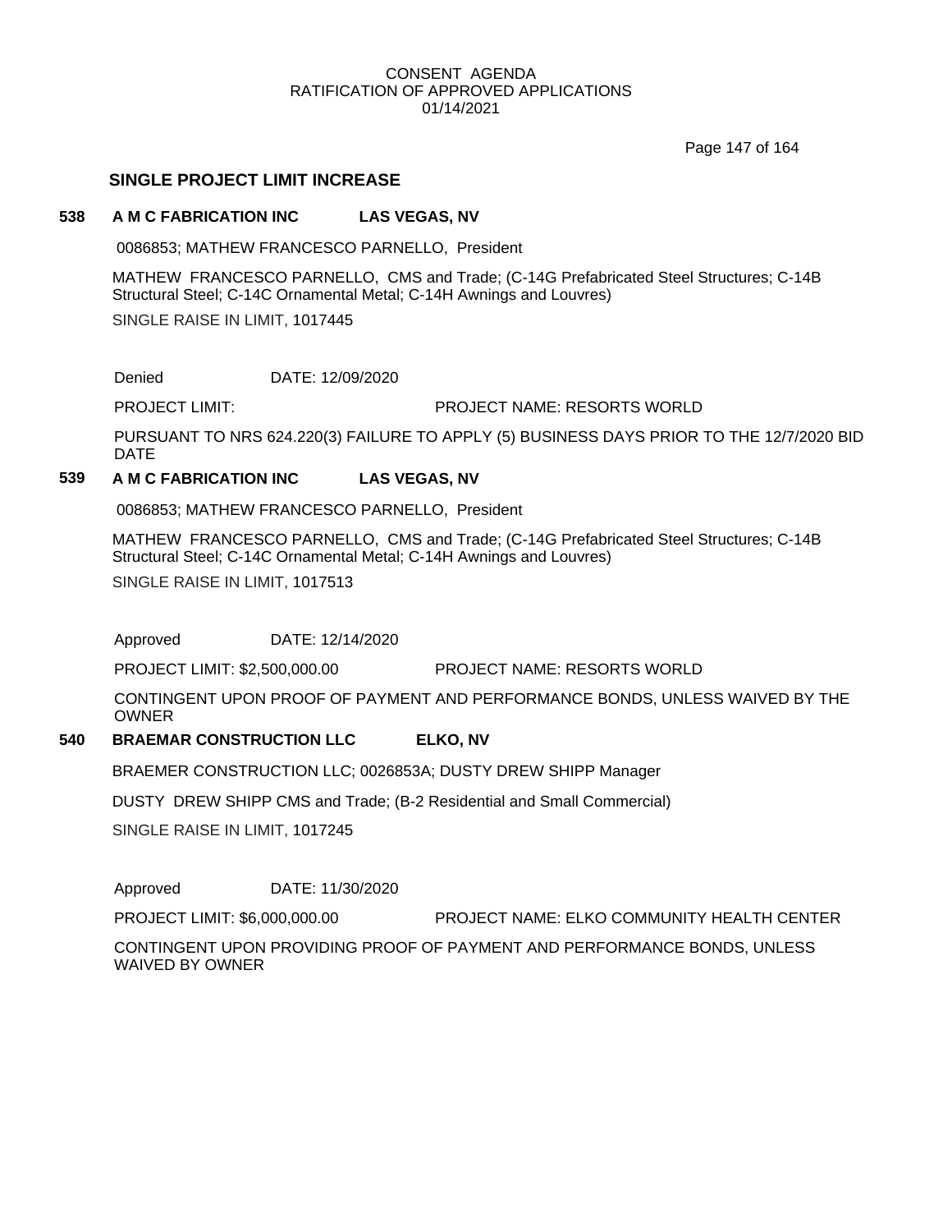CONSENT AGENDA
RATIFICATION OF APPROVED APPLICATIONS
01/14/2021

## SINGLE PROJECT LIMIT INCREASE

**538 A M C FABRICATION INC LAS VEGAS, NV**

0086853; MATHEW FRANCESCO PARNELLO, President

MATHEW FRANCESCO PARNELLO, CMS and Trade; (C-14G Prefabricated Steel Structures; C-14B Structural Steel; C-14C Ornamental Metal; C-14H Awnings and Louvres)

SINGLE RAISE IN LIMIT, 1017445

Denied DATE: 12/09/2020

PROJECT LIMIT: PROJECT NAME: RESORTS WORLD

PURSUANT TO NRS 624.220(3) FAILURE TO APPLY (5) BUSINESS DAYS PRIOR TO THE 12/7/2020 BID DATE

**539 A M C FABRICATION INC LAS VEGAS, NV**

0086853; MATHEW FRANCESCO PARNELLO, President

MATHEW FRANCESCO PARNELLO, CMS and Trade; (C-14G Prefabricated Steel Structures; C-14B Structural Steel; C-14C Ornamental Metal; C-14H Awnings and Louvres)

SINGLE RAISE IN LIMIT, 1017513

Approved DATE: 12/14/2020

PROJECT LIMIT: $2,500,000.00 PROJECT NAME: RESORTS WORLD

CONTINGENT UPON PROOF OF PAYMENT AND PERFORMANCE BONDS, UNLESS WAIVED BY THE OWNER

**540 BRAEMAR CONSTRUCTION LLC ELKO, NV**

BRAEMER CONSTRUCTION LLC; 0026853A; DUSTY DREW SHIPP Manager

DUSTY DREW SHIPP CMS and Trade; (B-2 Residential and Small Commercial)

SINGLE RAISE IN LIMIT, 1017245

Approved DATE: 11/30/2020

PROJECT LIMIT: $6,000,000.00 PROJECT NAME: ELKO COMMUNITY HEALTH CENTER

CONTINGENT UPON PROVIDING PROOF OF PAYMENT AND PERFORMANCE BONDS, UNLESS WAIVED BY OWNER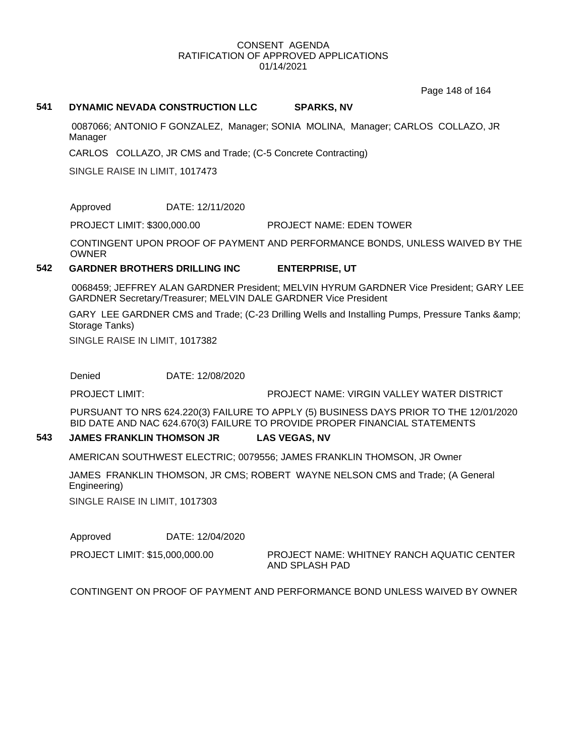CONSENT AGENDA
RATIFICATION OF APPROVED APPLICATIONS
01/14/2021

**541 DYNAMIC NEVADA CONSTRUCTION LLC SPARKS, NV**

0087066; ANTONIO F GONZALEZ, Manager; SONIA MOLINA, Manager; CARLOS COLLAZO, JR Manager

CARLOS COLLAZO, JR CMS and Trade; (C-5 Concrete Contracting)

SINGLE RAISE IN LIMIT, 1017473

Approved DATE: 12/11/2020

PROJECT LIMIT: $300,000.00 PROJECT NAME: EDEN TOWER

CONTINGENT UPON PROOF OF PAYMENT AND PERFORMANCE BONDS, UNLESS WAIVED BY THE OWNER

**542 GARDNER BROTHERS DRILLING INC ENTERPRISE, UT**

0068459; JEFFREY ALAN GARDNER President; MELVIN HYRUM GARDNER Vice President; GARY LEE GARDNER Secretary/Treasurer; MELVIN DALE GARDNER Vice President

GARY LEE GARDNER CMS and Trade; (C-23 Drilling Wells and Installing Pumps, Pressure Tanks &amp; Storage Tanks)

SINGLE RAISE IN LIMIT, 1017382

Denied DATE: 12/08/2020

PROJECT LIMIT: PROJECT NAME: VIRGIN VALLEY WATER DISTRICT

PURSUANT TO NRS 624.220(3) FAILURE TO APPLY (5) BUSINESS DAYS PRIOR TO THE 12/01/2020 BID DATE AND NAC 624.670(3) FAILURE TO PROVIDE PROPER FINANCIAL STATEMENTS

**543 JAMES FRANKLIN THOMSON JR LAS VEGAS, NV**

AMERICAN SOUTHWEST ELECTRIC; 0079556; JAMES FRANKLIN THOMSON, JR Owner

JAMES FRANKLIN THOMSON, JR CMS; ROBERT WAYNE NELSON CMS and Trade; (A General Engineering)

SINGLE RAISE IN LIMIT, 1017303

Approved DATE: 12/04/2020

PROJECT LIMIT: $15,000,000.00 PROJECT NAME: WHITNEY RANCH AQUATIC CENTER AND SPLASH PAD

CONTINGENT ON PROOF OF PAYMENT AND PERFORMANCE BOND UNLESS WAIVED BY OWNER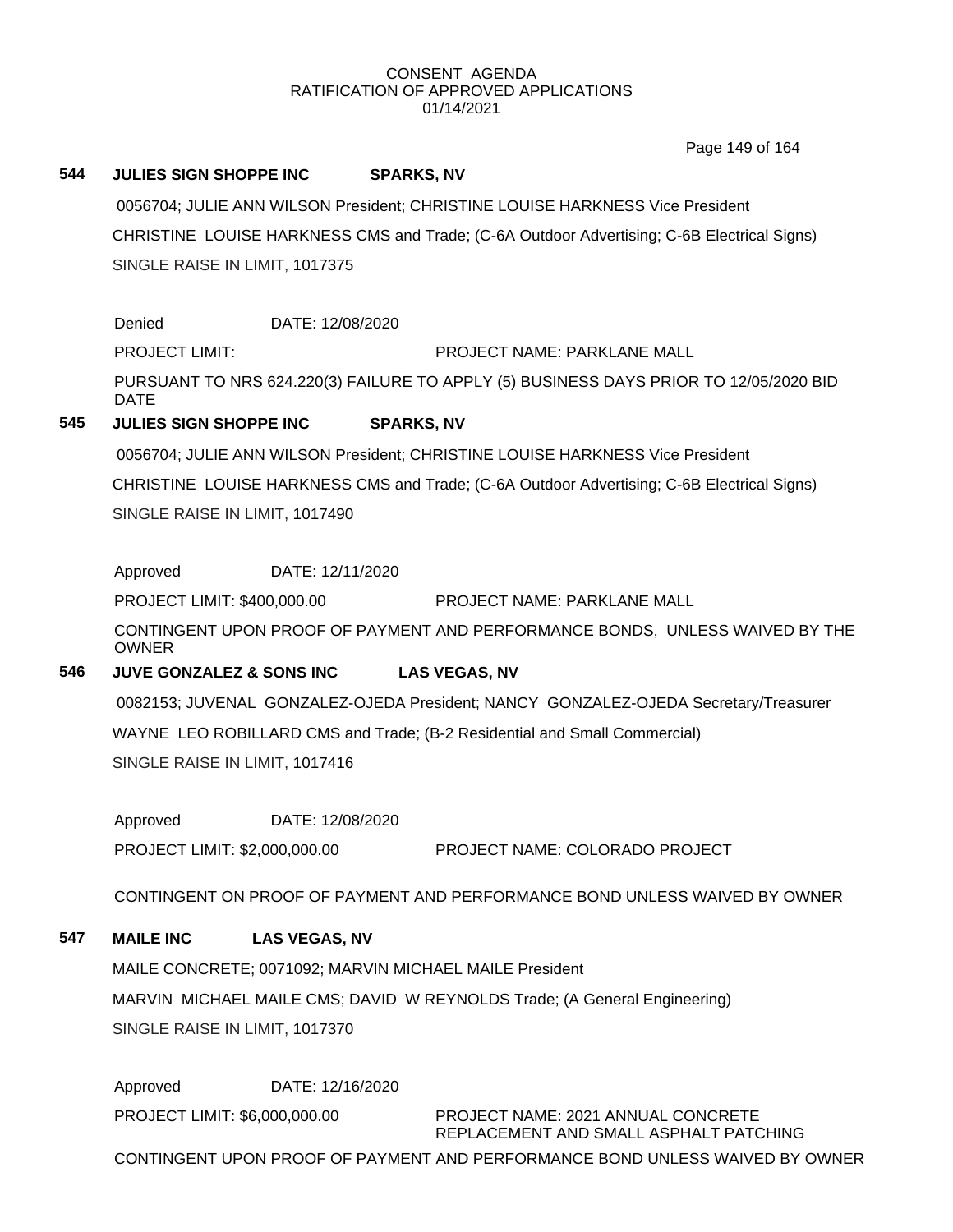CONSENT AGENDA
RATIFICATION OF APPROVED APPLICATIONS
01/14/2021

**544 JULIES SIGN SHOPPE INC SPARKS, NV**

0056704; JULIE ANN WILSON President; CHRISTINE LOUISE HARKNESS Vice President

CHRISTINE LOUISE HARKNESS CMS and Trade; (C-6A Outdoor Advertising; C-6B Electrical Signs)

SINGLE RAISE IN LIMIT, 1017375

Denied DATE: 12/08/2020

PROJECT LIMIT: PROJECT NAME: PARKLANE MALL

PURSUANT TO NRS 624.220(3) FAILURE TO APPLY (5) BUSINESS DAYS PRIOR TO 12/05/2020 BID DATE

**545 JULIES SIGN SHOPPE INC SPARKS, NV**

0056704; JULIE ANN WILSON President; CHRISTINE LOUISE HARKNESS Vice President

CHRISTINE LOUISE HARKNESS CMS and Trade; (C-6A Outdoor Advertising; C-6B Electrical Signs)

SINGLE RAISE IN LIMIT, 1017490

Approved DATE: 12/11/2020

PROJECT LIMIT: $400,000.00 PROJECT NAME: PARKLANE MALL

CONTINGENT UPON PROOF OF PAYMENT AND PERFORMANCE BONDS, UNLESS WAIVED BY THE OWNER

**546 JUVE GONZALEZ & SONS INC LAS VEGAS, NV**

0082153; JUVENAL GONZALEZ-OJEDA President; NANCY GONZALEZ-OJEDA Secretary/Treasurer

WAYNE LEO ROBILLARD CMS and Trade; (B-2 Residential and Small Commercial)

SINGLE RAISE IN LIMIT, 1017416

Approved DATE: 12/08/2020

PROJECT LIMIT: $2,000,000.00 PROJECT NAME: COLORADO PROJECT

CONTINGENT ON PROOF OF PAYMENT AND PERFORMANCE BOND UNLESS WAIVED BY OWNER

**547 MAILE INC LAS VEGAS, NV**

MAILE CONCRETE; 0071092; MARVIN MICHAEL MAILE President

MARVIN MICHAEL MAILE CMS; DAVID W REYNOLDS Trade; (A General Engineering)

SINGLE RAISE IN LIMIT, 1017370

Approved DATE: 12/16/2020

PROJECT LIMIT: $6,000,000.00 PROJECT NAME: 2021 ANNUAL CONCRETE REPLACEMENT AND SMALL ASPHALT PATCHING

CONTINGENT UPON PROOF OF PAYMENT AND PERFORMANCE BOND UNLESS WAIVED BY OWNER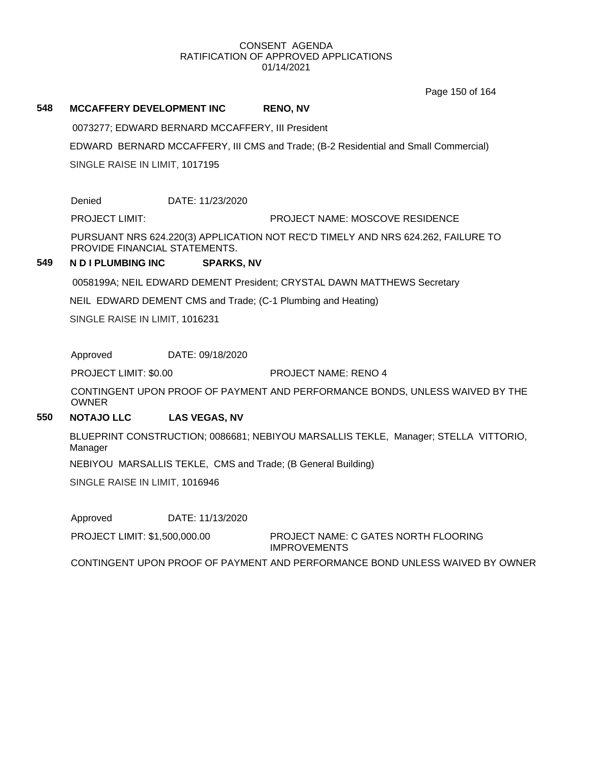CONSENT AGENDA
RATIFICATION OF APPROVED APPLICATIONS
01/14/2021

## 548 MCCAFFERY DEVELOPMENT INC RENO, NV

0073277; EDWARD BERNARD MCCAFFERY, III President

EDWARD BERNARD MCCAFFERY, III CMS and Trade; (B-2 Residential and Small Commercial)

SINGLE RAISE IN LIMIT, 1017195

Denied DATE: 11/23/2020

PROJECT LIMIT: PROJECT NAME: MOSCOVE RESIDENCE

PURSUANT NRS 624.220(3) APPLICATION NOT REC'D TIMELY AND NRS 624.262, FAILURE TO PROVIDE FINANCIAL STATEMENTS.

## 549 N D I PLUMBING INC SPARKS, NV

0058199A; NEIL EDWARD DEMENT President; CRYSTAL DAWN MATTHEWS Secretary

NEIL EDWARD DEMENT CMS and Trade; (C-1 Plumbing and Heating)

SINGLE RAISE IN LIMIT, 1016231

Approved DATE: 09/18/2020

PROJECT LIMIT: $0.00 PROJECT NAME: RENO 4

CONTINGENT UPON PROOF OF PAYMENT AND PERFORMANCE BONDS, UNLESS WAIVED BY THE OWNER

## 550 NOTAJO LLC LAS VEGAS, NV

BLUEPRINT CONSTRUCTION; 0086681; NEBIYOU MARSALLIS TEKLE, Manager; STELLA VITTORIO, Manager

NEBIYOU MARSALLIS TEKLE, CMS and Trade; (B General Building)

SINGLE RAISE IN LIMIT, 1016946

Approved DATE: 11/13/2020

PROJECT LIMIT: $1,500,000.00 PROJECT NAME: C GATES NORTH FLOORING IMPROVEMENTS

CONTINGENT UPON PROOF OF PAYMENT AND PERFORMANCE BOND UNLESS WAIVED BY OWNER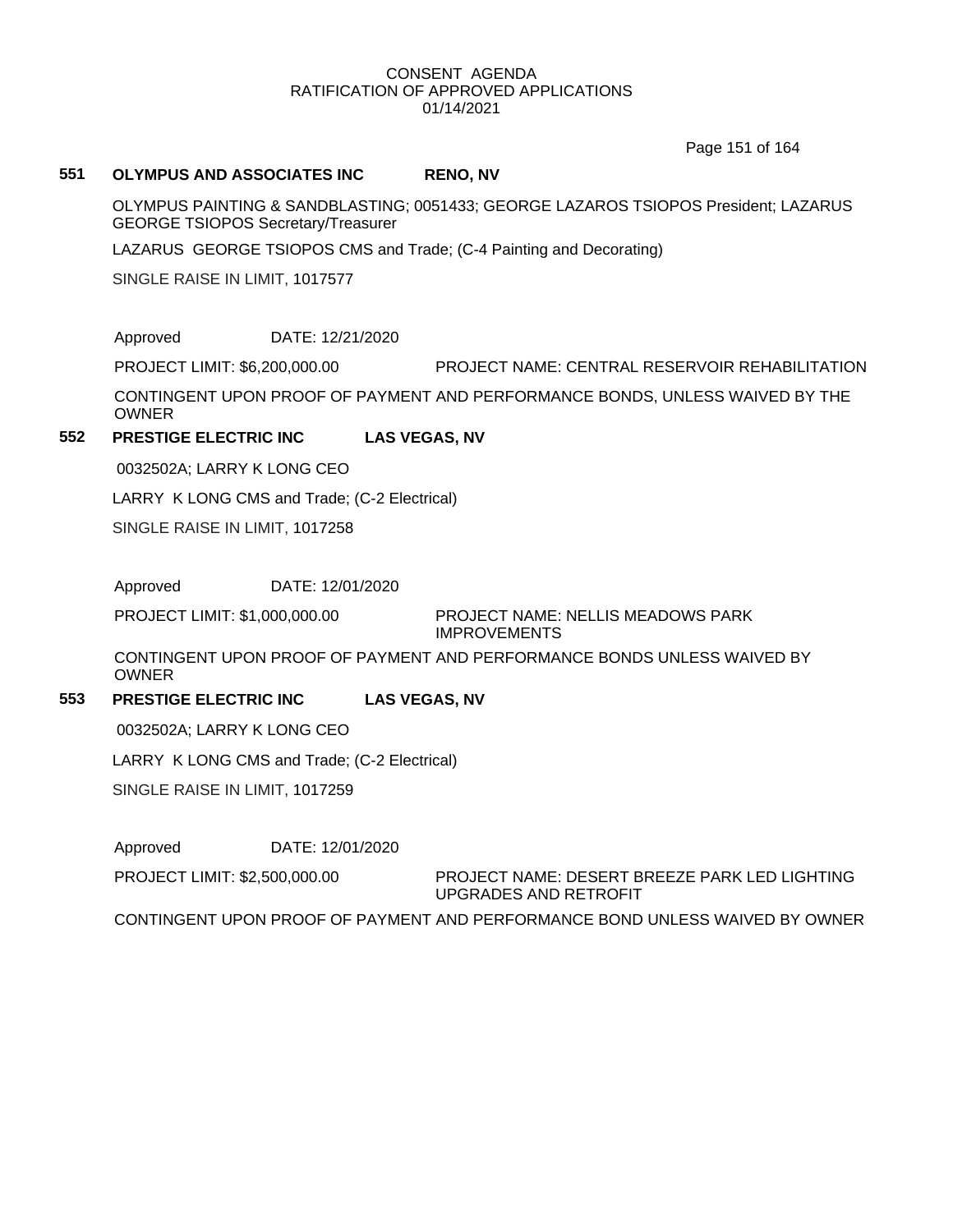CONSENT AGENDA
RATIFICATION OF APPROVED APPLICATIONS
01/14/2021

**551 OLYMPUS AND ASSOCIATES INC RENO, NV**

OLYMPUS PAINTING & SANDBLASTING; 0051433; GEORGE LAZAROS TSIOPOS President; LAZARUS GEORGE TSIOPOS Secretary/Treasurer

LAZARUS GEORGE TSIOPOS CMS and Trade; (C-4 Painting and Decorating)

SINGLE RAISE IN LIMIT, 1017577

Approved DATE: 12/21/2020

PROJECT LIMIT: $6,200,000.00 PROJECT NAME: CENTRAL RESERVOIR REHABILITATION

CONTINGENT UPON PROOF OF PAYMENT AND PERFORMANCE BONDS, UNLESS WAIVED BY THE OWNER

**552 PRESTIGE ELECTRIC INC LAS VEGAS, NV**

0032502A; LARRY K LONG CEO

LARRY K LONG CMS and Trade; (C-2 Electrical)

SINGLE RAISE IN LIMIT, 1017258

Approved DATE: 12/01/2020

PROJECT LIMIT: $1,000,000.00 PROJECT NAME: NELLIS MEADOWS PARK IMPROVEMENTS

CONTINGENT UPON PROOF OF PAYMENT AND PERFORMANCE BONDS UNLESS WAIVED BY OWNER

**553 PRESTIGE ELECTRIC INC LAS VEGAS, NV**

0032502A; LARRY K LONG CEO

LARRY K LONG CMS and Trade; (C-2 Electrical)

SINGLE RAISE IN LIMIT, 1017259

Approved DATE: 12/01/2020

PROJECT LIMIT: $2,500,000.00 PROJECT NAME: DESERT BREEZE PARK LED LIGHTING UPGRADES AND RETROFIT

CONTINGENT UPON PROOF OF PAYMENT AND PERFORMANCE BOND UNLESS WAIVED BY OWNER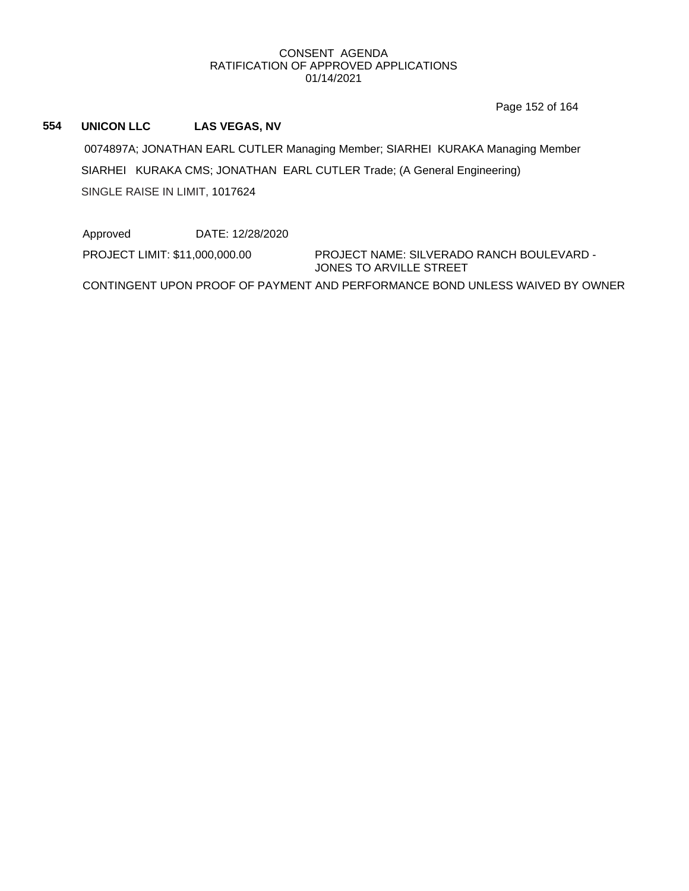**554 UNICON LLC LAS VEGAS, NV**

0074897A; JONATHAN EARL CUTLER Managing Member; SIARHEI KURAKA Managing Member

SIARHEI KURAKA CMS; JONATHAN EARL CUTLER Trade; (A General Engineering)

SINGLE RAISE IN LIMIT, 1017624

Approved DATE: 12/28/2020

PROJECT LIMIT: $11,000,000.00 PROJECT NAME: SILVERADO RANCH BOULEVARD - JONES TO ARVILLE STREET

CONTINGENT UPON PROOF OF PAYMENT AND PERFORMANCE BOND UNLESS WAIVED BY OWNER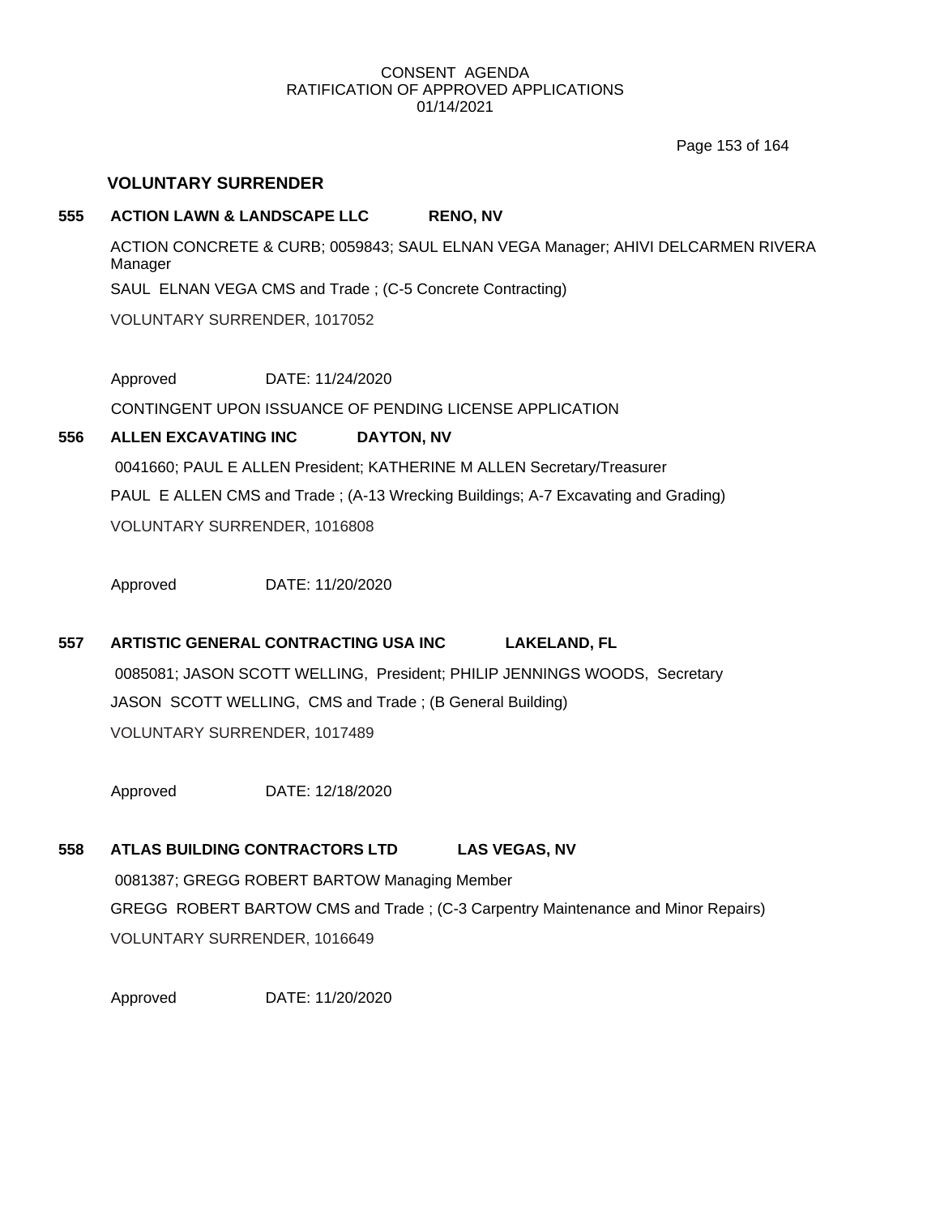CONSENT AGENDA
RATIFICATION OF APPROVED APPLICATIONS
01/14/2021

## VOLUNTARY SURRENDER

**555 ACTION LAWN & LANDSCAPE LLC RENO, NV**

ACTION CONCRETE & CURB; 0059843; SAUL ELNAN VEGA Manager; AHIVI DELCARMEN RIVERA Manager

SAUL ELNAN VEGA CMS and Trade ; (C-5 Concrete Contracting)

VOLUNTARY SURRENDER, 1017052

Approved DATE: 11/24/2020

CONTINGENT UPON ISSUANCE OF PENDING LICENSE APPLICATION

**556 ALLEN EXCAVATING INC DAYTON, NV**

0041660; PAUL E ALLEN President; KATHERINE M ALLEN Secretary/Treasurer

PAUL E ALLEN CMS and Trade ; (A-13 Wrecking Buildings; A-7 Excavating and Grading)

VOLUNTARY SURRENDER, 1016808

Approved DATE: 11/20/2020

**557 ARTISTIC GENERAL CONTRACTING USA INC LAKELAND, FL**

0085081; JASON SCOTT WELLING, President; PHILIP JENNINGS WOODS, Secretary

JASON SCOTT WELLING, CMS and Trade ; (B General Building)

VOLUNTARY SURRENDER, 1017489

Approved DATE: 12/18/2020

**558 ATLAS BUILDING CONTRACTORS LTD LAS VEGAS, NV**

0081387; GREGG ROBERT BARTOW Managing Member

GREGG ROBERT BARTOW CMS and Trade ; (C-3 Carpentry Maintenance and Minor Repairs)

VOLUNTARY SURRENDER, 1016649

Approved DATE: 11/20/2020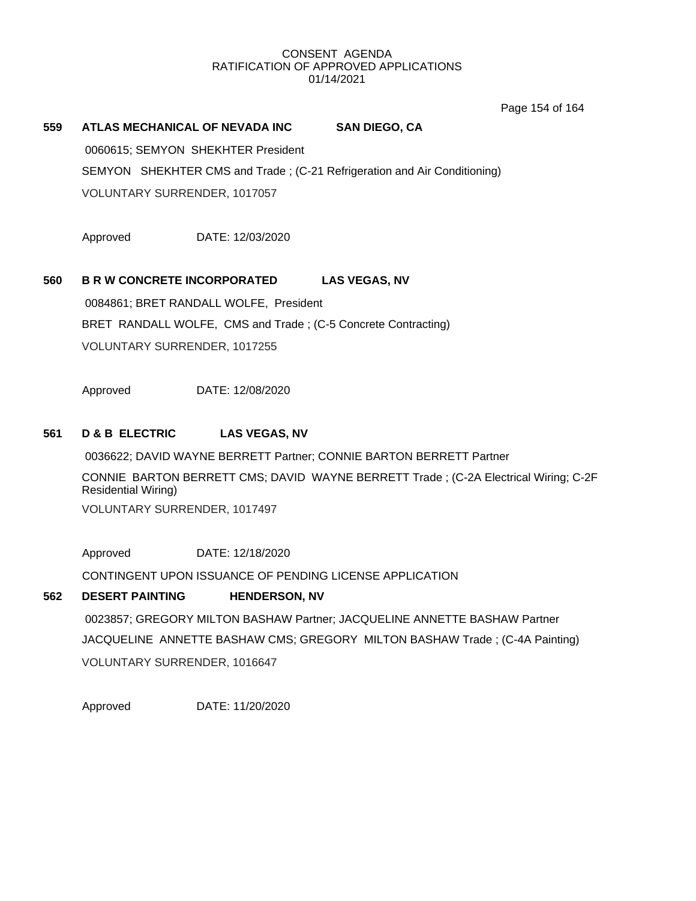CONSENT AGENDA
RATIFICATION OF APPROVED APPLICATIONS
01/14/2021

**559 ATLAS MECHANICAL OF NEVADA INC SAN DIEGO, CA**

0060615; SEMYON SHEKHTER President

SEMYON SHEKHTER CMS and Trade ; (C-21 Refrigeration and Air Conditioning)

VOLUNTARY SURRENDER, 1017057

Approved DATE: 12/03/2020

**560 B R W CONCRETE INCORPORATED LAS VEGAS, NV**

0084861; BRET RANDALL WOLFE, President

BRET RANDALL WOLFE, CMS and Trade ; (C-5 Concrete Contracting)

VOLUNTARY SURRENDER, 1017255

Approved DATE: 12/08/2020

**561 D & B ELECTRIC LAS VEGAS, NV**

0036622; DAVID WAYNE BERRETT Partner; CONNIE BARTON BERRETT Partner

CONNIE BARTON BERRETT CMS; DAVID WAYNE BERRETT Trade ; (C-2A Electrical Wiring; C-2F Residential Wiring)

VOLUNTARY SURRENDER, 1017497

Approved DATE: 12/18/2020

CONTINGENT UPON ISSUANCE OF PENDING LICENSE APPLICATION

**562 DESERT PAINTING HENDERSON, NV**

0023857; GREGORY MILTON BASHAW Partner; JACQUELINE ANNETTE BASHAW Partner

JACQUELINE ANNETTE BASHAW CMS; GREGORY MILTON BASHAW Trade ; (C-4A Painting)

VOLUNTARY SURRENDER, 1016647

Approved DATE: 11/20/2020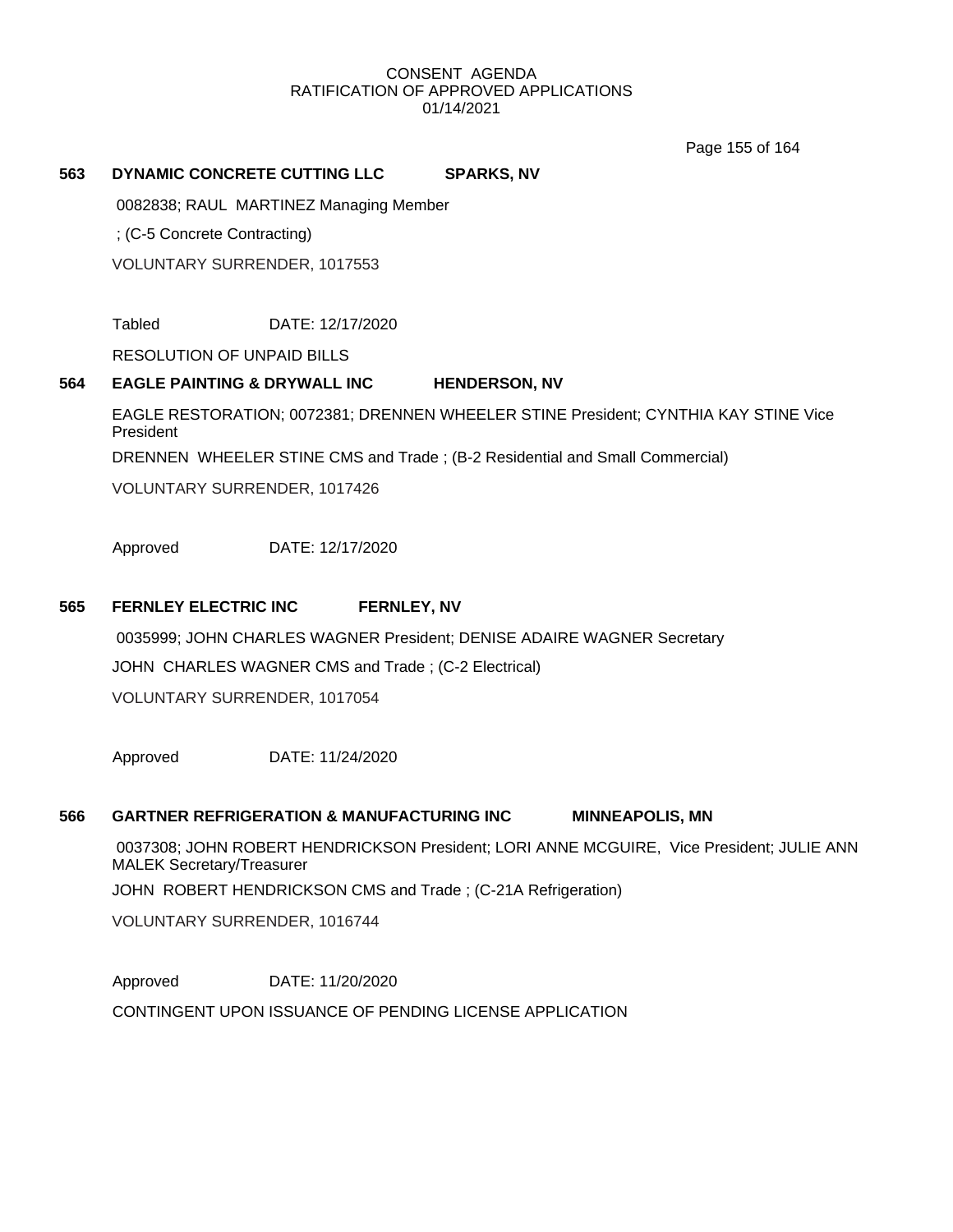CONSENT AGENDA
RATIFICATION OF APPROVED APPLICATIONS
01/14/2021

**563 DYNAMIC CONCRETE CUTTING LLC SPARKS, NV**

0082838; RAUL MARTINEZ Managing Member

; (C-5 Concrete Contracting)

VOLUNTARY SURRENDER, 1017553

Tabled DATE: 12/17/2020

RESOLUTION OF UNPAID BILLS

**564 EAGLE PAINTING & DRYWALL INC HENDERSON, NV**

EAGLE RESTORATION; 0072381; DRENNEN WHEELER STINE President; CYNTHIA KAY STINE Vice President

DRENNEN WHEELER STINE CMS and Trade ; (B-2 Residential and Small Commercial)

VOLUNTARY SURRENDER, 1017426

Approved DATE: 12/17/2020

**565 FERNLEY ELECTRIC INC FERNLEY, NV**

0035999; JOHN CHARLES WAGNER President; DENISE ADAIRE WAGNER Secretary

JOHN CHARLES WAGNER CMS and Trade ; (C-2 Electrical)

VOLUNTARY SURRENDER, 1017054

Approved DATE: 11/24/2020

**566 GARTNER REFRIGERATION & MANUFACTURING INC MINNEAPOLIS, MN**

0037308; JOHN ROBERT HENDRICKSON President; LORI ANNE MCGUIRE, Vice President; JULIE ANN MALEK Secretary/Treasurer

JOHN ROBERT HENDRICKSON CMS and Trade ; (C-21A Refrigeration)

VOLUNTARY SURRENDER, 1016744

Approved DATE: 11/20/2020

CONTINGENT UPON ISSUANCE OF PENDING LICENSE APPLICATION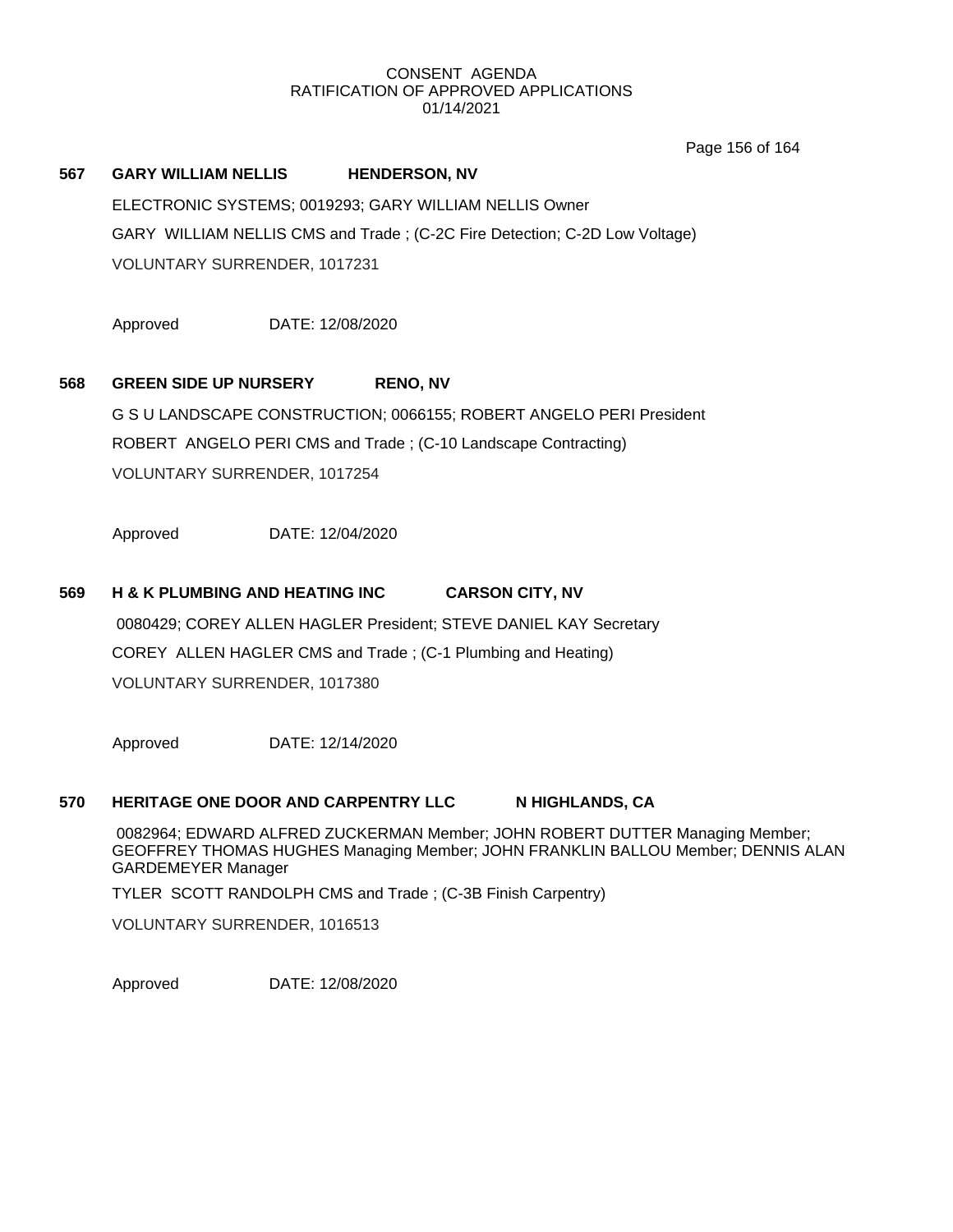CONSENT AGENDA
RATIFICATION OF APPROVED APPLICATIONS
01/14/2021

**567 GARY WILLIAM NELLIS HENDERSON, NV**

ELECTRONIC SYSTEMS; 0019293; GARY WILLIAM NELLIS Owner

GARY WILLIAM NELLIS CMS and Trade ; (C-2C Fire Detection; C-2D Low Voltage)

VOLUNTARY SURRENDER, 1017231

Approved DATE: 12/08/2020

**568 GREEN SIDE UP NURSERY RENO, NV**

G S U LANDSCAPE CONSTRUCTION; 0066155; ROBERT ANGELO PERI President

ROBERT ANGELO PERI CMS and Trade ; (C-10 Landscape Contracting)

VOLUNTARY SURRENDER, 1017254

Approved DATE: 12/04/2020

**569 H & K PLUMBING AND HEATING INC CARSON CITY, NV**

0080429; COREY ALLEN HAGLER President; STEVE DANIEL KAY Secretary

COREY ALLEN HAGLER CMS and Trade ; (C-1 Plumbing and Heating)

VOLUNTARY SURRENDER, 1017380

Approved DATE: 12/14/2020

**570 HERITAGE ONE DOOR AND CARPENTRY LLC N HIGHLANDS, CA**

0082964; EDWARD ALFRED ZUCKERMAN Member; JOHN ROBERT DUTTER Managing Member; GEOFFREY THOMAS HUGHES Managing Member; JOHN FRANKLIN BALLOU Member; DENNIS ALAN GARDEMEYER Manager

TYLER SCOTT RANDOLPH CMS and Trade ; (C-3B Finish Carpentry)

VOLUNTARY SURRENDER, 1016513

Approved DATE: 12/08/2020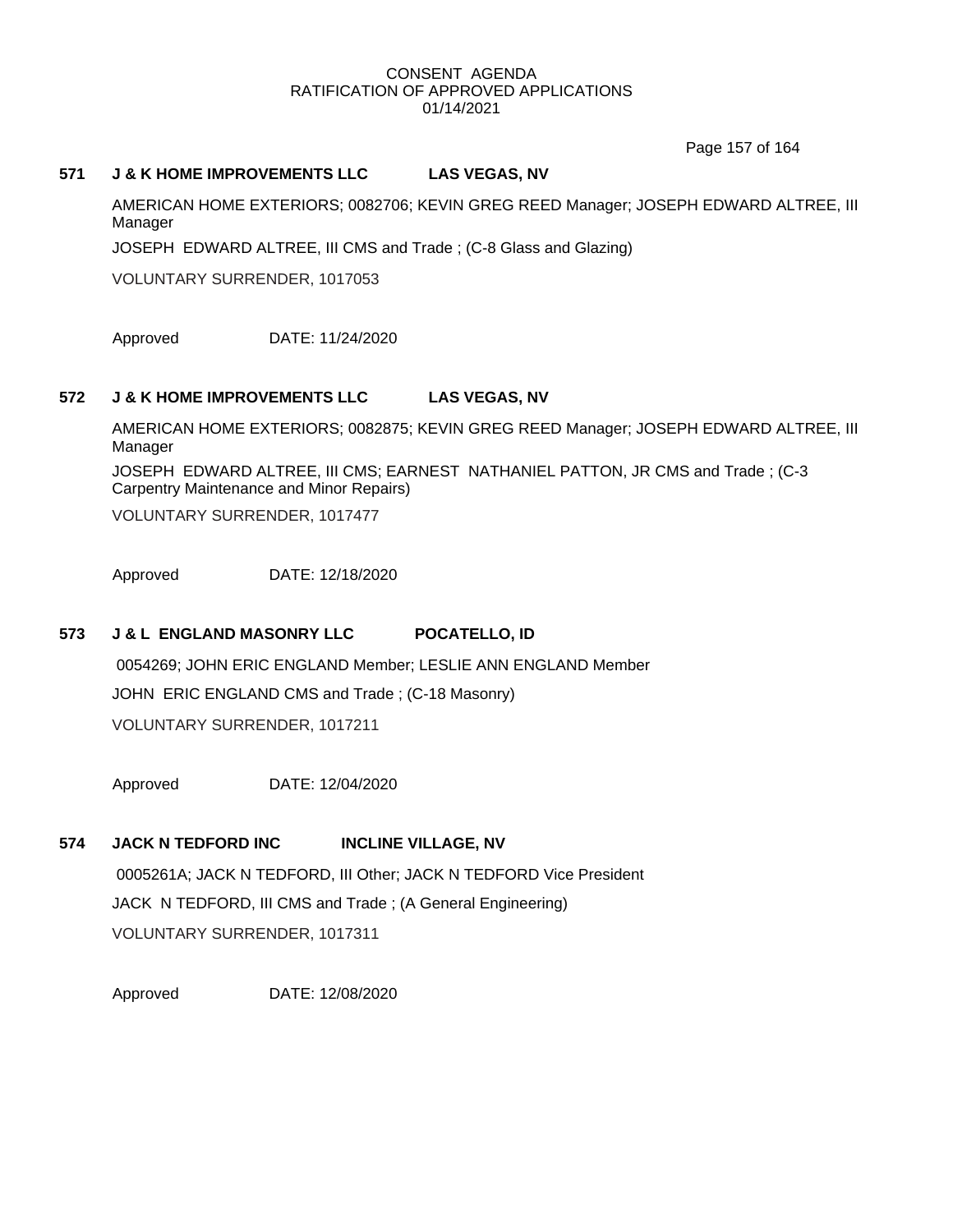CONSENT AGENDA
RATIFICATION OF APPROVED APPLICATIONS
01/14/2021

**571 J & K HOME IMPROVEMENTS LLC LAS VEGAS, NV**

AMERICAN HOME EXTERIORS; 0082706; KEVIN GREG REED Manager; JOSEPH EDWARD ALTREE, III Manager

JOSEPH EDWARD ALTREE, III CMS and Trade ; (C-8 Glass and Glazing)

VOLUNTARY SURRENDER, 1017053

Approved DATE: 11/24/2020

**572 J & K HOME IMPROVEMENTS LLC LAS VEGAS, NV**

AMERICAN HOME EXTERIORS; 0082875; KEVIN GREG REED Manager; JOSEPH EDWARD ALTREE, III Manager

JOSEPH EDWARD ALTREE, III CMS; EARNEST NATHANIEL PATTON, JR CMS and Trade ; (C-3 Carpentry Maintenance and Minor Repairs)

VOLUNTARY SURRENDER, 1017477

Approved DATE: 12/18/2020

**573 J & L ENGLAND MASONRY LLC POCATELLO, ID**

0054269; JOHN ERIC ENGLAND Member; LESLIE ANN ENGLAND Member

JOHN ERIC ENGLAND CMS and Trade ; (C-18 Masonry)

VOLUNTARY SURRENDER, 1017211

Approved DATE: 12/04/2020

**574 JACK N TEDFORD INC INCLINE VILLAGE, NV**

0005261A; JACK N TEDFORD, III Other; JACK N TEDFORD Vice President

JACK N TEDFORD, III CMS and Trade ; (A General Engineering)

VOLUNTARY SURRENDER, 1017311

Approved DATE: 12/08/2020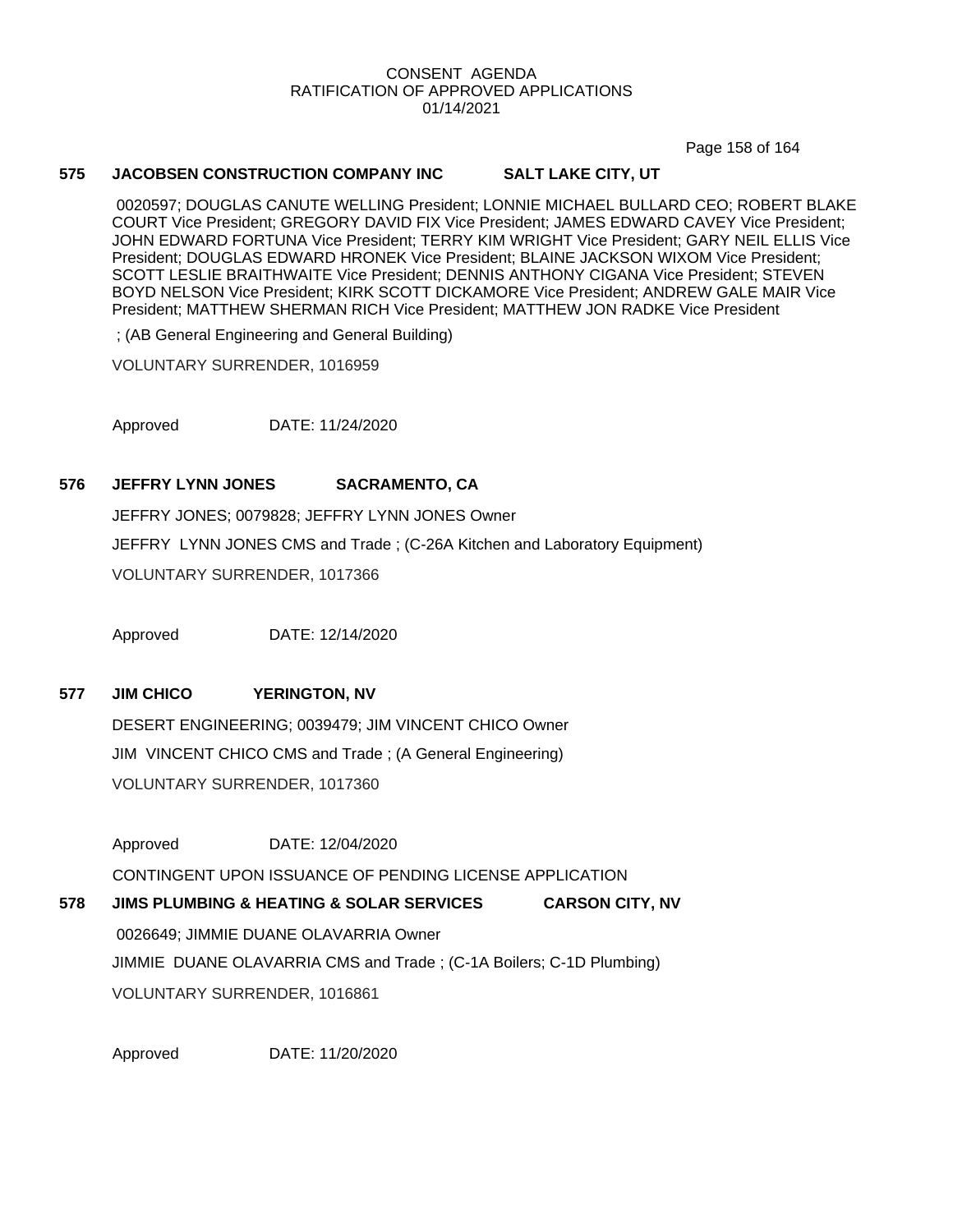CONSENT AGENDA
RATIFICATION OF APPROVED APPLICATIONS
01/14/2021

**575 JACOBSEN CONSTRUCTION COMPANY INC SALT LAKE CITY, UT**

0020597; DOUGLAS CANUTE WELLING President; LONNIE MICHAEL BULLARD CEO; ROBERT BLAKE COURT Vice President; GREGORY DAVID FIX Vice President; JAMES EDWARD CAVEY Vice President; JOHN EDWARD FORTUNA Vice President; TERRY KIM WRIGHT Vice President; GARY NEIL ELLIS Vice President; DOUGLAS EDWARD HRONEK Vice President; BLAINE JACKSON WIXOM Vice President; SCOTT LESLIE BRAITHWAITE Vice President; DENNIS ANTHONY CIGANA Vice President; STEVEN BOYD NELSON Vice President; KIRK SCOTT DICKAMORE Vice President; ANDREW GALE MAIR Vice President; MATTHEW SHERMAN RICH Vice President; MATTHEW JON RADKE Vice President

; (AB General Engineering and General Building)

VOLUNTARY SURRENDER, 1016959

Approved DATE: 11/24/2020

**576 JEFFRY LYNN JONES SACRAMENTO, CA**

JEFFRY JONES; 0079828; JEFFRY LYNN JONES Owner

JEFFRY LYNN JONES CMS and Trade ; (C-26A Kitchen and Laboratory Equipment)

VOLUNTARY SURRENDER, 1017366

Approved DATE: 12/14/2020

**577 JIM CHICO YERINGTON, NV**

DESERT ENGINEERING; 0039479; JIM VINCENT CHICO Owner

JIM VINCENT CHICO CMS and Trade ; (A General Engineering)

VOLUNTARY SURRENDER, 1017360

Approved DATE: 12/04/2020

CONTINGENT UPON ISSUANCE OF PENDING LICENSE APPLICATION

**578 JIMS PLUMBING & HEATING & SOLAR SERVICES CARSON CITY, NV**

0026649; JIMMIE DUANE OLAVARRIA Owner

JIMMIE DUANE OLAVARRIA CMS and Trade ; (C-1A Boilers; C-1D Plumbing)

VOLUNTARY SURRENDER, 1016861

Approved DATE: 11/20/2020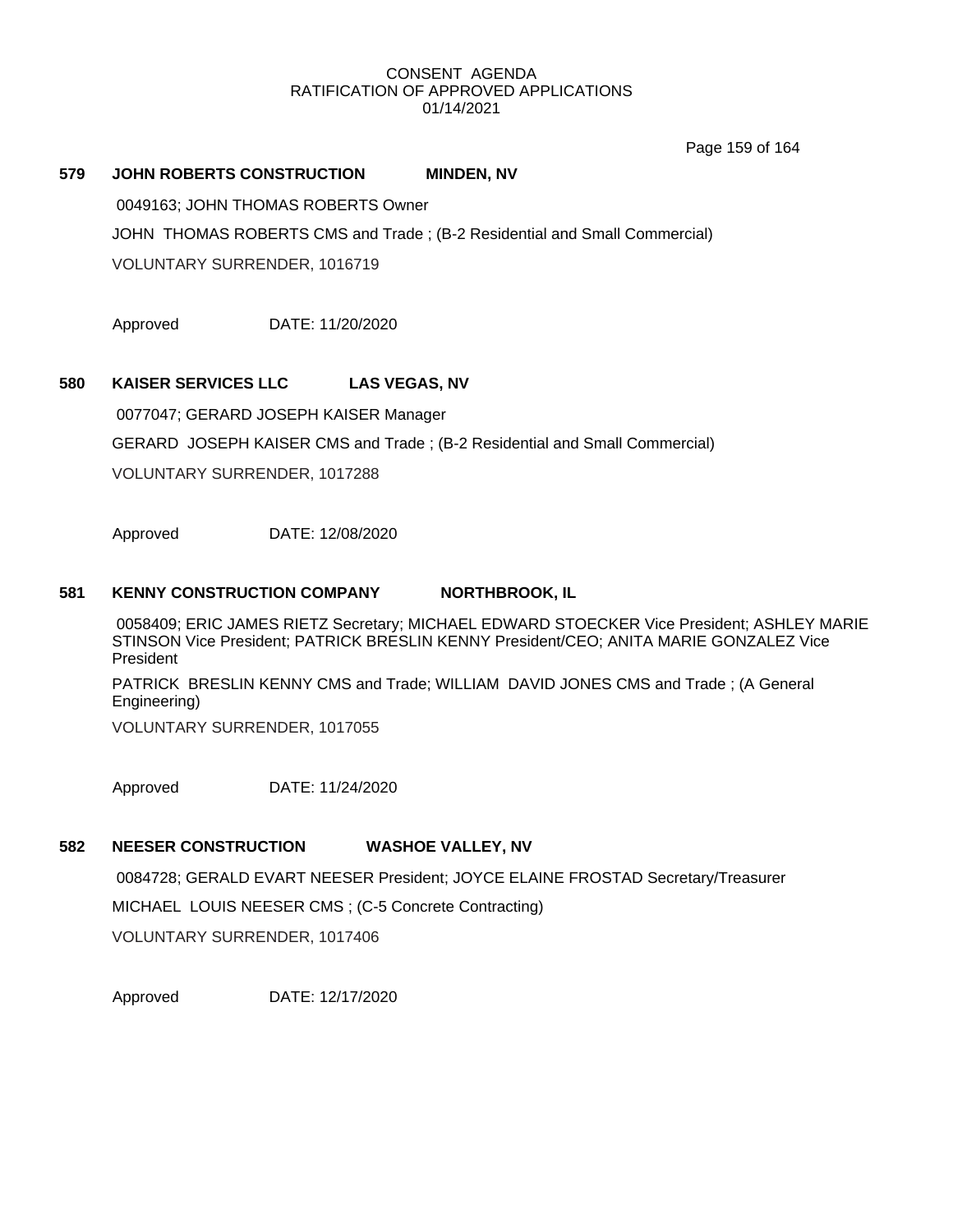CONSENT AGENDA
RATIFICATION OF APPROVED APPLICATIONS
01/14/2021

**579 JOHN ROBERTS CONSTRUCTION MINDEN, NV**

0049163; JOHN THOMAS ROBERTS Owner

JOHN THOMAS ROBERTS CMS and Trade ; (B-2 Residential and Small Commercial)

VOLUNTARY SURRENDER, 1016719

Approved DATE: 11/20/2020

**580 KAISER SERVICES LLC LAS VEGAS, NV**

0077047; GERARD JOSEPH KAISER Manager

GERARD JOSEPH KAISER CMS and Trade ; (B-2 Residential and Small Commercial)

VOLUNTARY SURRENDER, 1017288

Approved DATE: 12/08/2020

**581 KENNY CONSTRUCTION COMPANY NORTHBROOK, IL**

0058409; ERIC JAMES RIETZ Secretary; MICHAEL EDWARD STOECKER Vice President; ASHLEY MARIE STINSON Vice President; PATRICK BRESLIN KENNY President/CEO; ANITA MARIE GONZALEZ Vice President

PATRICK BRESLIN KENNY CMS and Trade; WILLIAM DAVID JONES CMS and Trade ; (A General Engineering)

VOLUNTARY SURRENDER, 1017055

Approved DATE: 11/24/2020

**582 NEESER CONSTRUCTION WASHOE VALLEY, NV**

0084728; GERALD EVART NEESER President; JOYCE ELAINE FROSTAD Secretary/Treasurer

MICHAEL LOUIS NEESER CMS ; (C-5 Concrete Contracting)

VOLUNTARY SURRENDER, 1017406

Approved DATE: 12/17/2020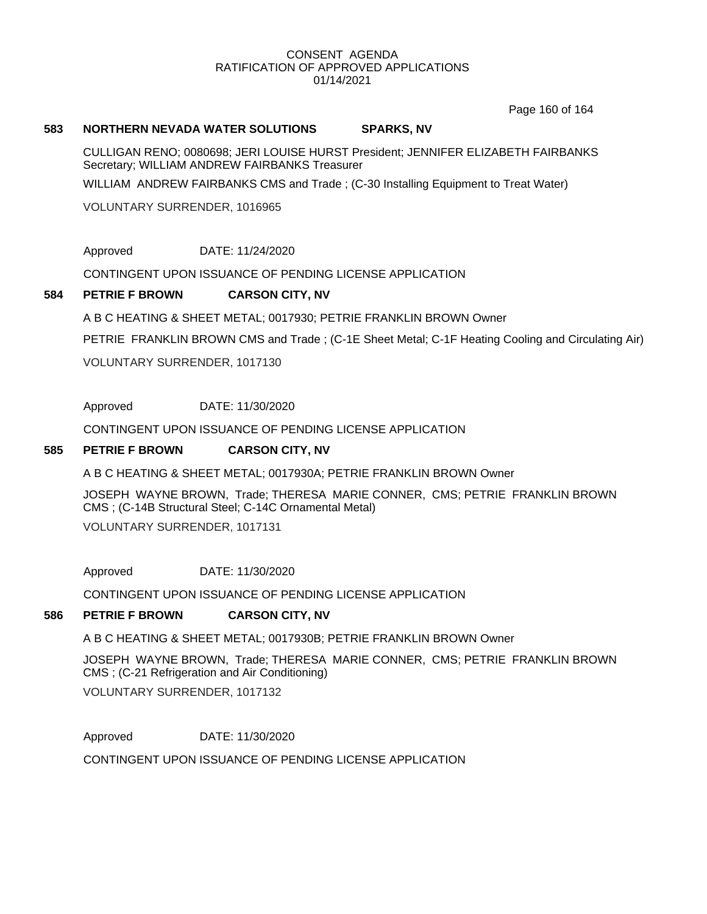CONSENT AGENDA
RATIFICATION OF APPROVED APPLICATIONS
01/14/2021

**583 NORTHERN NEVADA WATER SOLUTIONS SPARKS, NV**

CULLIGAN RENO; 0080698; JERI LOUISE HURST President; JENNIFER ELIZABETH FAIRBANKS Secretary; WILLIAM ANDREW FAIRBANKS Treasurer

WILLIAM ANDREW FAIRBANKS CMS and Trade ; (C-30 Installing Equipment to Treat Water)

VOLUNTARY SURRENDER, 1016965

Approved DATE: 11/24/2020

CONTINGENT UPON ISSUANCE OF PENDING LICENSE APPLICATION

**584 PETRIE F BROWN CARSON CITY, NV**

A B C HEATING & SHEET METAL; 0017930; PETRIE FRANKLIN BROWN Owner

PETRIE FRANKLIN BROWN CMS and Trade ; (C-1E Sheet Metal; C-1F Heating Cooling and Circulating Air)

VOLUNTARY SURRENDER, 1017130

Approved DATE: 11/30/2020

CONTINGENT UPON ISSUANCE OF PENDING LICENSE APPLICATION

**585 PETRIE F BROWN CARSON CITY, NV**

A B C HEATING & SHEET METAL; 0017930A; PETRIE FRANKLIN BROWN Owner

JOSEPH WAYNE BROWN, Trade; THERESA MARIE CONNER, CMS; PETRIE FRANKLIN BROWN CMS ; (C-14B Structural Steel; C-14C Ornamental Metal)

VOLUNTARY SURRENDER, 1017131

Approved DATE: 11/30/2020

CONTINGENT UPON ISSUANCE OF PENDING LICENSE APPLICATION

**586 PETRIE F BROWN CARSON CITY, NV**

A B C HEATING & SHEET METAL; 0017930B; PETRIE FRANKLIN BROWN Owner

JOSEPH WAYNE BROWN, Trade; THERESA MARIE CONNER, CMS; PETRIE FRANKLIN BROWN CMS ; (C-21 Refrigeration and Air Conditioning)

VOLUNTARY SURRENDER, 1017132

Approved DATE: 11/30/2020

CONTINGENT UPON ISSUANCE OF PENDING LICENSE APPLICATION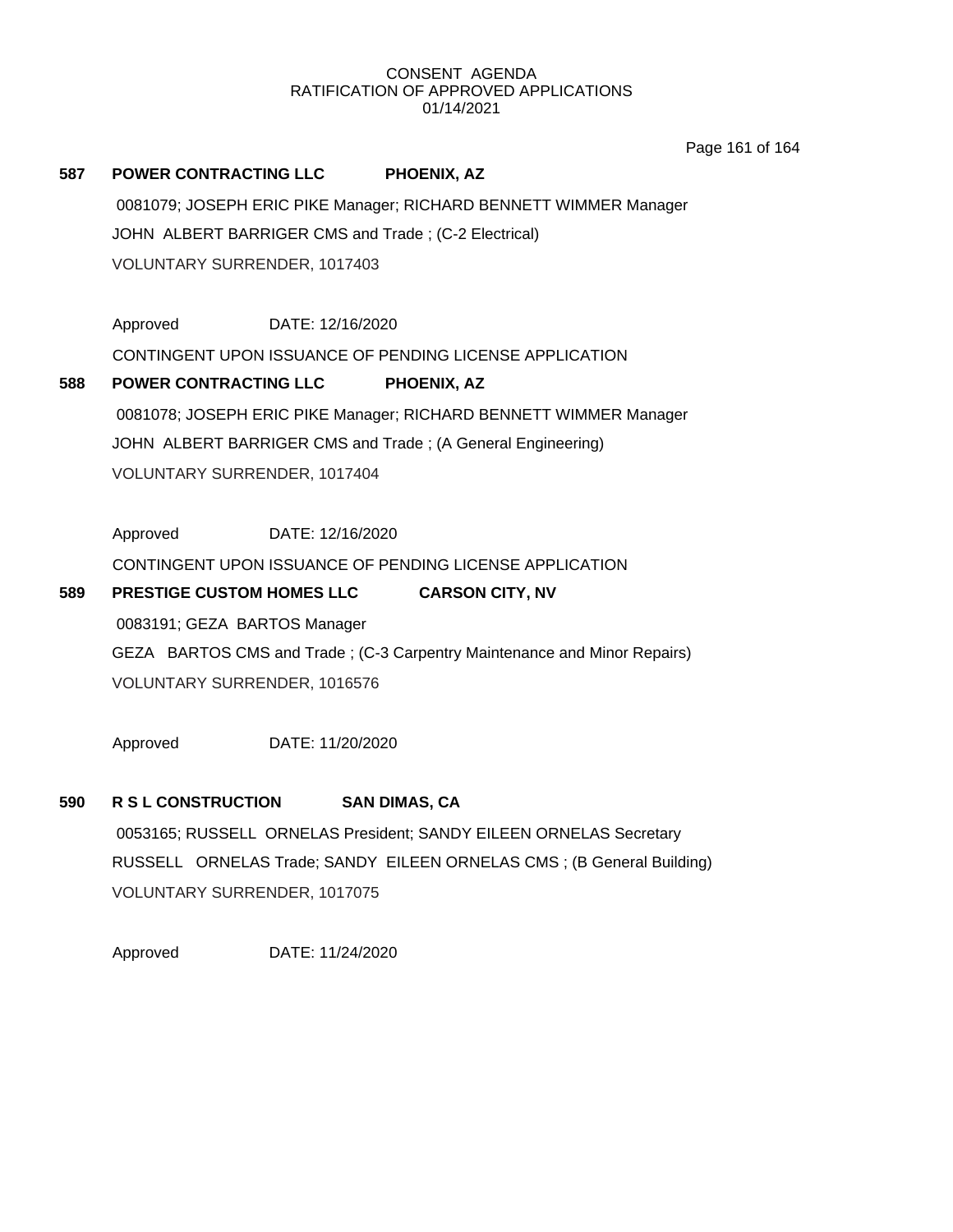CONSENT AGENDA
RATIFICATION OF APPROVED APPLICATIONS
01/14/2021

**587 POWER CONTRACTING LLC PHOENIX, AZ**

0081079; JOSEPH ERIC PIKE Manager; RICHARD BENNETT WIMMER Manager

JOHN ALBERT BARRIGER CMS and Trade ; (C-2 Electrical)

VOLUNTARY SURRENDER, 1017403

Approved DATE: 12/16/2020

CONTINGENT UPON ISSUANCE OF PENDING LICENSE APPLICATION

**588 POWER CONTRACTING LLC PHOENIX, AZ**

0081078; JOSEPH ERIC PIKE Manager; RICHARD BENNETT WIMMER Manager

JOHN ALBERT BARRIGER CMS and Trade ; (A General Engineering)

VOLUNTARY SURRENDER, 1017404

Approved DATE: 12/16/2020

CONTINGENT UPON ISSUANCE OF PENDING LICENSE APPLICATION

**589 PRESTIGE CUSTOM HOMES LLC CARSON CITY, NV**

0083191; GEZA BARTOS Manager

GEZA BARTOS CMS and Trade ; (C-3 Carpentry Maintenance and Minor Repairs)

VOLUNTARY SURRENDER, 1016576

Approved DATE: 11/20/2020

**590 R S L CONSTRUCTION SAN DIMAS, CA**

0053165; RUSSELL ORNELAS President; SANDY EILEEN ORNELAS Secretary

RUSSELL ORNELAS Trade; SANDY EILEEN ORNELAS CMS ; (B General Building)

VOLUNTARY SURRENDER, 1017075

Approved DATE: 11/24/2020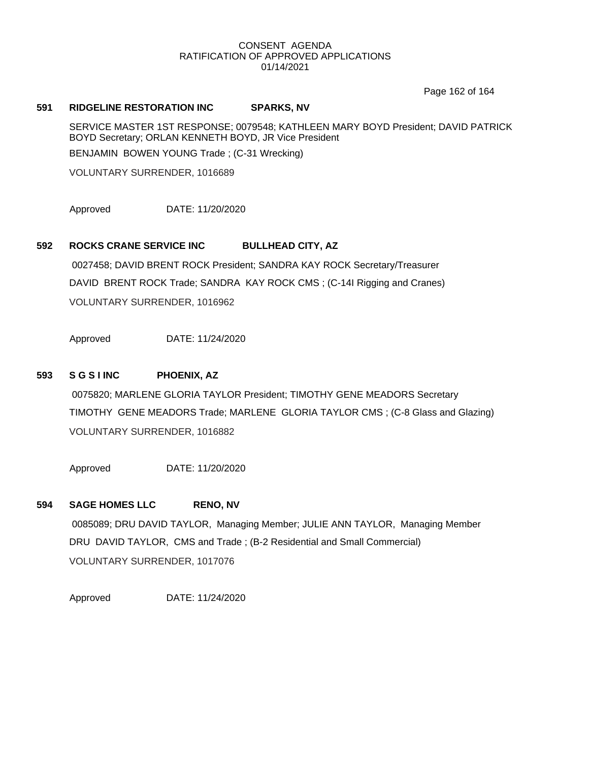CONSENT AGENDA
RATIFICATION OF APPROVED APPLICATIONS
01/14/2021

**591 RIDGELINE RESTORATION INC SPARKS, NV**

SERVICE MASTER 1ST RESPONSE; 0079548; KATHLEEN MARY BOYD President; DAVID PATRICK BOYD Secretary; ORLAN KENNETH BOYD, JR Vice President

BENJAMIN BOWEN YOUNG Trade ; (C-31 Wrecking)

VOLUNTARY SURRENDER, 1016689

Approved DATE: 11/20/2020

**592 ROCKS CRANE SERVICE INC BULLHEAD CITY, AZ**

0027458; DAVID BRENT ROCK President; SANDRA KAY ROCK Secretary/Treasurer

DAVID BRENT ROCK Trade; SANDRA KAY ROCK CMS ; (C-14I Rigging and Cranes)

VOLUNTARY SURRENDER, 1016962

Approved DATE: 11/24/2020

**593 S G S I INC PHOENIX, AZ**

0075820; MARLENE GLORIA TAYLOR President; TIMOTHY GENE MEADORS Secretary

TIMOTHY GENE MEADORS Trade; MARLENE GLORIA TAYLOR CMS ; (C-8 Glass and Glazing)

VOLUNTARY SURRENDER, 1016882

Approved DATE: 11/20/2020

**594 SAGE HOMES LLC RENO, NV**

0085089; DRU DAVID TAYLOR, Managing Member; JULIE ANN TAYLOR, Managing Member

DRU DAVID TAYLOR, CMS and Trade ; (B-2 Residential and Small Commercial)

VOLUNTARY SURRENDER, 1017076

Approved DATE: 11/24/2020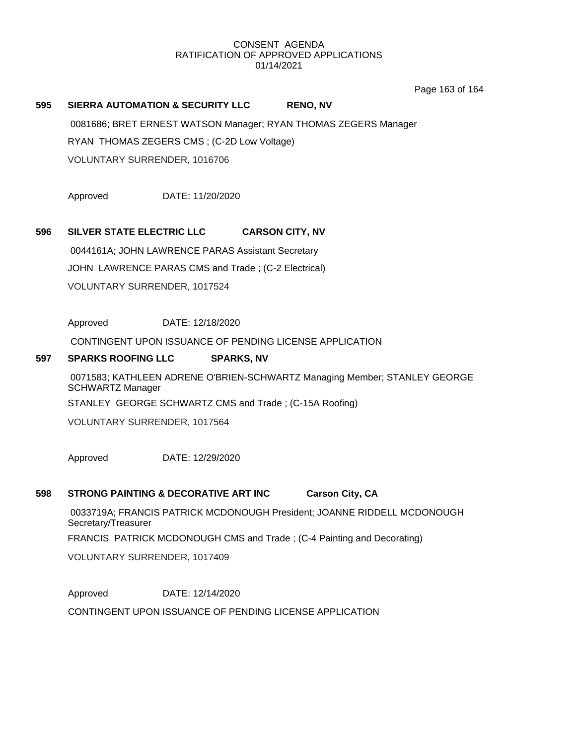CONSENT AGENDA
RATIFICATION OF APPROVED APPLICATIONS
01/14/2021

**595 SIERRA AUTOMATION & SECURITY LLC RENO, NV**

0081686; BRET ERNEST WATSON Manager; RYAN THOMAS ZEGERS Manager

RYAN THOMAS ZEGERS CMS ; (C-2D Low Voltage)

VOLUNTARY SURRENDER, 1016706

Approved DATE: 11/20/2020

**596 SILVER STATE ELECTRIC LLC CARSON CITY, NV**

0044161A; JOHN LAWRENCE PARAS Assistant Secretary

JOHN LAWRENCE PARAS CMS and Trade ; (C-2 Electrical)

VOLUNTARY SURRENDER, 1017524

Approved DATE: 12/18/2020

CONTINGENT UPON ISSUANCE OF PENDING LICENSE APPLICATION

**597 SPARKS ROOFING LLC SPARKS, NV**

0071583; KATHLEEN ADRENE O'BRIEN-SCHWARTZ Managing Member; STANLEY GEORGE SCHWARTZ Manager

STANLEY GEORGE SCHWARTZ CMS and Trade ; (C-15A Roofing)

VOLUNTARY SURRENDER, 1017564

Approved DATE: 12/29/2020

**598 STRONG PAINTING & DECORATIVE ART INC Carson City, CA**

0033719A; FRANCIS PATRICK MCDONOUGH President; JOANNE RIDDELL MCDONOUGH Secretary/Treasurer

FRANCIS PATRICK MCDONOUGH CMS and Trade ; (C-4 Painting and Decorating)

VOLUNTARY SURRENDER, 1017409

Approved DATE: 12/14/2020

CONTINGENT UPON ISSUANCE OF PENDING LICENSE APPLICATION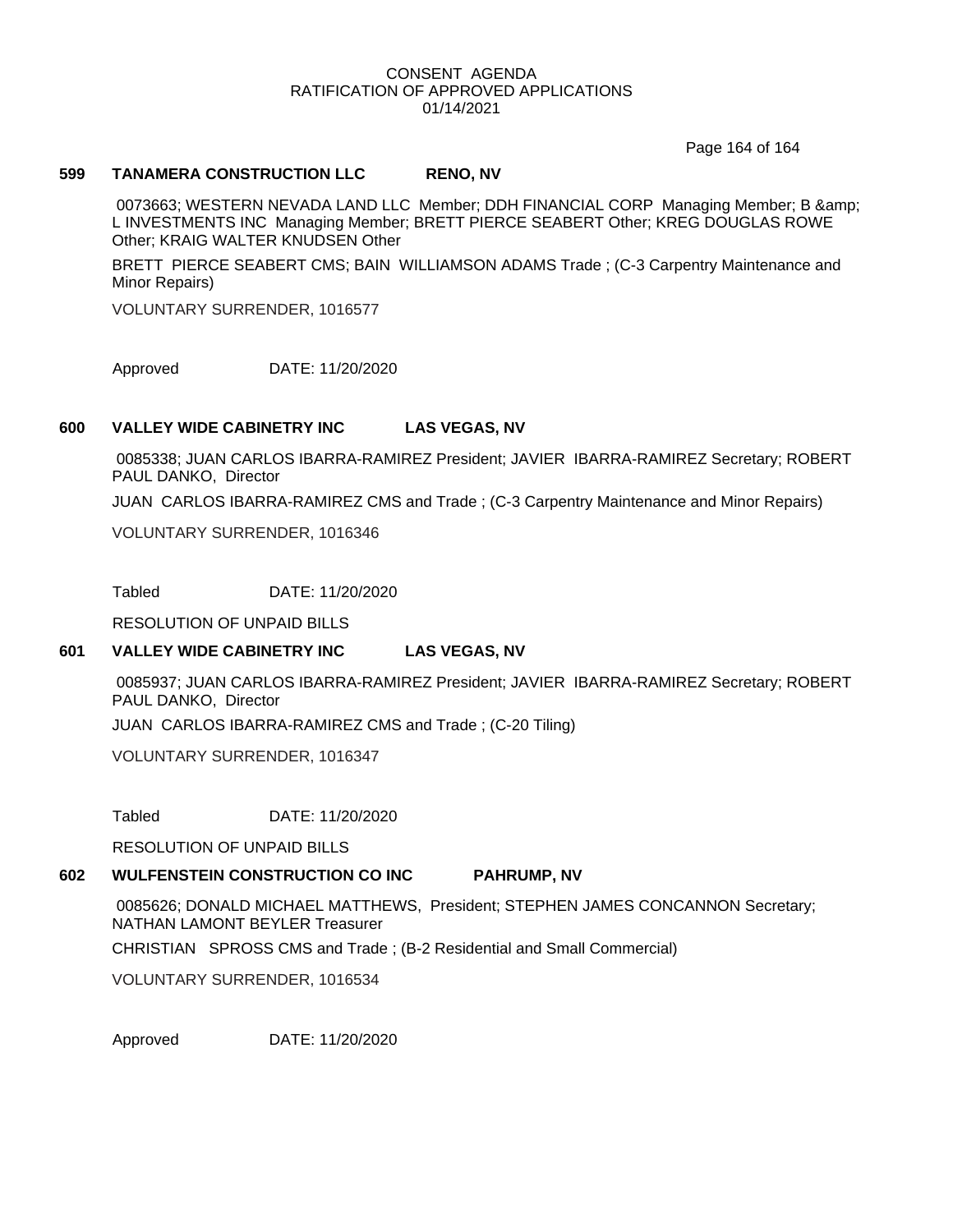## 599 TANAMERA CONSTRUCTION LLC RENO, NV

0073663; WESTERN NEVADA LAND LLC Member; DDH FINANCIAL CORP Managing Member; B &amp; L INVESTMENTS INC Managing Member; BRETT PIERCE SEABERT Other; KREG DOUGLAS ROWE Other; KRAIG WALTER KNUDSEN Other

BRETT PIERCE SEABERT CMS; BAIN WILLIAMSON ADAMS Trade ; (C-3 Carpentry Maintenance and Minor Repairs)

VOLUNTARY SURRENDER, 1016577

Approved DATE: 11/20/2020

## 600 VALLEY WIDE CABINETRY INC LAS VEGAS, NV

0085338; JUAN CARLOS IBARRA-RAMIREZ President; JAVIER IBARRA-RAMIREZ Secretary; ROBERT PAUL DANKO, Director

JUAN CARLOS IBARRA-RAMIREZ CMS and Trade ; (C-3 Carpentry Maintenance and Minor Repairs)

VOLUNTARY SURRENDER, 1016346

Tabled DATE: 11/20/2020

RESOLUTION OF UNPAID BILLS

## 601 VALLEY WIDE CABINETRY INC LAS VEGAS, NV

0085937; JUAN CARLOS IBARRA-RAMIREZ President; JAVIER IBARRA-RAMIREZ Secretary; ROBERT PAUL DANKO, Director

JUAN CARLOS IBARRA-RAMIREZ CMS and Trade ; (C-20 Tiling)

VOLUNTARY SURRENDER, 1016347

Tabled DATE: 11/20/2020

RESOLUTION OF UNPAID BILLS

## 602 WULFENSTEIN CONSTRUCTION CO INC PAHRUMP, NV

0085626; DONALD MICHAEL MATTHEWS, President; STEPHEN JAMES CONCANNON Secretary; NATHAN LAMONT BEYLER Treasurer

CHRISTIAN SPROSS CMS and Trade ; (B-2 Residential and Small Commercial)

VOLUNTARY SURRENDER, 1016534

Approved DATE: 11/20/2020